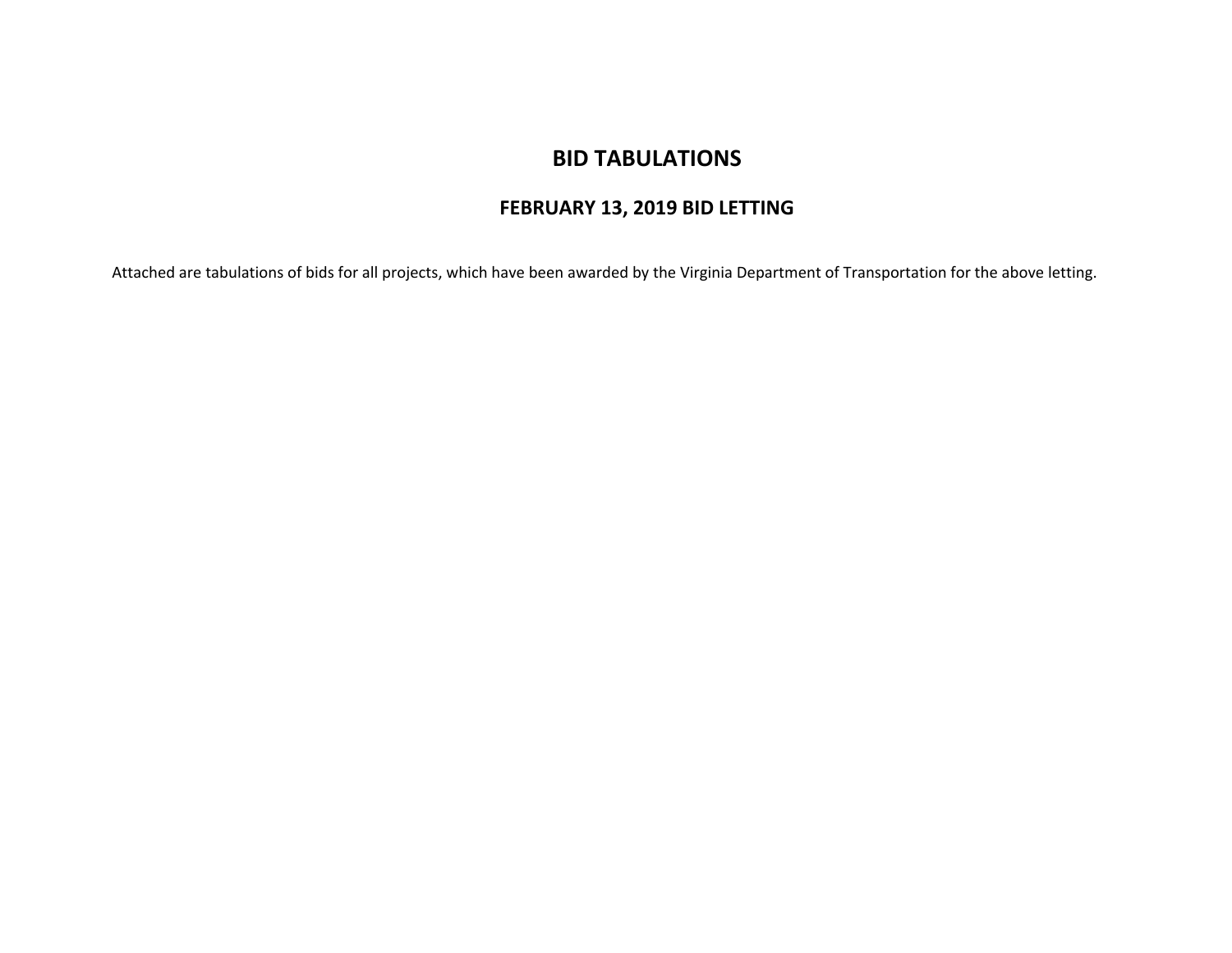# BID TABULATIONS

## FEBRUARY 13, 2019 BID LETTING

Attached are tabulations of bids for all projects, which have been awarded by the Virginia Department of Transportation for the above letting.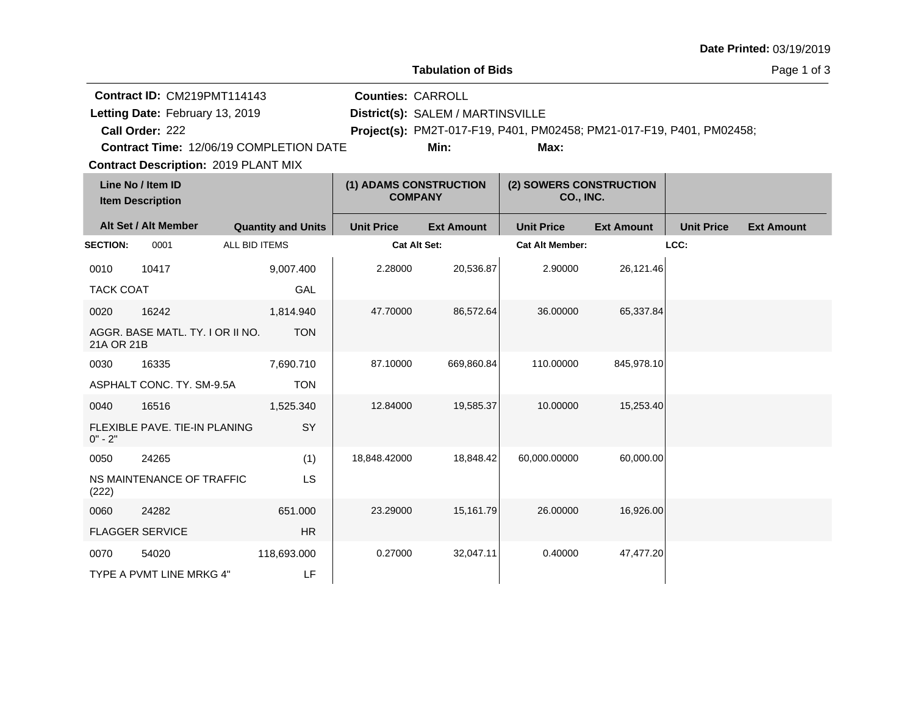Date Printed: 03/19/2019

## Tabulation of Bids

**Contract ID:** CM219PMT114143
**Letting Date:** February 13, 2019
**Call Order:** 222
**Contract Time:** 12/06/19 COMPLETION DATE
**Contract Description:** 2019 PLANT MIX

**Counties:** CARROLL
**District(s):** SALEM / MARTINSVILLE
**Project(s):** PM2T-017-F19, P401, PM02458; PM21-017-F19, P401, PM02458;
**Min:**
**Max:**

| Line No / Item ID | Item Description | Quantity and Units | (1) ADAMS CONSTRUCTION COMPANY Unit Price | (1) ADAMS CONSTRUCTION COMPANY Ext Amount | (2) SOWERS CONSTRUCTION CO., INC. Unit Price | (2) SOWERS CONSTRUCTION CO., INC. Ext Amount | Unit Price | Ext Amount |
|---|---|---|---|---|---|---|---|---|
| **SECTION:** 0001 | ALL BID ITEMS | | **Cat Alt Set:** | | **Cat Alt Member:** | | **LCC:** | |
| 0010 10417 | TACK COAT | 9,007.400 GAL | 2.28000 | 20,536.87 | 2.90000 | 26,121.46 | | |
| 0020 16242 | AGGR. BASE MATL. TY. I OR II NO. 21A OR 21B | 1,814.940 TON | 47.70000 | 86,572.64 | 36.00000 | 65,337.84 | | |
| 0030 16335 | ASPHALT CONC. TY. SM-9.5A | 7,690.710 TON | 87.10000 | 669,860.84 | 110.00000 | 845,978.10 | | |
| 0040 16516 | FLEXIBLE PAVE. TIE-IN PLANING 0" - 2" | 1,525.340 SY | 12.84000 | 19,585.37 | 10.00000 | 15,253.40 | | |
| 0050 24265 | NS MAINTENANCE OF TRAFFIC (222) | (1) LS | 18,848.42000 | 18,848.42 | 60,000.00000 | 60,000.00 | | |
| 0060 24282 | FLAGGER SERVICE | 651.000 HR | 23.29000 | 15,161.79 | 26.00000 | 16,926.00 | | |
| 0070 54020 | TYPE A PVMT LINE MRKG 4" | 118,693.000 LF | 0.27000 | 32,047.11 | 0.40000 | 47,477.20 | | |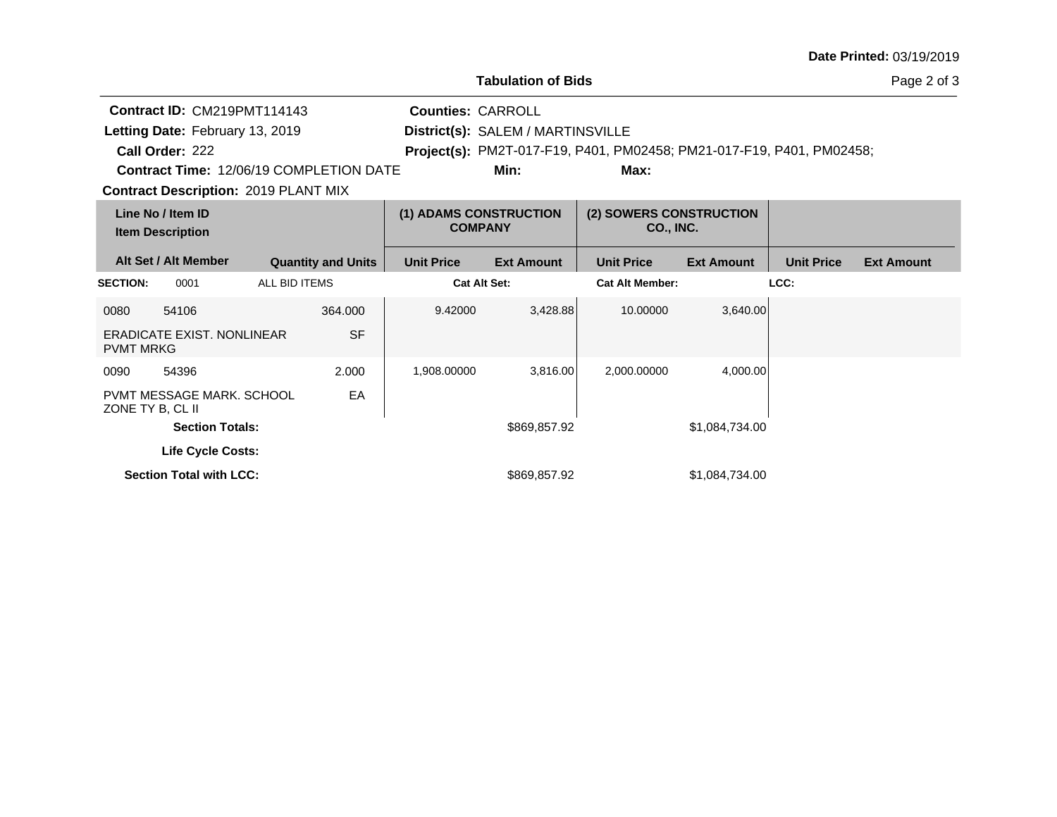Date Printed: 03/19/2019

**Tabulation of Bids**

**Contract ID:** CM219PMT114143 
**Letting Date:** February 13, 2019 
**Call Order:** 222 
**Contract Time:** 12/06/19 COMPLETION DATE 
**Contract Description:** 2019 PLANT MIX

**Counties:** CARROLL 
**District(s):** SALEM / MARTINSVILLE 
**Project(s):** PM2T-017-F19, P401, PM02458; PM21-017-F19, P401, PM02458; 
**Min:** **Max:**

| Line No / Item ID / Item Description / Alt Set / Alt Member | | Quantity and Units | (1) ADAMS CONSTRUCTION COMPANY Unit Price | (1) ADAMS CONSTRUCTION COMPANY Ext Amount | (2) SOWERS CONSTRUCTION CO., INC. Unit Price | (2) SOWERS CONSTRUCTION CO., INC. Ext Amount | Unit Price | Ext Amount |
|---|---|---|---|---|---|---|---|---|
| **SECTION:** 0001 | ALL BID ITEMS | | **Cat Alt Set:** | | **Cat Alt Member:** | | **LCC:** | |
| 0080 | 54106 | 364.000 | 9.42000 | 3,428.88 | 10.00000 | 3,640.00 | | |
| ERADICATE EXIST. NONLINEAR PVMT MRKG | | SF | | | | | | |
| 0090 | 54396 | 2.000 | 1,908.00000 | 3,816.00 | 2,000.00000 | 4,000.00 | | |
| PVMT MESSAGE MARK. SCHOOL ZONE TY B, CL II | | EA | | | | | | |
| **Section Totals:** | | | | $869,857.92 | | $1,084,734.00 | | |
| **Life Cycle Costs:** | | | | | | | | |
| **Section Total with LCC:** | | | | $869,857.92 | | $1,084,734.00 | | |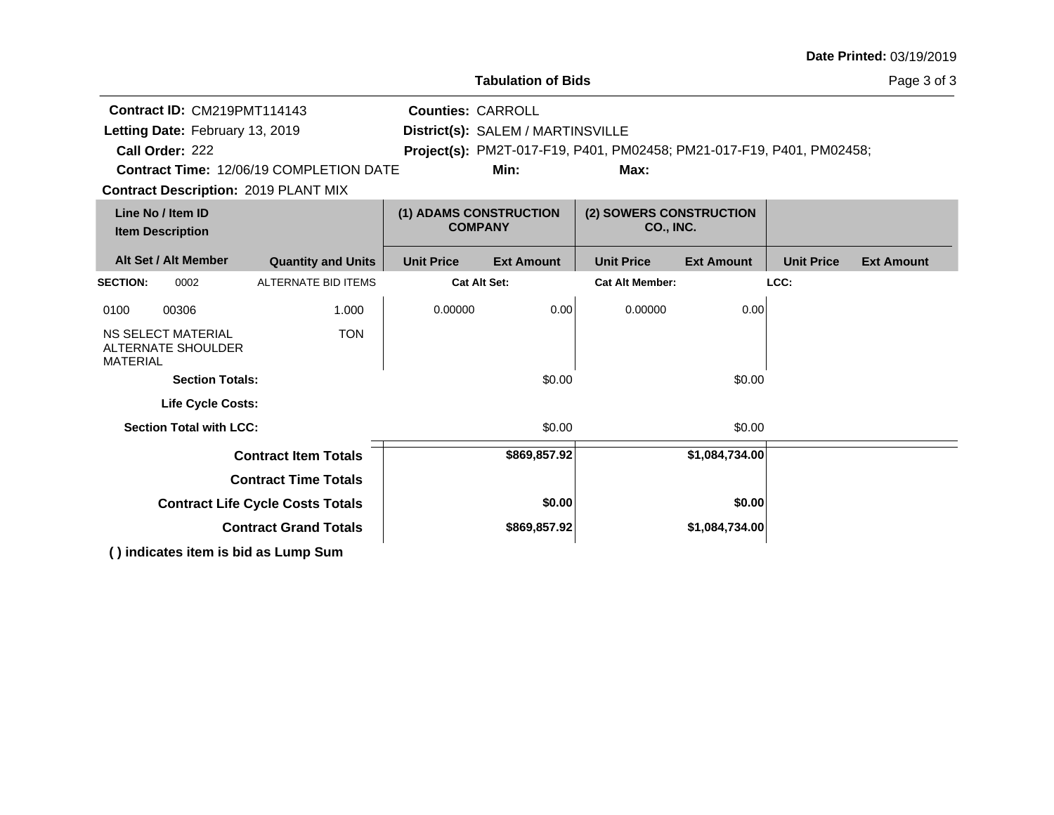Date Printed: 03/19/2019

## Tabulation of Bids

**Contract ID:** CM219PMT114143
**Letting Date:** February 13, 2019
**Call Order:** 222
**Contract Time:** 12/06/19 COMPLETION DATE
**Contract Description:** 2019 PLANT MIX

**Counties:** CARROLL
**District(s):** SALEM / MARTINSVILLE
**Project(s):** PM2T-017-F19, P401, PM02458; PM21-017-F19, P401, PM02458;
**Min:** **Max:**

| Line No / Item ID<br>Item Description | | | (1) ADAMS CONSTRUCTION COMPANY | | (2) SOWERS CONSTRUCTION CO., INC. | | | |
|---|---|---|---|---|---|---|---|---|
| Alt Set / Alt Member | | Quantity and Units | Unit Price | Ext Amount | Unit Price | Ext Amount | Unit Price | Ext Amount |
| **SECTION:** | 0002 | ALTERNATE BID ITEMS | **Cat Alt Set:** | | **Cat Alt Member:** | | **LCC:** | |
| 0100 | 00306 | 1.000 | 0.00000 | 0.00 | 0.00000 | 0.00 | | |
| NS SELECT MATERIAL ALTERNATE SHOULDER MATERIAL | | TON | | | | | | |
| **Section Totals:** | | | | $0.00 | | $0.00 | | |
| **Life Cycle Costs:** | | | | | | | | |
| **Section Total with LCC:** | | | | $0.00 | | $0.00 | | |
| **Contract Item Totals** | | | | **$869,857.92** | | **$1,084,734.00** | | |
| **Contract Time Totals** | | | | | | | | |
| **Contract Life Cycle Costs Totals** | | | | **$0.00** | | **$0.00** | | |
| **Contract Grand Totals** | | | | **$869,857.92** | | **$1,084,734.00** | | |

**( ) indicates item is bid as Lump Sum**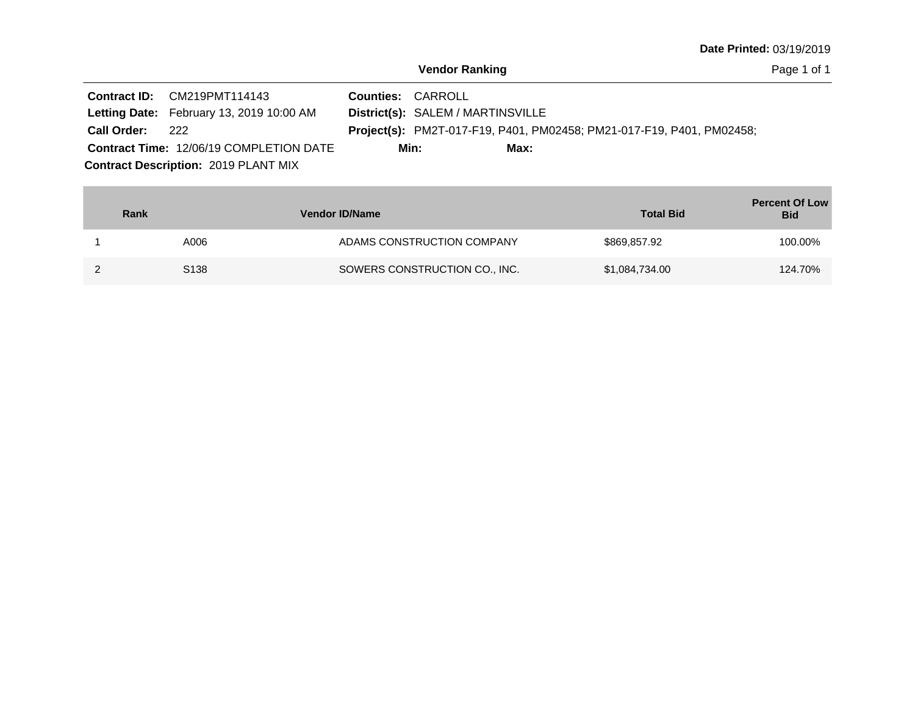**Date Printed:** 03/19/2019

## Vendor Ranking

**Contract ID:** CM219PMT114143
**Letting Date:** February 13, 2019 10:00 AM
**Call Order:** 222
**Contract Time:** 12/06/19 COMPLETION DATE
**Contract Description:** 2019 PLANT MIX

**Counties:** CARROLL
**District(s):** SALEM / MARTINSVILLE
**Project(s):** PM2T-017-F19, P401, PM02458; PM21-017-F19, P401, PM02458;
**Min:** **Max:**

| Rank | Vendor ID | Vendor Name | Total Bid | Percent Of Low Bid |
|---|---|---|---|---|
| 1 | A006 | ADAMS CONSTRUCTION COMPANY | $869,857.92 | 100.00% |
| 2 | S138 | SOWERS CONSTRUCTION CO., INC. | $1,084,734.00 | 124.70% |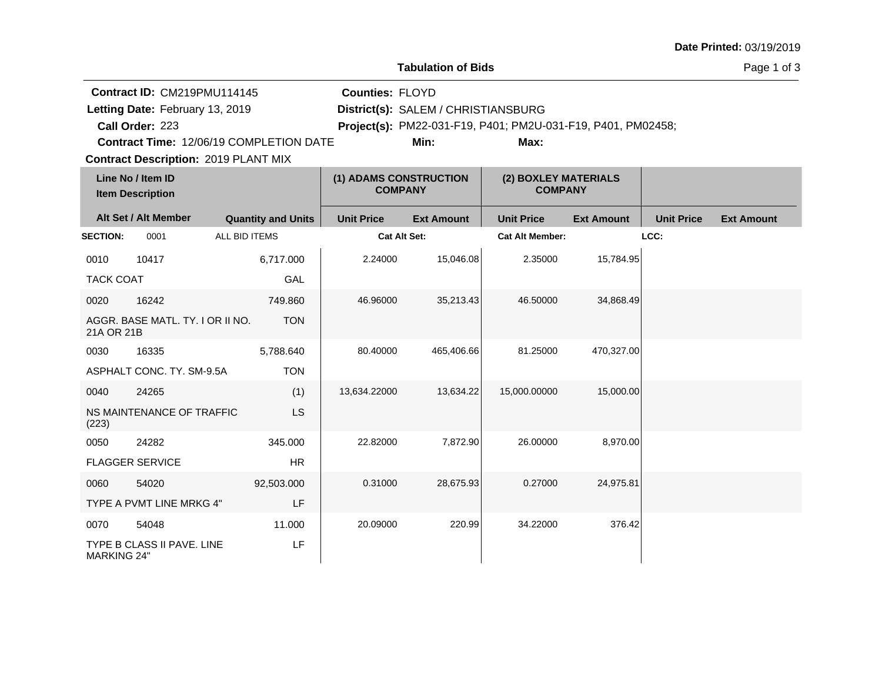Date Printed: 03/19/2019

## Tabulation of Bids

**Contract ID:** CM219PMU114145
**Letting Date:** February 13, 2019
**Call Order:** 223
**Contract Time:** 12/06/19 COMPLETION DATE
**Contract Description:** 2019 PLANT MIX

**Counties:** FLOYD
**District(s):** SALEM / CHRISTIANSBURG
**Project(s):** PM22-031-F19, P401; PM2U-031-F19, P401, PM02458;
**Min:**
**Max:**

| Line No / Item ID | Item Description | Quantity and Units | (1) ADAMS CONSTRUCTION COMPANY | | (2) BOXLEY MATERIALS COMPANY | | | |
|---|---|---|---|---|---|---|---|---|
| Alt Set / Alt Member | | | Unit Price | Ext Amount | Unit Price | Ext Amount | Unit Price | Ext Amount |
| **SECTION:** 0001 | ALL BID ITEMS | | **Cat Alt Set:** | | **Cat Alt Member:** | | **LCC:** | |
| 0010 10417 | TACK COAT | 6,717.000 GAL | 2.24000 | 15,046.08 | 2.35000 | 15,784.95 | | |
| 0020 16242 | AGGR. BASE MATL. TY. I OR II NO. 21A OR 21B | 749.860 TON | 46.96000 | 35,213.43 | 46.50000 | 34,868.49 | | |
| 0030 16335 | ASPHALT CONC. TY. SM-9.5A | 5,788.640 TON | 80.40000 | 465,406.66 | 81.25000 | 470,327.00 | | |
| 0040 24265 | NS MAINTENANCE OF TRAFFIC (223) | (1) LS | 13,634.22000 | 13,634.22 | 15,000.00000 | 15,000.00 | | |
| 0050 24282 | FLAGGER SERVICE | 345.000 HR | 22.82000 | 7,872.90 | 26.00000 | 8,970.00 | | |
| 0060 54020 | TYPE A PVMT LINE MRKG 4" | 92,503.000 LF | 0.31000 | 28,675.93 | 0.27000 | 24,975.81 | | |
| 0070 54048 | TYPE B CLASS II PAVE. LINE MARKING 24" | 11.000 LF | 20.09000 | 220.99 | 34.22000 | 376.42 | | |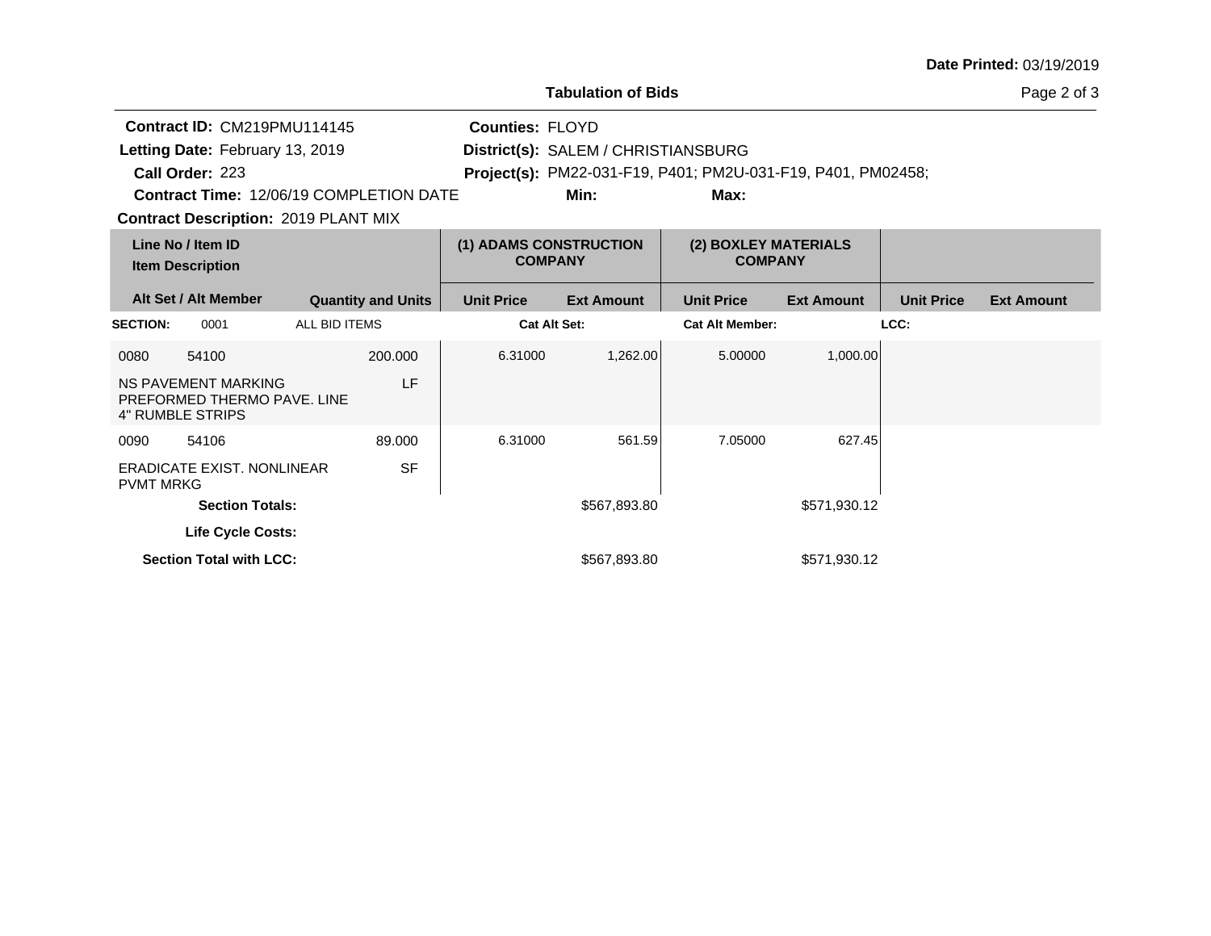Date Printed: 03/19/2019

**Tabulation of Bids**

**Contract ID:** CM219PMU114145
**Letting Date:** February 13, 2019
**Call Order:** 223
**Contract Time:** 12/06/19 COMPLETION DATE
**Contract Description:** 2019 PLANT MIX

**Counties:** FLOYD
**District(s):** SALEM / CHRISTIANSBURG
**Project(s):** PM22-031-F19, P401; PM2U-031-F19, P401, PM02458;
**Min:** **Max:**

| Line No / Item ID / Item Description / Alt Set / Alt Member | Quantity and Units | (1) ADAMS CONSTRUCTION COMPANY Unit Price | (1) ADAMS CONSTRUCTION COMPANY Ext Amount | (2) BOXLEY MATERIALS COMPANY Unit Price | (2) BOXLEY MATERIALS COMPANY Ext Amount | Unit Price | Ext Amount |
|---|---|---|---|---|---|---|---|
| **SECTION:** 0001 ALL BID ITEMS | | **Cat Alt Set:** | | **Cat Alt Member:** | | **LCC:** | |
| 0080 54100 NS PAVEMENT MARKING PREFORMED THERMO PAVE. LINE 4" RUMBLE STRIPS | 200.000 LF | 6.31000 | 1,262.00 | 5.00000 | 1,000.00 | | |
| 0090 54106 ERADICATE EXIST. NONLINEAR PVMT MRKG | 89.000 SF | 6.31000 | 561.59 | 7.05000 | 627.45 | | |
| **Section Totals:** | | | $567,893.80 | | $571,930.12 | | |
| **Life Cycle Costs:** | | | | | | | |
| **Section Total with LCC:** | | | $567,893.80 | | $571,930.12 | | |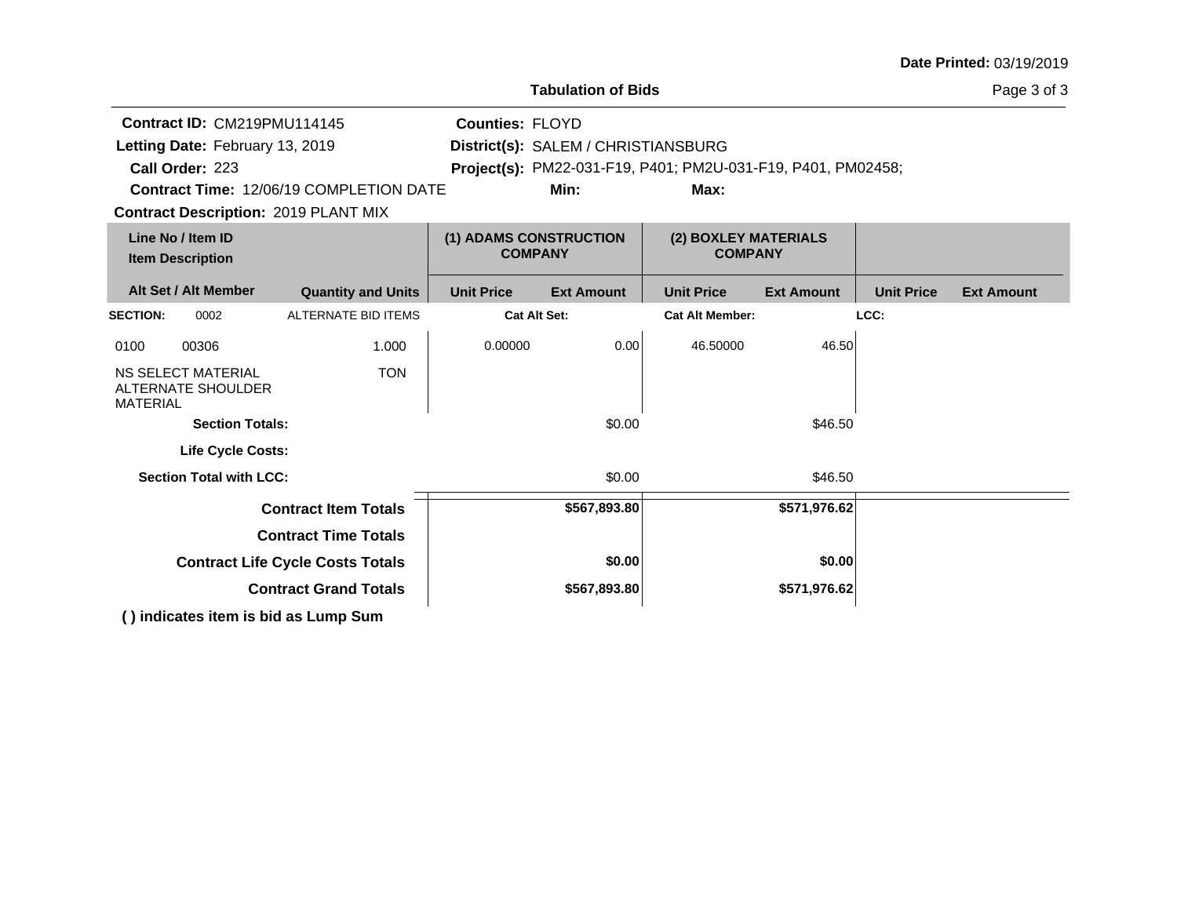**Date Printed:** 03/19/2019

**Tabulation of Bids**

**Contract ID:** CM219PMU114145
**Letting Date:** February 13, 2019
**Call Order:** 223
**Contract Time:** 12/06/19 COMPLETION DATE
**Contract Description:** 2019 PLANT MIX

**Counties:** FLOYD
**District(s):** SALEM / CHRISTIANSBURG
**Project(s):** PM22-031-F19, P401; PM2U-031-F19, P401, PM02458;
**Min:** **Max:**

| Line No / Item ID<br>Item Description | | (1) ADAMS CONSTRUCTION COMPANY | | (2) BOXLEY MATERIALS COMPANY | | | |
|---|---|---|---|---|---|---|---|
| **Alt Set / Alt Member** | **Quantity and Units** | **Unit Price** | **Ext Amount** | **Unit Price** | **Ext Amount** | **Unit Price** | **Ext Amount** |
| **SECTION:** 0002 | ALTERNATE BID ITEMS | **Cat Alt Set:** | | **Cat Alt Member:** | | **LCC:** | |
| 0100 00306<br>NS SELECT MATERIAL ALTERNATE SHOULDER MATERIAL | 1.000<br>TON | 0.00000 | 0.00 | 46.50000 | 46.50 | | |
| **Section Totals:** | | | $0.00 | | $46.50 | | |
| **Life Cycle Costs:** | | | | | | | |
| **Section Total with LCC:** | | | $0.00 | | $46.50 | | |
| **Contract Item Totals** | | | **$567,893.80** | | **$571,976.62** | | |
| **Contract Time Totals** | | | | | | | |
| **Contract Life Cycle Costs Totals** | | | **$0.00** | | **$0.00** | | |
| **Contract Grand Totals** | | | **$567,893.80** | | **$571,976.62** | | |

**( ) indicates item is bid as Lump Sum**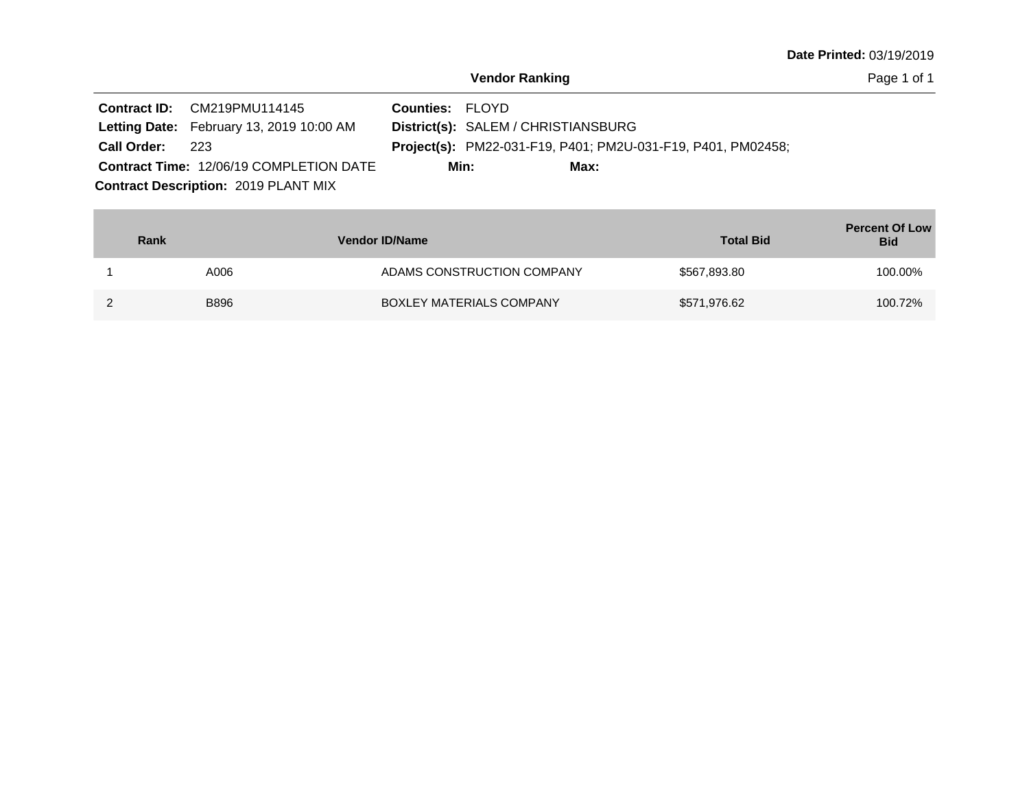Date Printed: 03/19/2019

## Vendor Ranking

**Contract ID:** CM219PMU114145
**Letting Date:** February 13, 2019 10:00 AM
**Call Order:** 223
**Contract Time:** 12/06/19 COMPLETION DATE
**Contract Description:** 2019 PLANT MIX

**Counties:** FLOYD
**District(s):** SALEM / CHRISTIANSBURG
**Project(s):** PM22-031-F19, P401; PM2U-031-F19, P401, PM02458;
**Min:** **Max:**

| Rank | Vendor ID/Name | | Total Bid | Percent Of Low Bid |
|---|---|---|---|---|
| 1 | A006 | ADAMS CONSTRUCTION COMPANY | $567,893.80 | 100.00% |
| 2 | B896 | BOXLEY MATERIALS COMPANY | $571,976.62 | 100.72% |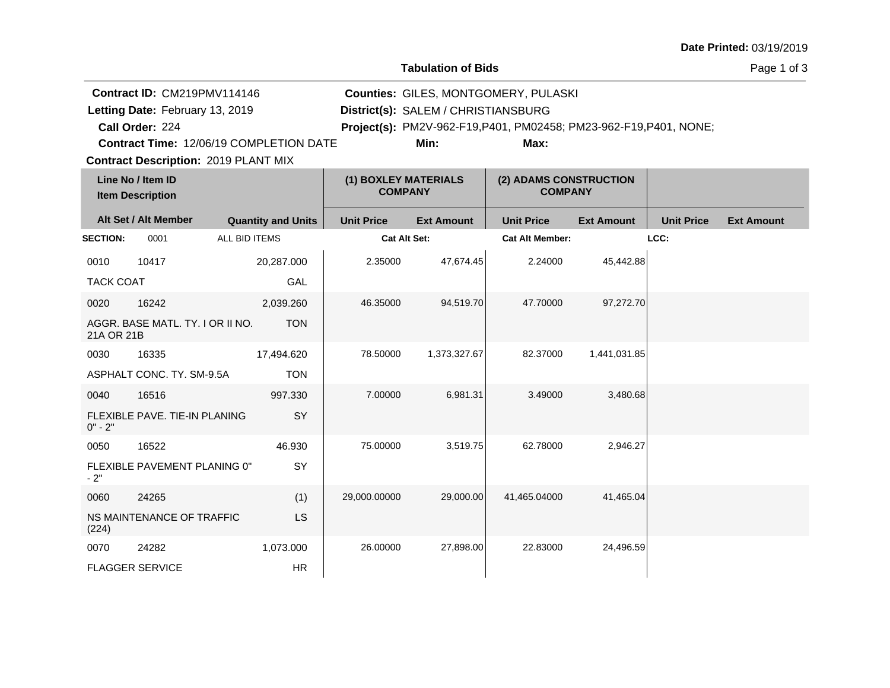**Date Printed:** 03/19/2019

## Tabulation of Bids

**Contract ID:** CM219PMV114146
**Letting Date:** February 13, 2019
**Call Order:** 224
**Contract Time:** 12/06/19 COMPLETION DATE
**Contract Description:** 2019 PLANT MIX

**Counties:** GILES, MONTGOMERY, PULASKI
**District(s):** SALEM / CHRISTIANSBURG
**Project(s):** PM2V-962-F19,P401, PM02458; PM23-962-F19,P401, NONE;
**Min:**
**Max:**

| Line No / Item ID / Item Description | Alt Set / Alt Member | Quantity and Units | (1) BOXLEY MATERIALS COMPANY Unit Price | (1) BOXLEY MATERIALS COMPANY Ext Amount | (2) ADAMS CONSTRUCTION COMPANY Unit Price | (2) ADAMS CONSTRUCTION COMPANY Ext Amount | Unit Price | Ext Amount |
|---|---|---|---|---|---|---|---|---|
| **SECTION:** 0001 | ALL BID ITEMS | | **Cat Alt Set:** | | **Cat Alt Member:** | | **LCC:** | |
| 0010 10417 TACK COAT | | 20,287.000 GAL | 2.35000 | 47,674.45 | 2.24000 | 45,442.88 | | |
| 0020 16242 AGGR. BASE MATL. TY. I OR II NO. 21A OR 21B | | 2,039.260 TON | 46.35000 | 94,519.70 | 47.70000 | 97,272.70 | | |
| 0030 16335 ASPHALT CONC. TY. SM-9.5A | | 17,494.620 TON | 78.50000 | 1,373,327.67 | 82.37000 | 1,441,031.85 | | |
| 0040 16516 FLEXIBLE PAVE. TIE-IN PLANING 0" - 2" | | 997.330 SY | 7.00000 | 6,981.31 | 3.49000 | 3,480.68 | | |
| 0050 16522 FLEXIBLE PAVEMENT PLANING 0" - 2" | | 46.930 SY | 75.00000 | 3,519.75 | 62.78000 | 2,946.27 | | |
| 0060 24265 NS MAINTENANCE OF TRAFFIC (224) | | (1) LS | 29,000.00000 | 29,000.00 | 41,465.04000 | 41,465.04 | | |
| 0070 24282 FLAGGER SERVICE | | 1,073.000 HR | 26.00000 | 27,898.00 | 22.83000 | 24,496.59 | | |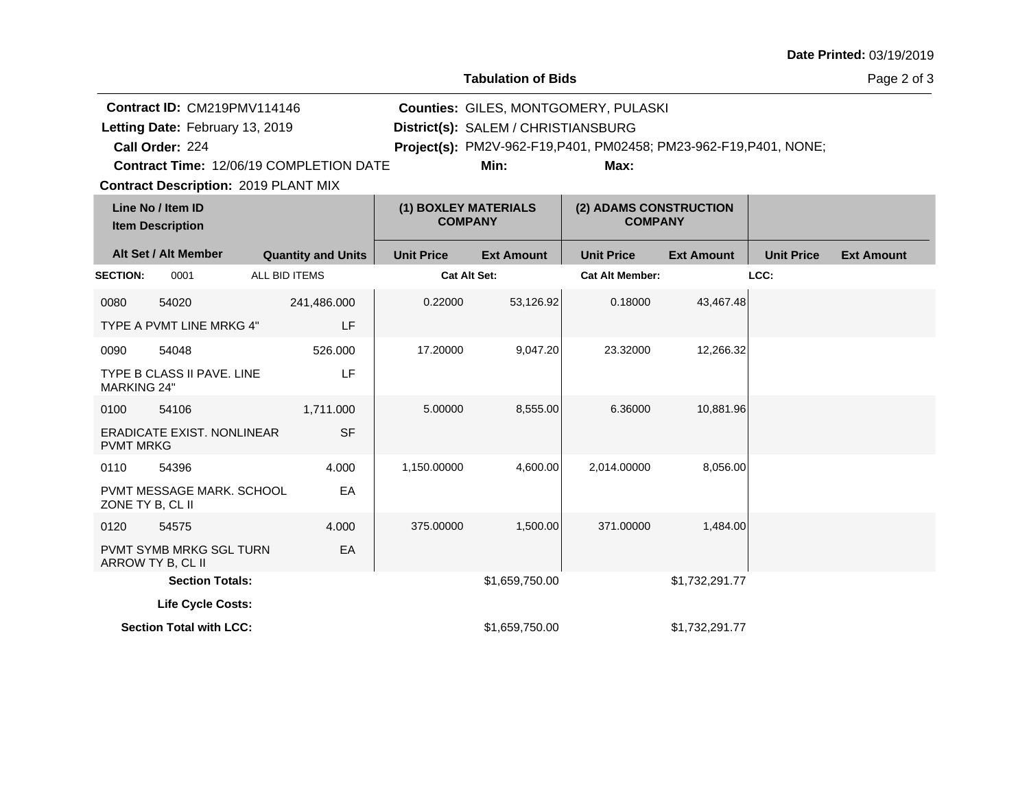**Date Printed:** 03/19/2019

**Tabulation of Bids**

**Contract ID:** CM219PMV114146
**Letting Date:** February 13, 2019
**Call Order:** 224
**Contract Time:** 12/06/19 COMPLETION DATE
**Contract Description:** 2019 PLANT MIX

**Counties:** GILES, MONTGOMERY, PULASKI
**District(s):** SALEM / CHRISTIANSBURG
**Project(s):** PM2V-962-F19,P401, PM02458; PM23-962-F19,P401, NONE;
**Min:**
**Max:**

| Line No / Item ID | Item Description | Alt Set / Alt Member | Quantity and Units | (1) BOXLEY MATERIALS COMPANY Unit Price | (1) BOXLEY MATERIALS COMPANY Ext Amount | (2) ADAMS CONSTRUCTION COMPANY Unit Price | (2) ADAMS CONSTRUCTION COMPANY Ext Amount | Unit Price | Ext Amount |
|---|---|---|---|---|---|---|---|---|---|
| **SECTION:** 0001 | ALL BID ITEMS | | | **Cat Alt Set:** | | **Cat Alt Member:** | | **LCC:** | |
| 0080 54020 | TYPE A PVMT LINE MRKG 4" | | 241,486.000 LF | 0.22000 | 53,126.92 | 0.18000 | 43,467.48 | | |
| 0090 54048 | TYPE B CLASS II PAVE. LINE MARKING 24" | | 526.000 LF | 17.20000 | 9,047.20 | 23.32000 | 12,266.32 | | |
| 0100 54106 | ERADICATE EXIST. NONLINEAR PVMT MRKG | | 1,711.000 SF | 5.00000 | 8,555.00 | 6.36000 | 10,881.96 | | |
| 0110 54396 | PVMT MESSAGE MARK. SCHOOL ZONE TY B, CL II | | 4.000 EA | 1,150.00000 | 4,600.00 | 2,014.00000 | 8,056.00 | | |
| 0120 54575 | PVMT SYMB MRKG SGL TURN ARROW TY B, CL II | | 4.000 EA | 375.00000 | 1,500.00 | 371.00000 | 1,484.00 | | |
| **Section Totals:** | | | | | $1,659,750.00 | | $1,732,291.77 | | |
| **Life Cycle Costs:** | | | | | | | | | |
| **Section Total with LCC:** | | | | | $1,659,750.00 | | $1,732,291.77 | | |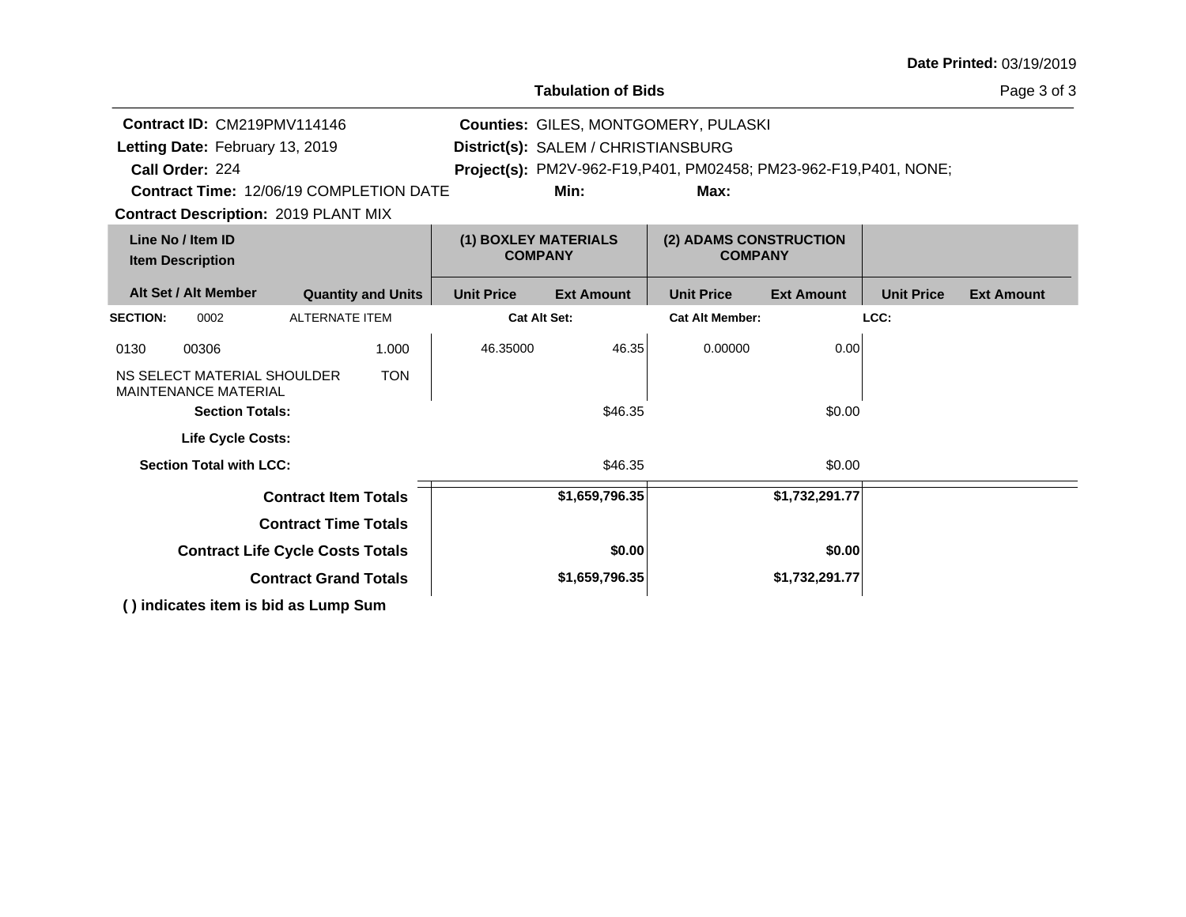**Date Printed:** 03/19/2019

**Tabulation of Bids**

**Contract ID:** CM219PMV114146
**Letting Date:** February 13, 2019
**Call Order:** 224
**Contract Time:** 12/06/19 COMPLETION DATE
**Contract Description:** 2019 PLANT MIX

**Counties:** GILES, MONTGOMERY, PULASKI
**District(s):** SALEM / CHRISTIANSBURG
**Project(s):** PM2V-962-F19,P401, PM02458; PM23-962-F19,P401, NONE;
**Min:**
**Max:**

| Line No / Item ID | Item Description | Alt Set / Alt Member | Quantity and Units | (1) BOXLEY MATERIALS COMPANY Unit Price | (1) BOXLEY MATERIALS COMPANY Ext Amount | (2) ADAMS CONSTRUCTION COMPANY Unit Price | (2) ADAMS CONSTRUCTION COMPANY Ext Amount | Unit Price | Ext Amount |
|---|---|---|---|---|---|---|---|---|---|
| **SECTION:** 0002 | ALTERNATE ITEM | | | **Cat Alt Set:** | | **Cat Alt Member:** | | **LCC:** | |
| 0130 / 00306 | NS SELECT MATERIAL SHOULDER MAINTENANCE MATERIAL | | 1.000 TON | 46.35000 | 46.35 | 0.00000 | 0.00 | | |
| | **Section Totals:** | | | | $46.35 | | $0.00 | | |
| | **Life Cycle Costs:** | | | | | | | | |
| | **Section Total with LCC:** | | | | $46.35 | | $0.00 | | |
| | **Contract Item Totals** | | | | **$1,659,796.35** | | **$1,732,291.77** | | |
| | **Contract Time Totals** | | | | | | | | |
| | **Contract Life Cycle Costs Totals** | | | | **$0.00** | | **$0.00** | | |
| | **Contract Grand Totals** | | | | **$1,659,796.35** | | **$1,732,291.77** | | |

**( ) indicates item is bid as Lump Sum**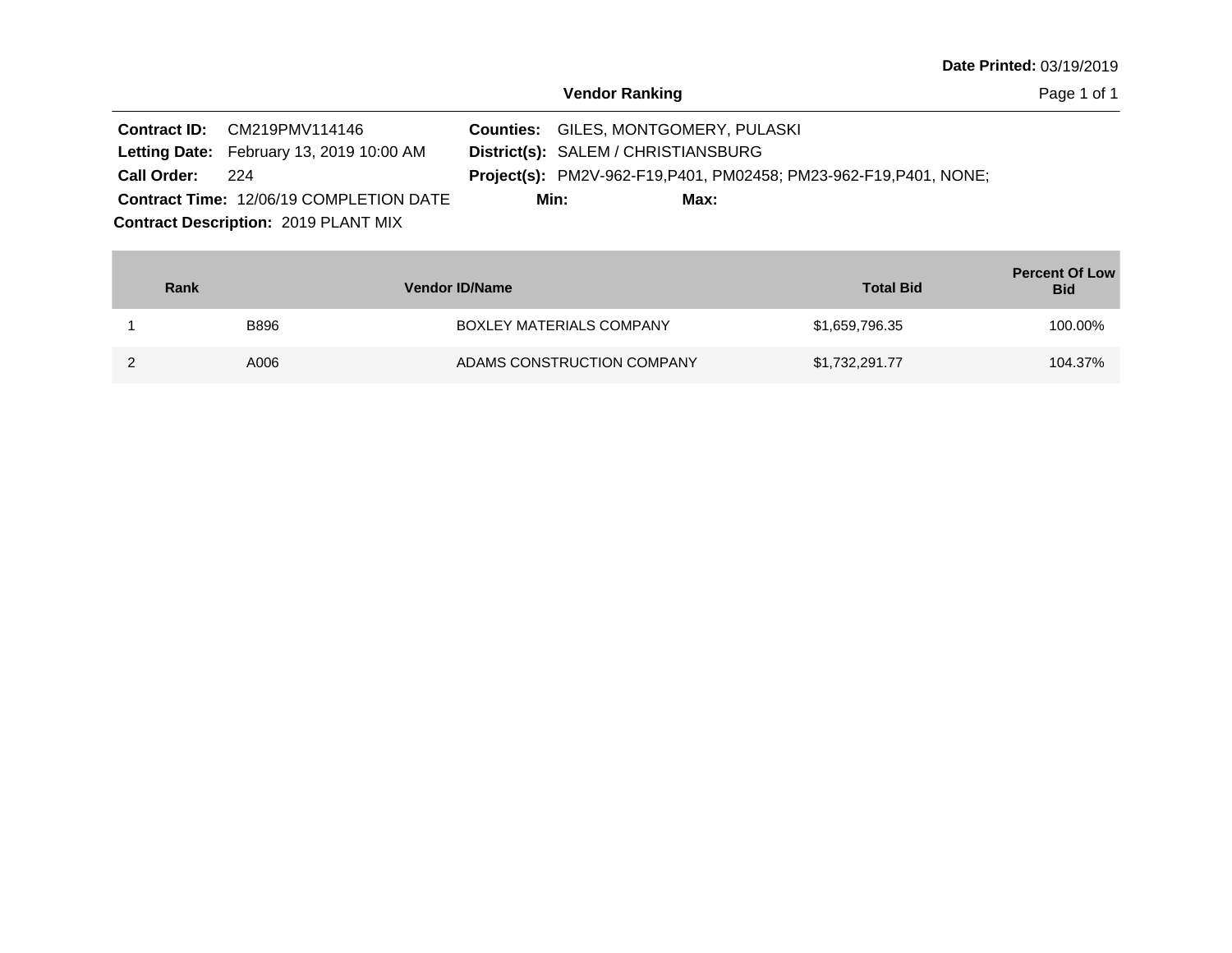**Date Printed:** 03/19/2019

## Vendor Ranking

**Contract ID:** CM219PMV114146
**Letting Date:** February 13, 2019 10:00 AM
**Call Order:** 224
**Contract Time:** 12/06/19 COMPLETION DATE
**Contract Description:** 2019 PLANT MIX

**Counties:** GILES, MONTGOMERY, PULASKI
**District(s):** SALEM / CHRISTIANSBURG
**Project(s):** PM2V-962-F19,P401, PM02458; PM23-962-F19,P401, NONE;
**Min:** **Max:**

| Rank | Vendor ID/Name | | Total Bid | Percent Of Low Bid |
|---|---|---|---|---|
| 1 | B896 | BOXLEY MATERIALS COMPANY | $1,659,796.35 | 100.00% |
| 2 | A006 | ADAMS CONSTRUCTION COMPANY | $1,732,291.77 | 104.37% |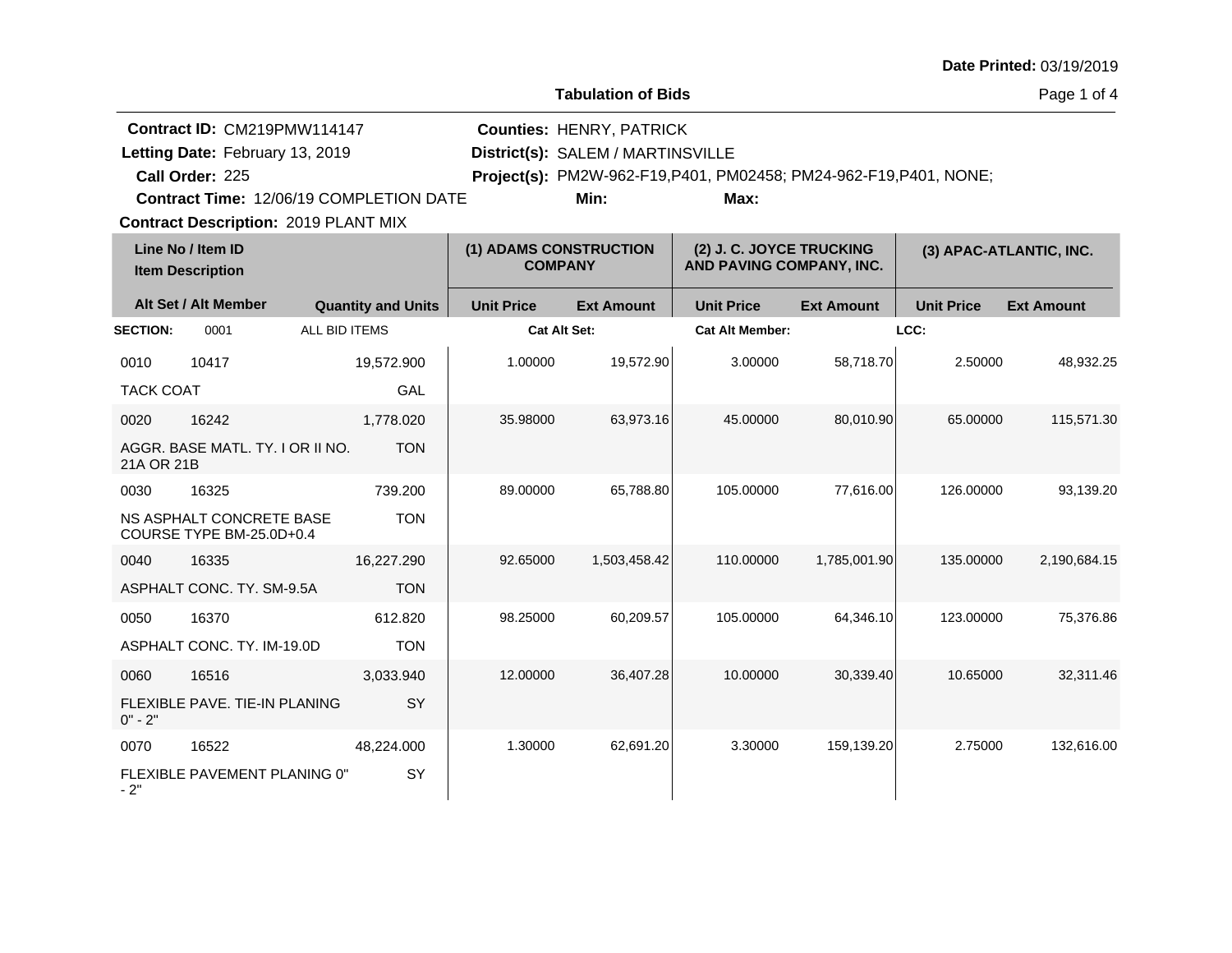**Date Printed:** 03/19/2019

## Tabulation of Bids

**Contract ID:** CM219PMW114147
**Letting Date:** February 13, 2019
**Call Order:** 225
**Contract Time:** 12/06/19 COMPLETION DATE
**Contract Description:** 2019 PLANT MIX

**Counties:** HENRY, PATRICK
**District(s):** SALEM / MARTINSVILLE
**Project(s):** PM2W-962-F19,P401, PM02458; PM24-962-F19,P401, NONE;
**Min:** **Max:**

| Line No / Item ID | Item Description | Quantity and Units | (1) ADAMS CONSTRUCTION COMPANY Unit Price | (1) ADAMS CONSTRUCTION COMPANY Ext Amount | (2) J. C. JOYCE TRUCKING AND PAVING COMPANY, INC. Unit Price | (2) J. C. JOYCE TRUCKING AND PAVING COMPANY, INC. Ext Amount | (3) APAC-ATLANTIC, INC. Unit Price | (3) APAC-ATLANTIC, INC. Ext Amount |
|---|---|---|---|---|---|---|---|---|
| **SECTION:** 0001 | ALL BID ITEMS | | **Cat Alt Set:** | | **Cat Alt Member:** | | **LCC:** | |
| 0010 10417 | TACK COAT | 19,572.900 GAL | 1.00000 | 19,572.90 | 3.00000 | 58,718.70 | 2.50000 | 48,932.25 |
| 0020 16242 | AGGR. BASE MATL. TY. I OR II NO. 21A OR 21B | 1,778.020 TON | 35.98000 | 63,973.16 | 45.00000 | 80,010.90 | 65.00000 | 115,571.30 |
| 0030 16325 | NS ASPHALT CONCRETE BASE COURSE TYPE BM-25.0D+0.4 | 739.200 TON | 89.00000 | 65,788.80 | 105.00000 | 77,616.00 | 126.00000 | 93,139.20 |
| 0040 16335 | ASPHALT CONC. TY. SM-9.5A | 16,227.290 TON | 92.65000 | 1,503,458.42 | 110.00000 | 1,785,001.90 | 135.00000 | 2,190,684.15 |
| 0050 16370 | ASPHALT CONC. TY. IM-19.0D | 612.820 TON | 98.25000 | 60,209.57 | 105.00000 | 64,346.10 | 123.00000 | 75,376.86 |
| 0060 16516 | FLEXIBLE PAVE. TIE-IN PLANING 0" - 2" | 3,033.940 SY | 12.00000 | 36,407.28 | 10.00000 | 30,339.40 | 10.65000 | 32,311.46 |
| 0070 16522 | FLEXIBLE PAVEMENT PLANING 0" - 2" | 48,224.000 SY | 1.30000 | 62,691.20 | 3.30000 | 159,139.20 | 2.75000 | 132,616.00 |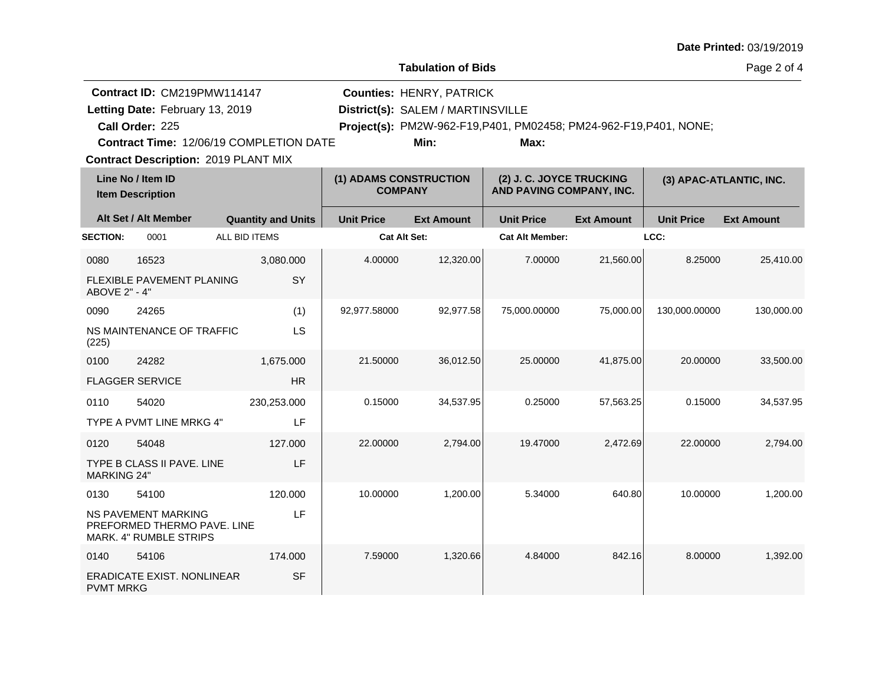**Date Printed:** 03/19/2019

**Tabulation of Bids**

**Contract ID:** CM219PMW114147
**Letting Date:** February 13, 2019
**Call Order:** 225
**Contract Time:** 12/06/19 COMPLETION DATE
**Contract Description:** 2019 PLANT MIX

**Counties:** HENRY, PATRICK
**District(s):** SALEM / MARTINSVILLE
**Project(s):** PM2W-962-F19,P401, PM02458; PM24-962-F19,P401, NONE;
**Min:** 
**Max:** 

| Line No / Item ID / Item Description | Alt Set / Alt Member | Quantity and Units | (1) ADAMS CONSTRUCTION COMPANY Unit Price | (1) ADAMS CONSTRUCTION COMPANY Ext Amount | (2) J. C. JOYCE TRUCKING AND PAVING COMPANY, INC. Unit Price | (2) J. C. JOYCE TRUCKING AND PAVING COMPANY, INC. Ext Amount | (3) APAC-ATLANTIC, INC. Unit Price | (3) APAC-ATLANTIC, INC. Ext Amount |
|---|---|---|---|---|---|---|---|---|
| **SECTION:** 0001 ALL BID ITEMS | | | **Cat Alt Set:** | | **Cat Alt Member:** | | **LCC:** | |
| 0080 16523 FLEXIBLE PAVEMENT PLANING ABOVE 2" - 4" | | 3,080.000 SY | 4.00000 | 12,320.00 | 7.00000 | 21,560.00 | 8.25000 | 25,410.00 |
| 0090 24265 NS MAINTENANCE OF TRAFFIC (225) | | (1) LS | 92,977.58000 | 92,977.58 | 75,000.00000 | 75,000.00 | 130,000.00000 | 130,000.00 |
| 0100 24282 FLAGGER SERVICE | | 1,675.000 HR | 21.50000 | 36,012.50 | 25.00000 | 41,875.00 | 20.00000 | 33,500.00 |
| 0110 54020 TYPE A PVMT LINE MRKG 4" | | 230,253.000 LF | 0.15000 | 34,537.95 | 0.25000 | 57,563.25 | 0.15000 | 34,537.95 |
| 0120 54048 TYPE B CLASS II PAVE. LINE MARKING 24" | | 127.000 LF | 22.00000 | 2,794.00 | 19.47000 | 2,472.69 | 22.00000 | 2,794.00 |
| 0130 54100 NS PAVEMENT MARKING PREFORMED THERMO PAVE. LINE MARK. 4" RUMBLE STRIPS | | 120.000 LF | 10.00000 | 1,200.00 | 5.34000 | 640.80 | 10.00000 | 1,200.00 |
| 0140 54106 ERADICATE EXIST. NONLINEAR PVMT MRKG | | 174.000 SF | 7.59000 | 1,320.66 | 4.84000 | 842.16 | 8.00000 | 1,392.00 |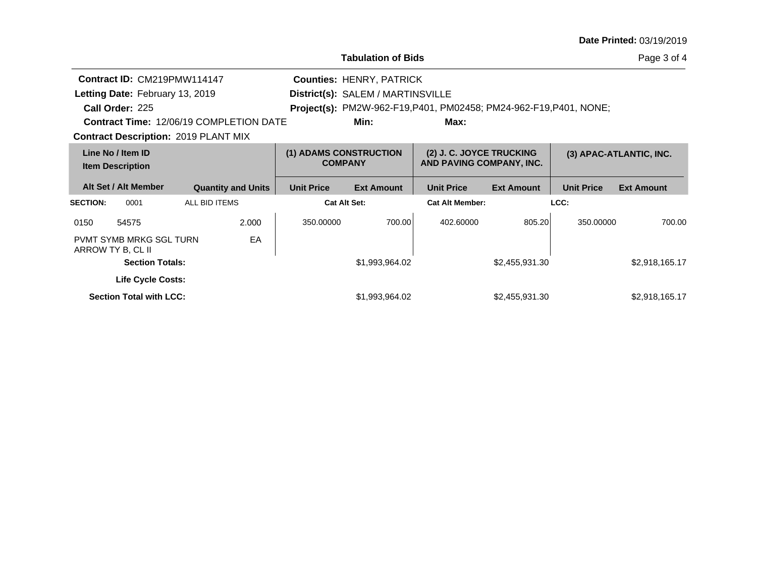**Date Printed:** 03/19/2019

## Tabulation of Bids

**Contract ID:** CM219PMW114147
**Letting Date:** February 13, 2019
**Call Order:** 225
**Contract Time:** 12/06/19 COMPLETION DATE
**Contract Description:** 2019 PLANT MIX

**Counties:** HENRY, PATRICK
**District(s):** SALEM / MARTINSVILLE
**Project(s):** PM2W-962-F19,P401, PM02458; PM24-962-F19,P401, NONE;
**Min:** **Max:**

| Line No / Item ID / Item Description | Alt Set / Alt Member | Quantity and Units | (1) ADAMS CONSTRUCTION COMPANY Unit Price | (1) ADAMS CONSTRUCTION COMPANY Ext Amount | (2) J. C. JOYCE TRUCKING AND PAVING COMPANY, INC. Unit Price | (2) J. C. JOYCE TRUCKING AND PAVING COMPANY, INC. Ext Amount | (3) APAC-ATLANTIC, INC. Unit Price | (3) APAC-ATLANTIC, INC. Ext Amount |
|---|---|---|---|---|---|---|---|---|
| **SECTION:** 0001 | ALL BID ITEMS | | **Cat Alt Set:** | | **Cat Alt Member:** | | **LCC:** | |
| 0150 54575 PVMT SYMB MRKG SGL TURN ARROW TY B, CL II | | 2.000 EA | 350.00000 | 700.00 | 402.60000 | 805.20 | 350.00000 | 700.00 |
| **Section Totals:** | | | | $1,993,964.02 | | $2,455,931.30 | | $2,918,165.17 |
| **Life Cycle Costs:** | | | | | | | | |
| **Section Total with LCC:** | | | | $1,993,964.02 | | $2,455,931.30 | | $2,918,165.17 |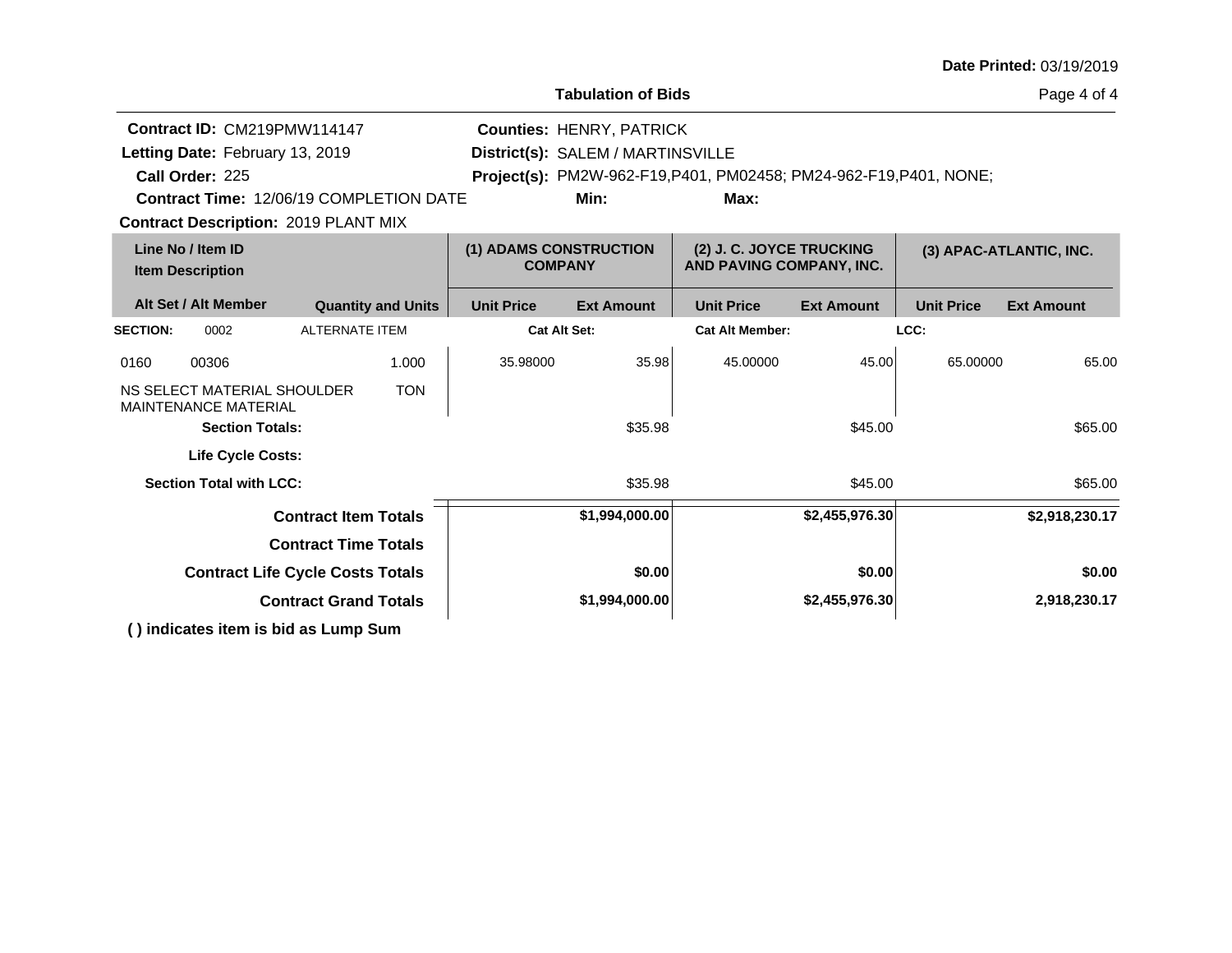Date Printed: 03/19/2019

# Tabulation of Bids

**Contract ID:** CM219PMW114147
**Letting Date:** February 13, 2019
**Call Order:** 225
**Contract Time:** 12/06/19 COMPLETION DATE
**Contract Description:** 2019 PLANT MIX

**Counties:** HENRY, PATRICK
**District(s):** SALEM / MARTINSVILLE
**Project(s):** PM2W-962-F19,P401, PM02458; PM24-962-F19,P401, NONE;
**Min:** **Max:**

| Line No / Item ID | Item Description | Quantity and Units | (1) ADAMS CONSTRUCTION COMPANY Unit Price | (1) ADAMS CONSTRUCTION COMPANY Ext Amount | (2) J. C. JOYCE TRUCKING AND PAVING COMPANY, INC. Unit Price | (2) J. C. JOYCE TRUCKING AND PAVING COMPANY, INC. Ext Amount | (3) APAC-ATLANTIC, INC. Unit Price | (3) APAC-ATLANTIC, INC. Ext Amount |
|---|---|---|---|---|---|---|---|---|
| **SECTION:** 0002 | ALTERNATE ITEM | | **Cat Alt Set:** | | **Cat Alt Member:** | | **LCC:** | |
| 0160 00306 | NS SELECT MATERIAL SHOULDER MAINTENANCE MATERIAL | 1.000 TON | 35.98000 | 35.98 | 45.00000 | 45.00 | 65.00000 | 65.00 |
| | **Section Totals:** | | | $35.98 | | $45.00 | | $65.00 |
| | **Life Cycle Costs:** | | | | | | | |
| | **Section Total with LCC:** | | | $35.98 | | $45.00 | | $65.00 |
| | **Contract Item Totals** | | | **$1,994,000.00** | | **$2,455,976.30** | | **$2,918,230.17** |
| | **Contract Time Totals** | | | | | | | |
| | **Contract Life Cycle Costs Totals** | | | **$0.00** | | **$0.00** | | **$0.00** |
| | **Contract Grand Totals** | | | **$1,994,000.00** | | **$2,455,976.30** | | **2,918,230.17** |

**( ) indicates item is bid as Lump Sum**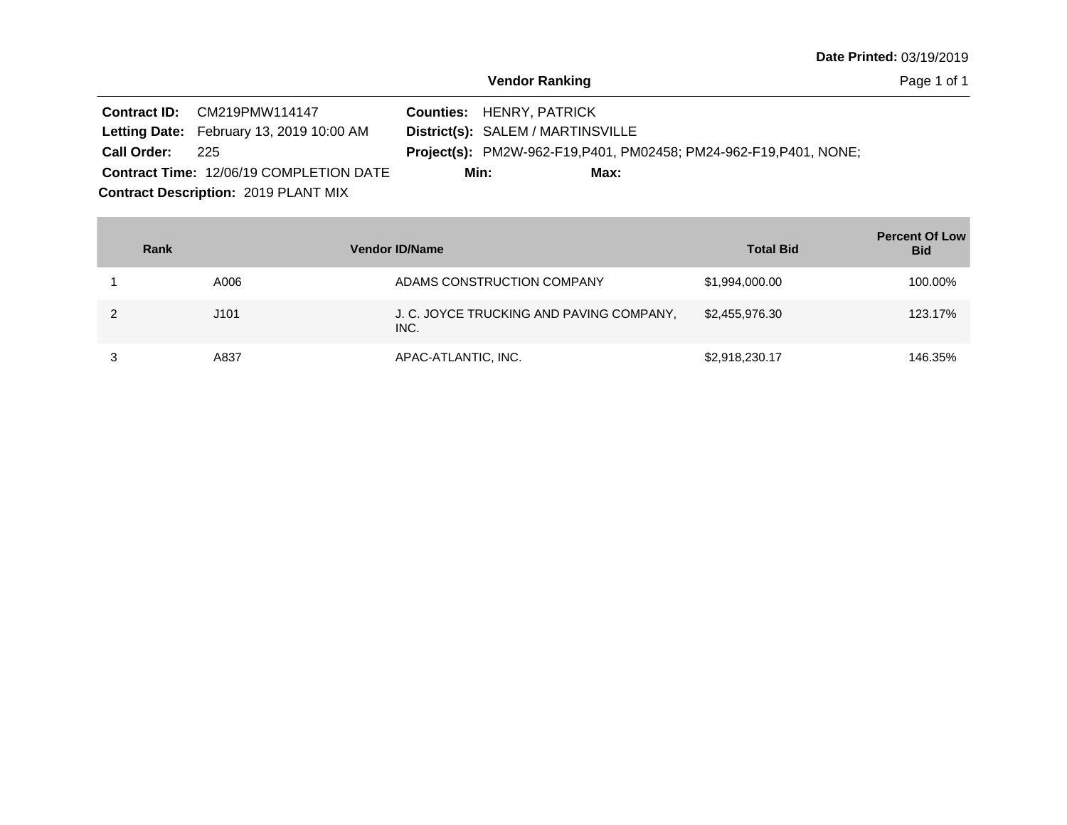Date Printed: 03/19/2019

## Vendor Ranking

**Contract ID:** CM219PMW114147
**Letting Date:** February 13, 2019 10:00 AM
**Call Order:** 225
**Contract Time:** 12/06/19 COMPLETION DATE
**Contract Description:** 2019 PLANT MIX

**Counties:** HENRY, PATRICK
**District(s):** SALEM / MARTINSVILLE
**Project(s):** PM2W-962-F19,P401, PM02458; PM24-962-F19,P401, NONE;
**Min:** **Max:**

| Rank | Vendor ID | Name | Total Bid | Percent Of Low Bid |
|---|---|---|---|---|
| 1 | A006 | ADAMS CONSTRUCTION COMPANY | $1,994,000.00 | 100.00% |
| 2 | J101 | J. C. JOYCE TRUCKING AND PAVING COMPANY, INC. | $2,455,976.30 | 123.17% |
| 3 | A837 | APAC-ATLANTIC, INC. | $2,918,230.17 | 146.35% |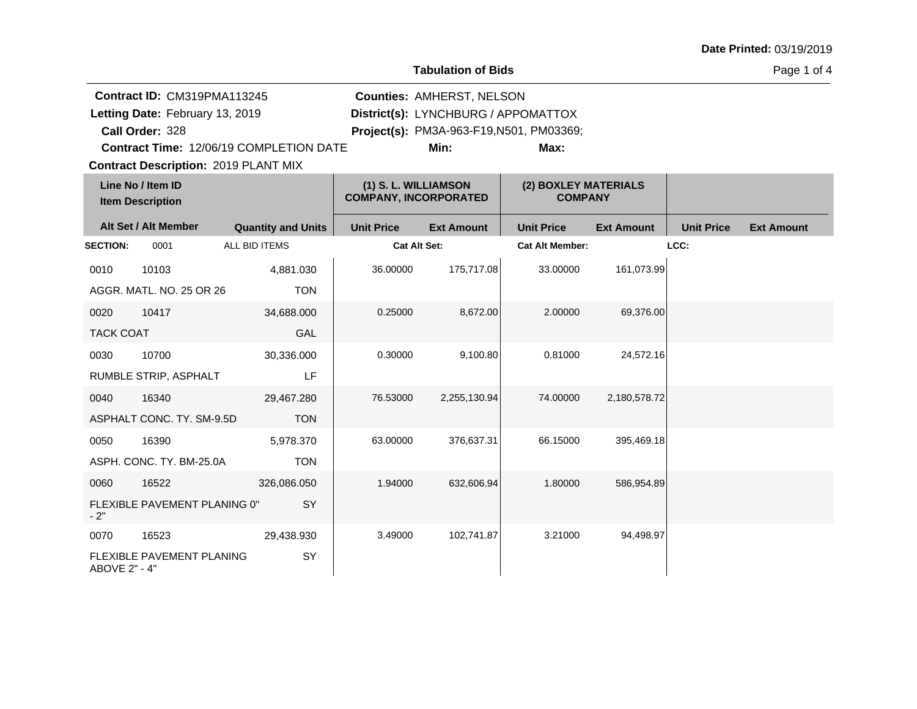**Date Printed:** 03/19/2019

## Tabulation of Bids

**Contract ID:** CM319PMA113245
**Letting Date:** February 13, 2019
**Call Order:** 328
**Contract Time:** 12/06/19 COMPLETION DATE
**Contract Description:** 2019 PLANT MIX

**Counties:** AMHERST, NELSON
**District(s):** LYNCHBURG / APPOMATTOX
**Project(s):** PM3A-963-F19,N501, PM03369;
**Min:**
**Max:**

| Line No / Item ID / Item Description | Alt Set / Alt Member | Quantity and Units | (1) S. L. WILLIAMSON COMPANY, INCORPORATED Unit Price | (1) S. L. WILLIAMSON COMPANY, INCORPORATED Ext Amount | (2) BOXLEY MATERIALS COMPANY Unit Price | (2) BOXLEY MATERIALS COMPANY Ext Amount | Unit Price | Ext Amount |
|---|---|---|---|---|---|---|---|---|
| **SECTION:** 0001 | | ALL BID ITEMS | **Cat Alt Set:** | | **Cat Alt Member:** | | **LCC:** | |
| 0010 10103 AGGR. MATL. NO. 25 OR 26 | | 4,881.030 TON | 36.00000 | 175,717.08 | 33.00000 | 161,073.99 | | |
| 0020 10417 TACK COAT | | 34,688.000 GAL | 0.25000 | 8,672.00 | 2.00000 | 69,376.00 | | |
| 0030 10700 RUMBLE STRIP, ASPHALT | | 30,336.000 LF | 0.30000 | 9,100.80 | 0.81000 | 24,572.16 | | |
| 0040 16340 ASPHALT CONC. TY. SM-9.5D | | 29,467.280 TON | 76.53000 | 2,255,130.94 | 74.00000 | 2,180,578.72 | | |
| 0050 16390 ASPH. CONC. TY. BM-25.0A | | 5,978.370 TON | 63.00000 | 376,637.31 | 66.15000 | 395,469.18 | | |
| 0060 16522 FLEXIBLE PAVEMENT PLANING 0" - 2" | | 326,086.050 SY | 1.94000 | 632,606.94 | 1.80000 | 586,954.89 | | |
| 0070 16523 FLEXIBLE PAVEMENT PLANING ABOVE 2" - 4" | | 29,438.930 SY | 3.49000 | 102,741.87 | 3.21000 | 94,498.97 | | |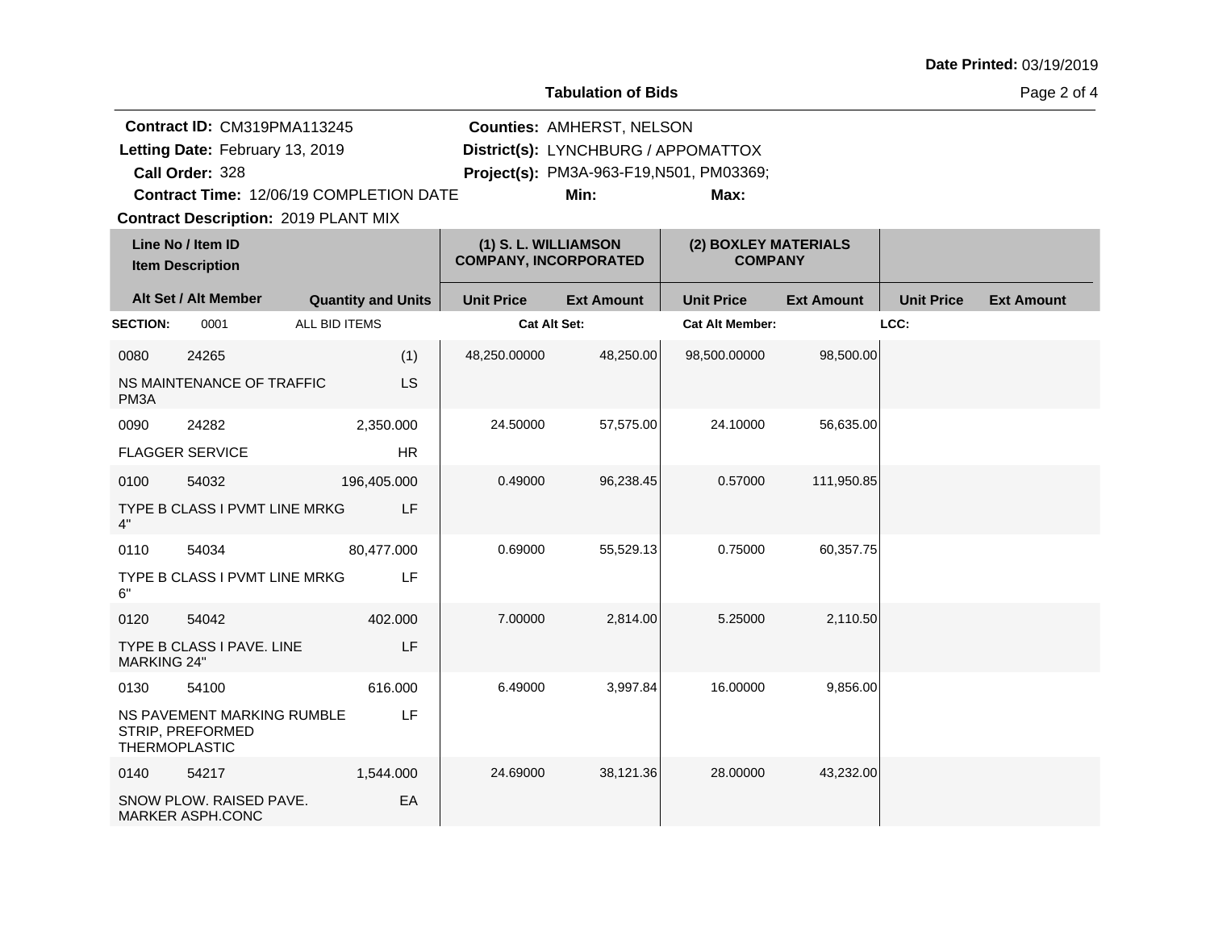Date Printed: 03/19/2019

## Tabulation of Bids

**Contract ID:** CM319PMA113245
**Letting Date:** February 13, 2019
**Call Order:** 328
**Contract Time:** 12/06/19 COMPLETION DATE
**Contract Description:** 2019 PLANT MIX

**Counties:** AMHERST, NELSON
**District(s):** LYNCHBURG / APPOMATTOX
**Project(s):** PM3A-963-F19,N501, PM03369;
**Min:**
**Max:**

| Line No / Item ID / Item Description | Alt Set / Alt Member | Quantity and Units | (1) S. L. WILLIAMSON COMPANY, INCORPORATED Unit Price | (1) Ext Amount | (2) BOXLEY MATERIALS COMPANY Unit Price | (2) Ext Amount | Unit Price | Ext Amount |
|---|---|---|---|---|---|---|---|---|
| **SECTION:** 0001 | | ALL BID ITEMS | Cat Alt Set: | | Cat Alt Member: | | LCC: | |
| 0080 24265 NS MAINTENANCE OF TRAFFIC PM3A | | (1) LS | 48,250.00000 | 48,250.00 | 98,500.00000 | 98,500.00 | | |
| 0090 24282 FLAGGER SERVICE | | 2,350.000 HR | 24.50000 | 57,575.00 | 24.10000 | 56,635.00 | | |
| 0100 54032 TYPE B CLASS I PVMT LINE MRKG 4" | | 196,405.000 LF | 0.49000 | 96,238.45 | 0.57000 | 111,950.85 | | |
| 0110 54034 TYPE B CLASS I PVMT LINE MRKG 6" | | 80,477.000 LF | 0.69000 | 55,529.13 | 0.75000 | 60,357.75 | | |
| 0120 54042 TYPE B CLASS I PAVE. LINE MARKING 24" | | 402.000 LF | 7.00000 | 2,814.00 | 5.25000 | 2,110.50 | | |
| 0130 54100 NS PAVEMENT MARKING RUMBLE STRIP, PREFORMED THERMOPLASTIC | | 616.000 LF | 6.49000 | 3,997.84 | 16.00000 | 9,856.00 | | |
| 0140 54217 SNOW PLOW. RAISED PAVE. MARKER ASPH.CONC | | 1,544.000 EA | 24.69000 | 38,121.36 | 28.00000 | 43,232.00 | | |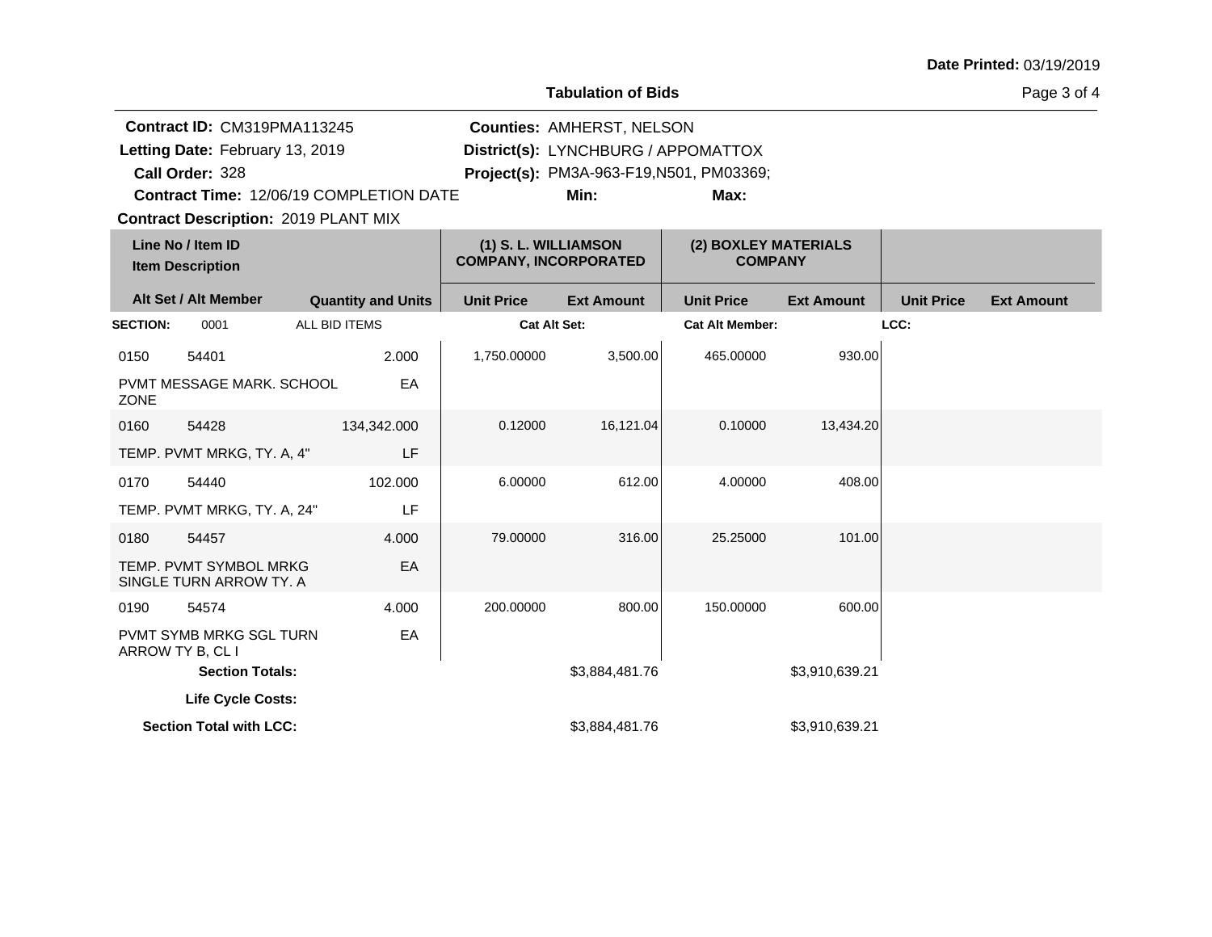**Date Printed:** 03/19/2019

## Tabulation of Bids

**Contract ID:** CM319PMA113245
**Letting Date:** February 13, 2019
**Call Order:** 328
**Contract Time:** 12/06/19 COMPLETION DATE
**Contract Description:** 2019 PLANT MIX

**Counties:** AMHERST, NELSON
**District(s):** LYNCHBURG / APPOMATTOX
**Project(s):** PM3A-963-F19,N501, PM03369;
**Min:**
**Max:**

| Line No / Item ID / Item Description | Alt Set / Alt Member | Quantity and Units | (1) S. L. WILLIAMSON COMPANY, INCORPORATED Unit Price | Ext Amount | (2) BOXLEY MATERIALS COMPANY Unit Price | Ext Amount | Unit Price | Ext Amount |
|---|---|---|---|---|---|---|---|---|
| **SECTION:** 0001 | ALL BID ITEMS | | **Cat Alt Set:** | | **Cat Alt Member:** | | **LCC:** | |
| 0150 54401 PVMT MESSAGE MARK. SCHOOL ZONE | | 2.000 EA | 1,750.00000 | 3,500.00 | 465.00000 | 930.00 | | |
| 0160 54428 TEMP. PVMT MRKG, TY. A, 4" | | 134,342.000 LF | 0.12000 | 16,121.04 | 0.10000 | 13,434.20 | | |
| 0170 54440 TEMP. PVMT MRKG, TY. A, 24" | | 102.000 LF | 6.00000 | 612.00 | 4.00000 | 408.00 | | |
| 0180 54457 TEMP. PVMT SYMBOL MRKG SINGLE TURN ARROW TY. A | | 4.000 EA | 79.00000 | 316.00 | 25.25000 | 101.00 | | |
| 0190 54574 PVMT SYMB MRKG SGL TURN ARROW TY B, CL I | | 4.000 EA | 200.00000 | 800.00 | 150.00000 | 600.00 | | |
| **Section Totals:** | | | | $3,884,481.76 | | $3,910,639.21 | | |
| **Life Cycle Costs:** | | | | | | | | |
| **Section Total with LCC:** | | | | $3,884,481.76 | | $3,910,639.21 | | |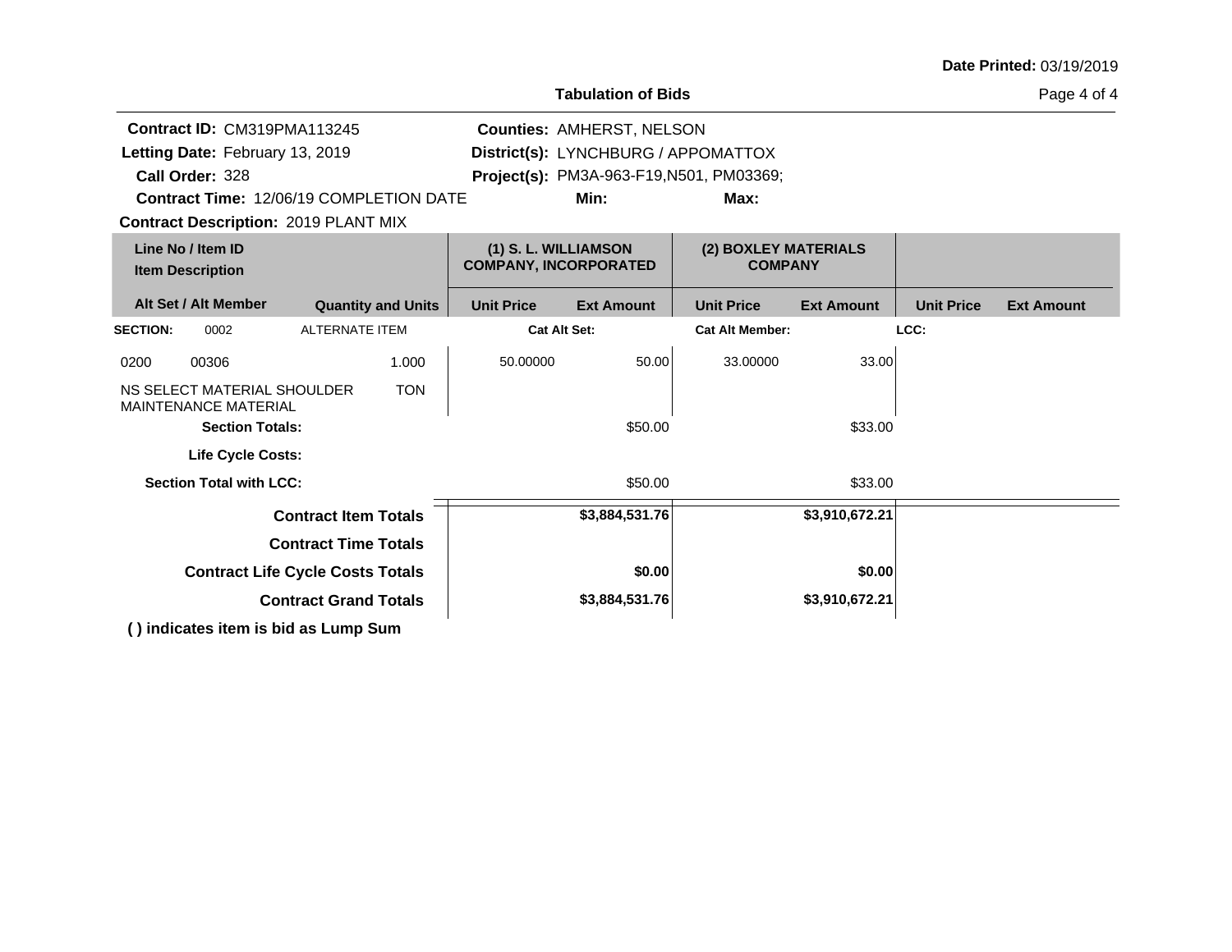**Date Printed:** 03/19/2019

## Tabulation of Bids

**Contract ID:** CM319PMA113245
**Letting Date:** February 13, 2019
**Call Order:** 328
**Contract Time:** 12/06/19 COMPLETION DATE
**Contract Description:** 2019 PLANT MIX

**Counties:** AMHERST, NELSON
**District(s):** LYNCHBURG / APPOMATTOX
**Project(s):** PM3A-963-F19,N501, PM03369;
**Min:**
**Max:**

| Line No / Item ID<br>Item Description | | (1) S. L. WILLIAMSON COMPANY, INCORPORATED | | (2) BOXLEY MATERIALS COMPANY | | | |
|---|---|---|---|---|---|---|---|
| **Alt Set / Alt Member** | **Quantity and Units** | **Unit Price** | **Ext Amount** | **Unit Price** | **Ext Amount** | **Unit Price** | **Ext Amount** |
| **SECTION:** 0002 ALTERNATE ITEM | | **Cat Alt Set:** | | **Cat Alt Member:** | | **LCC:** | |
| 0200 00306<br>NS SELECT MATERIAL SHOULDER MAINTENANCE MATERIAL | 1.000<br>TON | 50.00000 | 50.00 | 33.00000 | 33.00 | | |
| **Section Totals:** | | | $50.00 | | $33.00 | | |
| **Life Cycle Costs:** | | | | | | | |
| **Section Total with LCC:** | | | $50.00 | | $33.00 | | |
| **Contract Item Totals** | | | **$3,884,531.76** | | **$3,910,672.21** | | |
| **Contract Time Totals** | | | | | | | |
| **Contract Life Cycle Costs Totals** | | | **$0.00** | | **$0.00** | | |
| **Contract Grand Totals** | | | **$3,884,531.76** | | **$3,910,672.21** | | |

**( ) indicates item is bid as Lump Sum**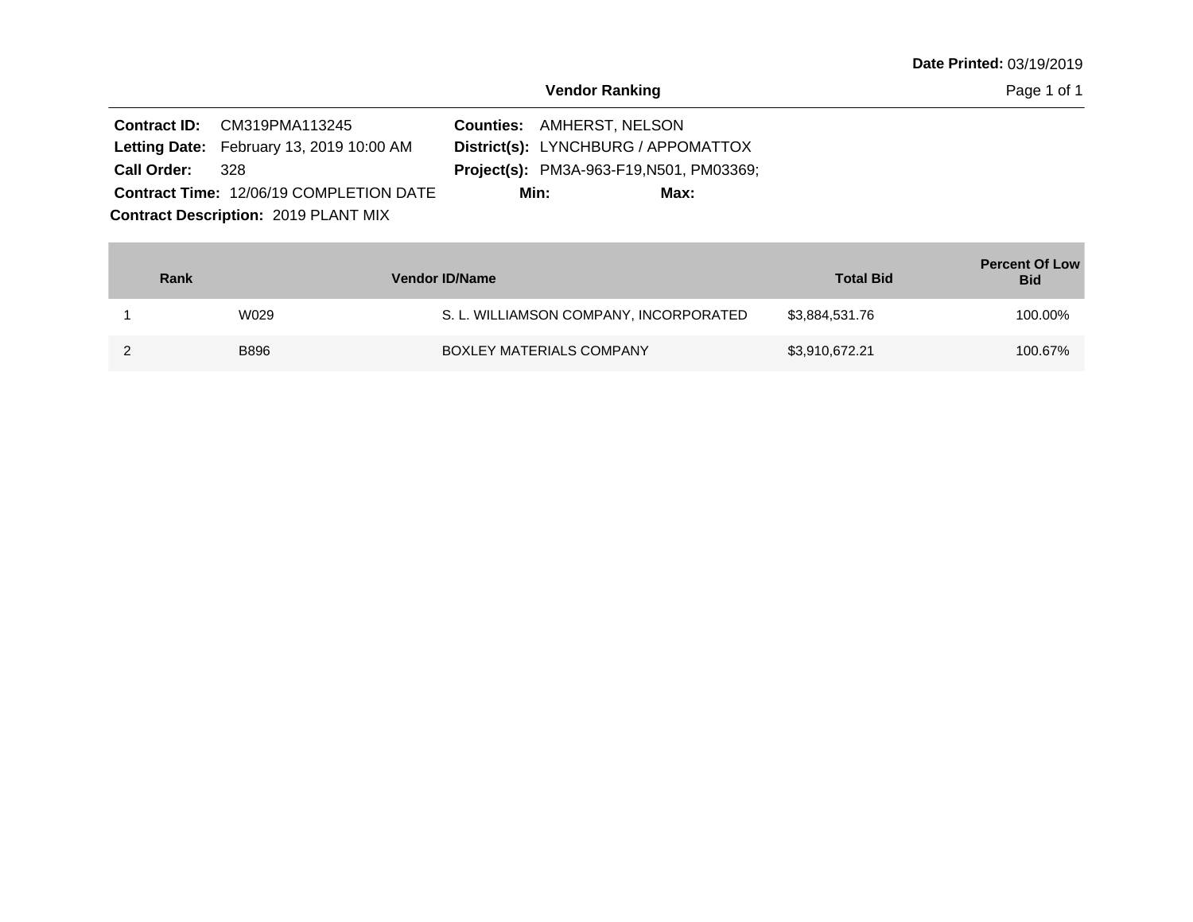**Date Printed:** 03/19/2019

## Vendor Ranking

**Contract ID:** CM319PMA113245
**Letting Date:** February 13, 2019 10:00 AM
**Call Order:** 328
**Contract Time:** 12/06/19 COMPLETION DATE
**Contract Description:** 2019 PLANT MIX

**Counties:** AMHERST, NELSON
**District(s):** LYNCHBURG / APPOMATTOX
**Project(s):** PM3A-963-F19,N501, PM03369;
**Min:**
**Max:**

| Rank | Vendor ID/Name | | Total Bid | Percent Of Low Bid |
|---|---|---|---|---|
| 1 | W029 | S. L. WILLIAMSON COMPANY, INCORPORATED | $3,884,531.76 | 100.00% |
| 2 | B896 | BOXLEY MATERIALS COMPANY | $3,910,672.21 | 100.67% |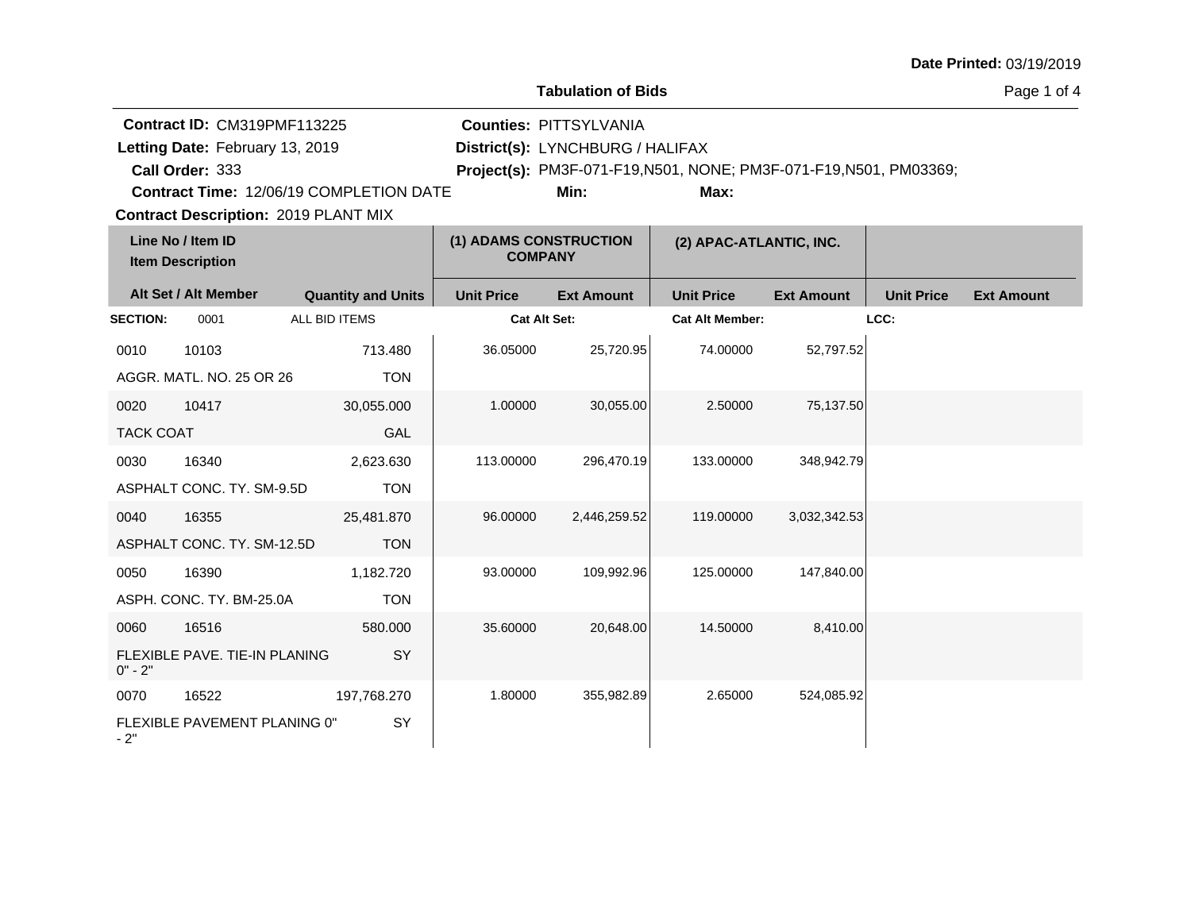**Date Printed:** 03/19/2019

**Tabulation of Bids**

**Contract ID:** CM319PMF113225
**Letting Date:** February 13, 2019
**Call Order:** 333
**Contract Time:** 12/06/19 COMPLETION DATE
**Contract Description:** 2019 PLANT MIX

**Counties:** PITTSYLVANIA
**District(s):** LYNCHBURG / HALIFAX
**Project(s):** PM3F-071-F19,N501, NONE; PM3F-071-F19,N501, PM03369;
**Min:**
**Max:**

| Line No / Item ID / Item Description | Alt Set / Alt Member | Quantity and Units | (1) ADAMS CONSTRUCTION COMPANY Unit Price | (1) ADAMS CONSTRUCTION COMPANY Ext Amount | (2) APAC-ATLANTIC, INC. Unit Price | (2) APAC-ATLANTIC, INC. Ext Amount | Unit Price | Ext Amount |
|---|---|---|---|---|---|---|---|---|
| **SECTION:** 0001 | ALL BID ITEMS | | **Cat Alt Set:** | | **Cat Alt Member:** | | **LCC:** | |
| 0010 10103 AGGR. MATL. NO. 25 OR 26 | | 713.480 TON | 36.05000 | 25,720.95 | 74.00000 | 52,797.52 | | |
| 0020 10417 TACK COAT | | 30,055.000 GAL | 1.00000 | 30,055.00 | 2.50000 | 75,137.50 | | |
| 0030 16340 ASPHALT CONC. TY. SM-9.5D | | 2,623.630 TON | 113.00000 | 296,470.19 | 133.00000 | 348,942.79 | | |
| 0040 16355 ASPHALT CONC. TY. SM-12.5D | | 25,481.870 TON | 96.00000 | 2,446,259.52 | 119.00000 | 3,032,342.53 | | |
| 0050 16390 ASPH. CONC. TY. BM-25.0A | | 1,182.720 TON | 93.00000 | 109,992.96 | 125.00000 | 147,840.00 | | |
| 0060 16516 FLEXIBLE PAVE. TIE-IN PLANING 0" - 2" | | 580.000 SY | 35.60000 | 20,648.00 | 14.50000 | 8,410.00 | | |
| 0070 16522 FLEXIBLE PAVEMENT PLANING 0" - 2" | | 197,768.270 SY | 1.80000 | 355,982.89 | 2.65000 | 524,085.92 | | |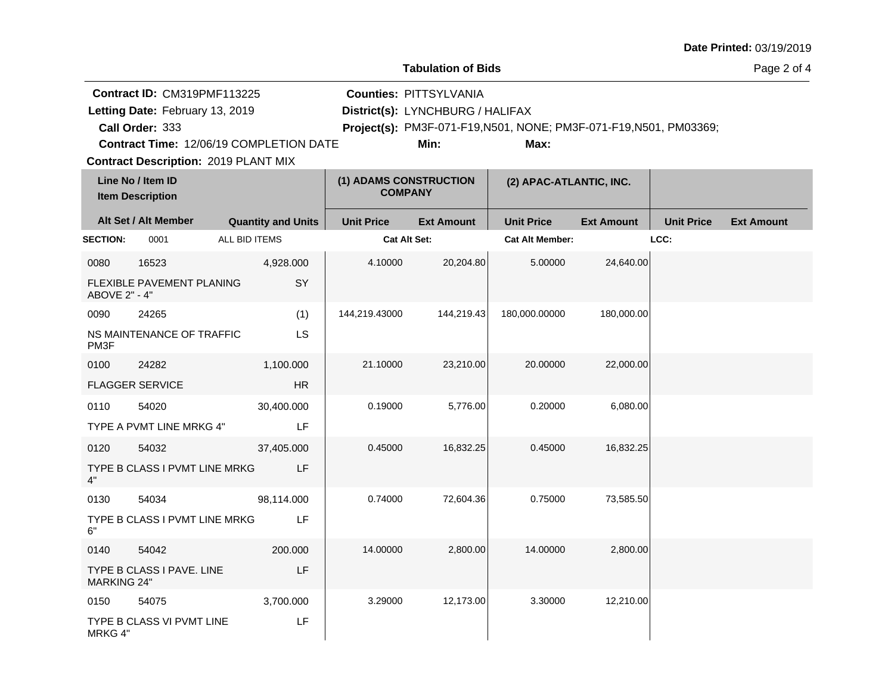Date Printed: 03/19/2019

**Tabulation of Bids**

**Contract ID:** CM319PMF113225
**Letting Date:** February 13, 2019
**Call Order:** 333
**Contract Time:** 12/06/19 COMPLETION DATE
**Contract Description:** 2019 PLANT MIX

**Counties:** PITTSYLVANIA
**District(s):** LYNCHBURG / HALIFAX
**Project(s):** PM3F-071-F19,N501, NONE; PM3F-071-F19,N501, PM03369;
**Min:**
**Max:**

| Line No / Item ID / Item Description | Alt Set / Alt Member | Quantity and Units | (1) ADAMS CONSTRUCTION COMPANY Unit Price | (1) ADAMS CONSTRUCTION COMPANY Ext Amount | (2) APAC-ATLANTIC, INC. Unit Price | (2) APAC-ATLANTIC, INC. Ext Amount | Unit Price | Ext Amount |
|---|---|---|---|---|---|---|---|---|
| **SECTION:** 0001 ALL BID ITEMS | | | **Cat Alt Set:** | | **Cat Alt Member:** | | **LCC:** | |
| 0080 16523 FLEXIBLE PAVEMENT PLANING ABOVE 2" - 4" | | 4,928.000 SY | 4.10000 | 20,204.80 | 5.00000 | 24,640.00 | | |
| 0090 24265 NS MAINTENANCE OF TRAFFIC PM3F | | (1) LS | 144,219.43000 | 144,219.43 | 180,000.00000 | 180,000.00 | | |
| 0100 24282 FLAGGER SERVICE | | 1,100.000 HR | 21.10000 | 23,210.00 | 20.00000 | 22,000.00 | | |
| 0110 54020 TYPE A PVMT LINE MRKG 4" | | 30,400.000 LF | 0.19000 | 5,776.00 | 0.20000 | 6,080.00 | | |
| 0120 54032 TYPE B CLASS I PVMT LINE MRKG 4" | | 37,405.000 LF | 0.45000 | 16,832.25 | 0.45000 | 16,832.25 | | |
| 0130 54034 TYPE B CLASS I PVMT LINE MRKG 6" | | 98,114.000 LF | 0.74000 | 72,604.36 | 0.75000 | 73,585.50 | | |
| 0140 54042 TYPE B CLASS I PAVE. LINE MARKING 24" | | 200.000 LF | 14.00000 | 2,800.00 | 14.00000 | 2,800.00 | | |
| 0150 54075 TYPE B CLASS VI PVMT LINE MRKG 4" | | 3,700.000 LF | 3.29000 | 12,173.00 | 3.30000 | 12,210.00 | | |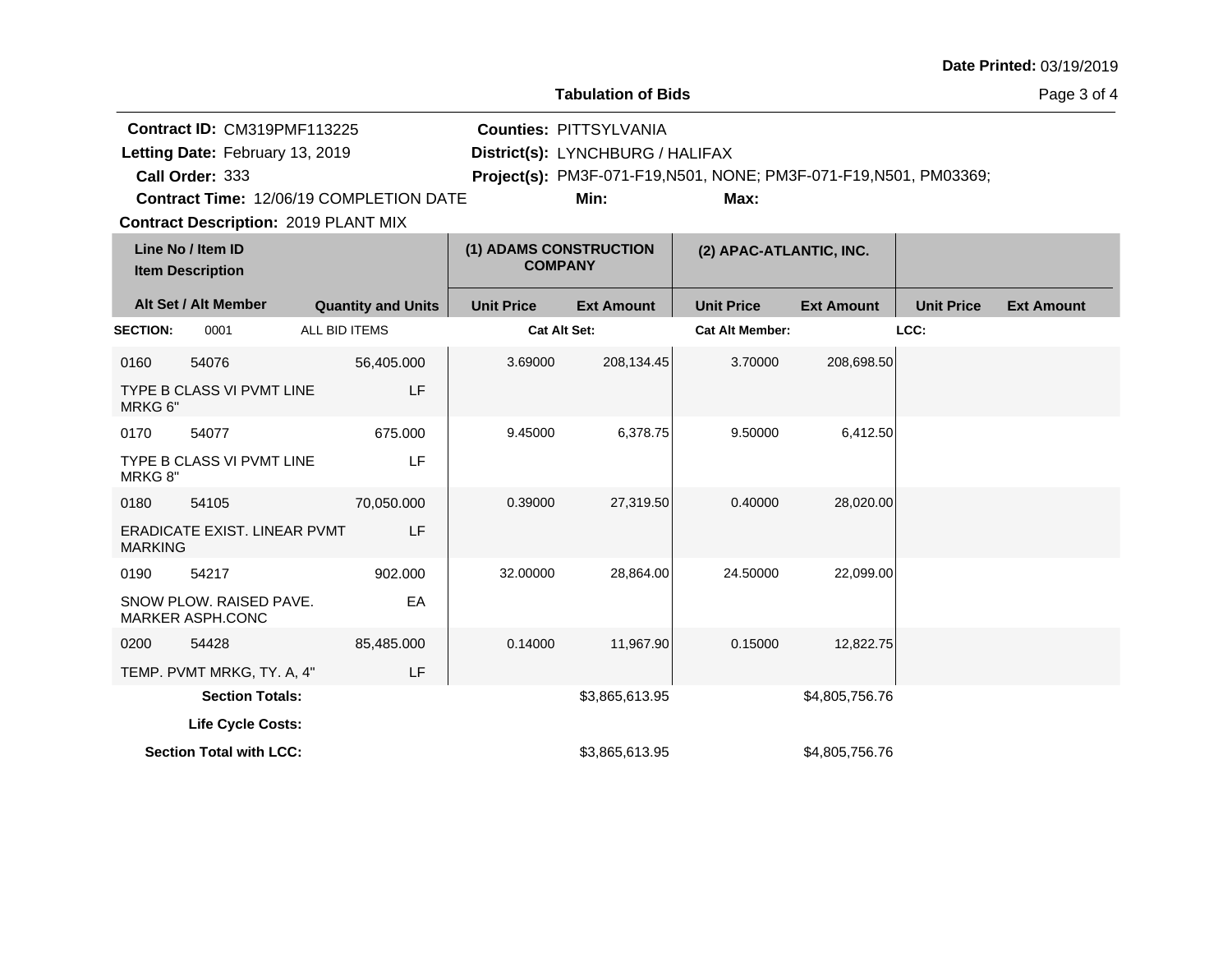**Date Printed:** 03/19/2019

## Tabulation of Bids

**Contract ID:** CM319PMF113225
**Letting Date:** February 13, 2019
**Call Order:** 333
**Contract Time:** 12/06/19 COMPLETION DATE
**Contract Description:** 2019 PLANT MIX

**Counties:** PITTSYLVANIA
**District(s):** LYNCHBURG / HALIFAX
**Project(s):** PM3F-071-F19,N501, NONE; PM3F-071-F19,N501, PM03369;
**Min:**
**Max:**

| Line No / Item ID / Item Description | | | (1) ADAMS CONSTRUCTION COMPANY | | (2) APAC-ATLANTIC, INC. | | | |
|---|---|---|---|---|---|---|---|---|
| Alt Set / Alt Member | | Quantity and Units | Unit Price | Ext Amount | Unit Price | Ext Amount | Unit Price | Ext Amount |
| **SECTION:** | 0001 | ALL BID ITEMS | **Cat Alt Set:** | | **Cat Alt Member:** | | **LCC:** | |
| 0160 | 54076 | 56,405.000 | 3.69000 | 208,134.45 | 3.70000 | 208,698.50 | | |
| TYPE B CLASS VI PVMT LINE MRKG 6" | | LF | | | | | | |
| 0170 | 54077 | 675.000 | 9.45000 | 6,378.75 | 9.50000 | 6,412.50 | | |
| TYPE B CLASS VI PVMT LINE MRKG 8" | | LF | | | | | | |
| 0180 | 54105 | 70,050.000 | 0.39000 | 27,319.50 | 0.40000 | 28,020.00 | | |
| ERADICATE EXIST. LINEAR PVMT MARKING | | LF | | | | | | |
| 0190 | 54217 | 902.000 | 32.00000 | 28,864.00 | 24.50000 | 22,099.00 | | |
| SNOW PLOW. RAISED PAVE. MARKER ASPH.CONC | | EA | | | | | | |
| 0200 | 54428 | 85,485.000 | 0.14000 | 11,967.90 | 0.15000 | 12,822.75 | | |
| TEMP. PVMT MRKG, TY. A, 4" | | LF | | | | | | |
| **Section Totals:** | | | | $3,865,613.95 | | $4,805,756.76 | | |
| **Life Cycle Costs:** | | | | | | | | |
| **Section Total with LCC:** | | | | $3,865,613.95 | | $4,805,756.76 | | |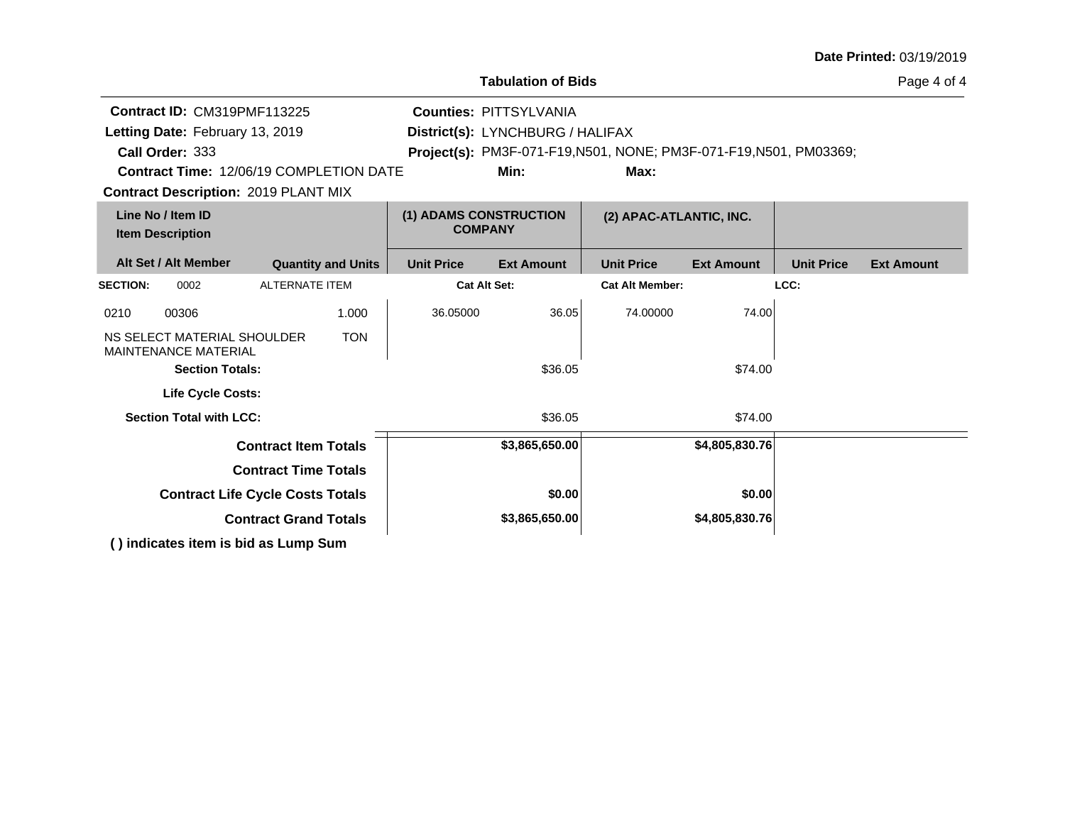**Date Printed:** 03/19/2019

## Tabulation of Bids

**Contract ID:** CM319PMF113225
**Letting Date:** February 13, 2019
**Call Order:** 333
**Contract Time:** 12/06/19 COMPLETION DATE
**Contract Description:** 2019 PLANT MIX

**Counties:** PITTSYLVANIA
**District(s):** LYNCHBURG / HALIFAX
**Project(s):** PM3F-071-F19,N501, NONE; PM3F-071-F19,N501, PM03369;
**Min:** **Max:**

| Line No / Item ID<br>Item Description | | | (1) ADAMS CONSTRUCTION COMPANY | | (2) APAC-ATLANTIC, INC. | | | |
|---|---|---|---|---|---|---|---|---|
| **Alt Set / Alt Member** | | **Quantity and Units** | **Unit Price** | **Ext Amount** | **Unit Price** | **Ext Amount** | **Unit Price** | **Ext Amount** |
| **SECTION:** 0002 | ALTERNATE ITEM | | **Cat Alt Set:** | | **Cat Alt Member:** | | **LCC:** | |
| 0210 | 00306 | 1.000 | 36.05000 | 36.05 | 74.00000 | 74.00 | | |
| NS SELECT MATERIAL SHOULDER MAINTENANCE MATERIAL | | TON | | | | | | |
| **Section Totals:** | | | | $36.05 | | $74.00 | | |
| **Life Cycle Costs:** | | | | | | | | |
| **Section Total with LCC:** | | | | $36.05 | | $74.00 | | |
| **Contract Item Totals** | | | | **$3,865,650.00** | | **$4,805,830.76** | | |
| **Contract Time Totals** | | | | | | | | |
| **Contract Life Cycle Costs Totals** | | | | **$0.00** | | **$0.00** | | |
| **Contract Grand Totals** | | | | **$3,865,650.00** | | **$4,805,830.76** | | |

**( ) indicates item is bid as Lump Sum**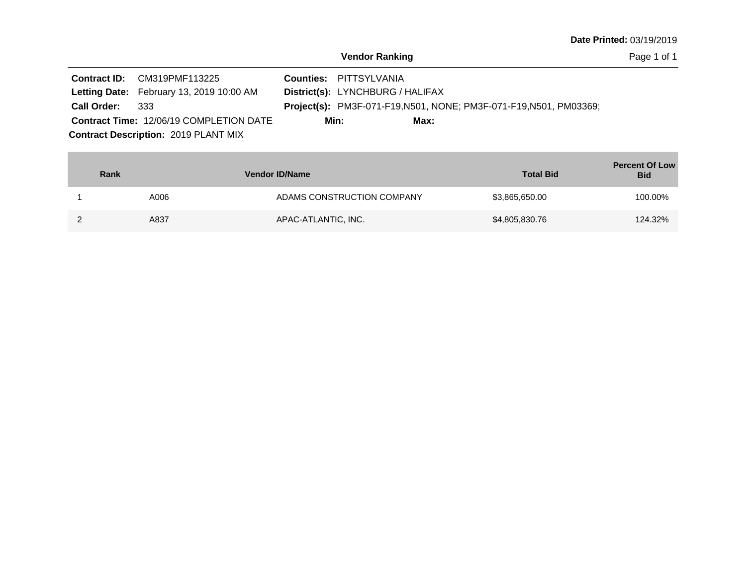**Date Printed:** 03/19/2019

## Vendor Ranking

**Contract ID:** CM319PMF113225
**Letting Date:** February 13, 2019 10:00 AM
**Call Order:** 333
**Contract Time:** 12/06/19 COMPLETION DATE
**Contract Description:** 2019 PLANT MIX

**Counties:** PITTSYLVANIA
**District(s):** LYNCHBURG / HALIFAX
**Project(s):** PM3F-071-F19,N501, NONE; PM3F-071-F19,N501, PM03369;
**Min:** **Max:**

| Rank | Vendor ID/Name | | Total Bid | Percent Of Low Bid |
|---|---|---|---|---|
| 1 | A006 | ADAMS CONSTRUCTION COMPANY | $3,865,650.00 | 100.00% |
| 2 | A837 | APAC-ATLANTIC, INC. | $4,805,830.76 | 124.32% |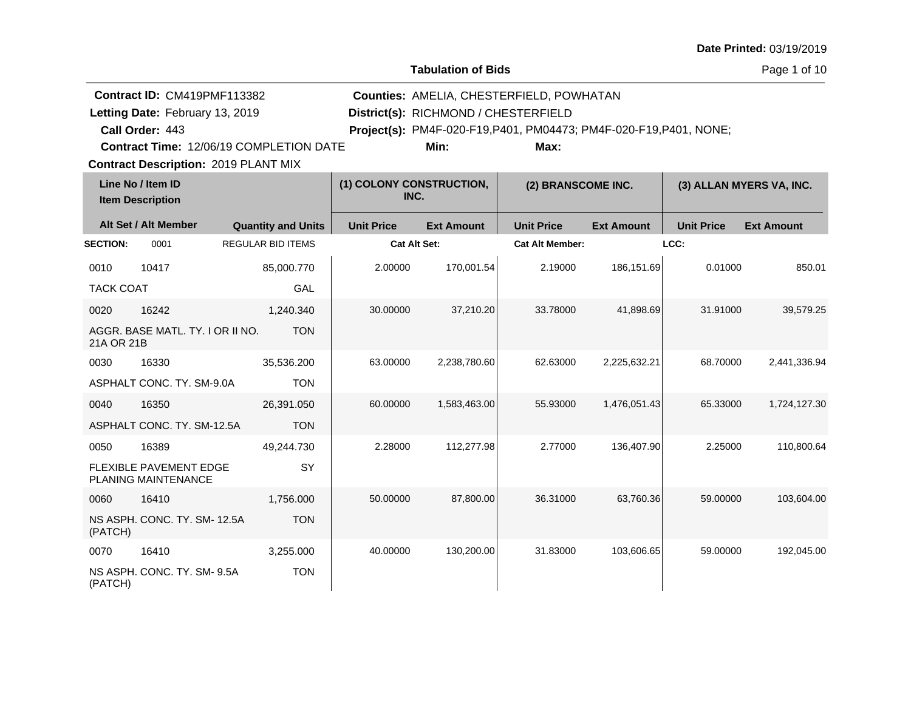**Date Printed:** 03/19/2019

## Tabulation of Bids

**Contract ID:** CM419PMF113382
**Letting Date:** February 13, 2019
**Call Order:** 443
**Contract Time:** 12/06/19 COMPLETION DATE
**Contract Description:** 2019 PLANT MIX

**Counties:** AMELIA, CHESTERFIELD, POWHATAN
**District(s):** RICHMOND / CHESTERFIELD
**Project(s):** PM4F-020-F19,P401, PM04473; PM4F-020-F19,P401, NONE;
**Min:**
**Max:**

| Line No / Item ID / Item Description | Alt Set / Alt Member | Quantity and Units | (1) COLONY CONSTRUCTION, INC. Unit Price | Ext Amount | (2) BRANSCOME INC. Unit Price | Ext Amount | (3) ALLAN MYERS VA, INC. Unit Price | Ext Amount |
|---|---|---|---|---|---|---|---|---|
| **SECTION:** 0001 | | REGULAR BID ITEMS | **Cat Alt Set:** | | **Cat Alt Member:** | | **LCC:** | |
| 0010 10417 TACK COAT | | 85,000.770 GAL | 2.00000 | 170,001.54 | 2.19000 | 186,151.69 | 0.01000 | 850.01 |
| 0020 16242 AGGR. BASE MATL. TY. I OR II NO. 21A OR 21B | | 1,240.340 TON | 30.00000 | 37,210.20 | 33.78000 | 41,898.69 | 31.91000 | 39,579.25 |
| 0030 16330 ASPHALT CONC. TY. SM-9.0A | | 35,536.200 TON | 63.00000 | 2,238,780.60 | 62.63000 | 2,225,632.21 | 68.70000 | 2,441,336.94 |
| 0040 16350 ASPHALT CONC. TY. SM-12.5A | | 26,391.050 TON | 60.00000 | 1,583,463.00 | 55.93000 | 1,476,051.43 | 65.33000 | 1,724,127.30 |
| 0050 16389 FLEXIBLE PAVEMENT EDGE PLANING MAINTENANCE | | 49,244.730 SY | 2.28000 | 112,277.98 | 2.77000 | 136,407.90 | 2.25000 | 110,800.64 |
| 0060 16410 NS ASPH. CONC. TY. SM- 12.5A (PATCH) | | 1,756.000 TON | 50.00000 | 87,800.00 | 36.31000 | 63,760.36 | 59.00000 | 103,604.00 |
| 0070 16410 NS ASPH. CONC. TY. SM- 9.5A (PATCH) | | 3,255.000 TON | 40.00000 | 130,200.00 | 31.83000 | 103,606.65 | 59.00000 | 192,045.00 |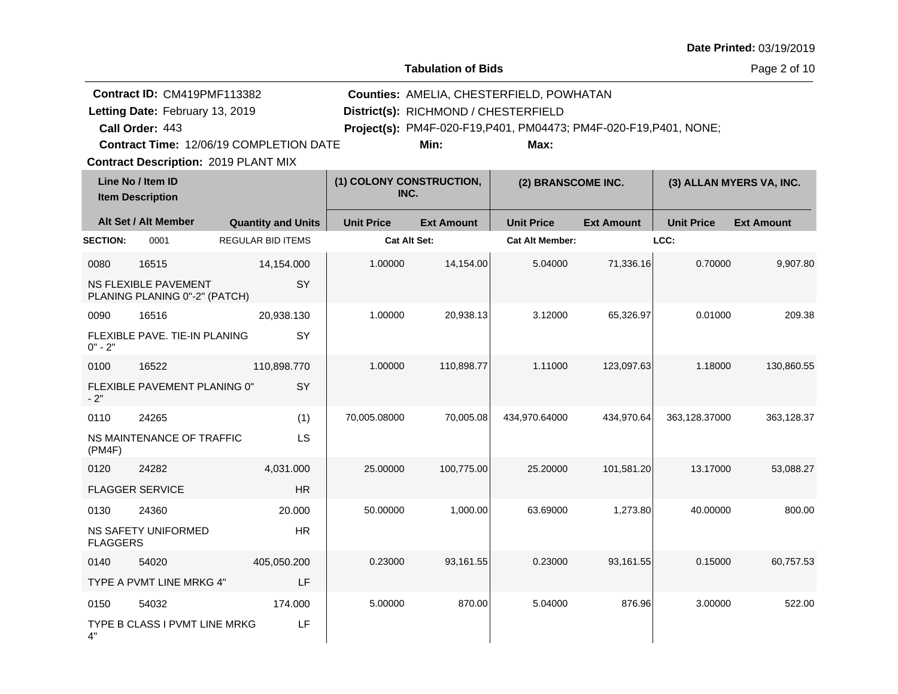Date Printed: 03/19/2019

**Tabulation of Bids**

**Contract ID:** CM419PMF113382
**Letting Date:** February 13, 2019
**Call Order:** 443
**Contract Time:** 12/06/19 COMPLETION DATE
**Contract Description:** 2019 PLANT MIX

**Counties:** AMELIA, CHESTERFIELD, POWHATAN
**District(s):** RICHMOND / CHESTERFIELD
**Project(s):** PM4F-020-F19,P401, PM04473; PM4F-020-F19,P401, NONE;
**Min:**
**Max:**

| Line No / Item ID / Item Description | Alt Set / Alt Member | Quantity and Units | (1) COLONY CONSTRUCTION, INC. Unit Price | (1) COLONY CONSTRUCTION, INC. Ext Amount | (2) BRANSCOME INC. Unit Price | (2) BRANSCOME INC. Ext Amount | (3) ALLAN MYERS VA, INC. Unit Price | (3) ALLAN MYERS VA, INC. Ext Amount |
|---|---|---|---|---|---|---|---|---|
| **SECTION:** 0001 | REGULAR BID ITEMS | | Cat Alt Set: | | Cat Alt Member: | | LCC: | |
| 0080 16515 NS FLEXIBLE PAVEMENT PLANING PLANING 0"-2" (PATCH) | | 14,154.000 SY | 1.00000 | 14,154.00 | 5.04000 | 71,336.16 | 0.70000 | 9,907.80 |
| 0090 16516 FLEXIBLE PAVE. TIE-IN PLANING 0" - 2" | | 20,938.130 SY | 1.00000 | 20,938.13 | 3.12000 | 65,326.97 | 0.01000 | 209.38 |
| 0100 16522 FLEXIBLE PAVEMENT PLANING 0" - 2" | | 110,898.770 SY | 1.00000 | 110,898.77 | 1.11000 | 123,097.63 | 1.18000 | 130,860.55 |
| 0110 24265 NS MAINTENANCE OF TRAFFIC (PM4F) | | (1) LS | 70,005.08000 | 70,005.08 | 434,970.64000 | 434,970.64 | 363,128.37000 | 363,128.37 |
| 0120 24282 FLAGGER SERVICE | | 4,031.000 HR | 25.00000 | 100,775.00 | 25.20000 | 101,581.20 | 13.17000 | 53,088.27 |
| 0130 24360 NS SAFETY UNIFORMED FLAGGERS | | 20.000 HR | 50.00000 | 1,000.00 | 63.69000 | 1,273.80 | 40.00000 | 800.00 |
| 0140 54020 TYPE A PVMT LINE MRKG 4" | | 405,050.200 LF | 0.23000 | 93,161.55 | 0.23000 | 93,161.55 | 0.15000 | 60,757.53 |
| 0150 54032 TYPE B CLASS I PVMT LINE MRKG 4" | | 174.000 LF | 5.00000 | 870.00 | 5.04000 | 876.96 | 3.00000 | 522.00 |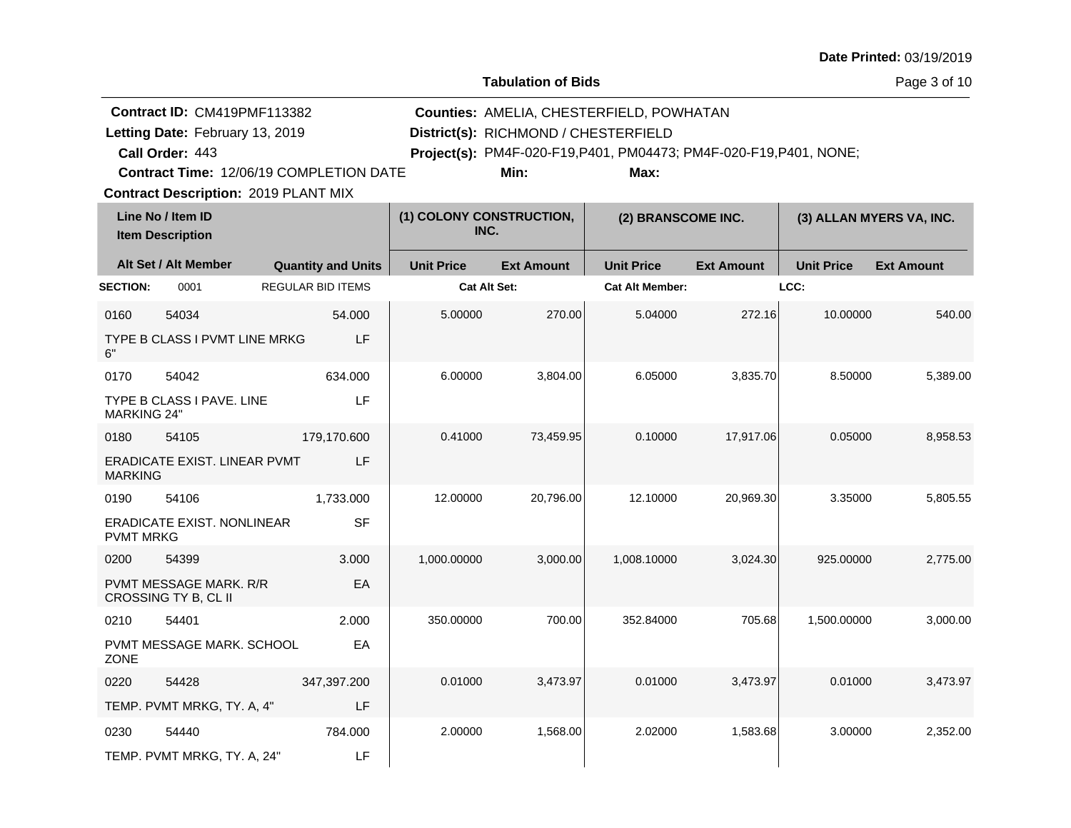Date Printed: 03/19/2019

## Tabulation of Bids

**Contract ID:** CM419PMF113382
**Letting Date:** February 13, 2019
**Call Order:** 443
**Contract Time:** 12/06/19 COMPLETION DATE
**Contract Description:** 2019 PLANT MIX

**Counties:** AMELIA, CHESTERFIELD, POWHATAN
**District(s):** RICHMOND / CHESTERFIELD
**Project(s):** PM4F-020-F19,P401, PM04473; PM4F-020-F19,P401, NONE;
**Min:**
**Max:**

| Line No / Item ID | Item Description | Quantity and Units | (1) COLONY CONSTRUCTION, INC. Unit Price | (1) COLONY CONSTRUCTION, INC. Ext Amount | (2) BRANSCOME INC. Unit Price | (2) BRANSCOME INC. Ext Amount | (3) ALLAN MYERS VA, INC. Unit Price | (3) ALLAN MYERS VA, INC. Ext Amount |
|---|---|---|---|---|---|---|---|---|
| **SECTION:** 0001 | REGULAR BID ITEMS | | Cat Alt Set: | | Cat Alt Member: | | LCC: | |
| 0160 54034 | TYPE B CLASS I PVMT LINE MRKG 6" | 54.000 LF | 5.00000 | 270.00 | 5.04000 | 272.16 | 10.00000 | 540.00 |
| 0170 54042 | TYPE B CLASS I PAVE. LINE MARKING 24" | 634.000 LF | 6.00000 | 3,804.00 | 6.05000 | 3,835.70 | 8.50000 | 5,389.00 |
| 0180 54105 | ERADICATE EXIST. LINEAR PVMT MARKING | 179,170.600 LF | 0.41000 | 73,459.95 | 0.10000 | 17,917.06 | 0.05000 | 8,958.53 |
| 0190 54106 | ERADICATE EXIST. NONLINEAR PVMT MRKG | 1,733.000 SF | 12.00000 | 20,796.00 | 12.10000 | 20,969.30 | 3.35000 | 5,805.55 |
| 0200 54399 | PVMT MESSAGE MARK. R/R CROSSING TY B, CL II | 3.000 EA | 1,000.00000 | 3,000.00 | 1,008.10000 | 3,024.30 | 925.00000 | 2,775.00 |
| 0210 54401 | PVMT MESSAGE MARK. SCHOOL ZONE | 2.000 EA | 350.00000 | 700.00 | 352.84000 | 705.68 | 1,500.00000 | 3,000.00 |
| 0220 54428 | TEMP. PVMT MRKG, TY. A, 4" | 347,397.200 LF | 0.01000 | 3,473.97 | 0.01000 | 3,473.97 | 0.01000 | 3,473.97 |
| 0230 54440 | TEMP. PVMT MRKG, TY. A, 24" | 784.000 LF | 2.00000 | 1,568.00 | 2.02000 | 1,583.68 | 3.00000 | 2,352.00 |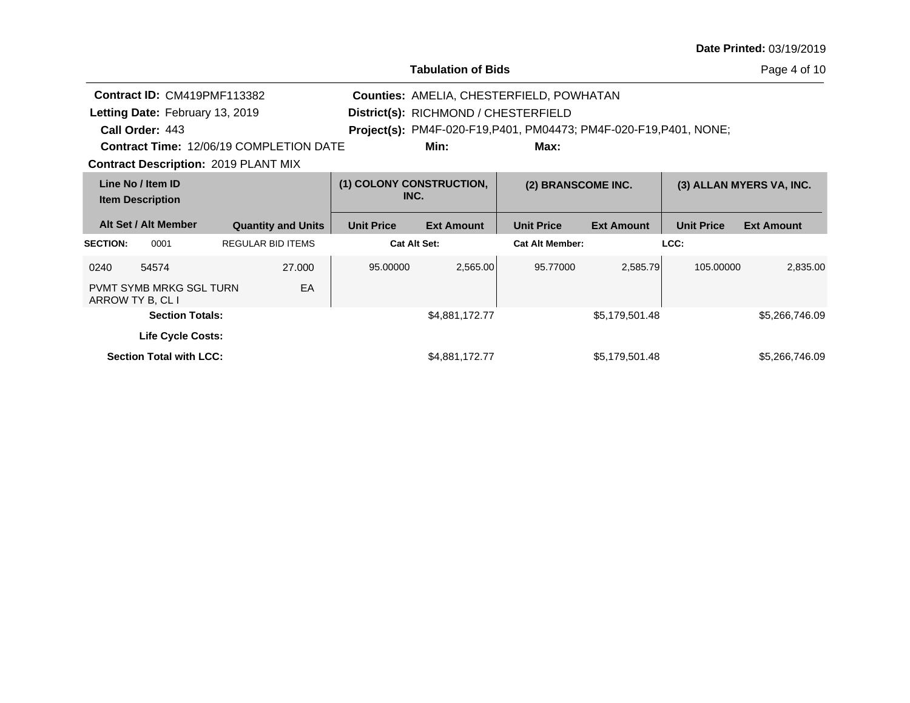**Date Printed:** 03/19/2019

## Tabulation of Bids

**Contract ID:** CM419PMF113382
**Letting Date:** February 13, 2019
**Call Order:** 443
**Contract Time:** 12/06/19 COMPLETION DATE
**Contract Description:** 2019 PLANT MIX

**Counties:** AMELIA, CHESTERFIELD, POWHATAN
**District(s):** RICHMOND / CHESTERFIELD
**Project(s):** PM4F-020-F19,P401, PM04473; PM4F-020-F19,P401, NONE;
**Min:** **Max:**

| Line No / Item ID<br>Item Description | | | | (1) COLONY CONSTRUCTION, INC. | | (2) BRANSCOME INC. | | (3) ALLAN MYERS VA, INC. | |
|---|---|---|---|---|---|---|---|---|---|
| Alt Set / Alt Member | | | Quantity and Units | Unit Price | Ext Amount | Unit Price | Ext Amount | Unit Price | Ext Amount |
| **SECTION:** | 0001 | REGULAR BID ITEMS | | **Cat Alt Set:** | | **Cat Alt Member:** | | **LCC:** | |
| 0240 | 54574 | | 27.000 | 95.00000 | 2,565.00 | 95.77000 | 2,585.79 | 105.00000 | 2,835.00 |
| PVMT SYMB MRKG SGL TURN ARROW TY B, CL I | | | EA | | | | | | |
| | **Section Totals:** | | | | $4,881,172.77 | | $5,179,501.48 | | $5,266,746.09 |
| | **Life Cycle Costs:** | | | | | | | | |
| | **Section Total with LCC:** | | | | $4,881,172.77 | | $5,179,501.48 | | $5,266,746.09 |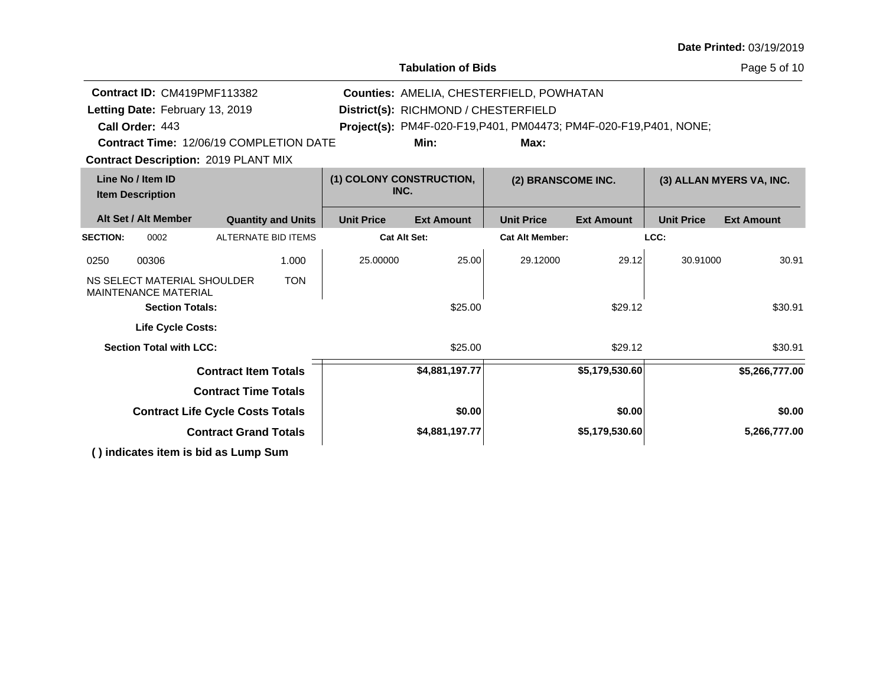Date Printed: 03/19/2019

**Tabulation of Bids**

**Contract ID:** CM419PMF113382
**Letting Date:** February 13, 2019
**Call Order:** 443
**Contract Time:** 12/06/19 COMPLETION DATE
**Contract Description:** 2019 PLANT MIX

**Counties:** AMELIA, CHESTERFIELD, POWHATAN
**District(s):** RICHMOND / CHESTERFIELD
**Project(s):** PM4F-020-F19,P401, PM04473; PM4F-020-F19,P401, NONE;
**Min:**
**Max:**

| Line No / Item ID / Item Description / Alt Set / Alt Member | Quantity and Units | (1) COLONY CONSTRUCTION, INC. Unit Price | (1) Ext Amount | (2) BRANSCOME INC. Unit Price | (2) Ext Amount | (3) ALLAN MYERS VA, INC. Unit Price | (3) Ext Amount |
|---|---|---|---|---|---|---|---|
| **SECTION:** 0002 | ALTERNATE BID ITEMS | **Cat Alt Set:** | | **Cat Alt Member:** | | **LCC:** | |
| 0250 00306 NS SELECT MATERIAL SHOULDER MAINTENANCE MATERIAL | 1.000 TON | 25.00000 | 25.00 | 29.12000 | 29.12 | 30.91000 | 30.91 |
| **Section Totals:** | | | $25.00 | | $29.12 | | $30.91 |
| **Life Cycle Costs:** | | | | | | | |
| **Section Total with LCC:** | | | $25.00 | | $29.12 | | $30.91 |
| **Contract Item Totals** | | | **$4,881,197.77** | | **$5,179,530.60** | | **$5,266,777.00** |
| **Contract Time Totals** | | | | | | | |
| **Contract Life Cycle Costs Totals** | | | **$0.00** | | **$0.00** | | **$0.00** |
| **Contract Grand Totals** | | | **$4,881,197.77** | | **$5,179,530.60** | | **5,266,777.00** |

**( ) indicates item is bid as Lump Sum**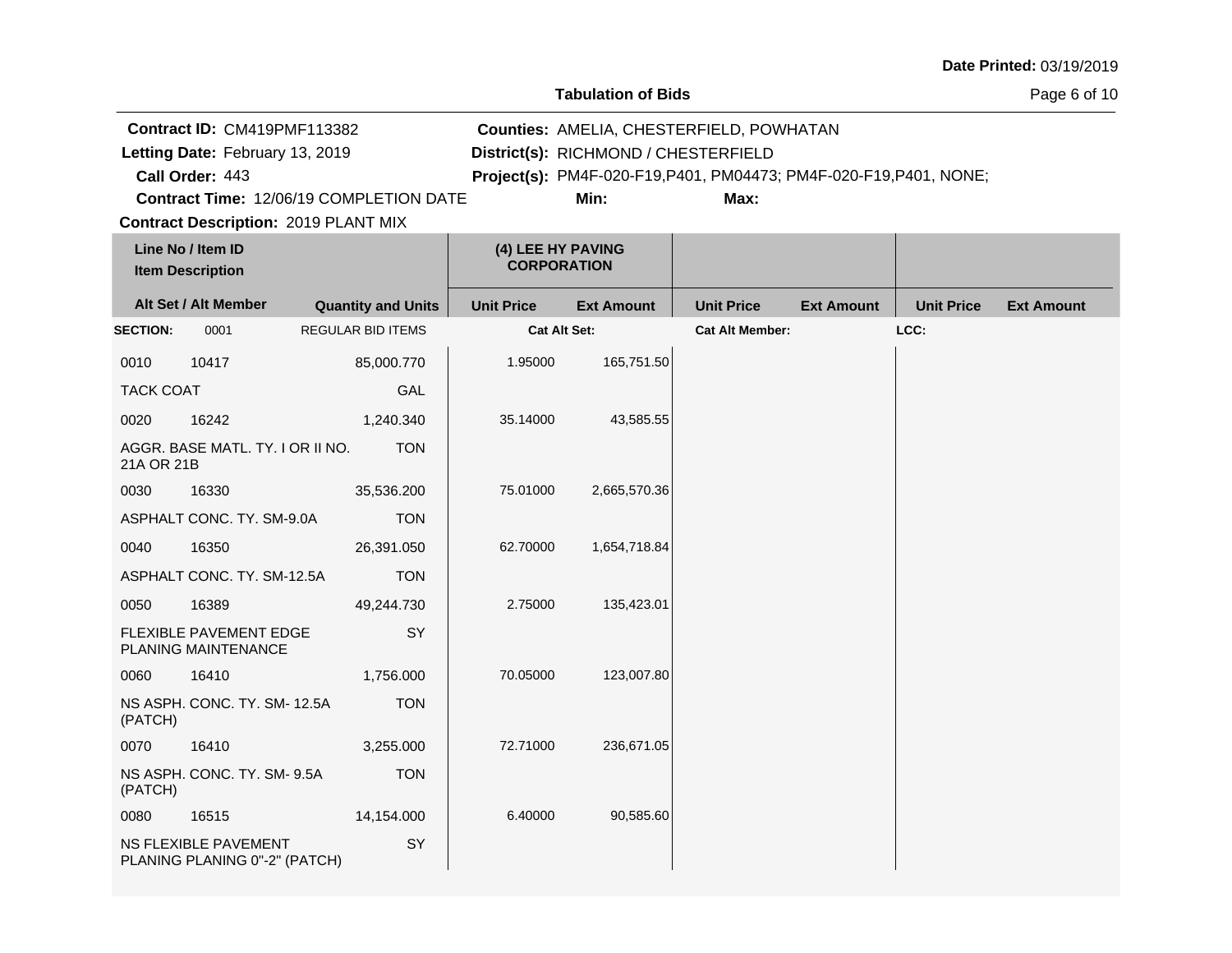**Date Printed:** 03/19/2019

## Tabulation of Bids

**Contract ID:** CM419PMF113382
**Letting Date:** February 13, 2019
**Call Order:** 443
**Contract Time:** 12/06/19 COMPLETION DATE
**Contract Description:** 2019 PLANT MIX

**Counties:** AMELIA, CHESTERFIELD, POWHATAN
**District(s):** RICHMOND / CHESTERFIELD
**Project(s):** PM4F-020-F19,P401, PM04473; PM4F-020-F19,P401, NONE;
**Min:**
**Max:**

| Line No / Item ID / Item Description | | | (4) LEE HY PAVING CORPORATION | | | | | |
|---|---|---|---|---|---|---|---|---|
| Alt Set / Alt Member | | Quantity and Units | Unit Price | Ext Amount | Unit Price | Ext Amount | Unit Price | Ext Amount |
| **SECTION:** | 0001 | REGULAR BID ITEMS | **Cat Alt Set:** | | **Cat Alt Member:** | | **LCC:** | |
| 0010 | 10417 | 85,000.770 | 1.95000 | 165,751.50 | | | | |
| TACK COAT | | GAL | | | | | | |
| 0020 | 16242 | 1,240.340 | 35.14000 | 43,585.55 | | | | |
| AGGR. BASE MATL. TY. I OR II NO. 21A OR 21B | | TON | | | | | | |
| 0030 | 16330 | 35,536.200 | 75.01000 | 2,665,570.36 | | | | |
| ASPHALT CONC. TY. SM-9.0A | | TON | | | | | | |
| 0040 | 16350 | 26,391.050 | 62.70000 | 1,654,718.84 | | | | |
| ASPHALT CONC. TY. SM-12.5A | | TON | | | | | | |
| 0050 | 16389 | 49,244.730 | 2.75000 | 135,423.01 | | | | |
| FLEXIBLE PAVEMENT EDGE PLANING MAINTENANCE | | SY | | | | | | |
| 0060 | 16410 | 1,756.000 | 70.05000 | 123,007.80 | | | | |
| NS ASPH. CONC. TY. SM- 12.5A (PATCH) | | TON | | | | | | |
| 0070 | 16410 | 3,255.000 | 72.71000 | 236,671.05 | | | | |
| NS ASPH. CONC. TY. SM- 9.5A (PATCH) | | TON | | | | | | |
| 0080 | 16515 | 14,154.000 | 6.40000 | 90,585.60 | | | | |
| NS FLEXIBLE PAVEMENT PLANING PLANING 0"-2" (PATCH) | | SY | | | | | | |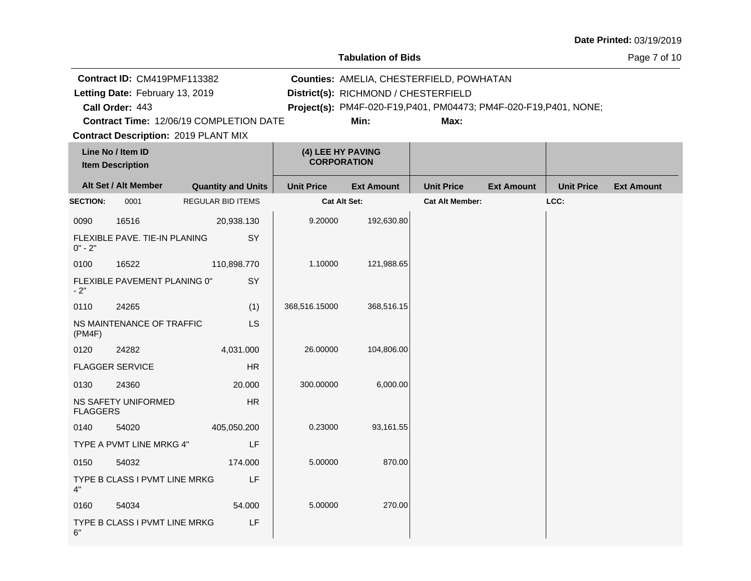**Date Printed:** 03/19/2019

**Tabulation of Bids**

**Contract ID:** CM419PMF113382
**Letting Date:** February 13, 2019
**Call Order:** 443
**Contract Time:** 12/06/19 COMPLETION DATE
**Contract Description:** 2019 PLANT MIX

**Counties:** AMELIA, CHESTERFIELD, POWHATAN
**District(s):** RICHMOND / CHESTERFIELD
**Project(s):** PM4F-020-F19,P401, PM04473; PM4F-020-F19,P401, NONE;
**Min:**
**Max:**

| Line No / Item ID / Item Description | Alt Set / Alt Member | Quantity and Units | (4) LEE HY PAVING CORPORATION Unit Price | Ext Amount | Unit Price | Ext Amount | Unit Price | Ext Amount |
|---|---|---|---|---|---|---|---|---|
| **SECTION:** 0001 | | REGULAR BID ITEMS | **Cat Alt Set:** | | **Cat Alt Member:** | | **LCC:** | |
| 0090 16516 FLEXIBLE PAVE. TIE-IN PLANING 0" - 2" | | 20,938.130 SY | 9.20000 | 192,630.80 | | | | |
| 0100 16522 FLEXIBLE PAVEMENT PLANING 0" - 2" | | 110,898.770 SY | 1.10000 | 121,988.65 | | | | |
| 0110 24265 NS MAINTENANCE OF TRAFFIC (PM4F) | | (1) LS | 368,516.15000 | 368,516.15 | | | | |
| 0120 24282 FLAGGER SERVICE | | 4,031.000 HR | 26.00000 | 104,806.00 | | | | |
| 0130 24360 NS SAFETY UNIFORMED FLAGGERS | | 20.000 HR | 300.00000 | 6,000.00 | | | | |
| 0140 54020 TYPE A PVMT LINE MRKG 4" | | 405,050.200 LF | 0.23000 | 93,161.55 | | | | |
| 0150 54032 TYPE B CLASS I PVMT LINE MRKG 4" | | 174.000 LF | 5.00000 | 870.00 | | | | |
| 0160 54034 TYPE B CLASS I PVMT LINE MRKG 6" | | 54.000 LF | 5.00000 | 270.00 | | | | |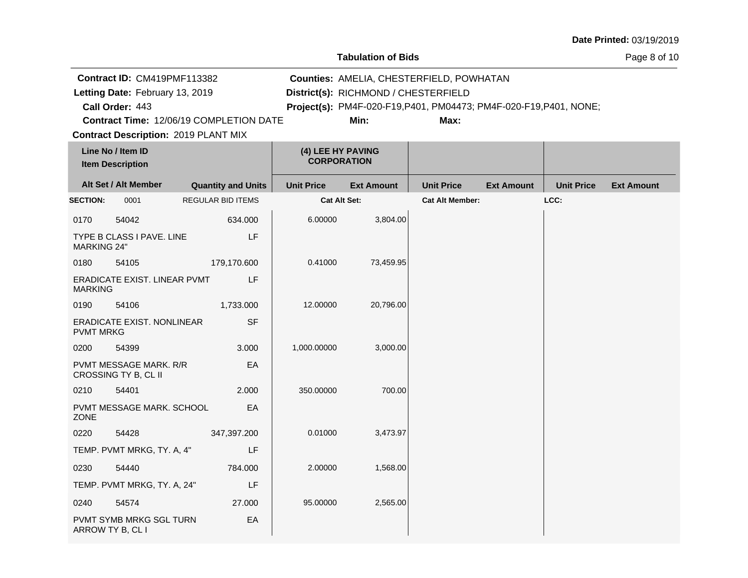**Date Printed:** 03/19/2019

**Tabulation of Bids**

**Contract ID:** CM419PMF113382
**Letting Date:** February 13, 2019
**Call Order:** 443
**Contract Time:** 12/06/19 COMPLETION DATE
**Contract Description:** 2019 PLANT MIX

**Counties:** AMELIA, CHESTERFIELD, POWHATAN
**District(s):** RICHMOND / CHESTERFIELD
**Project(s):** PM4F-020-F19,P401, PM04473; PM4F-020-F19,P401, NONE;
**Min:**
**Max:**

| Line No / Item ID | Item Description | Quantity and Units | (4) LEE HY PAVING CORPORATION Unit Price | (4) LEE HY PAVING CORPORATION Ext Amount | Unit Price | Ext Amount | Unit Price | Ext Amount |
|---|---|---|---|---|---|---|---|---|
| **SECTION:** 0001 | REGULAR BID ITEMS | | **Cat Alt Set:** | | **Cat Alt Member:** | | **LCC:** | |
| 0170 54042 | TYPE B CLASS I PAVE. LINE MARKING 24" | 634.000 LF | 6.00000 | 3,804.00 | | | | |
| 0180 54105 | ERADICATE EXIST. LINEAR PVMT MARKING | 179,170.600 LF | 0.41000 | 73,459.95 | | | | |
| 0190 54106 | ERADICATE EXIST. NONLINEAR PVMT MRKG | 1,733.000 SF | 12.00000 | 20,796.00 | | | | |
| 0200 54399 | PVMT MESSAGE MARK. R/R CROSSING TY B, CL II | 3.000 EA | 1,000.00000 | 3,000.00 | | | | |
| 0210 54401 | PVMT MESSAGE MARK. SCHOOL ZONE | 2.000 EA | 350.00000 | 700.00 | | | | |
| 0220 54428 | TEMP. PVMT MRKG, TY. A, 4" | 347,397.200 LF | 0.01000 | 3,473.97 | | | | |
| 0230 54440 | TEMP. PVMT MRKG, TY. A, 24" | 784.000 LF | 2.00000 | 1,568.00 | | | | |
| 0240 54574 | PVMT SYMB MRKG SGL TURN ARROW TY B, CL I | 27.000 EA | 95.00000 | 2,565.00 | | | | |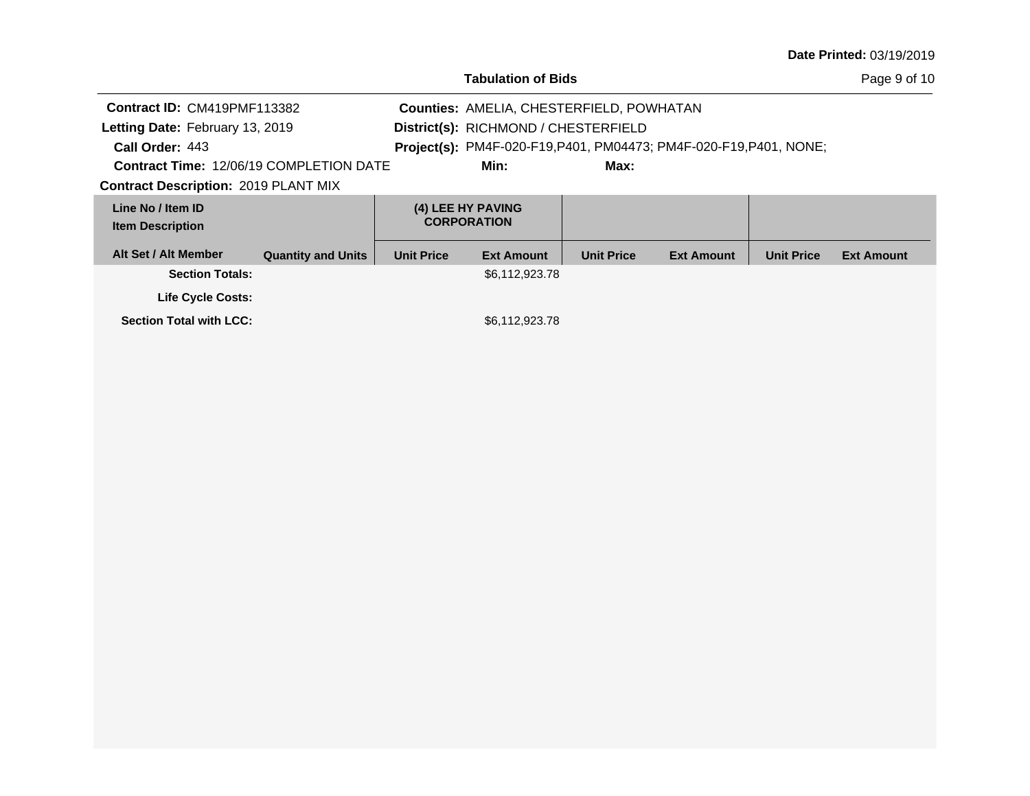Date Printed: 03/19/2019

**Tabulation of Bids**

**Contract ID:** CM419PMF113382
**Letting Date:** February 13, 2019
**Call Order:** 443
**Contract Time:** 12/06/19 COMPLETION DATE
**Contract Description:** 2019 PLANT MIX

**Counties:** AMELIA, CHESTERFIELD, POWHATAN
**District(s):** RICHMOND / CHESTERFIELD
**Project(s):** PM4F-020-F19,P401, PM04473; PM4F-020-F19,P401, NONE;
**Min:**
**Max:**

| Line No / Item ID<br>Item Description | | (4) LEE HY PAVING CORPORATION | | | | | |
|---|---|---|---|---|---|---|---|
| **Alt Set / Alt Member** | **Quantity and Units** | **Unit Price** | **Ext Amount** | **Unit Price** | **Ext Amount** | **Unit Price** | **Ext Amount** |
| **Section Totals:** | | | $6,112,923.78 | | | | |
| **Life Cycle Costs:** | | | | | | | |
| **Section Total with LCC:** | | | $6,112,923.78 | | | | |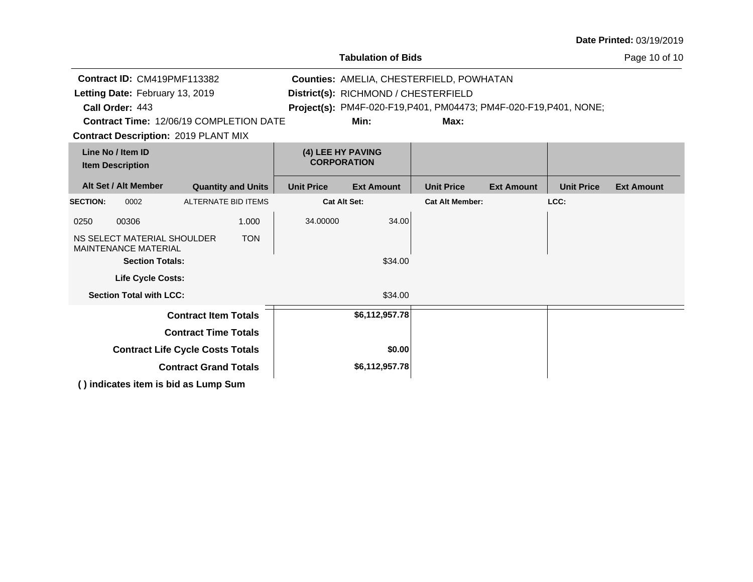Date Printed: 03/19/2019

## Tabulation of Bids

**Contract ID:** CM419PMF113382
**Letting Date:** February 13, 2019
**Call Order:** 443
**Contract Time:** 12/06/19 COMPLETION DATE
**Contract Description:** 2019 PLANT MIX

**Counties:** AMELIA, CHESTERFIELD, POWHATAN
**District(s):** RICHMOND / CHESTERFIELD
**Project(s):** PM4F-020-F19,P401, PM04473; PM4F-020-F19,P401, NONE;
**Min:** **Max:**

| Line No / Item ID / Item Description | Alt Set / Alt Member / Quantity and Units | (4) LEE HY PAVING CORPORATION Unit Price | (4) LEE HY PAVING CORPORATION Ext Amount | Unit Price | Ext Amount | Unit Price | Ext Amount |
|---|---|---|---|---|---|---|---|
| **SECTION:** 0002 | ALTERNATE BID ITEMS | **Cat Alt Set:** | | **Cat Alt Member:** | | **LCC:** | |
| 0250 00306 NS SELECT MATERIAL SHOULDER MAINTENANCE MATERIAL | 1.000 TON | 34.00000 | 34.00 | | | | |
| **Section Totals:** | | | $34.00 | | | | |
| **Life Cycle Costs:** | | | | | | | |
| **Section Total with LCC:** | | | $34.00 | | | | |
| **Contract Item Totals** | | | **$6,112,957.78** | | | | |
| **Contract Time Totals** | | | | | | | |
| **Contract Life Cycle Costs Totals** | | | **$0.00** | | | | |
| **Contract Grand Totals** | | | **$6,112,957.78** | | | | |

**( ) indicates item is bid as Lump Sum**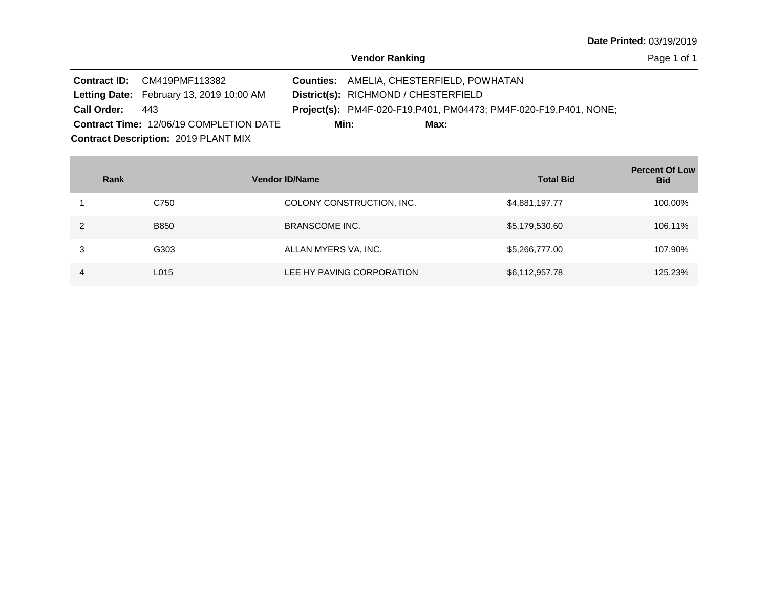Date Printed: 03/19/2019

## Vendor Ranking

**Contract ID:** CM419PMF113382
**Letting Date:** February 13, 2019 10:00 AM
**Call Order:** 443
**Contract Time:** 12/06/19 COMPLETION DATE
**Contract Description:** 2019 PLANT MIX

**Counties:** AMELIA, CHESTERFIELD, POWHATAN
**District(s):** RICHMOND / CHESTERFIELD
**Project(s):** PM4F-020-F19,P401, PM04473; PM4F-020-F19,P401, NONE;
**Min:** **Max:**

| Rank | Vendor ID/Name | | Total Bid | Percent Of Low Bid |
|---|---|---|---|---|
| 1 | C750 | COLONY CONSTRUCTION, INC. | $4,881,197.77 | 100.00% |
| 2 | B850 | BRANSCOME INC. | $5,179,530.60 | 106.11% |
| 3 | G303 | ALLAN MYERS VA, INC. | $5,266,777.00 | 107.90% |
| 4 | L015 | LEE HY PAVING CORPORATION | $6,112,957.78 | 125.23% |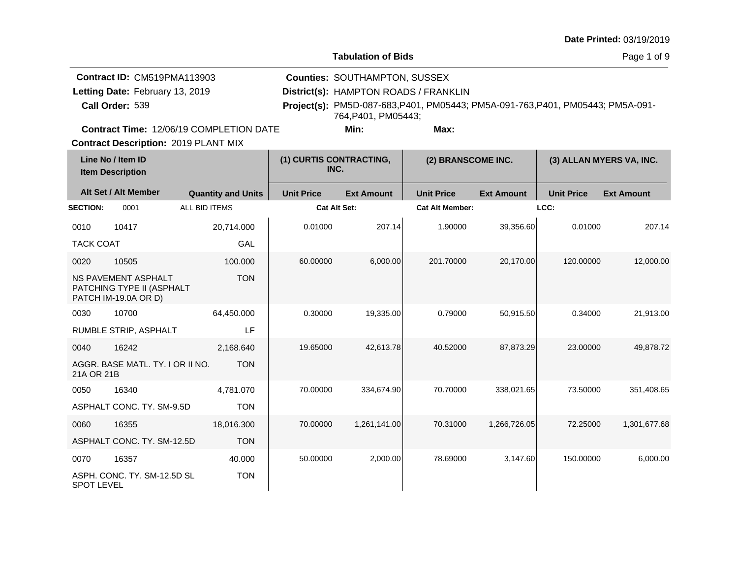Date Printed: 03/19/2019

## Tabulation of Bids

**Contract ID:** CM519PMA113903
**Letting Date:** February 13, 2019
**Call Order:** 539
**Contract Time:** 12/06/19 COMPLETION DATE
**Contract Description:** 2019 PLANT MIX

**Counties:** SOUTHAMPTON, SUSSEX
**District(s):** HAMPTON ROADS / FRANKLIN
**Project(s):** PM5D-087-683,P401, PM05443; PM5A-091-763,P401, PM05443; PM5A-091-764,P401, PM05443;
**Min:**
**Max:**

| Line No / Item ID / Item Description | | Quantity and Units | (1) CURTIS CONTRACTING, INC. Unit Price | Ext Amount | (2) BRANSCOME INC. Unit Price | Ext Amount | (3) ALLAN MYERS VA, INC. Unit Price | Ext Amount |
|---|---|---|---|---|---|---|---|---|
| **SECTION:** 0001 | | ALL BID ITEMS | Cat Alt Set: | | Cat Alt Member: | | LCC: | |
| 0010 | 10417 | 20,714.000 | 0.01000 | 207.14 | 1.90000 | 39,356.60 | 0.01000 | 207.14 |
| TACK COAT | | GAL | | | | | | |
| 0020 | 10505 | 100.000 | 60.00000 | 6,000.00 | 201.70000 | 20,170.00 | 120.00000 | 12,000.00 |
| NS PAVEMENT ASPHALT PATCHING TYPE II (ASPHALT PATCH IM-19.0A OR D) | | TON | | | | | | |
| 0030 | 10700 | 64,450.000 | 0.30000 | 19,335.00 | 0.79000 | 50,915.50 | 0.34000 | 21,913.00 |
| RUMBLE STRIP, ASPHALT | | LF | | | | | | |
| 0040 | 16242 | 2,168.640 | 19.65000 | 42,613.78 | 40.52000 | 87,873.29 | 23.00000 | 49,878.72 |
| AGGR. BASE MATL. TY. I OR II NO. 21A OR 21B | | TON | | | | | | |
| 0050 | 16340 | 4,781.070 | 70.00000 | 334,674.90 | 70.70000 | 338,021.65 | 73.50000 | 351,408.65 |
| ASPHALT CONC. TY. SM-9.5D | | TON | | | | | | |
| 0060 | 16355 | 18,016.300 | 70.00000 | 1,261,141.00 | 70.31000 | 1,266,726.05 | 72.25000 | 1,301,677.68 |
| ASPHALT CONC. TY. SM-12.5D | | TON | | | | | | |
| 0070 | 16357 | 40.000 | 50.00000 | 2,000.00 | 78.69000 | 3,147.60 | 150.00000 | 6,000.00 |
| ASPH. CONC. TY. SM-12.5D SL SPOT LEVEL | | TON | | | | | | |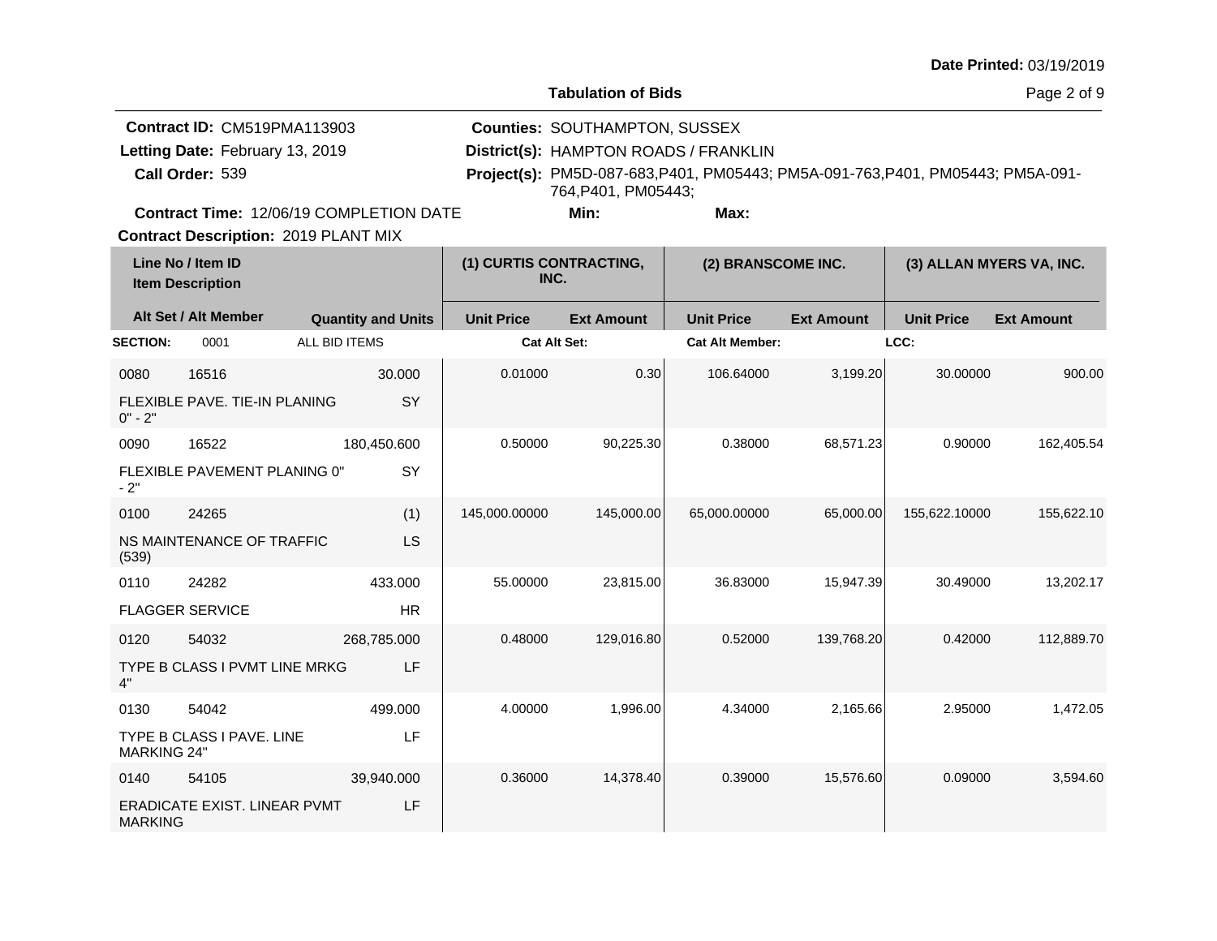Date Printed: 03/19/2019

## Tabulation of Bids

**Contract ID:** CM519PMA113903
**Letting Date:** February 13, 2019
**Call Order:** 539
**Contract Time:** 12/06/19 COMPLETION DATE
**Contract Description:** 2019 PLANT MIX

**Counties:** SOUTHAMPTON, SUSSEX
**District(s):** HAMPTON ROADS / FRANKLIN
**Project(s):** PM5D-087-683,P401, PM05443; PM5A-091-763,P401, PM05443; PM5A-091-764,P401, PM05443;
**Min:** **Max:**

| Line No / Item ID | Item Description | Quantity and Units | (1) CURTIS CONTRACTING, INC. Unit Price | (1) CURTIS CONTRACTING, INC. Ext Amount | (2) BRANSCOME INC. Unit Price | (2) BRANSCOME INC. Ext Amount | (3) ALLAN MYERS VA, INC. Unit Price | (3) ALLAN MYERS VA, INC. Ext Amount |
|---|---|---|---|---|---|---|---|---|
| **SECTION:** 0001 | ALL BID ITEMS | | Cat Alt Set: | | Cat Alt Member: | | LCC: | |
| 0080 16516 | FLEXIBLE PAVE. TIE-IN PLANING 0" - 2" | 30.000 SY | 0.01000 | 0.30 | 106.64000 | 3,199.20 | 30.00000 | 900.00 |
| 0090 16522 | FLEXIBLE PAVEMENT PLANING 0" - 2" | 180,450.600 SY | 0.50000 | 90,225.30 | 0.38000 | 68,571.23 | 0.90000 | 162,405.54 |
| 0100 24265 | NS MAINTENANCE OF TRAFFIC (539) | (1) LS | 145,000.00000 | 145,000.00 | 65,000.00000 | 65,000.00 | 155,622.10000 | 155,622.10 |
| 0110 24282 | FLAGGER SERVICE | 433.000 HR | 55.00000 | 23,815.00 | 36.83000 | 15,947.39 | 30.49000 | 13,202.17 |
| 0120 54032 | TYPE B CLASS I PVMT LINE MRKG 4" | 268,785.000 LF | 0.48000 | 129,016.80 | 0.52000 | 139,768.20 | 0.42000 | 112,889.70 |
| 0130 54042 | TYPE B CLASS I PAVE. LINE MARKING 24" | 499.000 LF | 4.00000 | 1,996.00 | 4.34000 | 2,165.66 | 2.95000 | 1,472.05 |
| 0140 54105 | ERADICATE EXIST. LINEAR PVMT MARKING | 39,940.000 LF | 0.36000 | 14,378.40 | 0.39000 | 15,576.60 | 0.09000 | 3,594.60 |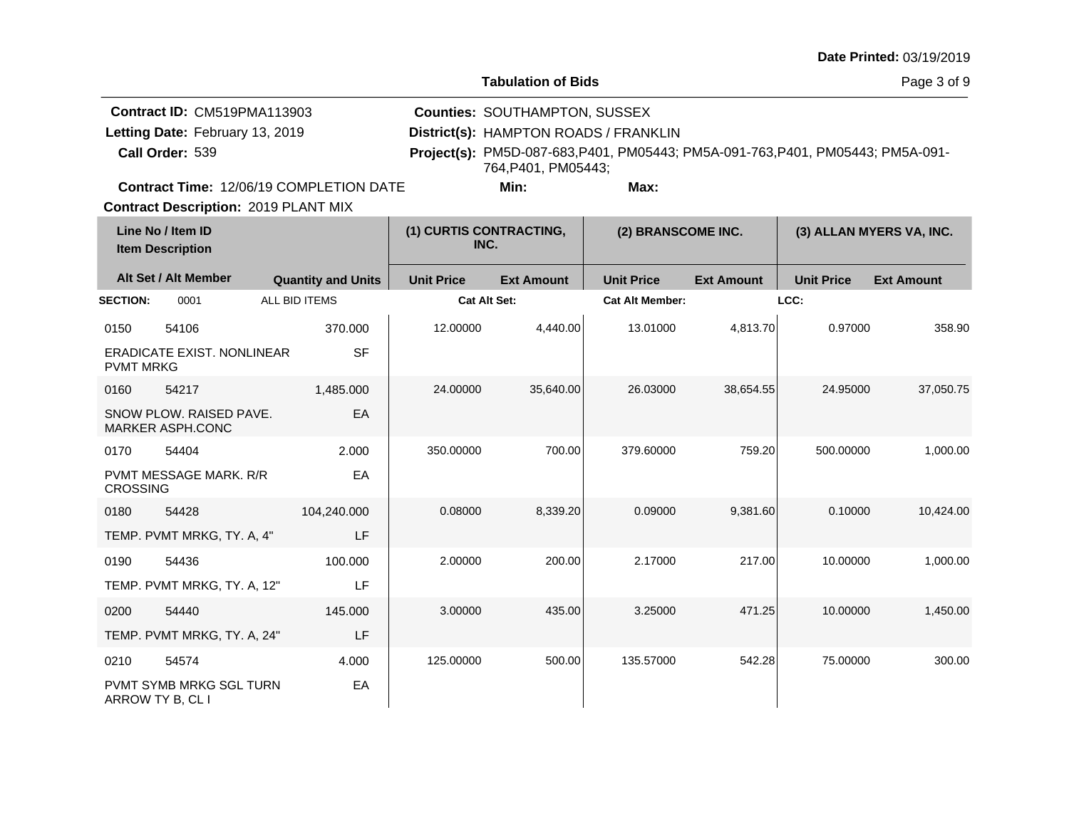**Date Printed:** 03/19/2019

## Tabulation of Bids

**Contract ID:** CM519PMA113903
**Letting Date:** February 13, 2019
**Call Order:** 539
**Contract Time:** 12/06/19 COMPLETION DATE
**Contract Description:** 2019 PLANT MIX

**Counties:** SOUTHAMPTON, SUSSEX
**District(s):** HAMPTON ROADS / FRANKLIN
**Project(s):** PM5D-087-683,P401, PM05443; PM5A-091-763,P401, PM05443; PM5A-091-764,P401, PM05443;
**Min:** **Max:**

| Line No / Item ID / Item Description | | Quantity and Units | (1) CURTIS CONTRACTING, INC. | | (2) BRANSCOME INC. | | (3) ALLAN MYERS VA, INC. | |
|---|---|---|---|---|---|---|---|---|
| Alt Set / Alt Member | | | Unit Price | Ext Amount | Unit Price | Ext Amount | Unit Price | Ext Amount |
| **SECTION:** 0001 | ALL BID ITEMS | | **Cat Alt Set:** | | **Cat Alt Member:** | | **LCC:** | |
| 0150 | 54106 | 370.000 | 12.00000 | 4,440.00 | 13.01000 | 4,813.70 | 0.97000 | 358.90 |
| ERADICATE EXIST. NONLINEAR PVMT MRKG | | SF | | | | | | |
| 0160 | 54217 | 1,485.000 | 24.00000 | 35,640.00 | 26.03000 | 38,654.55 | 24.95000 | 37,050.75 |
| SNOW PLOW. RAISED PAVE. MARKER ASPH.CONC | | EA | | | | | | |
| 0170 | 54404 | 2.000 | 350.00000 | 700.00 | 379.60000 | 759.20 | 500.00000 | 1,000.00 |
| PVMT MESSAGE MARK. R/R CROSSING | | EA | | | | | | |
| 0180 | 54428 | 104,240.000 | 0.08000 | 8,339.20 | 0.09000 | 9,381.60 | 0.10000 | 10,424.00 |
| TEMP. PVMT MRKG, TY. A, 4" | | LF | | | | | | |
| 0190 | 54436 | 100.000 | 2.00000 | 200.00 | 2.17000 | 217.00 | 10.00000 | 1,000.00 |
| TEMP. PVMT MRKG, TY. A, 12" | | LF | | | | | | |
| 0200 | 54440 | 145.000 | 3.00000 | 435.00 | 3.25000 | 471.25 | 10.00000 | 1,450.00 |
| TEMP. PVMT MRKG, TY. A, 24" | | LF | | | | | | |
| 0210 | 54574 | 4.000 | 125.00000 | 500.00 | 135.57000 | 542.28 | 75.00000 | 300.00 |
| PVMT SYMB MRKG SGL TURN ARROW TY B, CL I | | EA | | | | | | |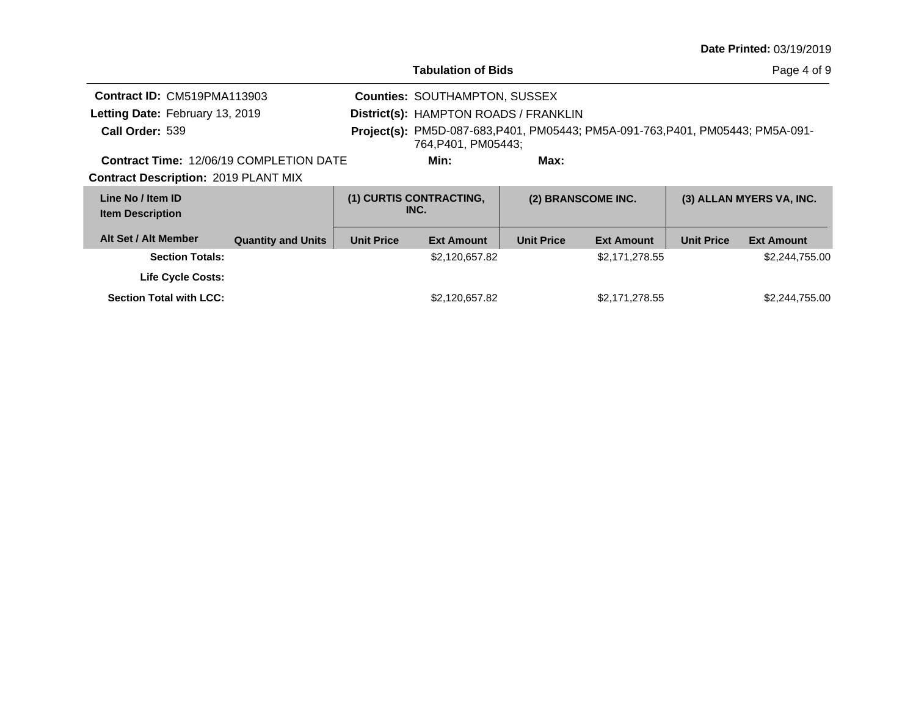**Date Printed:** 03/19/2019

**Tabulation of Bids**

**Contract ID:** CM519PMA113903
**Letting Date:** February 13, 2019
**Call Order:** 539
**Contract Time:** 12/06/19 COMPLETION DATE
**Contract Description:** 2019 PLANT MIX

**Counties:** SOUTHAMPTON, SUSSEX
**District(s):** HAMPTON ROADS / FRANKLIN
**Project(s):** PM5D-087-683,P401, PM05443; PM5A-091-763,P401, PM05443; PM5A-091-764,P401, PM05443;
**Min:**
**Max:**

| Line No / Item ID<br>Item Description<br>Alt Set / Alt Member | Quantity and Units | (1) CURTIS CONTRACTING, INC.<br>Unit Price | <br>Ext Amount | (2) BRANSCOME INC.<br>Unit Price | <br>Ext Amount | (3) ALLAN MYERS VA, INC.<br>Unit Price | <br>Ext Amount |
|---|---|---|---|---|---|---|---|
| **Section Totals:** | | | $2,120,657.82 | | $2,171,278.55 | | $2,244,755.00 |
| **Life Cycle Costs:** | | | | | | | |
| **Section Total with LCC:** | | | $2,120,657.82 | | $2,171,278.55 | | $2,244,755.00 |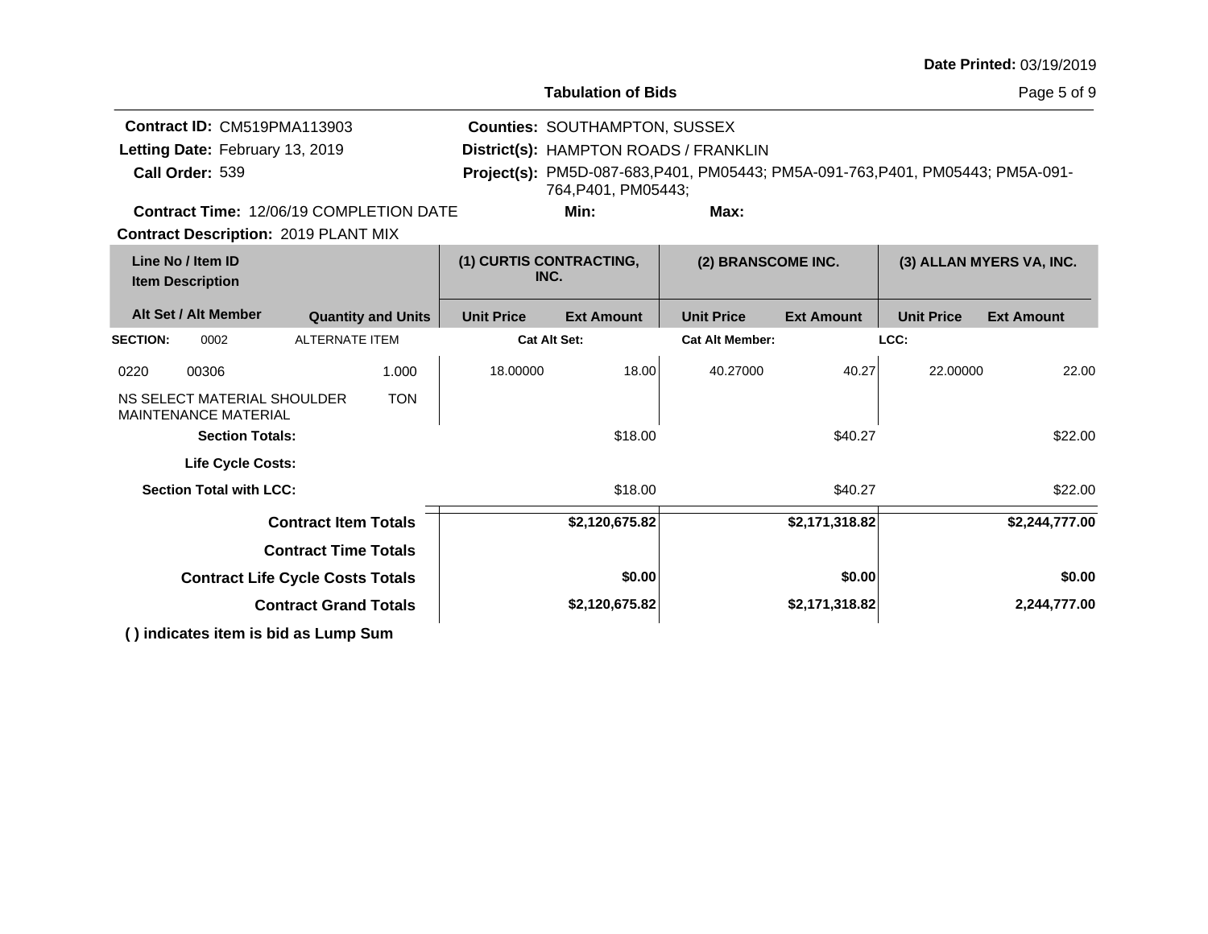Date Printed: 03/19/2019

## Tabulation of Bids

**Contract ID:** CM519PMA113903
**Letting Date:** February 13, 2019
**Call Order:** 539
**Counties:** SOUTHAMPTON, SUSSEX
**District(s):** HAMPTON ROADS / FRANKLIN
**Project(s):** PM5D-087-683,P401, PM05443; PM5A-091-763,P401, PM05443; PM5A-091-764,P401, PM05443;
**Contract Time:** 12/06/19 COMPLETION DATE
**Min:**
**Max:**
**Contract Description:** 2019 PLANT MIX

| Line No / Item ID / Item Description | Alt Set / Alt Member | Quantity and Units | (1) CURTIS CONTRACTING, INC. Unit Price | (1) CURTIS CONTRACTING, INC. Ext Amount | (2) BRANSCOME INC. Unit Price | (2) BRANSCOME INC. Ext Amount | (3) ALLAN MYERS VA, INC. Unit Price | (3) ALLAN MYERS VA, INC. Ext Amount |
|---|---|---|---|---|---|---|---|---|
| **SECTION:** 0002 | ALTERNATE ITEM | | **Cat Alt Set:** | | **Cat Alt Member:** | | **LCC:** | |
| 0220 00306 NS SELECT MATERIAL SHOULDER MAINTENANCE MATERIAL | | 1.000 TON | 18.00000 | 18.00 | 40.27000 | 40.27 | 22.00000 | 22.00 |
| **Section Totals:** | | | | $18.00 | | $40.27 | | $22.00 |
| **Life Cycle Costs:** | | | | | | | | |
| **Section Total with LCC:** | | | | $18.00 | | $40.27 | | $22.00 |
| **Contract Item Totals** | | | | **$2,120,675.82** | | **$2,171,318.82** | | **$2,244,777.00** |
| **Contract Time Totals** | | | | | | | | |
| **Contract Life Cycle Costs Totals** | | | | **$0.00** | | **$0.00** | | **$0.00** |
| **Contract Grand Totals** | | | | **$2,120,675.82** | | **$2,171,318.82** | | **2,244,777.00** |

**( ) indicates item is bid as Lump Sum**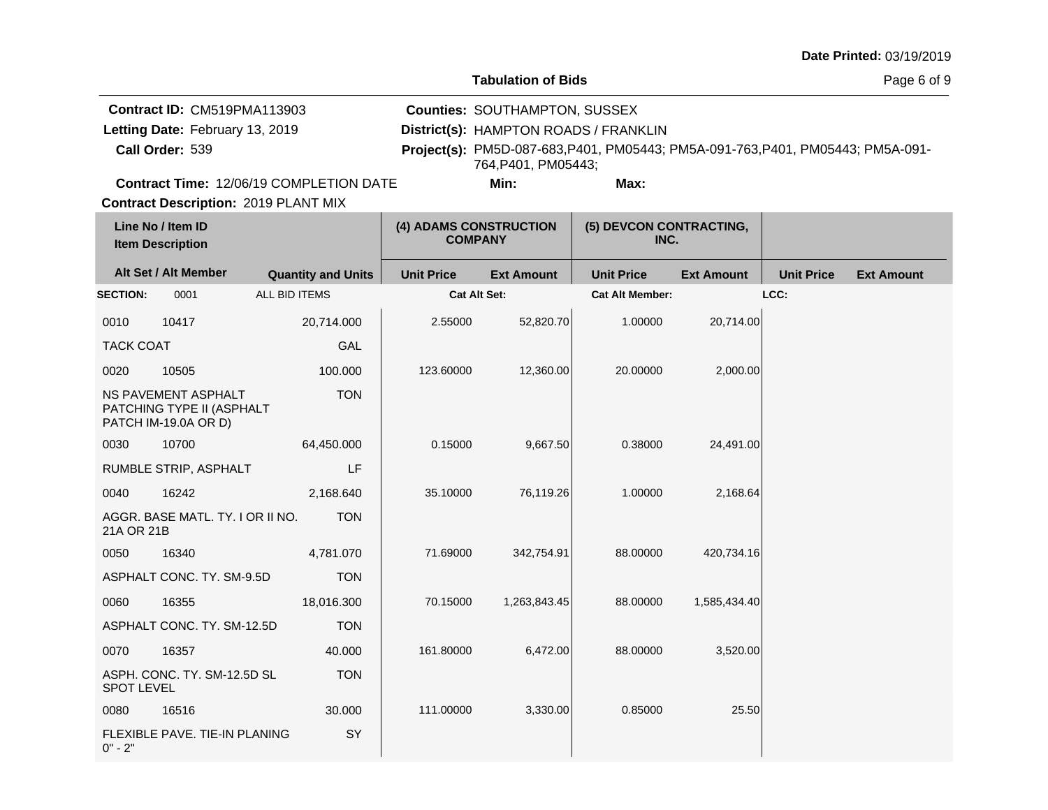**Date Printed:** 03/19/2019

## Tabulation of Bids

**Contract ID:** CM519PMA113903
**Letting Date:** February 13, 2019
**Call Order:** 539
**Contract Time:** 12/06/19 COMPLETION DATE
**Contract Description:** 2019 PLANT MIX

**Counties:** SOUTHAMPTON, SUSSEX
**District(s):** HAMPTON ROADS / FRANKLIN
**Project(s):** PM5D-087-683,P401, PM05443; PM5A-091-763,P401, PM05443; PM5A-091-764,P401, PM05443;
**Min:** **Max:**

| Line No / Item ID / Item Description | | Alt Set / Alt Member | Quantity and Units | (4) ADAMS CONSTRUCTION COMPANY Unit Price | (4) ADAMS CONSTRUCTION COMPANY Ext Amount | (5) DEVCON CONTRACTING, INC. Unit Price | (5) DEVCON CONTRACTING, INC. Ext Amount | Unit Price | Ext Amount |
|---|---|---|---|---|---|---|---|---|---|
| **SECTION:** | 0001 | ALL BID ITEMS | | **Cat Alt Set:** | | **Cat Alt Member:** | | **LCC:** | |
| 0010 | 10417 | | 20,714.000 | 2.55000 | 52,820.70 | 1.00000 | 20,714.00 | | |
| TACK COAT | | | GAL | | | | | | |
| 0020 | 10505 | | 100.000 | 123.60000 | 12,360.00 | 20.00000 | 2,000.00 | | |
| NS PAVEMENT ASPHALT PATCHING TYPE II (ASPHALT PATCH IM-19.0A OR D) | | | TON | | | | | | |
| 0030 | 10700 | | 64,450.000 | 0.15000 | 9,667.50 | 0.38000 | 24,491.00 | | |
| RUMBLE STRIP, ASPHALT | | | LF | | | | | | |
| 0040 | 16242 | | 2,168.640 | 35.10000 | 76,119.26 | 1.00000 | 2,168.64 | | |
| AGGR. BASE MATL. TY. I OR II NO. 21A OR 21B | | | TON | | | | | | |
| 0050 | 16340 | | 4,781.070 | 71.69000 | 342,754.91 | 88.00000 | 420,734.16 | | |
| ASPHALT CONC. TY. SM-9.5D | | | TON | | | | | | |
| 0060 | 16355 | | 18,016.300 | 70.15000 | 1,263,843.45 | 88.00000 | 1,585,434.40 | | |
| ASPHALT CONC. TY. SM-12.5D | | | TON | | | | | | |
| 0070 | 16357 | | 40.000 | 161.80000 | 6,472.00 | 88.00000 | 3,520.00 | | |
| ASPH. CONC. TY. SM-12.5D SL SPOT LEVEL | | | TON | | | | | | |
| 0080 | 16516 | | 30.000 | 111.00000 | 3,330.00 | 0.85000 | 25.50 | | |
| FLEXIBLE PAVE. TIE-IN PLANING 0" - 2" | | | SY | | | | | | |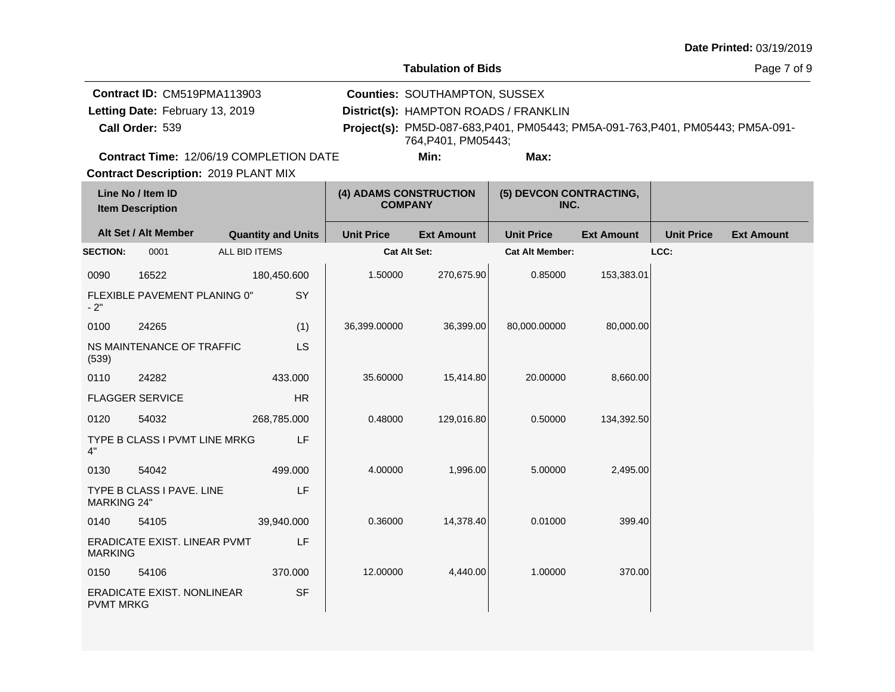**Date Printed:** 03/19/2019

**Tabulation of Bids**

**Contract ID:** CM519PMA113903
**Letting Date:** February 13, 2019
**Call Order:** 539
**Contract Time:** 12/06/19 COMPLETION DATE
**Contract Description:** 2019 PLANT MIX

**Counties:** SOUTHAMPTON, SUSSEX
**District(s):** HAMPTON ROADS / FRANKLIN
**Project(s):** PM5D-087-683,P401, PM05443; PM5A-091-763,P401, PM05443; PM5A-091-764,P401, PM05443;
**Min:** **Max:**

| Line No / Item ID / Item Description | | Quantity and Units | (4) ADAMS CONSTRUCTION COMPANY Unit Price | (4) ADAMS CONSTRUCTION COMPANY Ext Amount | (5) DEVCON CONTRACTING, INC. Unit Price | (5) DEVCON CONTRACTING, INC. Ext Amount | Unit Price | Ext Amount |
|---|---|---|---|---|---|---|---|---|
| **SECTION:** 0001 | ALL BID ITEMS | | Cat Alt Set: | | Cat Alt Member: | | LCC: | |
| 0090 | 16522 | 180,450.600 | 1.50000 | 270,675.90 | 0.85000 | 153,383.01 | | |
| FLEXIBLE PAVEMENT PLANING 0" - 2" | | SY | | | | | | |
| 0100 | 24265 | (1) | 36,399.00000 | 36,399.00 | 80,000.00000 | 80,000.00 | | |
| NS MAINTENANCE OF TRAFFIC (539) | | LS | | | | | | |
| 0110 | 24282 | 433.000 | 35.60000 | 15,414.80 | 20.00000 | 8,660.00 | | |
| FLAGGER SERVICE | | HR | | | | | | |
| 0120 | 54032 | 268,785.000 | 0.48000 | 129,016.80 | 0.50000 | 134,392.50 | | |
| TYPE B CLASS I PVMT LINE MRKG 4" | | LF | | | | | | |
| 0130 | 54042 | 499.000 | 4.00000 | 1,996.00 | 5.00000 | 2,495.00 | | |
| TYPE B CLASS I PAVE. LINE MARKING 24" | | LF | | | | | | |
| 0140 | 54105 | 39,940.000 | 0.36000 | 14,378.40 | 0.01000 | 399.40 | | |
| ERADICATE EXIST. LINEAR PVMT MARKING | | LF | | | | | | |
| 0150 | 54106 | 370.000 | 12.00000 | 4,440.00 | 1.00000 | 370.00 | | |
| ERADICATE EXIST. NONLINEAR PVMT MRKG | | SF | | | | | | |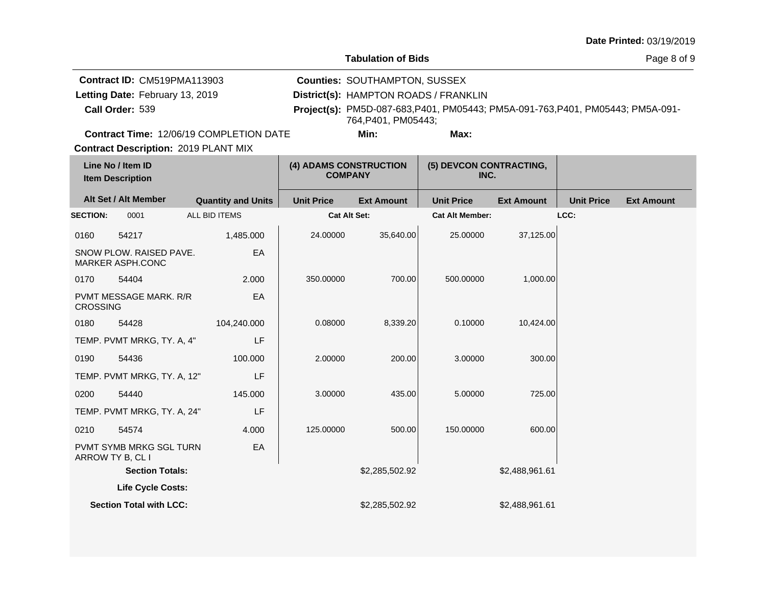Date Printed: 03/19/2019

## Tabulation of Bids

**Contract ID:** CM519PMA113903
**Letting Date:** February 13, 2019
**Call Order:** 539
**Contract Time:** 12/06/19 COMPLETION DATE
**Contract Description:** 2019 PLANT MIX

**Counties:** SOUTHAMPTON, SUSSEX
**District(s):** HAMPTON ROADS / FRANKLIN
**Project(s):** PM5D-087-683,P401, PM05443; PM5A-091-763,P401, PM05443; PM5A-091-764,P401, PM05443;
**Min:**
**Max:**

| Line No / Item ID | Item Description | Quantity and Units | (4) ADAMS CONSTRUCTION COMPANY Unit Price | (4) ADAMS CONSTRUCTION COMPANY Ext Amount | (5) DEVCON CONTRACTING, INC. Unit Price | (5) DEVCON CONTRACTING, INC. Ext Amount | Unit Price | Ext Amount |
|---|---|---|---|---|---|---|---|---|
| **SECTION:** 0001 | ALL BID ITEMS | | **Cat Alt Set:** | | **Cat Alt Member:** | | **LCC:** | |
| 0160 54217 | SNOW PLOW. RAISED PAVE. MARKER ASPH.CONC | 1,485.000 EA | 24.00000 | 35,640.00 | 25.00000 | 37,125.00 | | |
| 0170 54404 | PVMT MESSAGE MARK. R/R CROSSING | 2.000 EA | 350.00000 | 700.00 | 500.00000 | 1,000.00 | | |
| 0180 54428 | TEMP. PVMT MRKG, TY. A, 4" | 104,240.000 LF | 0.08000 | 8,339.20 | 0.10000 | 10,424.00 | | |
| 0190 54436 | TEMP. PVMT MRKG, TY. A, 12" | 100.000 LF | 2.00000 | 200.00 | 3.00000 | 300.00 | | |
| 0200 54440 | TEMP. PVMT MRKG, TY. A, 24" | 145.000 LF | 3.00000 | 435.00 | 5.00000 | 725.00 | | |
| 0210 54574 | PVMT SYMB MRKG SGL TURN ARROW TY B, CL I | 4.000 EA | 125.00000 | 500.00 | 150.00000 | 600.00 | | |
| | **Section Totals:** | | | $2,285,502.92 | | $2,488,961.61 | | |
| | **Life Cycle Costs:** | | | | | | | |
| | **Section Total with LCC:** | | | $2,285,502.92 | | $2,488,961.61 | | |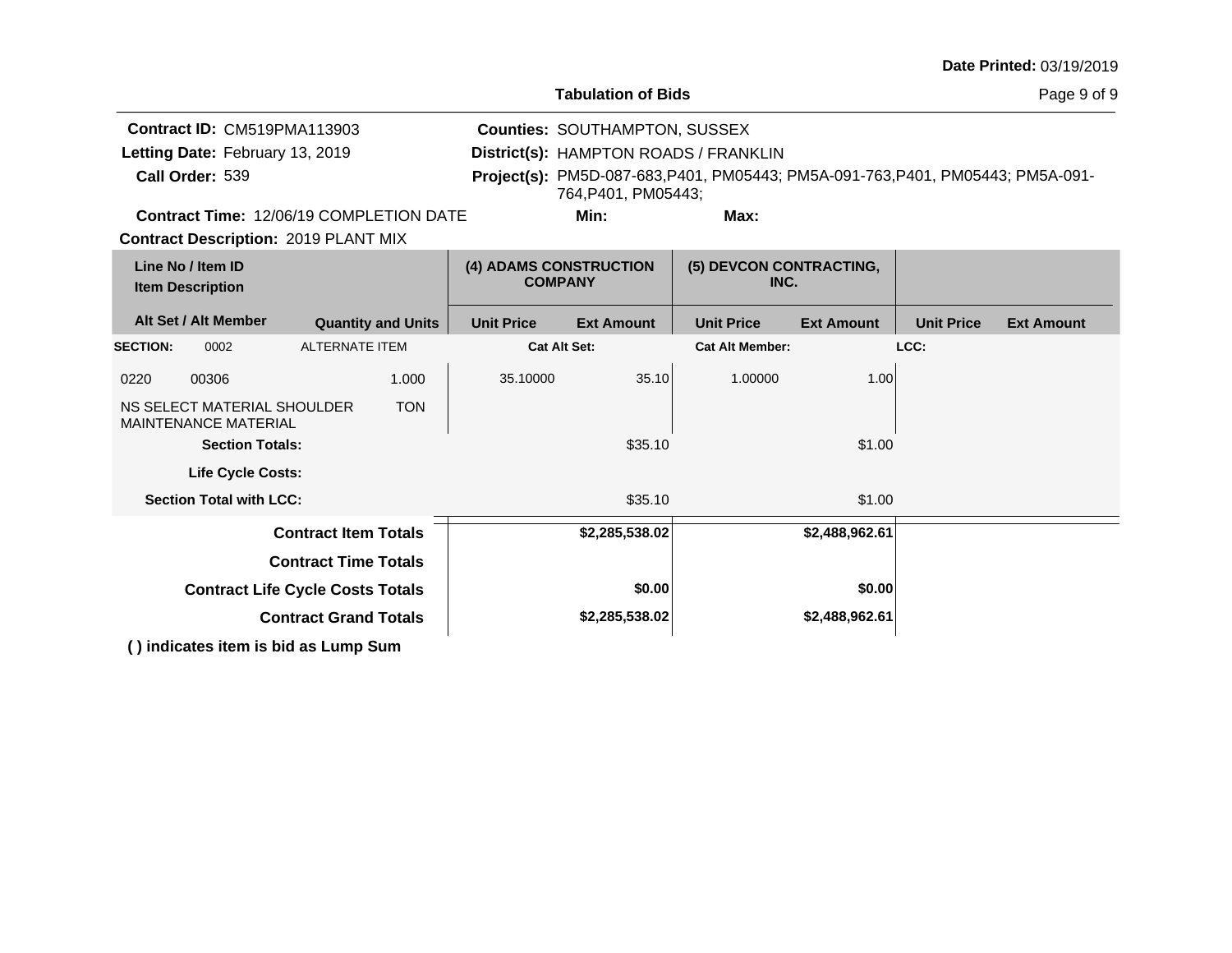**Date Printed:** 03/19/2019

**Tabulation of Bids**

**Contract ID:** CM519PMA113903
**Letting Date:** February 13, 2019
**Call Order:** 539
**Contract Time:** 12/06/19 COMPLETION DATE
**Contract Description:** 2019 PLANT MIX

**Counties:** SOUTHAMPTON, SUSSEX
**District(s):** HAMPTON ROADS / FRANKLIN
**Project(s):** PM5D-087-683,P401, PM05443; PM5A-091-763,P401, PM05443; PM5A-091-764,P401, PM05443;
**Min:**
**Max:**

| Line No / Item ID | Item Description | Quantity and Units | (4) ADAMS CONSTRUCTION COMPANY | | (5) DEVCON CONTRACTING, INC. | | | |
|---|---|---|---|---|---|---|---|---|
| Alt Set / Alt Member | | | Unit Price | Ext Amount | Unit Price | Ext Amount | Unit Price | Ext Amount |
| SECTION: 0002 | ALTERNATE ITEM | | Cat Alt Set: | | Cat Alt Member: | | LCC: | |
| 0220 00306 | NS SELECT MATERIAL SHOULDER MAINTENANCE MATERIAL | 1.000 TON | 35.10000 | 35.10 | 1.00000 | 1.00 | | |
| | **Section Totals:** | | | $35.10 | | $1.00 | | |
| | **Life Cycle Costs:** | | | | | | | |
| | **Section Total with LCC:** | | | $35.10 | | $1.00 | | |
| | **Contract Item Totals** | | | **$2,285,538.02** | | **$2,488,962.61** | | |
| | **Contract Time Totals** | | | | | | | |
| | **Contract Life Cycle Costs Totals** | | | **$0.00** | | **$0.00** | | |
| | **Contract Grand Totals** | | | **$2,285,538.02** | | **$2,488,962.61** | | |

**( ) indicates item is bid as Lump Sum**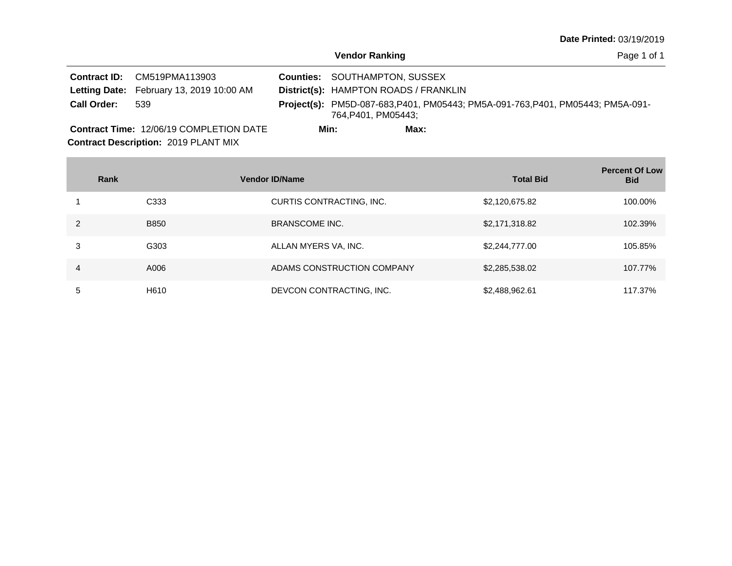Date Printed: 03/19/2019

## Vendor Ranking

**Contract ID:** CM519PMA113903
**Letting Date:** February 13, 2019 10:00 AM
**Call Order:** 539
**Counties:** SOUTHAMPTON, SUSSEX
**District(s):** HAMPTON ROADS / FRANKLIN
**Project(s):** PM5D-087-683,P401, PM05443; PM5A-091-763,P401, PM05443; PM5A-091-764,P401, PM05443;
**Contract Time:** 12/06/19 COMPLETION DATE
**Min:**
**Max:**
**Contract Description:** 2019 PLANT MIX

| Rank | Vendor ID | Name | Total Bid | Percent Of Low Bid |
|---|---|---|---|---|
| 1 | C333 | CURTIS CONTRACTING, INC. | $2,120,675.82 | 100.00% |
| 2 | B850 | BRANSCOME INC. | $2,171,318.82 | 102.39% |
| 3 | G303 | ALLAN MYERS VA, INC. | $2,244,777.00 | 105.85% |
| 4 | A006 | ADAMS CONSTRUCTION COMPANY | $2,285,538.02 | 107.77% |
| 5 | H610 | DEVCON CONTRACTING, INC. | $2,488,962.61 | 117.37% |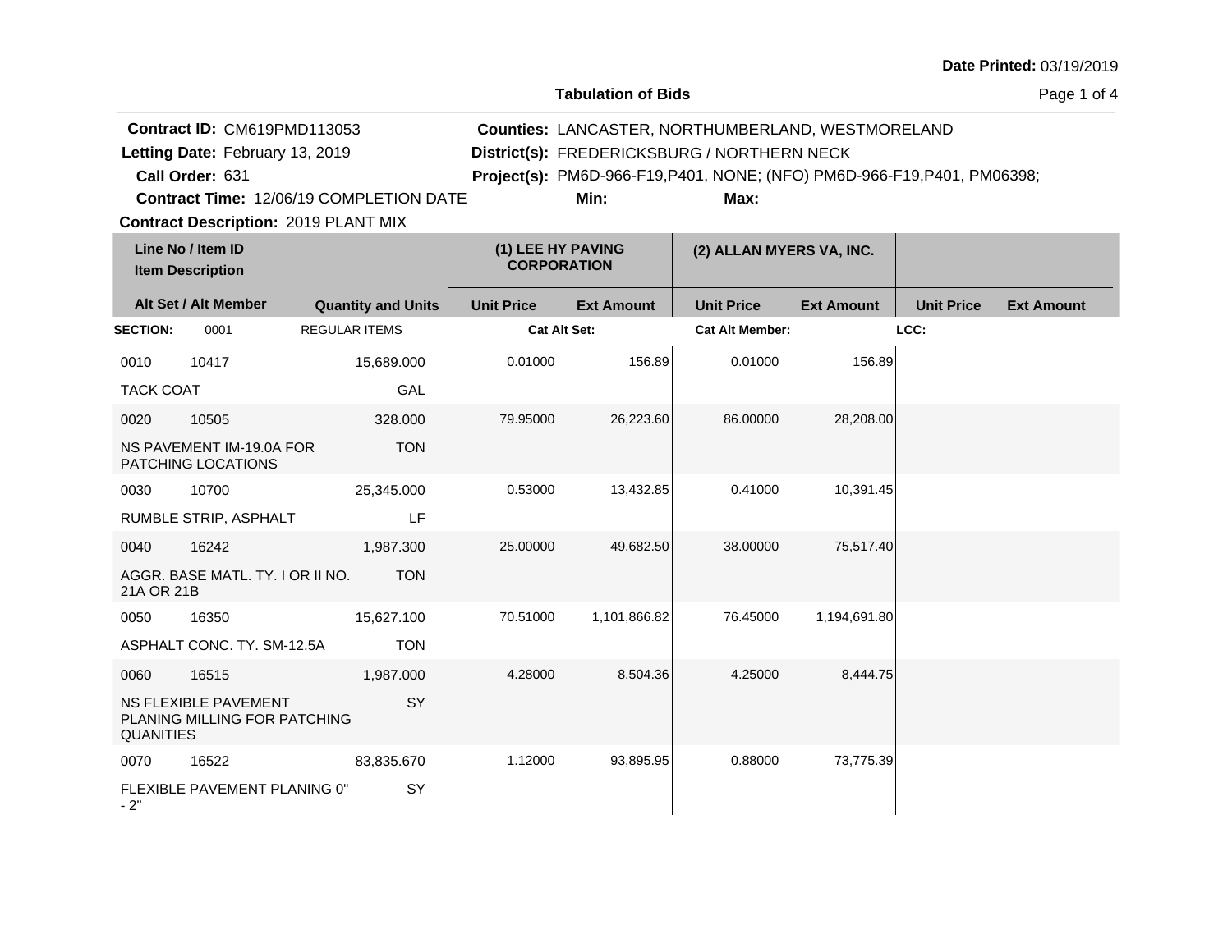Date Printed: 03/19/2019

## Tabulation of Bids

**Contract ID:** CM619PMD113053
**Letting Date:** February 13, 2019
**Call Order:** 631
**Contract Time:** 12/06/19 COMPLETION DATE
**Contract Description:** 2019 PLANT MIX

**Counties:** LANCASTER, NORTHUMBERLAND, WESTMORELAND
**District(s):** FREDERICKSBURG / NORTHERN NECK
**Project(s):** PM6D-966-F19,P401, NONE; (NFO) PM6D-966-F19,P401, PM06398;
**Min:**
**Max:**

| Line No / Item ID | Item Description | Quantity and Units | (1) LEE HY PAVING CORPORATION Unit Price | (1) LEE HY PAVING CORPORATION Ext Amount | (2) ALLAN MYERS VA, INC. Unit Price | (2) ALLAN MYERS VA, INC. Ext Amount | Unit Price | Ext Amount |
|---|---|---|---|---|---|---|---|---|
| **SECTION:** 0001 | REGULAR ITEMS | | Cat Alt Set: | | Cat Alt Member: | | LCC: | |
| 0010 10417 | TACK COAT | 15,689.000 GAL | 0.01000 | 156.89 | 0.01000 | 156.89 | | |
| 0020 10505 | NS PAVEMENT IM-19.0A FOR PATCHING LOCATIONS | 328.000 TON | 79.95000 | 26,223.60 | 86.00000 | 28,208.00 | | |
| 0030 10700 | RUMBLE STRIP, ASPHALT | 25,345.000 LF | 0.53000 | 13,432.85 | 0.41000 | 10,391.45 | | |
| 0040 16242 | AGGR. BASE MATL. TY. I OR II NO. 21A OR 21B | 1,987.300 TON | 25.00000 | 49,682.50 | 38.00000 | 75,517.40 | | |
| 0050 16350 | ASPHALT CONC. TY. SM-12.5A | 15,627.100 TON | 70.51000 | 1,101,866.82 | 76.45000 | 1,194,691.80 | | |
| 0060 16515 | NS FLEXIBLE PAVEMENT PLANING MILLING FOR PATCHING QUANITIES | 1,987.000 SY | 4.28000 | 8,504.36 | 4.25000 | 8,444.75 | | |
| 0070 16522 | FLEXIBLE PAVEMENT PLANING 0" - 2" | 83,835.670 SY | 1.12000 | 93,895.95 | 0.88000 | 73,775.39 | | |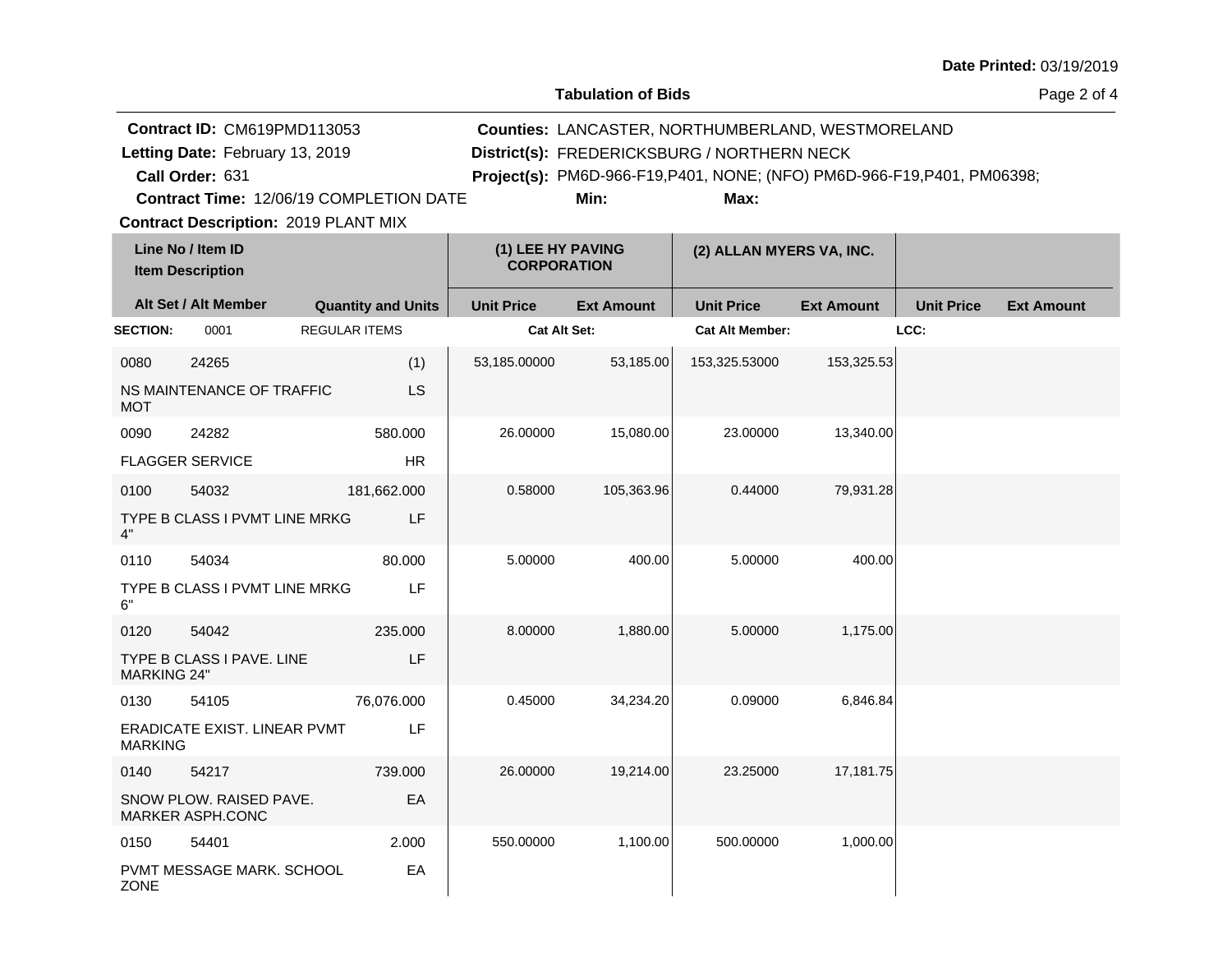**Date Printed:** 03/19/2019

**Tabulation of Bids**

**Contract ID:** CM619PMD113053
**Letting Date:** February 13, 2019
**Call Order:** 631
**Contract Time:** 12/06/19 COMPLETION DATE
**Contract Description:** 2019 PLANT MIX

**Counties:** LANCASTER, NORTHUMBERLAND, WESTMORELAND
**District(s):** FREDERICKSBURG / NORTHERN NECK
**Project(s):** PM6D-966-F19,P401, NONE; (NFO) PM6D-966-F19,P401, PM06398;
**Min:** **Max:**

| Line No / Item ID<br>Item Description | | | (1) LEE HY PAVING CORPORATION | | (2) ALLAN MYERS VA, INC. | | | |
|---|---|---|---|---|---|---|---|---|
| Alt Set / Alt Member | | Quantity and Units | Unit Price | Ext Amount | Unit Price | Ext Amount | Unit Price | Ext Amount |
| **SECTION:** 0001 | REGULAR ITEMS | | **Cat Alt Set:** | | **Cat Alt Member:** | | **LCC:** | |
| 0080 | 24265 | (1) | 53,185.00000 | 53,185.00 | 153,325.53000 | 153,325.53 | | |
| NS MAINTENANCE OF TRAFFIC MOT | | LS | | | | | | |
| 0090 | 24282 | 580.000 | 26.00000 | 15,080.00 | 23.00000 | 13,340.00 | | |
| FLAGGER SERVICE | | HR | | | | | | |
| 0100 | 54032 | 181,662.000 | 0.58000 | 105,363.96 | 0.44000 | 79,931.28 | | |
| TYPE B CLASS I PVMT LINE MRKG 4" | | LF | | | | | | |
| 0110 | 54034 | 80.000 | 5.00000 | 400.00 | 5.00000 | 400.00 | | |
| TYPE B CLASS I PVMT LINE MRKG 6" | | LF | | | | | | |
| 0120 | 54042 | 235.000 | 8.00000 | 1,880.00 | 5.00000 | 1,175.00 | | |
| TYPE B CLASS I PAVE. LINE MARKING 24" | | LF | | | | | | |
| 0130 | 54105 | 76,076.000 | 0.45000 | 34,234.20 | 0.09000 | 6,846.84 | | |
| ERADICATE EXIST. LINEAR PVMT MARKING | | LF | | | | | | |
| 0140 | 54217 | 739.000 | 26.00000 | 19,214.00 | 23.25000 | 17,181.75 | | |
| SNOW PLOW. RAISED PAVE. MARKER ASPH.CONC | | EA | | | | | | |
| 0150 | 54401 | 2.000 | 550.00000 | 1,100.00 | 500.00000 | 1,000.00 | | |
| PVMT MESSAGE MARK. SCHOOL ZONE | | EA | | | | | | |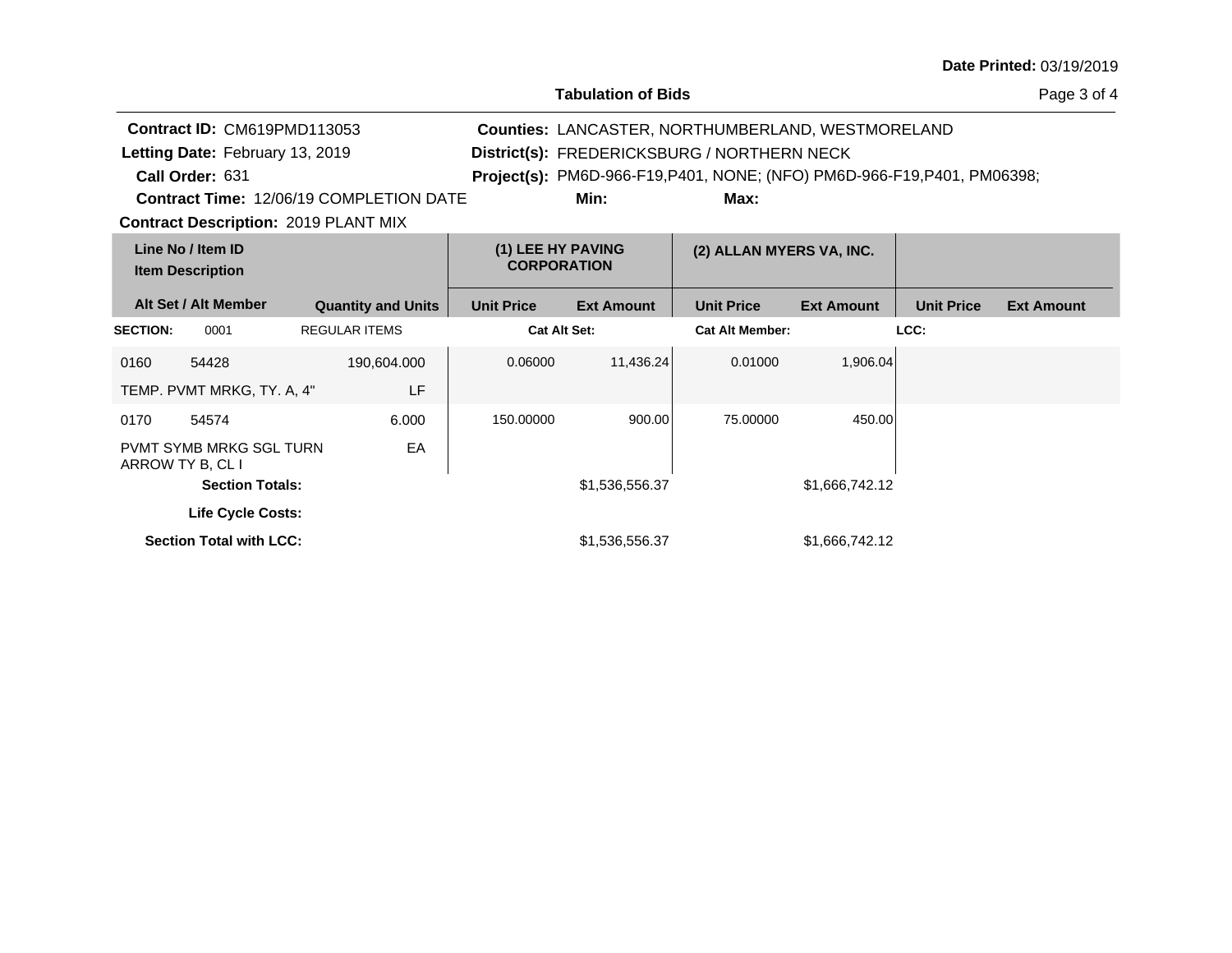**Date Printed:** 03/19/2019

**Tabulation of Bids**

**Contract ID:** CM619PMD113053
**Letting Date:** February 13, 2019
**Call Order:** 631
**Contract Time:** 12/06/19 COMPLETION DATE
**Contract Description:** 2019 PLANT MIX

**Counties:** LANCASTER, NORTHUMBERLAND, WESTMORELAND
**District(s):** FREDERICKSBURG / NORTHERN NECK
**Project(s):** PM6D-966-F19,P401, NONE; (NFO) PM6D-966-F19,P401, PM06398;
**Min:** **Max:**

| Line No / Item ID<br>Item Description | | | (1) LEE HY PAVING CORPORATION | | (2) ALLAN MYERS VA, INC. | | | |
|---|---|---|---|---|---|---|---|---|
| **Alt Set / Alt Member** | | **Quantity and Units** | **Unit Price** | **Ext Amount** | **Unit Price** | **Ext Amount** | **Unit Price** | **Ext Amount** |
| **SECTION:** | 0001 | REGULAR ITEMS | **Cat Alt Set:** | | **Cat Alt Member:** | | **LCC:** | |
| 0160 | 54428 | 190,604.000 | 0.06000 | 11,436.24 | 0.01000 | 1,906.04 | | |
| TEMP. PVMT MRKG, TY. A, 4" | | LF | | | | | | |
| 0170 | 54574 | 6.000 | 150.00000 | 900.00 | 75.00000 | 450.00 | | |
| PVMT SYMB MRKG SGL TURN ARROW TY B, CL I | | EA | | | | | | |
| **Section Totals:** | | | | $1,536,556.37 | | $1,666,742.12 | | |
| **Life Cycle Costs:** | | | | | | | | |
| **Section Total with LCC:** | | | | $1,536,556.37 | | $1,666,742.12 | | |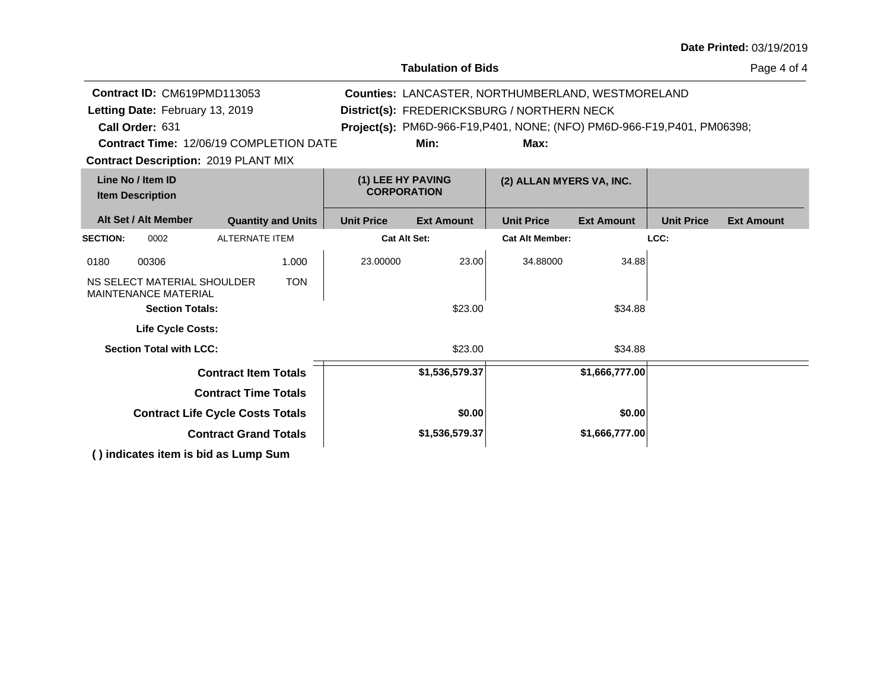**Date Printed:** 03/19/2019

## Tabulation of Bids

**Contract ID:** CM619PMD113053
**Letting Date:** February 13, 2019
**Call Order:** 631
**Contract Time:** 12/06/19 COMPLETION DATE
**Contract Description:** 2019 PLANT MIX

**Counties:** LANCASTER, NORTHUMBERLAND, WESTMORELAND
**District(s):** FREDERICKSBURG / NORTHERN NECK
**Project(s):** PM6D-966-F19,P401, NONE; (NFO) PM6D-966-F19,P401, PM06398;
**Min:**
**Max:**

| Line No / Item ID<br>Item Description | | | | (1) LEE HY PAVING CORPORATION | | (2) ALLAN MYERS VA, INC. | | | |
|---|---|---|---|---|---|---|---|---|---|
| Alt Set / Alt Member | | | Quantity and Units | Unit Price | Ext Amount | Unit Price | Ext Amount | Unit Price | Ext Amount |
| **SECTION:** | 0002 | ALTERNATE ITEM | | **Cat Alt Set:** | | **Cat Alt Member:** | | **LCC:** | |
| 0180 | 00306 | | 1.000 | 23.00000 | 23.00 | 34.88000 | 34.88 | | |
| NS SELECT MATERIAL SHOULDER MAINTENANCE MATERIAL | | | TON | | | | | | |
| | **Section Totals:** | | | | $23.00 | | $34.88 | | |
| | **Life Cycle Costs:** | | | | | | | | |
| | **Section Total with LCC:** | | | | $23.00 | | $34.88 | | |
| | | | **Contract Item Totals** | | **$1,536,579.37** | | **$1,666,777.00** | | |
| | | | **Contract Time Totals** | | | | | | |
| | | | **Contract Life Cycle Costs Totals** | | **$0.00** | | **$0.00** | | |
| | | | **Contract Grand Totals** | | **$1,536,579.37** | | **$1,666,777.00** | | |

**( ) indicates item is bid as Lump Sum**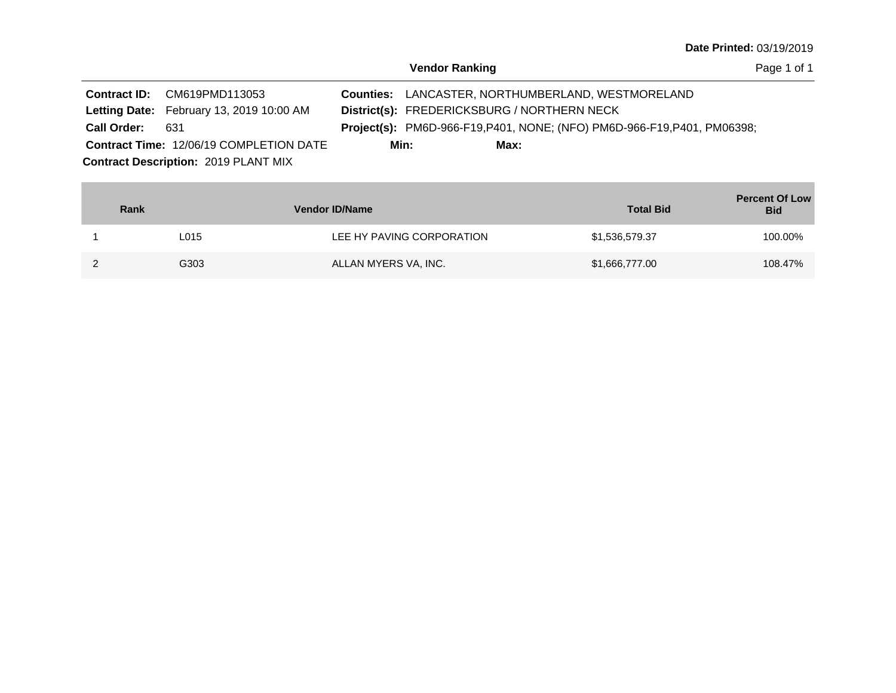**Date Printed:** 03/19/2019

## Vendor Ranking

**Contract ID:** CM619PMD113053
**Letting Date:** February 13, 2019 10:00 AM
**Call Order:** 631
**Contract Time:** 12/06/19 COMPLETION DATE
**Contract Description:** 2019 PLANT MIX

**Counties:** LANCASTER, NORTHUMBERLAND, WESTMORELAND
**District(s):** FREDERICKSBURG / NORTHERN NECK
**Project(s):** PM6D-966-F19,P401, NONE; (NFO) PM6D-966-F19,P401, PM06398;
**Min:** **Max:**

| Rank | Vendor ID/Name | | Total Bid | Percent Of Low Bid |
|---|---|---|---|---|
| 1 | L015 | LEE HY PAVING CORPORATION | $1,536,579.37 | 100.00% |
| 2 | G303 | ALLAN MYERS VA, INC. | $1,666,777.00 | 108.47% |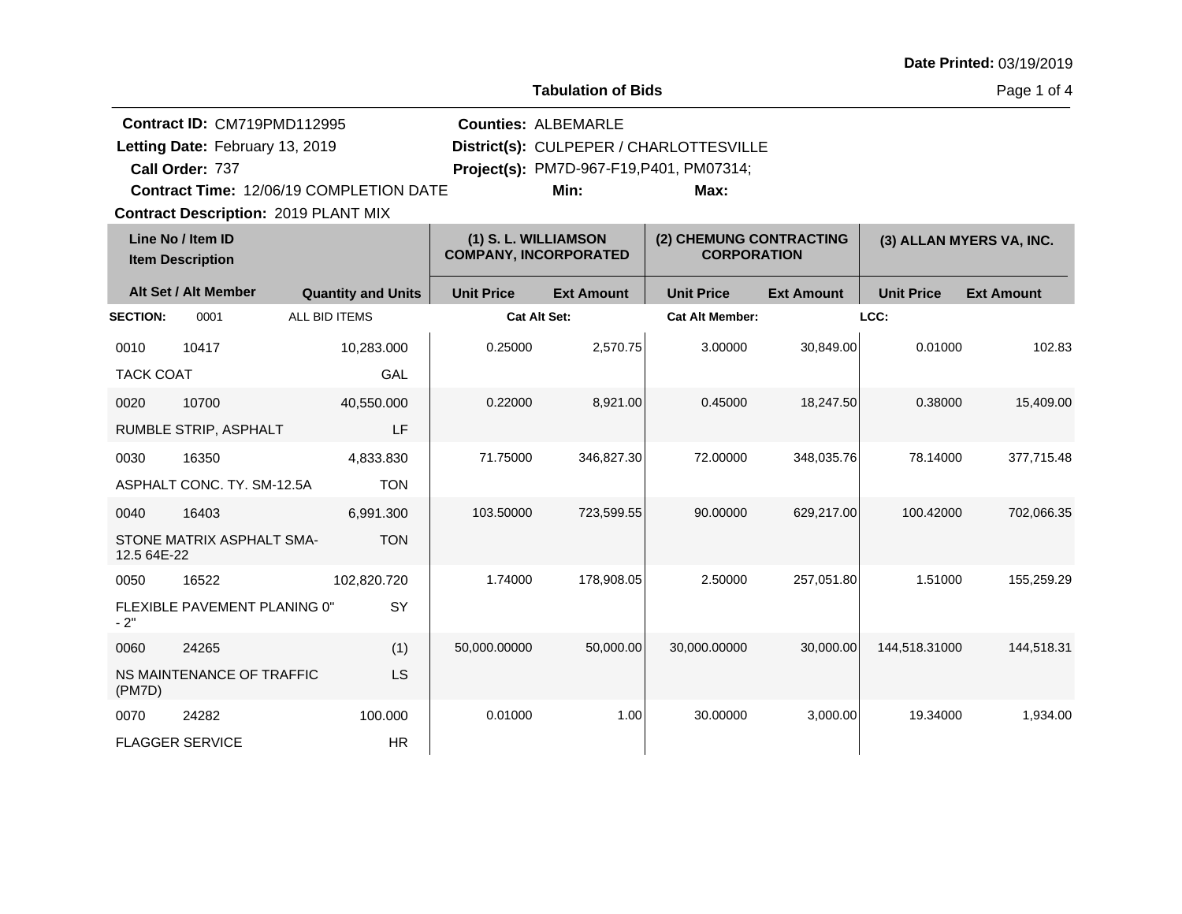**Date Printed:** 03/19/2019

## Tabulation of Bids

**Contract ID:** CM719PMD112995
**Letting Date:** February 13, 2019
**Call Order:** 737
**Contract Time:** 12/06/19 COMPLETION DATE
**Contract Description:** 2019 PLANT MIX

**Counties:** ALBEMARLE
**District(s):** CULPEPER / CHARLOTTESVILLE
**Project(s):** PM7D-967-F19,P401, PM07314;
**Min:**
**Max:**

| Line No / Item ID / Item Description | | Quantity and Units | (1) S. L. WILLIAMSON COMPANY, INCORPORATED | | (2) CHEMUNG CONTRACTING CORPORATION | | (3) ALLAN MYERS VA, INC. | |
|---|---|---|---|---|---|---|---|---|
| Alt Set / Alt Member | | | Unit Price | Ext Amount | Unit Price | Ext Amount | Unit Price | Ext Amount |
| **SECTION:** | 0001 | ALL BID ITEMS | **Cat Alt Set:** | | **Cat Alt Member:** | | **LCC:** | |
| 0010 | 10417 | 10,283.000 | 0.25000 | 2,570.75 | 3.00000 | 30,849.00 | 0.01000 | 102.83 |
| TACK COAT | | GAL | | | | | | |
| 0020 | 10700 | 40,550.000 | 0.22000 | 8,921.00 | 0.45000 | 18,247.50 | 0.38000 | 15,409.00 |
| RUMBLE STRIP, ASPHALT | | LF | | | | | | |
| 0030 | 16350 | 4,833.830 | 71.75000 | 346,827.30 | 72.00000 | 348,035.76 | 78.14000 | 377,715.48 |
| ASPHALT CONC. TY. SM-12.5A | | TON | | | | | | |
| 0040 | 16403 | 6,991.300 | 103.50000 | 723,599.55 | 90.00000 | 629,217.00 | 100.42000 | 702,066.35 |
| STONE MATRIX ASPHALT SMA-12.5 64E-22 | | TON | | | | | | |
| 0050 | 16522 | 102,820.720 | 1.74000 | 178,908.05 | 2.50000 | 257,051.80 | 1.51000 | 155,259.29 |
| FLEXIBLE PAVEMENT PLANING 0" - 2" | | SY | | | | | | |
| 0060 | 24265 | (1) | 50,000.00000 | 50,000.00 | 30,000.00000 | 30,000.00 | 144,518.31000 | 144,518.31 |
| NS MAINTENANCE OF TRAFFIC (PM7D) | | LS | | | | | | |
| 0070 | 24282 | 100.000 | 0.01000 | 1.00 | 30.00000 | 3,000.00 | 19.34000 | 1,934.00 |
| FLAGGER SERVICE | | HR | | | | | | |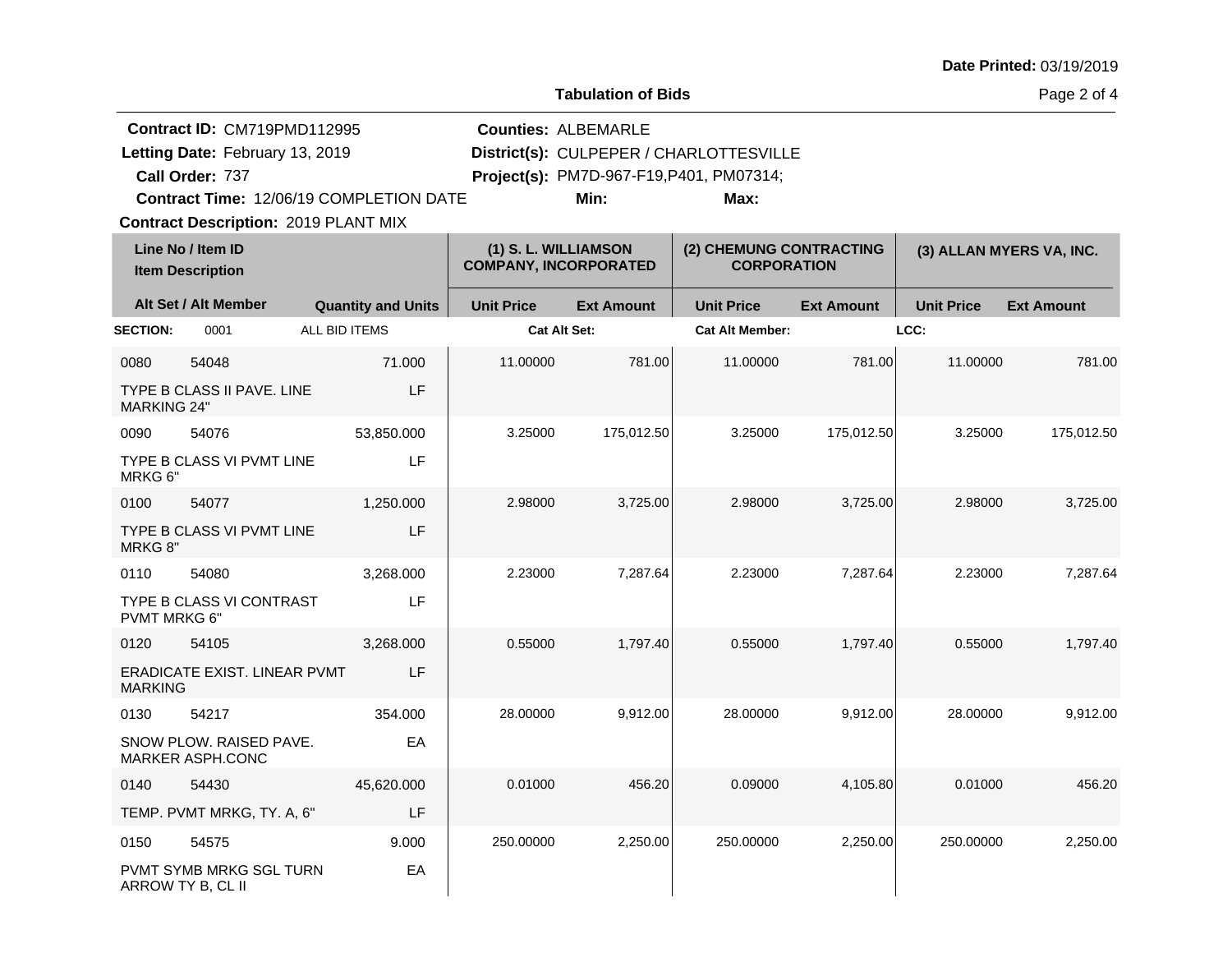**Date Printed:** 03/19/2019

## Tabulation of Bids

**Contract ID:** CM719PMD112995
**Letting Date:** February 13, 2019
**Call Order:** 737
**Contract Time:** 12/06/19 COMPLETION DATE
**Contract Description:** 2019 PLANT MIX

**Counties:** ALBEMARLE
**District(s):** CULPEPER / CHARLOTTESVILLE
**Project(s):** PM7D-967-F19,P401, PM07314;
**Min:**
**Max:**

| Line No / Item ID / Item Description | Alt Set / Alt Member | Quantity and Units | (1) S. L. WILLIAMSON COMPANY, INCORPORATED Unit Price | (1) Ext Amount | (2) CHEMUNG CONTRACTING CORPORATION Unit Price | (2) Ext Amount | (3) ALLAN MYERS VA, INC. Unit Price | (3) Ext Amount |
|---|---|---|---|---|---|---|---|---|
| **SECTION:** 0001 ALL BID ITEMS | | | **Cat Alt Set:** | | **Cat Alt Member:** | | **LCC:** | |
| 0080 54048 TYPE B CLASS II PAVE. LINE MARKING 24" | | 71.000 LF | 11.00000 | 781.00 | 11.00000 | 781.00 | 11.00000 | 781.00 |
| 0090 54076 TYPE B CLASS VI PVMT LINE MRKG 6" | | 53,850.000 LF | 3.25000 | 175,012.50 | 3.25000 | 175,012.50 | 3.25000 | 175,012.50 |
| 0100 54077 TYPE B CLASS VI PVMT LINE MRKG 8" | | 1,250.000 LF | 2.98000 | 3,725.00 | 2.98000 | 3,725.00 | 2.98000 | 3,725.00 |
| 0110 54080 TYPE B CLASS VI CONTRAST PVMT MRKG 6" | | 3,268.000 LF | 2.23000 | 7,287.64 | 2.23000 | 7,287.64 | 2.23000 | 7,287.64 |
| 0120 54105 ERADICATE EXIST. LINEAR PVMT MARKING | | 3,268.000 LF | 0.55000 | 1,797.40 | 0.55000 | 1,797.40 | 0.55000 | 1,797.40 |
| 0130 54217 SNOW PLOW. RAISED PAVE. MARKER ASPH.CONC | | 354.000 EA | 28.00000 | 9,912.00 | 28.00000 | 9,912.00 | 28.00000 | 9,912.00 |
| 0140 54430 TEMP. PVMT MRKG, TY. A, 6" | | 45,620.000 LF | 0.01000 | 456.20 | 0.09000 | 4,105.80 | 0.01000 | 456.20 |
| 0150 54575 PVMT SYMB MRKG SGL TURN ARROW TY B, CL II | | 9.000 EA | 250.00000 | 2,250.00 | 250.00000 | 2,250.00 | 250.00000 | 2,250.00 |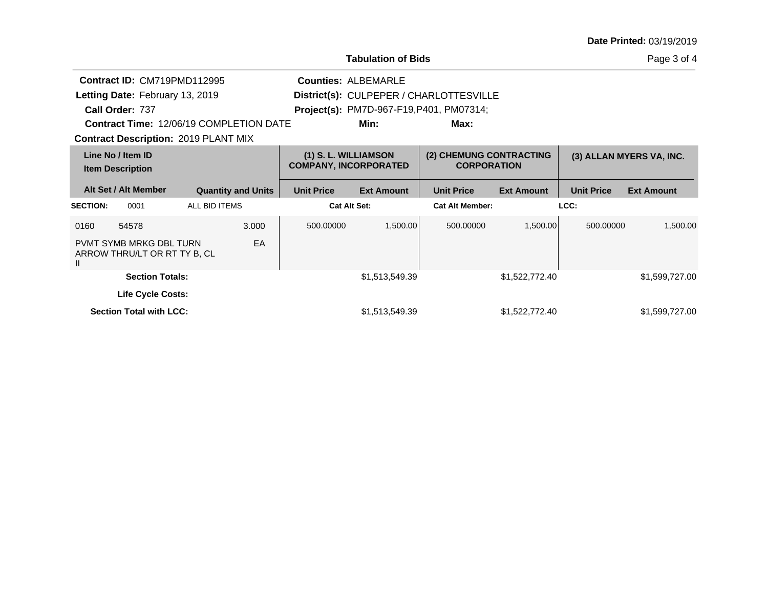**Date Printed:** 03/19/2019

**Tabulation of Bids**

**Contract ID:** CM719PMD112995
**Letting Date:** February 13, 2019
**Call Order:** 737
**Contract Time:** 12/06/19 COMPLETION DATE
**Contract Description:** 2019 PLANT MIX

**Counties:** ALBEMARLE
**District(s):** CULPEPER / CHARLOTTESVILLE
**Project(s):** PM7D-967-F19,P401, PM07314;
**Min:** **Max:**

| Line No / Item ID<br>Item Description | | | (1) S. L. WILLIAMSON COMPANY, INCORPORATED | | (2) CHEMUNG CONTRACTING CORPORATION | | (3) ALLAN MYERS VA, INC. | |
|---|---|---|---|---|---|---|---|---|
| **Alt Set / Alt Member** | | **Quantity and Units** | **Unit Price** | **Ext Amount** | **Unit Price** | **Ext Amount** | **Unit Price** | **Ext Amount** |
| **SECTION:** | 0001 | ALL BID ITEMS | **Cat Alt Set:** | | **Cat Alt Member:** | | **LCC:** | |
| 0160 | 54578 | 3.000 | 500.00000 | 1,500.00 | 500.00000 | 1,500.00 | 500.00000 | 1,500.00 |
| PVMT SYMB MRKG DBL TURN ARROW THRU/LT OR RT TY B, CL II | | EA | | | | | | |
| **Section Totals:** | | | | $1,513,549.39 | | $1,522,772.40 | | $1,599,727.00 |
| **Life Cycle Costs:** | | | | | | | | |
| **Section Total with LCC:** | | | | $1,513,549.39 | | $1,522,772.40 | | $1,599,727.00 |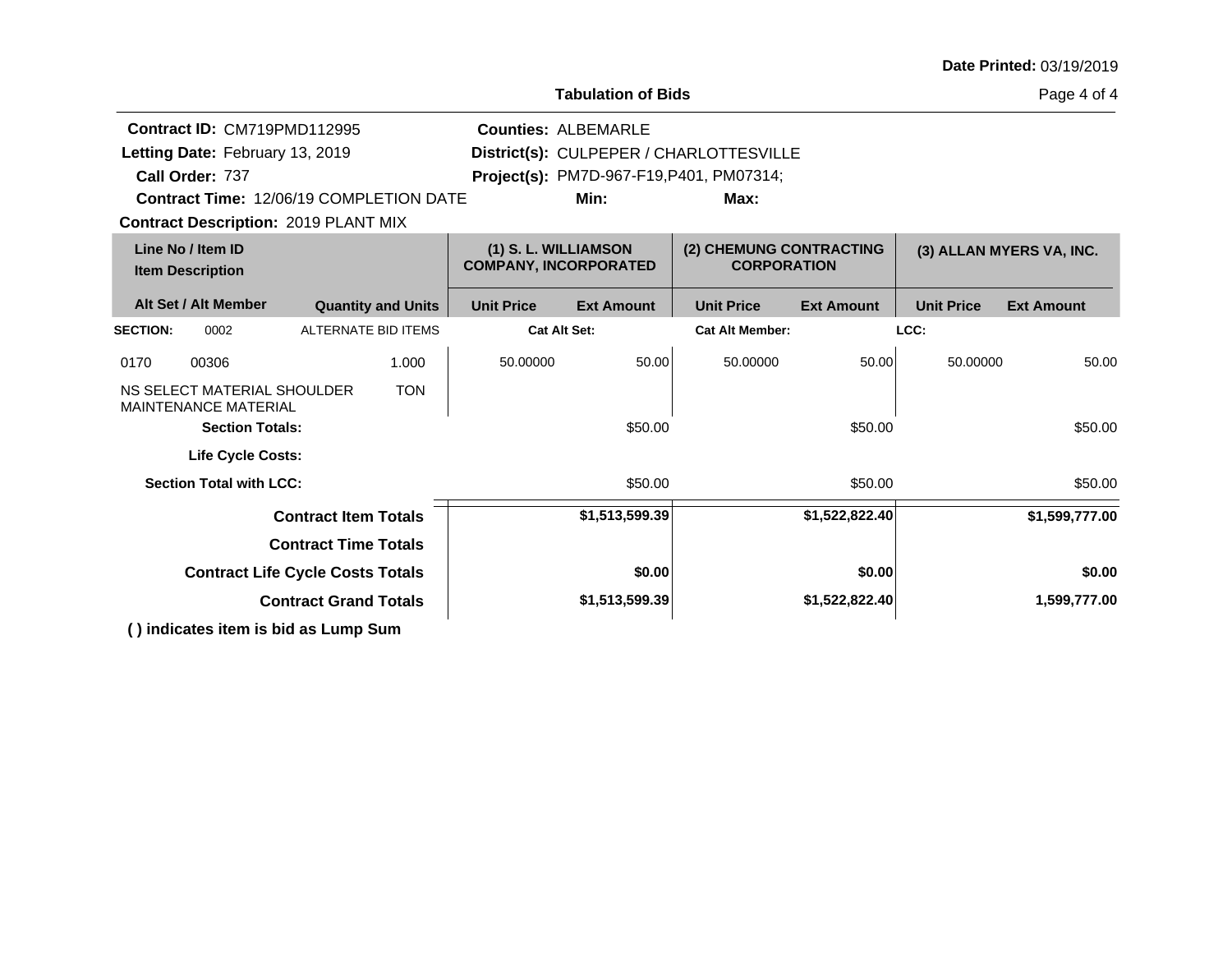Date Printed: 03/19/2019

## Tabulation of Bids

**Contract ID:** CM719PMD112995
**Letting Date:** February 13, 2019
**Call Order:** 737
**Contract Time:** 12/06/19 COMPLETION DATE
**Contract Description:** 2019 PLANT MIX

**Counties:** ALBEMARLE
**District(s):** CULPEPER / CHARLOTTESVILLE
**Project(s):** PM7D-967-F19,P401, PM07314;
**Min:**
**Max:**

| Line No / Item ID<br>Item Description | | | Quantity and Units | (1) S. L. WILLIAMSON COMPANY, INCORPORATED | | (2) CHEMUNG CONTRACTING CORPORATION | | (3) ALLAN MYERS VA, INC. | |
|---|---|---|---|---|---|---|---|---|---|
| Alt Set / Alt Member | | | | Unit Price | Ext Amount | Unit Price | Ext Amount | Unit Price | Ext Amount |
| **SECTION:** | 0002 | ALTERNATE BID ITEMS | | **Cat Alt Set:** | | **Cat Alt Member:** | | **LCC:** | |
| 0170 | 00306 | | 1.000 | 50.00000 | 50.00 | 50.00000 | 50.00 | 50.00000 | 50.00 |
| NS SELECT MATERIAL SHOULDER MAINTENANCE MATERIAL | | | TON | | | | | | |
| **Section Totals:** | | | | | $50.00 | | $50.00 | | $50.00 |
| **Life Cycle Costs:** | | | | | | | | | |
| **Section Total with LCC:** | | | | | $50.00 | | $50.00 | | $50.00 |
| **Contract Item Totals** | | | | | **$1,513,599.39** | | **$1,522,822.40** | | **$1,599,777.00** |
| **Contract Time Totals** | | | | | | | | | |
| **Contract Life Cycle Costs Totals** | | | | | **$0.00** | | **$0.00** | | **$0.00** |
| **Contract Grand Totals** | | | | | **$1,513,599.39** | | **$1,522,822.40** | | **1,599,777.00** |

**( ) indicates item is bid as Lump Sum**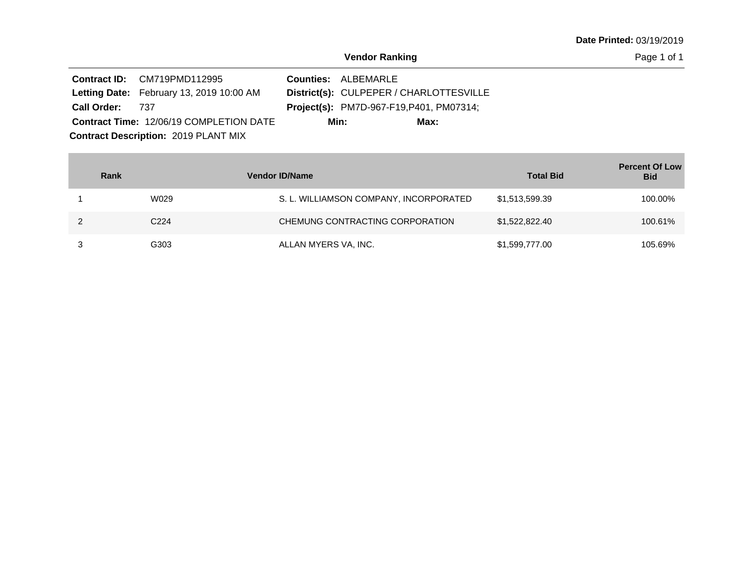**Date Printed:** 03/19/2019

## Vendor Ranking

**Contract ID:** CM719PMD112995
**Letting Date:** February 13, 2019 10:00 AM
**Call Order:** 737
**Contract Time:** 12/06/19 COMPLETION DATE
**Contract Description:** 2019 PLANT MIX

**Counties:** ALBEMARLE
**District(s):** CULPEPER / CHARLOTTESVILLE
**Project(s):** PM7D-967-F19,P401, PM07314;
**Min:** **Max:**

| Rank | Vendor ID/Name | | Total Bid | Percent Of Low Bid |
|---|---|---|---|---|
| 1 | W029 | S. L. WILLIAMSON COMPANY, INCORPORATED | $1,513,599.39 | 100.00% |
| 2 | C224 | CHEMUNG CONTRACTING CORPORATION | $1,522,822.40 | 100.61% |
| 3 | G303 | ALLAN MYERS VA, INC. | $1,599,777.00 | 105.69% |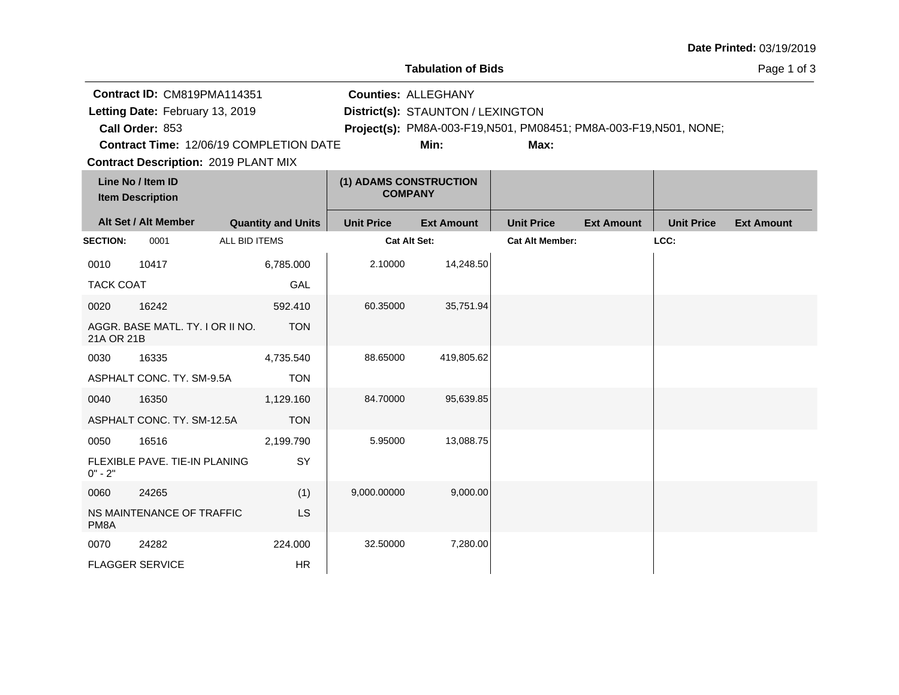**Date Printed:** 03/19/2019

**Tabulation of Bids**

**Contract ID:** CM819PMA114351
**Letting Date:** February 13, 2019
**Call Order:** 853
**Contract Time:** 12/06/19 COMPLETION DATE
**Contract Description:** 2019 PLANT MIX

**Counties:** ALLEGHANY
**District(s):** STAUNTON / LEXINGTON
**Project(s):** PM8A-003-F19,N501, PM08451; PM8A-003-F19,N501, NONE;
**Min:**
**Max:**

| Line No / Item ID / Item Description / Alt Set / Alt Member | Quantity and Units | (1) ADAMS CONSTRUCTION COMPANY Unit Price | Ext Amount | Unit Price | Ext Amount | Unit Price | Ext Amount |
|---|---|---|---|---|---|---|---|
| **SECTION:** 0001 ALL BID ITEMS | | **Cat Alt Set:** | | **Cat Alt Member:** | | **LCC:** | |
| 0010 10417 TACK COAT | 6,785.000 GAL | 2.10000 | 14,248.50 | | | | |
| 0020 16242 AGGR. BASE MATL. TY. I OR II NO. 21A OR 21B | 592.410 TON | 60.35000 | 35,751.94 | | | | |
| 0030 16335 ASPHALT CONC. TY. SM-9.5A | 4,735.540 TON | 88.65000 | 419,805.62 | | | | |
| 0040 16350 ASPHALT CONC. TY. SM-12.5A | 1,129.160 TON | 84.70000 | 95,639.85 | | | | |
| 0050 16516 FLEXIBLE PAVE. TIE-IN PLANING 0" - 2" | 2,199.790 SY | 5.95000 | 13,088.75 | | | | |
| 0060 24265 NS MAINTENANCE OF TRAFFIC PM8A | (1) LS | 9,000.00000 | 9,000.00 | | | | |
| 0070 24282 FLAGGER SERVICE | 224.000 HR | 32.50000 | 7,280.00 | | | | |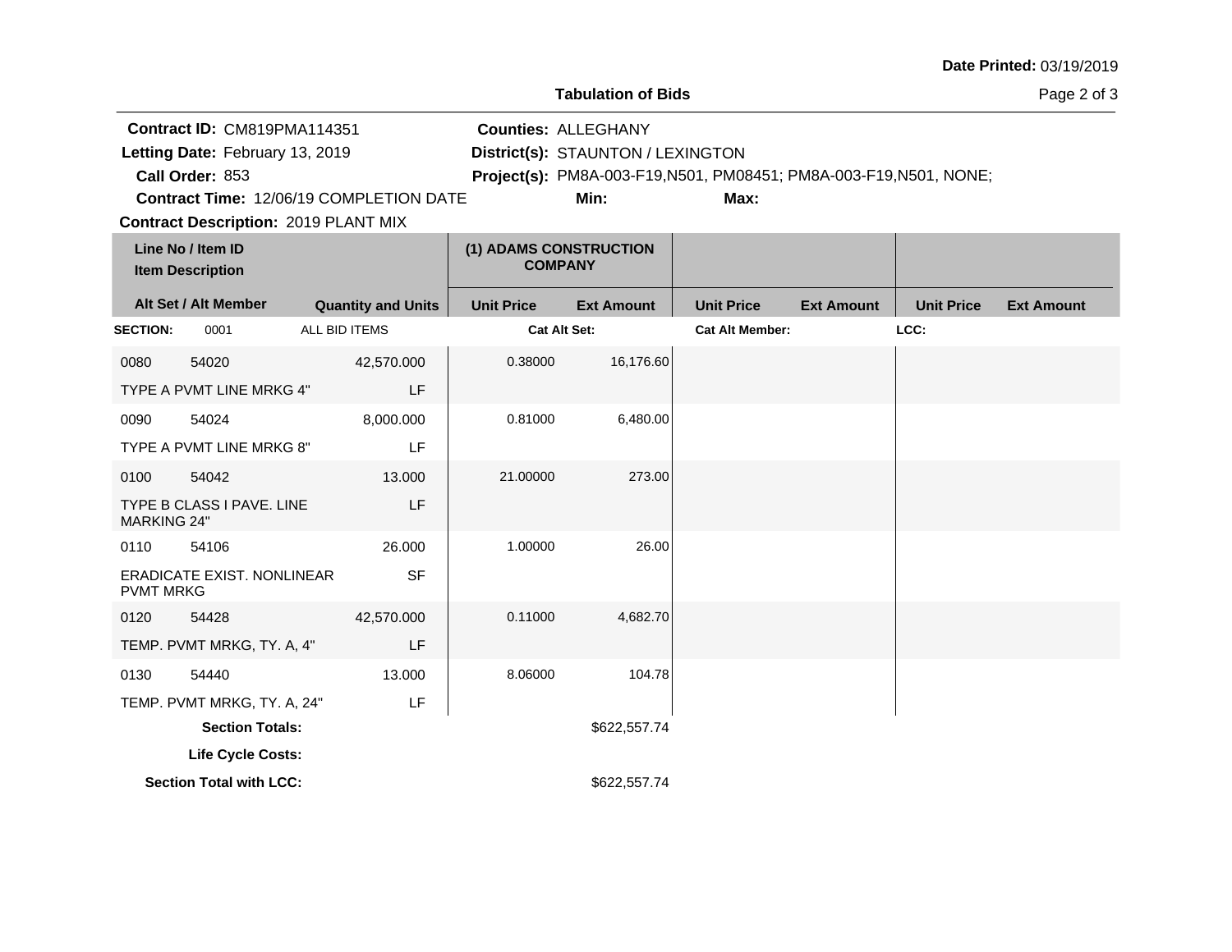Date Printed: 03/19/2019

## Tabulation of Bids

**Contract ID:** CM819PMA114351
**Letting Date:** February 13, 2019
**Call Order:** 853
**Contract Time:** 12/06/19 COMPLETION DATE
**Contract Description:** 2019 PLANT MIX

**Counties:** ALLEGHANY
**District(s):** STAUNTON / LEXINGTON
**Project(s):** PM8A-003-F19,N501, PM08451; PM8A-003-F19,N501, NONE;
**Min:**
**Max:**

| Line No / Item ID / Item Description | Alt Set / Alt Member | Quantity and Units | (1) ADAMS CONSTRUCTION COMPANY Unit Price | (1) ADAMS CONSTRUCTION COMPANY Ext Amount | Unit Price | Ext Amount | Unit Price | Ext Amount |
|---|---|---|---|---|---|---|---|---|
| **SECTION:** 0001 | ALL BID ITEMS | | **Cat Alt Set:** | | **Cat Alt Member:** | | **LCC:** | |
| 0080 54020 TYPE A PVMT LINE MRKG 4" | | 42,570.000 LF | 0.38000 | 16,176.60 | | | | |
| 0090 54024 TYPE A PVMT LINE MRKG 8" | | 8,000.000 LF | 0.81000 | 6,480.00 | | | | |
| 0100 54042 TYPE B CLASS I PAVE. LINE MARKING 24" | | 13.000 LF | 21.00000 | 273.00 | | | | |
| 0110 54106 ERADICATE EXIST. NONLINEAR PVMT MRKG | | 26.000 SF | 1.00000 | 26.00 | | | | |
| 0120 54428 TEMP. PVMT MRKG, TY. A, 4" | | 42,570.000 LF | 0.11000 | 4,682.70 | | | | |
| 0130 54440 TEMP. PVMT MRKG, TY. A, 24" | | 13.000 LF | 8.06000 | 104.78 | | | | |
| **Section Totals:** | | | | $622,557.74 | | | | |
| **Life Cycle Costs:** | | | | | | | | |
| **Section Total with LCC:** | | | | $622,557.74 | | | | |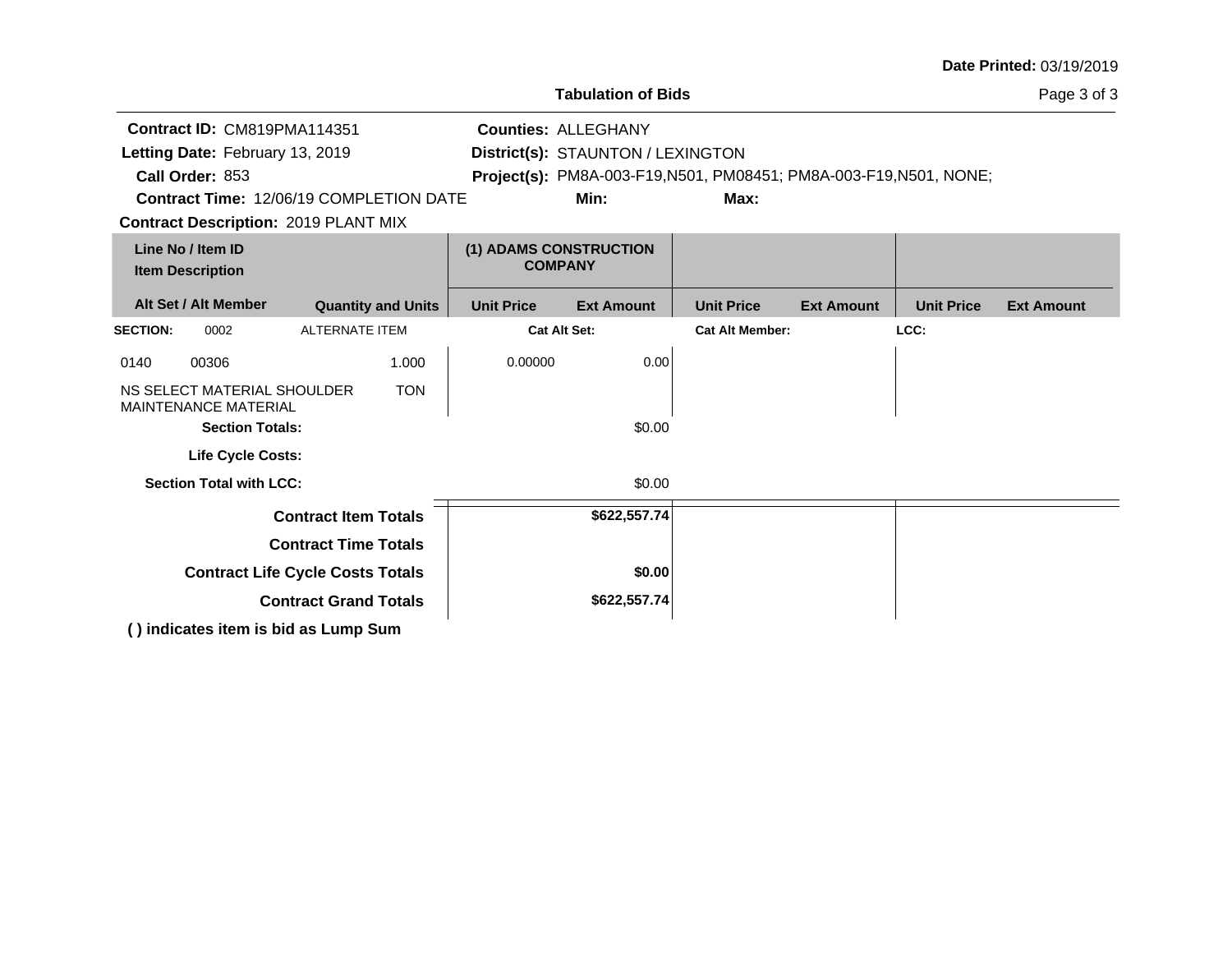**Date Printed:** 03/19/2019

## Tabulation of Bids

**Contract ID:** CM819PMA114351
**Letting Date:** February 13, 2019
**Call Order:** 853
**Contract Time:** 12/06/19 COMPLETION DATE
**Contract Description:** 2019 PLANT MIX

**Counties:** ALLEGHANY
**District(s):** STAUNTON / LEXINGTON
**Project(s):** PM8A-003-F19,N501, PM08451; PM8A-003-F19,N501, NONE;
**Min:**
**Max:**

| Line No / Item ID | Item Description | Alt Set / Alt Member | Quantity and Units | (1) ADAMS CONSTRUCTION COMPANY Unit Price | (1) ADAMS CONSTRUCTION COMPANY Ext Amount | Unit Price | Ext Amount | Unit Price | Ext Amount |
|---|---|---|---|---|---|---|---|---|---|
| **SECTION:** 0002 | ALTERNATE ITEM | | | **Cat Alt Set:** | | **Cat Alt Member:** | | **LCC:** | |
| 0140 00306 | NS SELECT MATERIAL SHOULDER MAINTENANCE MATERIAL | | 1.000 TON | 0.00000 | 0.00 | | | | |
| | **Section Totals:** | | | | $0.00 | | | | |
| | **Life Cycle Costs:** | | | | | | | | |
| | **Section Total with LCC:** | | | | $0.00 | | | | |
| | **Contract Item Totals** | | | | **$622,557.74** | | | | |
| | **Contract Time Totals** | | | | | | | | |
| | **Contract Life Cycle Costs Totals** | | | | **$0.00** | | | | |
| | **Contract Grand Totals** | | | | **$622,557.74** | | | | |

**( ) indicates item is bid as Lump Sum**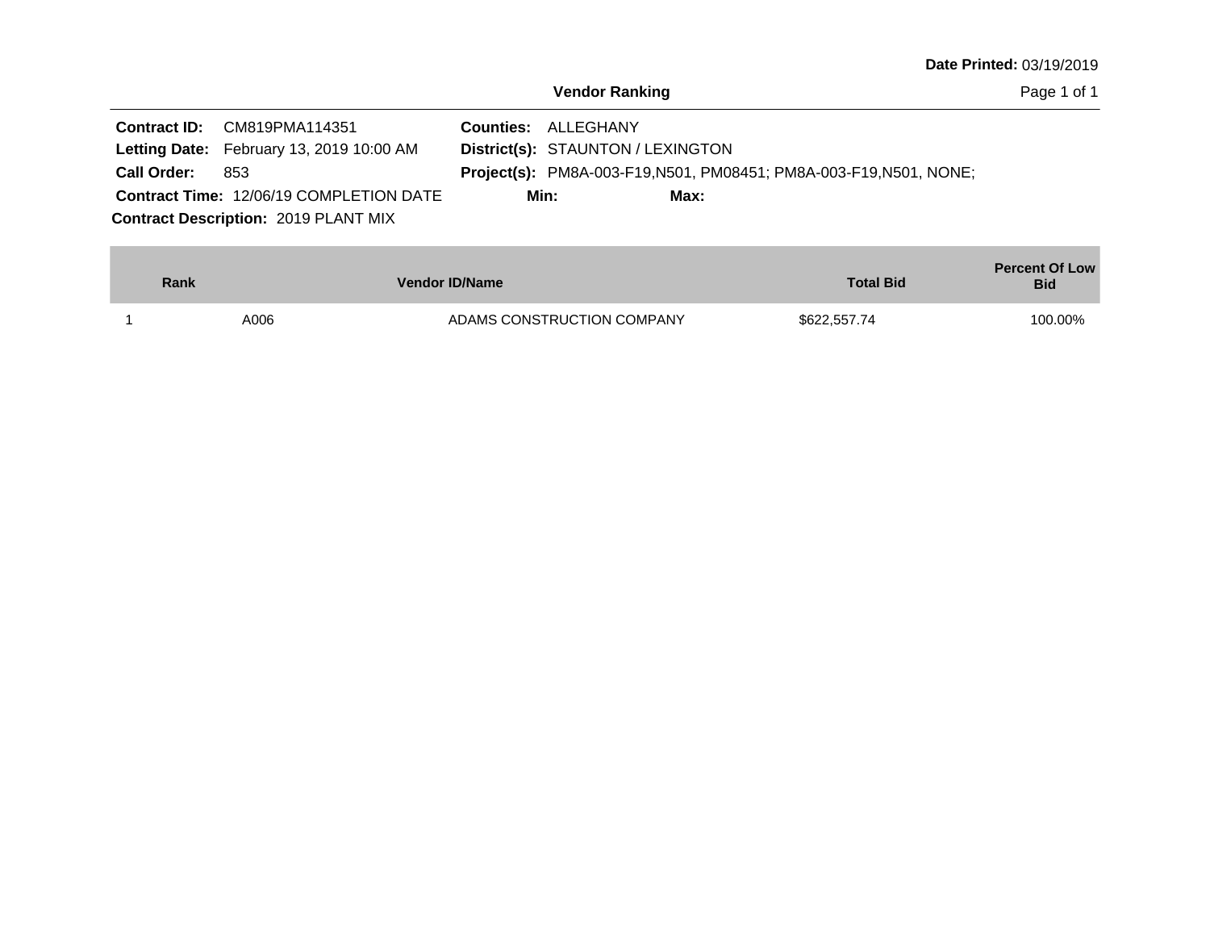**Date Printed:** 03/19/2019

## Vendor Ranking

**Contract ID:** CM819PMA114351
**Letting Date:** February 13, 2019 10:00 AM
**Call Order:** 853
**Contract Time:** 12/06/19 COMPLETION DATE
**Contract Description:** 2019 PLANT MIX

**Counties:** ALLEGHANY
**District(s):** STAUNTON / LEXINGTON
**Project(s):** PM8A-003-F19,N501, PM08451; PM8A-003-F19,N501, NONE;
**Min:**
**Max:**

| Rank | Vendor ID/Name | | Total Bid | Percent Of Low Bid |
|---|---|---|---|---|
| 1 | A006 | ADAMS CONSTRUCTION COMPANY | $622,557.74 | 100.00% |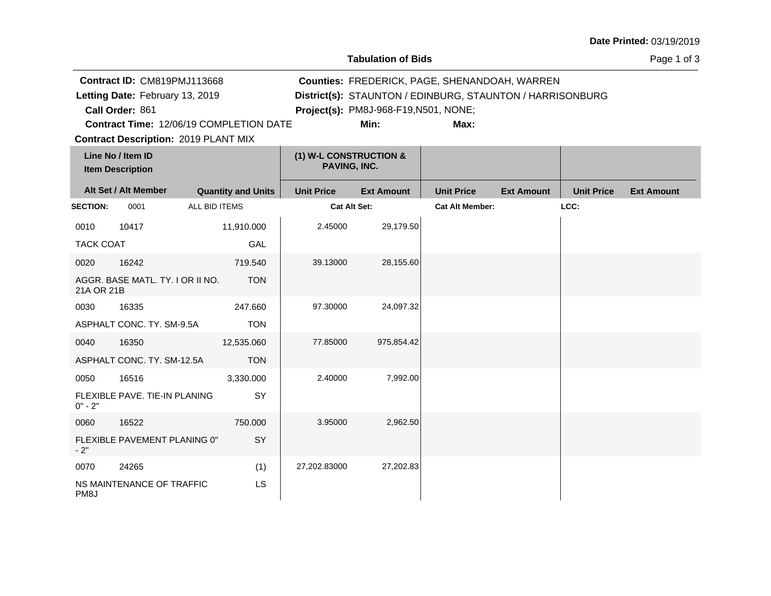**Date Printed:** 03/19/2019

**Tabulation of Bids**

**Contract ID:** CM819PMJ113668
**Letting Date:** February 13, 2019
**Call Order:** 861
**Contract Time:** 12/06/19 COMPLETION DATE
**Contract Description:** 2019 PLANT MIX

**Counties:** FREDERICK, PAGE, SHENANDOAH, WARREN
**District(s):** STAUNTON / EDINBURG, STAUNTON / HARRISONBURG
**Project(s):** PM8J-968-F19,N501, NONE;
**Min:**
**Max:**

| Line No / Item ID<br>Item Description | | Quantity and Units | (1) W-L CONSTRUCTION & PAVING, INC. | | | | | |
|---|---|---|---|---|---|---|---|---|
| Alt Set / Alt Member | | | Unit Price | Ext Amount | Unit Price | Ext Amount | Unit Price | Ext Amount |
| **SECTION:** 0001 | ALL BID ITEMS | | **Cat Alt Set:** | | **Cat Alt Member:** | | **LCC:** | |
| 0010 | 10417 | 11,910.000 | 2.45000 | 29,179.50 | | | | |
| TACK COAT | | GAL | | | | | | |
| 0020 | 16242 | 719.540 | 39.13000 | 28,155.60 | | | | |
| AGGR. BASE MATL. TY. I OR II NO. 21A OR 21B | | TON | | | | | | |
| 0030 | 16335 | 247.660 | 97.30000 | 24,097.32 | | | | |
| ASPHALT CONC. TY. SM-9.5A | | TON | | | | | | |
| 0040 | 16350 | 12,535.060 | 77.85000 | 975,854.42 | | | | |
| ASPHALT CONC. TY. SM-12.5A | | TON | | | | | | |
| 0050 | 16516 | 3,330.000 | 2.40000 | 7,992.00 | | | | |
| FLEXIBLE PAVE. TIE-IN PLANING 0" - 2" | | SY | | | | | | |
| 0060 | 16522 | 750.000 | 3.95000 | 2,962.50 | | | | |
| FLEXIBLE PAVEMENT PLANING 0" - 2" | | SY | | | | | | |
| 0070 | 24265 | (1) | 27,202.83000 | 27,202.83 | | | | |
| NS MAINTENANCE OF TRAFFIC PM8J | | LS | | | | | | |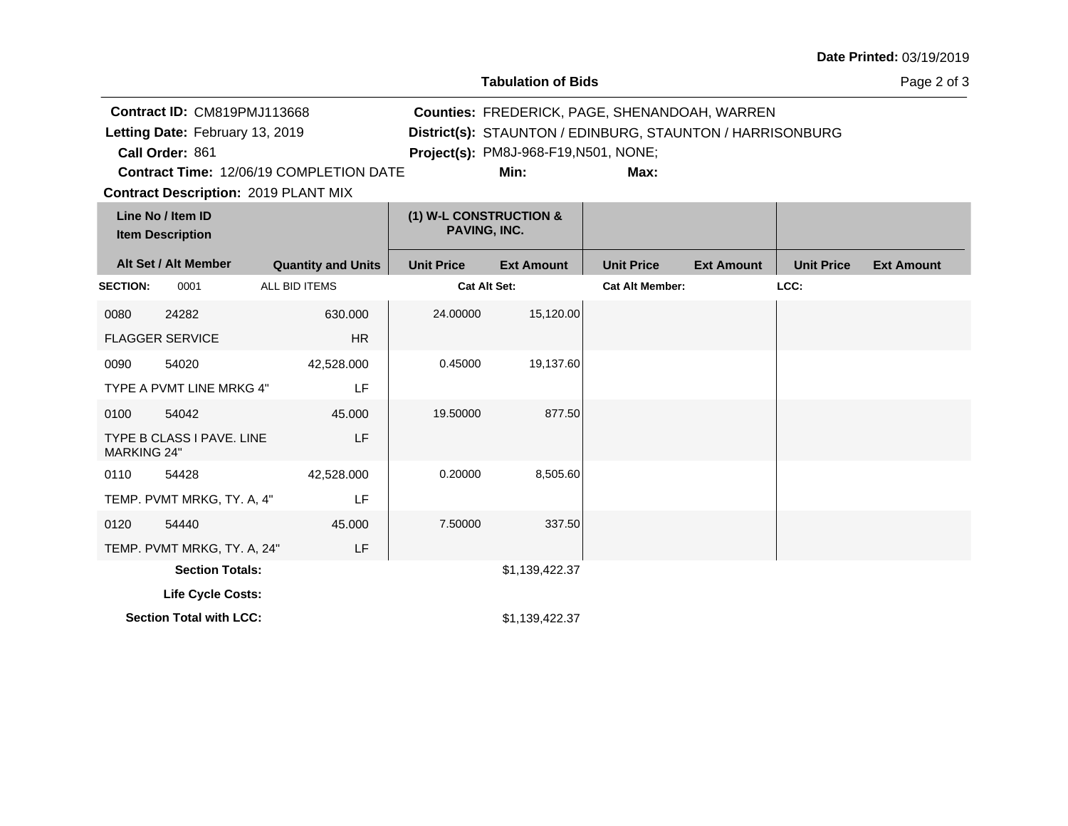**Date Printed:** 03/19/2019

## Tabulation of Bids

**Contract ID:** CM819PMJ113668
**Letting Date:** February 13, 2019
**Call Order:** 861
**Contract Time:** 12/06/19 COMPLETION DATE
**Contract Description:** 2019 PLANT MIX

**Counties:** FREDERICK, PAGE, SHENANDOAH, WARREN
**District(s):** STAUNTON / EDINBURG, STAUNTON / HARRISONBURG
**Project(s):** PM8J-968-F19,N501, NONE;
**Min:**
**Max:**

| Line No / Item ID / Item Description | Alt Set / Alt Member | Quantity and Units | (1) W-L CONSTRUCTION & PAVING, INC. Unit Price | Ext Amount | Unit Price | Ext Amount | Unit Price | Ext Amount |
|---|---|---|---|---|---|---|---|---|
| **SECTION:** 0001 | | ALL BID ITEMS | **Cat Alt Set:** | | **Cat Alt Member:** | | **LCC:** | |
| 0080 24282 FLAGGER SERVICE | | 630.000 HR | 24.00000 | 15,120.00 | | | | |
| 0090 54020 TYPE A PVMT LINE MRKG 4" | | 42,528.000 LF | 0.45000 | 19,137.60 | | | | |
| 0100 54042 TYPE B CLASS I PAVE. LINE MARKING 24" | | 45.000 LF | 19.50000 | 877.50 | | | | |
| 0110 54428 TEMP. PVMT MRKG, TY. A, 4" | | 42,528.000 LF | 0.20000 | 8,505.60 | | | | |
| 0120 54440 TEMP. PVMT MRKG, TY. A, 24" | | 45.000 LF | 7.50000 | 337.50 | | | | |
| **Section Totals:** | | | | $1,139,422.37 | | | | |
| **Life Cycle Costs:** | | | | | | | | |
| **Section Total with LCC:** | | | | $1,139,422.37 | | | | |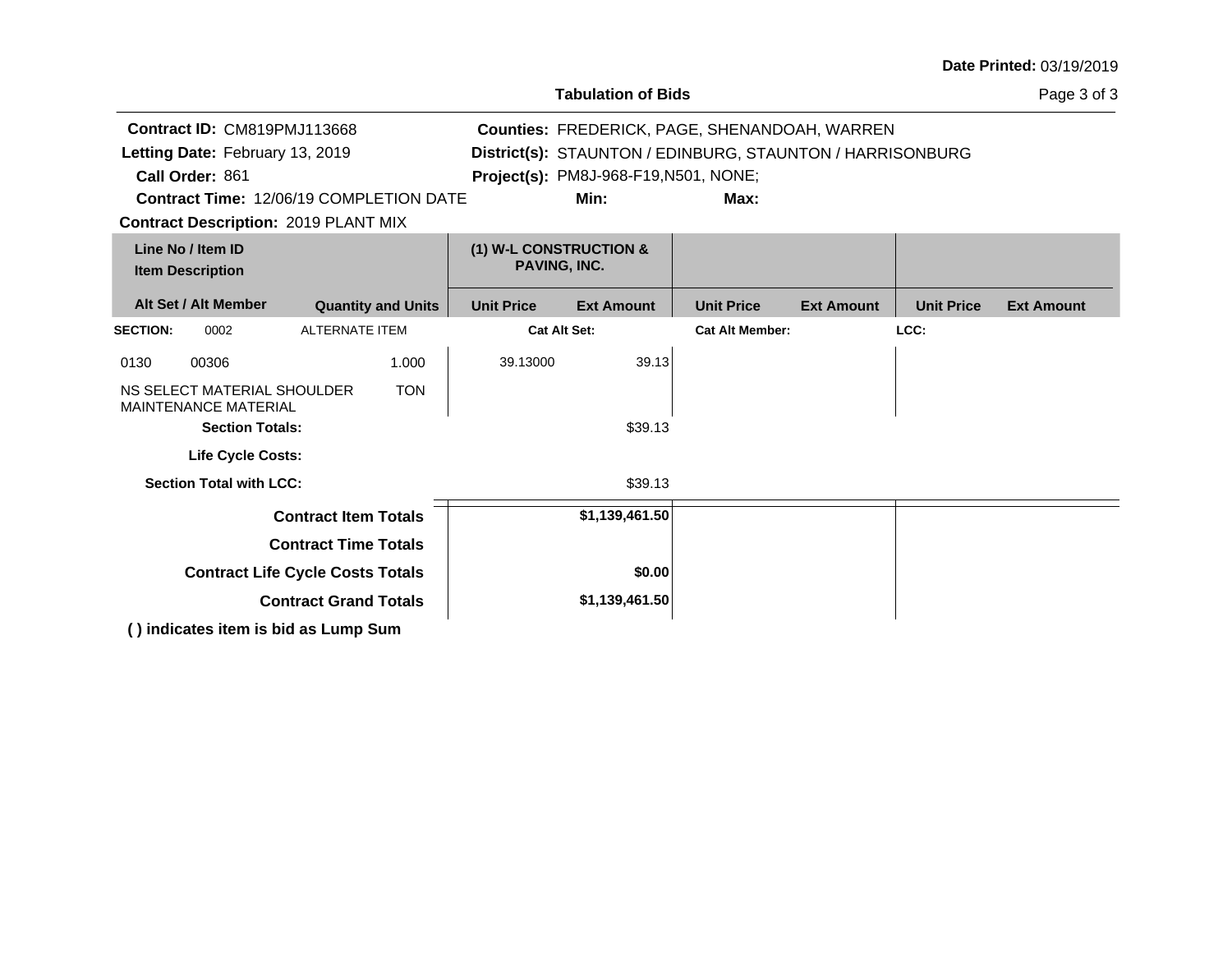**Date Printed:** 03/19/2019

## Tabulation of Bids

**Contract ID:** CM819PMJ113668
**Letting Date:** February 13, 2019
**Call Order:** 861
**Contract Time:** 12/06/19 COMPLETION DATE
**Contract Description:** 2019 PLANT MIX

**Counties:** FREDERICK, PAGE, SHENANDOAH, WARREN
**District(s):** STAUNTON / EDINBURG, STAUNTON / HARRISONBURG
**Project(s):** PM8J-968-F19,N501, NONE;
**Min:**
**Max:**

| Line No / Item ID<br>Item Description<br>Alt Set / Alt Member | Quantity and Units | (1) W-L CONSTRUCTION & PAVING, INC.<br>Unit Price | Ext Amount | Unit Price | Ext Amount | Unit Price | Ext Amount |
|---|---|---|---|---|---|---|---|
| **SECTION:** 0002 ALTERNATE ITEM | | **Cat Alt Set:** | | **Cat Alt Member:** | | **LCC:** | |
| 0130 00306<br>NS SELECT MATERIAL SHOULDER MAINTENANCE MATERIAL | 1.000<br>TON | 39.13000 | 39.13 | | | | |
| **Section Totals:** | | | $39.13 | | | | |
| **Life Cycle Costs:** | | | | | | | |
| **Section Total with LCC:** | | | $39.13 | | | | |
| **Contract Item Totals** | | | $1,139,461.50 | | | | |
| **Contract Time Totals** | | | | | | | |
| **Contract Life Cycle Costs Totals** | | | $0.00 | | | | |
| **Contract Grand Totals** | | | $1,139,461.50 | | | | |

**( ) indicates item is bid as Lump Sum**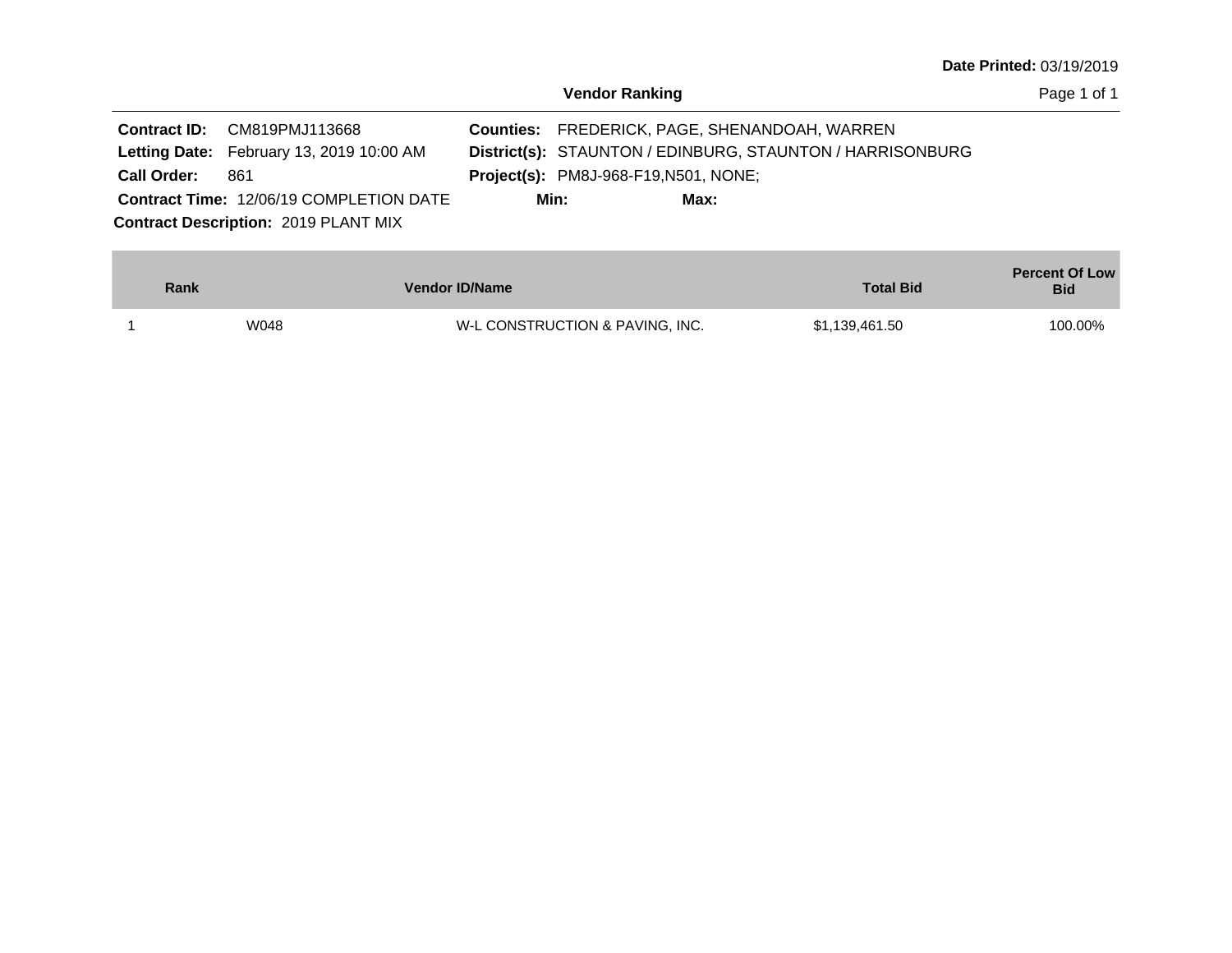**Date Printed:** 03/19/2019

## Vendor Ranking

**Contract ID:** CM819PMJ113668
**Letting Date:** February 13, 2019 10:00 AM
**Call Order:** 861
**Contract Time:** 12/06/19 COMPLETION DATE
**Contract Description:** 2019 PLANT MIX

**Counties:** FREDERICK, PAGE, SHENANDOAH, WARREN
**District(s):** STAUNTON / EDINBURG, STAUNTON / HARRISONBURG
**Project(s):** PM8J-968-F19,N501, NONE;
**Min:** **Max:**

| Rank | Vendor ID/Name | | Total Bid | Percent Of Low Bid |
|---|---|---|---|---|
| 1 | W048 | W-L CONSTRUCTION & PAVING, INC. | $1,139,461.50 | 100.00% |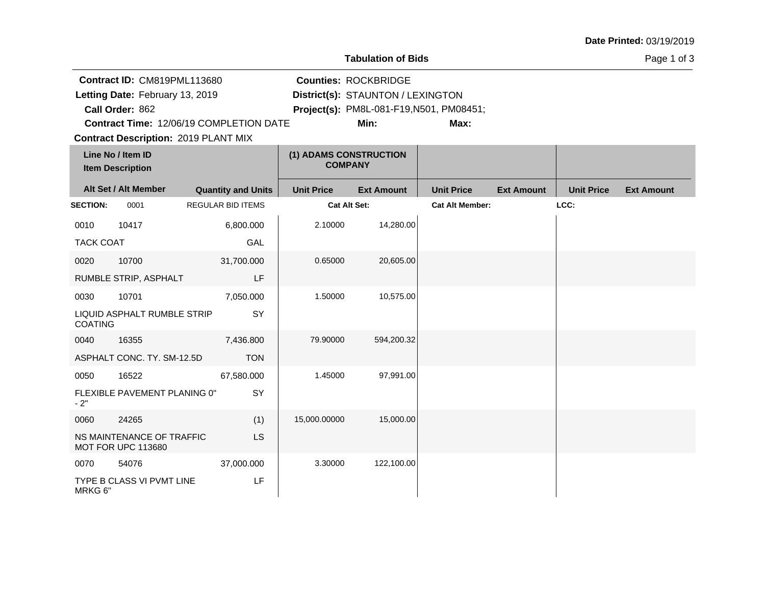Date Printed: 03/19/2019

## Tabulation of Bids

**Contract ID:** CM819PML113680
**Letting Date:** February 13, 2019
**Call Order:** 862
**Contract Time:** 12/06/19 COMPLETION DATE
**Contract Description:** 2019 PLANT MIX

**Counties:** ROCKBRIDGE
**District(s):** STAUNTON / LEXINGTON
**Project(s):** PM8L-081-F19,N501, PM08451;
**Min:**
**Max:**

| Line No / Item ID / Item Description | Alt Set / Alt Member | Quantity and Units | (1) ADAMS CONSTRUCTION COMPANY Unit Price | (1) ADAMS CONSTRUCTION COMPANY Ext Amount | Unit Price | Ext Amount | Unit Price | Ext Amount |
|---|---|---|---|---|---|---|---|---|
| **SECTION:** 0001 | REGULAR BID ITEMS | | **Cat Alt Set:** | | **Cat Alt Member:** | | **LCC:** | |
| 0010 10417 TACK COAT | | 6,800.000 GAL | 2.10000 | 14,280.00 | | | | |
| 0020 10700 RUMBLE STRIP, ASPHALT | | 31,700.000 LF | 0.65000 | 20,605.00 | | | | |
| 0030 10701 LIQUID ASPHALT RUMBLE STRIP COATING | | 7,050.000 SY | 1.50000 | 10,575.00 | | | | |
| 0040 16355 ASPHALT CONC. TY. SM-12.5D | | 7,436.800 TON | 79.90000 | 594,200.32 | | | | |
| 0050 16522 FLEXIBLE PAVEMENT PLANING 0" - 2" | | 67,580.000 SY | 1.45000 | 97,991.00 | | | | |
| 0060 24265 NS MAINTENANCE OF TRAFFIC MOT FOR UPC 113680 | | (1) LS | 15,000.00000 | 15,000.00 | | | | |
| 0070 54076 TYPE B CLASS VI PVMT LINE MRKG 6" | | 37,000.000 LF | 3.30000 | 122,100.00 | | | | |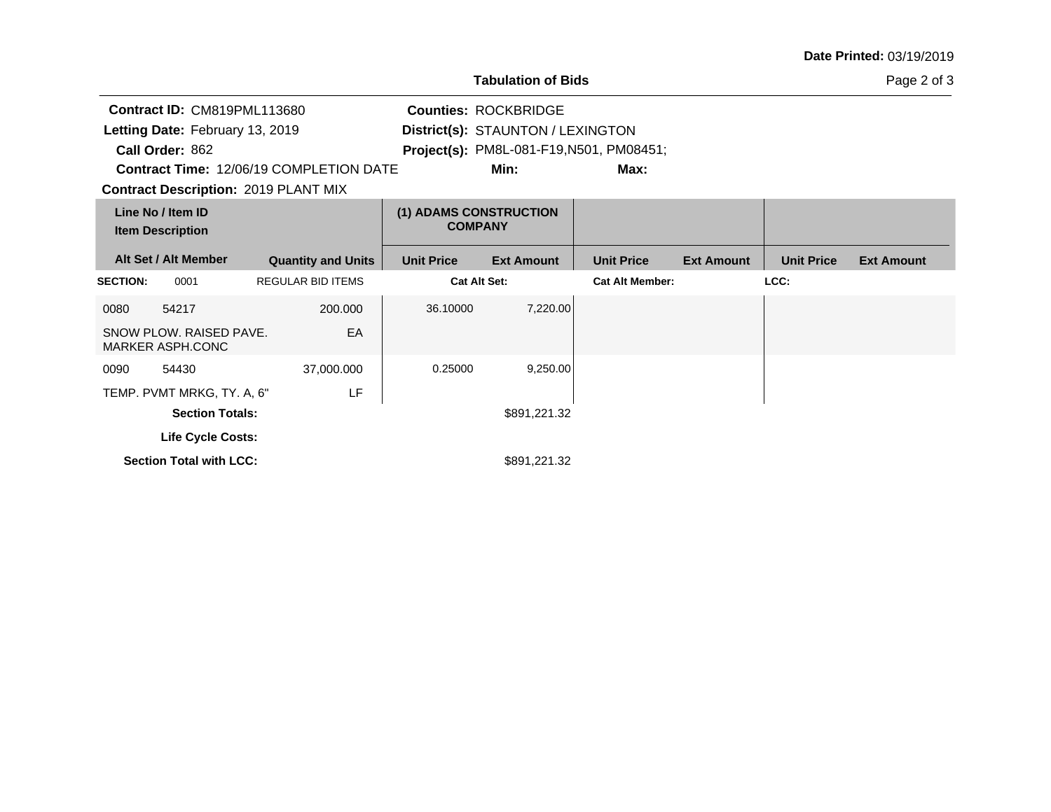Date Printed: 03/19/2019

## Tabulation of Bids

**Contract ID:** CM819PML113680
**Letting Date:** February 13, 2019
**Call Order:** 862
**Contract Time:** 12/06/19 COMPLETION DATE
**Contract Description:** 2019 PLANT MIX

**Counties:** ROCKBRIDGE
**District(s):** STAUNTON / LEXINGTON
**Project(s):** PM8L-081-F19,N501, PM08451;
**Min:**
**Max:**

| Line No / Item ID / Item Description / Alt Set / Alt Member | Quantity and Units | (1) ADAMS CONSTRUCTION COMPANY Unit Price | (1) ADAMS CONSTRUCTION COMPANY Ext Amount | Unit Price | Ext Amount | Unit Price | Ext Amount |
|---|---|---|---|---|---|---|---|
| **SECTION:** 0001 | REGULAR BID ITEMS | **Cat Alt Set:** | | **Cat Alt Member:** | | **LCC:** | |
| 0080 54217 SNOW PLOW. RAISED PAVE. MARKER ASPH.CONC | 200.000 EA | 36.10000 | 7,220.00 | | | | |
| 0090 54430 TEMP. PVMT MRKG, TY. A, 6" | 37,000.000 LF | 0.25000 | 9,250.00 | | | | |
| **Section Totals:** | | | $891,221.32 | | | | |
| **Life Cycle Costs:** | | | | | | | |
| **Section Total with LCC:** | | | $891,221.32 | | | | |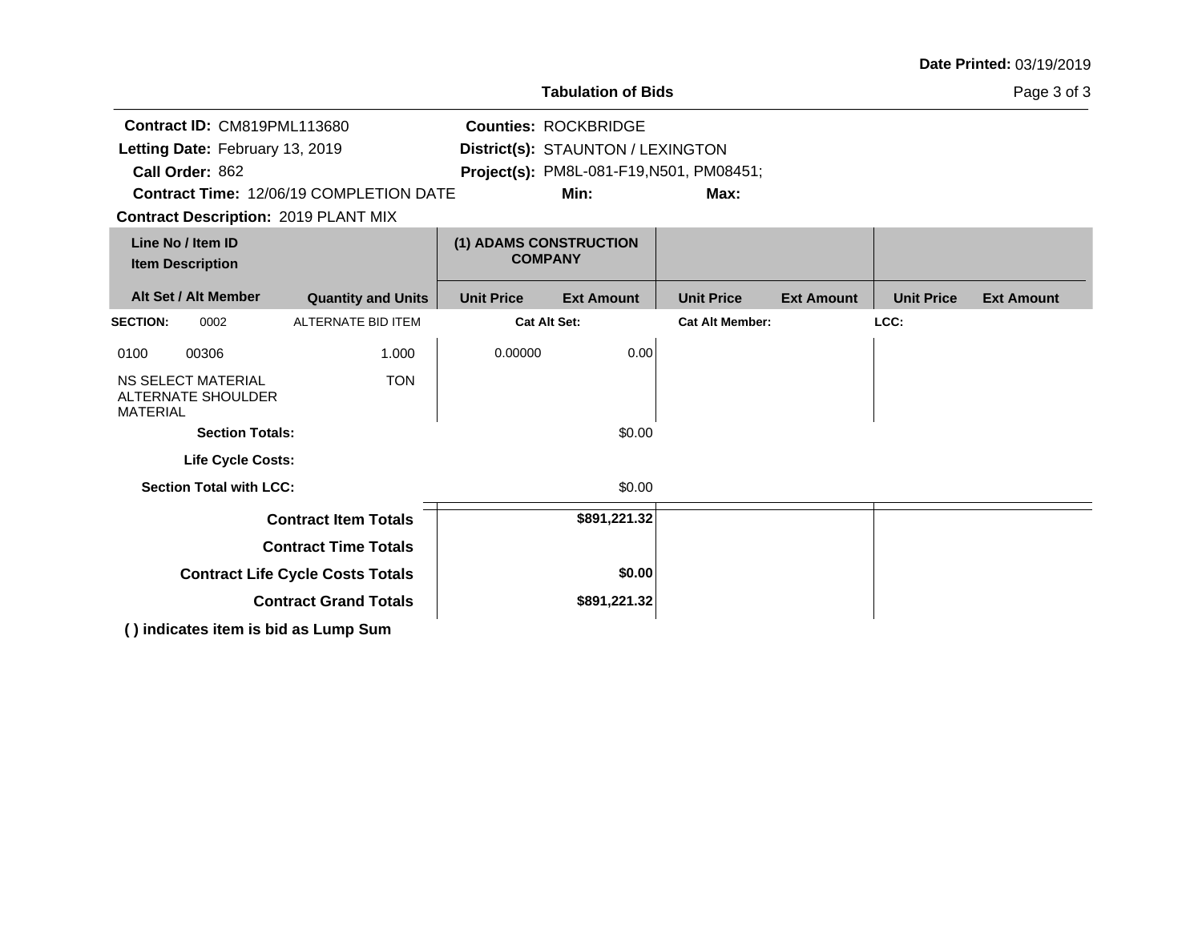Date Printed: 03/19/2019

**Tabulation of Bids**

**Contract ID:** CM819PML113680
**Letting Date:** February 13, 2019
**Call Order:** 862
**Contract Time:** 12/06/19 COMPLETION DATE
**Contract Description:** 2019 PLANT MIX

**Counties:** ROCKBRIDGE
**District(s):** STAUNTON / LEXINGTON
**Project(s):** PM8L-081-F19,N501, PM08451;
**Min:** **Max:**

| Line No / Item ID / Item Description | | | (1) ADAMS CONSTRUCTION COMPANY | | | | | |
|---|---|---|---|---|---|---|---|---|
| **Alt Set / Alt Member** | | **Quantity and Units** | **Unit Price** | **Ext Amount** | **Unit Price** | **Ext Amount** | **Unit Price** | **Ext Amount** |
| **SECTION:** | 0002 | ALTERNATE BID ITEM | **Cat Alt Set:** | | **Cat Alt Member:** | | **LCC:** | |
| 0100 | 00306 | 1.000 | 0.00000 | 0.00 | | | | |
| NS SELECT MATERIAL ALTERNATE SHOULDER MATERIAL | | TON | | | | | | |
| **Section Totals:** | | | | $0.00 | | | | |
| **Life Cycle Costs:** | | | | | | | | |
| **Section Total with LCC:** | | | | $0.00 | | | | |
| **Contract Item Totals** | | | | **$891,221.32** | | | | |
| **Contract Time Totals** | | | | | | | | |
| **Contract Life Cycle Costs Totals** | | | | **$0.00** | | | | |
| **Contract Grand Totals** | | | | **$891,221.32** | | | | |

**( ) indicates item is bid as Lump Sum**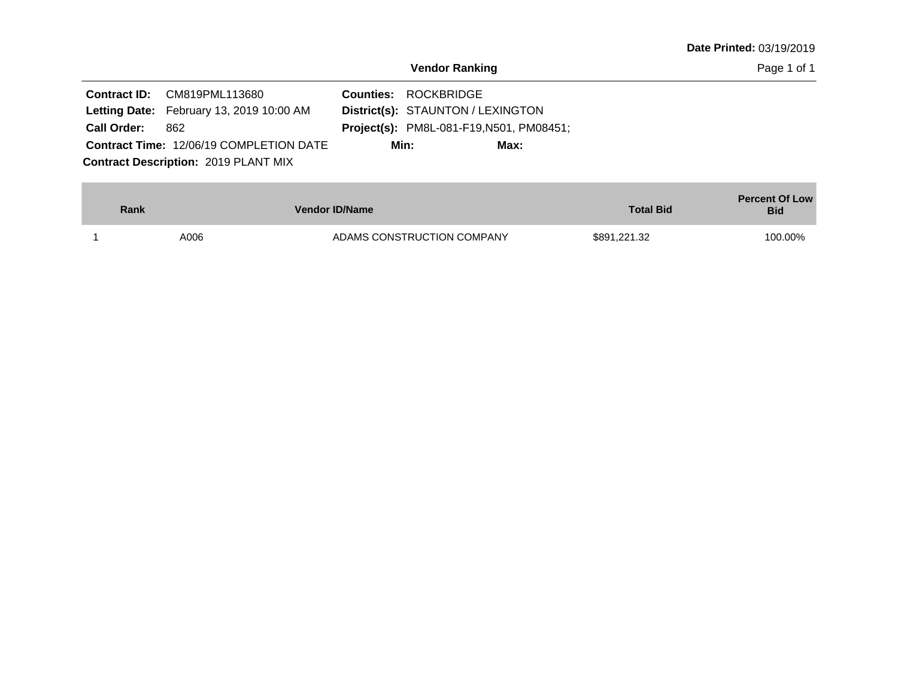**Date Printed:** 03/19/2019

## Vendor Ranking

**Contract ID:** CM819PML113680
**Letting Date:** February 13, 2019 10:00 AM
**Call Order:** 862
**Contract Time:** 12/06/19 COMPLETION DATE
**Contract Description:** 2019 PLANT MIX

**Counties:** ROCKBRIDGE
**District(s):** STAUNTON / LEXINGTON
**Project(s):** PM8L-081-F19,N501, PM08451;
**Min:**
**Max:**

| Rank | Vendor ID/Name | | Total Bid | Percent Of Low Bid |
|---|---|---|---|---|
| 1 | A006 | ADAMS CONSTRUCTION COMPANY | $891,221.32 | 100.00% |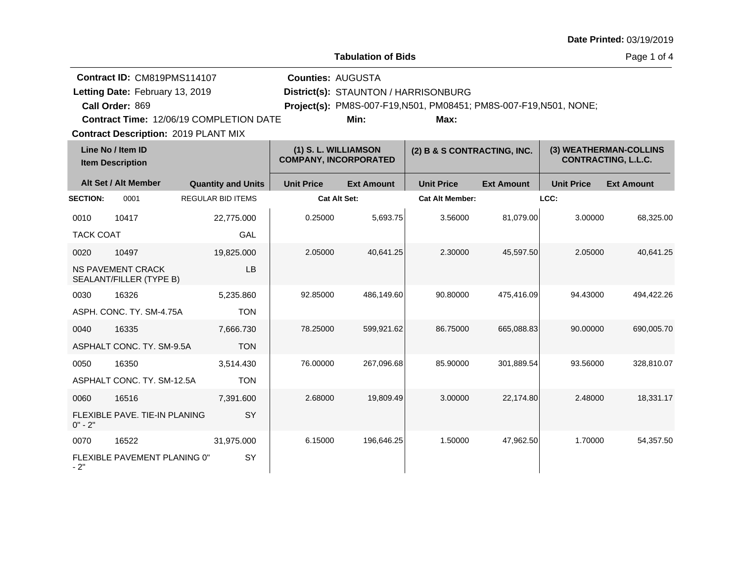Date Printed: 03/19/2019

## Tabulation of Bids

**Contract ID:** CM819PMS114107
**Letting Date:** February 13, 2019
**Call Order:** 869
**Contract Time:** 12/06/19 COMPLETION DATE
**Contract Description:** 2019 PLANT MIX

**Counties:** AUGUSTA
**District(s):** STAUNTON / HARRISONBURG
**Project(s):** PM8S-007-F19,N501, PM08451; PM8S-007-F19,N501, NONE;
**Min:**
**Max:**

| Line No / Item ID / Item Description | Alt Set / Alt Member | Quantity and Units | (1) S. L. WILLIAMSON COMPANY, INCORPORATED Unit Price | (1) Ext Amount | (2) B & S CONTRACTING, INC. Unit Price | (2) Ext Amount | (3) WEATHERMAN-COLLINS CONTRACTING, L.L.C. Unit Price | (3) Ext Amount |
|---|---|---|---|---|---|---|---|---|
| **SECTION:** 0001 | | REGULAR BID ITEMS | Cat Alt Set: | | Cat Alt Member: | | LCC: | |
| 0010 10417 TACK COAT | | 22,775.000 GAL | 0.25000 | 5,693.75 | 3.56000 | 81,079.00 | 3.00000 | 68,325.00 |
| 0020 10497 NS PAVEMENT CRACK SEALANT/FILLER (TYPE B) | | 19,825.000 LB | 2.05000 | 40,641.25 | 2.30000 | 45,597.50 | 2.05000 | 40,641.25 |
| 0030 16326 ASPH. CONC. TY. SM-4.75A | | 5,235.860 TON | 92.85000 | 486,149.60 | 90.80000 | 475,416.09 | 94.43000 | 494,422.26 |
| 0040 16335 ASPHALT CONC. TY. SM-9.5A | | 7,666.730 TON | 78.25000 | 599,921.62 | 86.75000 | 665,088.83 | 90.00000 | 690,005.70 |
| 0050 16350 ASPHALT CONC. TY. SM-12.5A | | 3,514.430 TON | 76.00000 | 267,096.68 | 85.90000 | 301,889.54 | 93.56000 | 328,810.07 |
| 0060 16516 FLEXIBLE PAVE. TIE-IN PLANING 0" - 2" | | 7,391.600 SY | 2.68000 | 19,809.49 | 3.00000 | 22,174.80 | 2.48000 | 18,331.17 |
| 0070 16522 FLEXIBLE PAVEMENT PLANING 0" - 2" | | 31,975.000 SY | 6.15000 | 196,646.25 | 1.50000 | 47,962.50 | 1.70000 | 54,357.50 |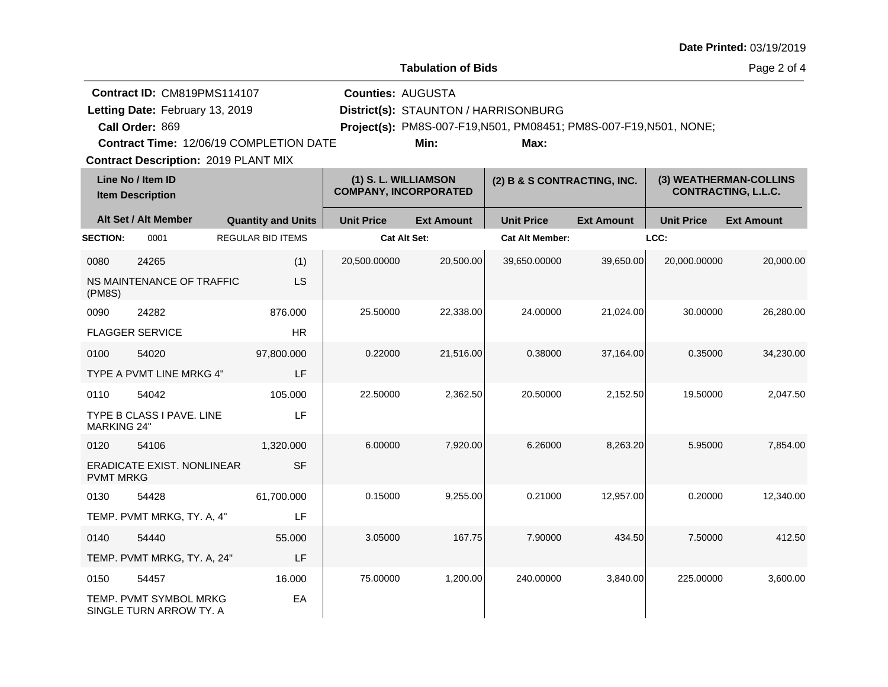Date Printed: 03/19/2019

## Tabulation of Bids

**Contract ID:** CM819PMS114107
**Letting Date:** February 13, 2019
**Call Order:** 869
**Contract Time:** 12/06/19 COMPLETION DATE
**Contract Description:** 2019 PLANT MIX

**Counties:** AUGUSTA
**District(s):** STAUNTON / HARRISONBURG
**Project(s):** PM8S-007-F19,N501, PM08451; PM8S-007-F19,N501, NONE;
**Min:** **Max:**

| Line No / Item ID / Item Description / Alt Set / Alt Member | Quantity and Units | (1) S. L. WILLIAMSON COMPANY, INCORPORATED Unit Price | Ext Amount | (2) B & S CONTRACTING, INC. Unit Price | Ext Amount | (3) WEATHERMAN-COLLINS CONTRACTING, L.L.C. Unit Price | Ext Amount |
|---|---|---|---|---|---|---|---|
| **SECTION:** 0001 REGULAR BID ITEMS | | **Cat Alt Set:** | | **Cat Alt Member:** | | **LCC:** | |
| 0080 24265 NS MAINTENANCE OF TRAFFIC (PM8S) | (1) LS | 20,500.00000 | 20,500.00 | 39,650.00000 | 39,650.00 | 20,000.00000 | 20,000.00 |
| 0090 24282 FLAGGER SERVICE | 876.000 HR | 25.50000 | 22,338.00 | 24.00000 | 21,024.00 | 30.00000 | 26,280.00 |
| 0100 54020 TYPE A PVMT LINE MRKG 4" | 97,800.000 LF | 0.22000 | 21,516.00 | 0.38000 | 37,164.00 | 0.35000 | 34,230.00 |
| 0110 54042 TYPE B CLASS I PAVE. LINE MARKING 24" | 105.000 LF | 22.50000 | 2,362.50 | 20.50000 | 2,152.50 | 19.50000 | 2,047.50 |
| 0120 54106 ERADICATE EXIST. NONLINEAR PVMT MRKG | 1,320.000 SF | 6.00000 | 7,920.00 | 6.26000 | 8,263.20 | 5.95000 | 7,854.00 |
| 0130 54428 TEMP. PVMT MRKG, TY. A, 4" | 61,700.000 LF | 0.15000 | 9,255.00 | 0.21000 | 12,957.00 | 0.20000 | 12,340.00 |
| 0140 54440 TEMP. PVMT MRKG, TY. A, 24" | 55.000 LF | 3.05000 | 167.75 | 7.90000 | 434.50 | 7.50000 | 412.50 |
| 0150 54457 TEMP. PVMT SYMBOL MRKG SINGLE TURN ARROW TY. A | 16.000 EA | 75.00000 | 1,200.00 | 240.00000 | 3,840.00 | 225.00000 | 3,600.00 |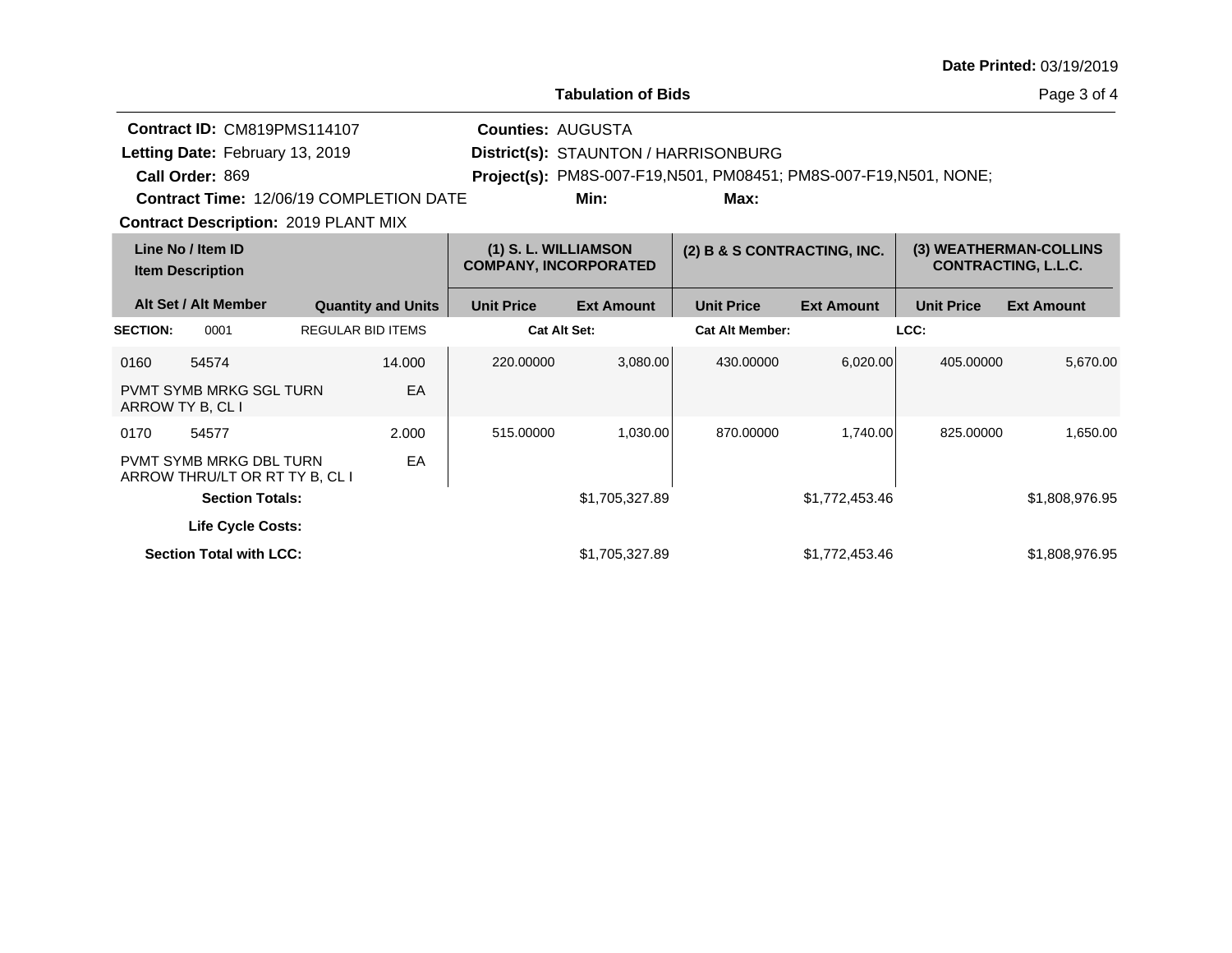**Date Printed:** 03/19/2019

## Tabulation of Bids

**Contract ID:** CM819PMS114107
**Letting Date:** February 13, 2019
**Call Order:** 869
**Contract Time:** 12/06/19 COMPLETION DATE
**Contract Description:** 2019 PLANT MIX

**Counties:** AUGUSTA
**District(s):** STAUNTON / HARRISONBURG
**Project(s):** PM8S-007-F19,N501, PM08451; PM8S-007-F19,N501, NONE;
**Min:** **Max:**

| Line No / Item ID | Item Description / Alt Set / Alt Member | Quantity and Units | (1) S. L. WILLIAMSON COMPANY, INCORPORATED Unit Price | Ext Amount | (2) B & S CONTRACTING, INC. Unit Price | Ext Amount | (3) WEATHERMAN-COLLINS CONTRACTING, L.L.C. Unit Price | Ext Amount |
|---|---|---|---|---|---|---|---|---|
| **SECTION:** 0001 | REGULAR BID ITEMS | | **Cat Alt Set:** | | **Cat Alt Member:** | | **LCC:** | |
| 0160 54574 | PVMT SYMB MRKG SGL TURN ARROW TY B, CL I | 14.000 EA | 220.00000 | 3,080.00 | 430.00000 | 6,020.00 | 405.00000 | 5,670.00 |
| 0170 54577 | PVMT SYMB MRKG DBL TURN ARROW THRU/LT OR RT TY B, CL I | 2.000 EA | 515.00000 | 1,030.00 | 870.00000 | 1,740.00 | 825.00000 | 1,650.00 |
| **Section Totals:** | | | | $1,705,327.89 | | $1,772,453.46 | | $1,808,976.95 |
| **Life Cycle Costs:** | | | | | | | | |
| **Section Total with LCC:** | | | | $1,705,327.89 | | $1,772,453.46 | | $1,808,976.95 |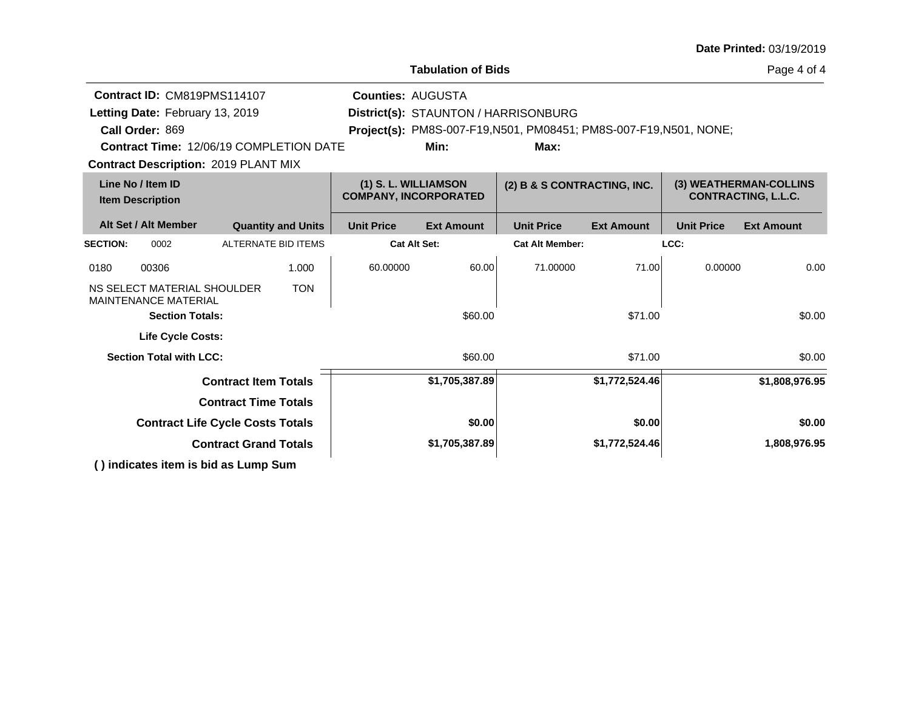**Date Printed:** 03/19/2019

**Tabulation of Bids**

**Contract ID:** CM819PMS114107
**Letting Date:** February 13, 2019
**Call Order:** 869
**Contract Time:** 12/06/19 COMPLETION DATE
**Contract Description:** 2019 PLANT MIX

**Counties:** AUGUSTA
**District(s):** STAUNTON / HARRISONBURG
**Project(s):** PM8S-007-F19,N501, PM08451; PM8S-007-F19,N501, NONE;
**Min:** **Max:**

| Line No / Item ID | Item Description / Alt Set / Alt Member | Quantity and Units | (1) S. L. WILLIAMSON COMPANY, INCORPORATED Unit Price | Ext Amount | (2) B & S CONTRACTING, INC. Unit Price | Ext Amount | (3) WEATHERMAN-COLLINS CONTRACTING, L.L.C. Unit Price | Ext Amount |
|---|---|---|---|---|---|---|---|---|
| **SECTION:** 0002 | ALTERNATE BID ITEMS | | **Cat Alt Set:** | | **Cat Alt Member:** | | **LCC:** | |
| 0180 00306 | NS SELECT MATERIAL SHOULDER MAINTENANCE MATERIAL | 1.000 TON | 60.00000 | 60.00 | 71.00000 | 71.00 | 0.00000 | 0.00 |
| | **Section Totals:** | | | $60.00 | | $71.00 | | $0.00 |
| | **Life Cycle Costs:** | | | | | | | |
| | **Section Total with LCC:** | | | $60.00 | | $71.00 | | $0.00 |
| | **Contract Item Totals** | | | **$1,705,387.89** | | **$1,772,524.46** | | **$1,808,976.95** |
| | **Contract Time Totals** | | | | | | | |
| | **Contract Life Cycle Costs Totals** | | | **$0.00** | | **$0.00** | | **$0.00** |
| | **Contract Grand Totals** | | | **$1,705,387.89** | | **$1,772,524.46** | | **1,808,976.95** |

**( ) indicates item is bid as Lump Sum**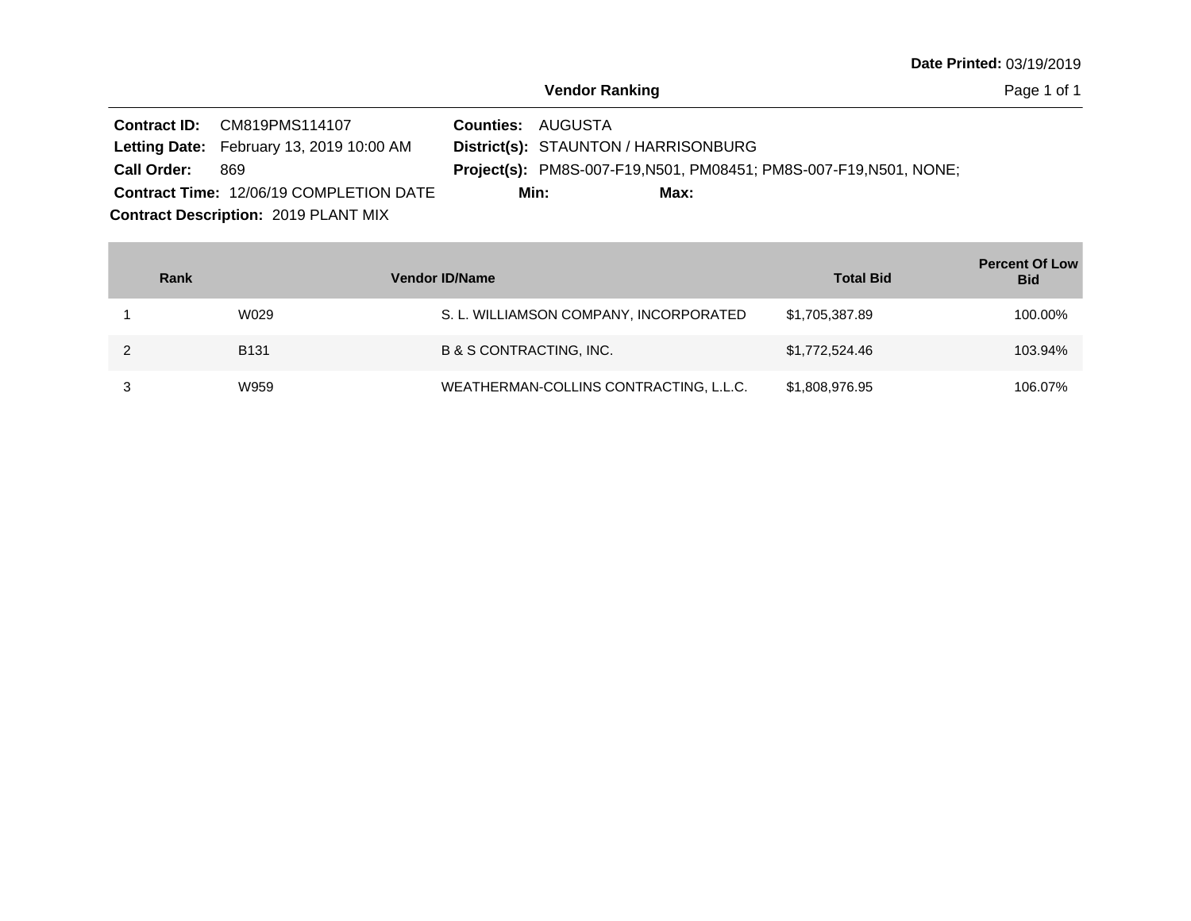**Date Printed:** 03/19/2019

## Vendor Ranking

**Contract ID:** CM819PMS114107
**Letting Date:** February 13, 2019 10:00 AM
**Call Order:** 869
**Contract Time:** 12/06/19 COMPLETION DATE
**Contract Description:** 2019 PLANT MIX

**Counties:** AUGUSTA
**District(s):** STAUNTON / HARRISONBURG
**Project(s):** PM8S-007-F19,N501, PM08451; PM8S-007-F19,N501, NONE;
**Min:**
**Max:**

| Rank | Vendor ID | Vendor Name | Total Bid | Percent Of Low Bid |
|---|---|---|---|---|
| 1 | W029 | S. L. WILLIAMSON COMPANY, INCORPORATED | $1,705,387.89 | 100.00% |
| 2 | B131 | B & S CONTRACTING, INC. | $1,772,524.46 | 103.94% |
| 3 | W959 | WEATHERMAN-COLLINS CONTRACTING, L.L.C. | $1,808,976.95 | 106.07% |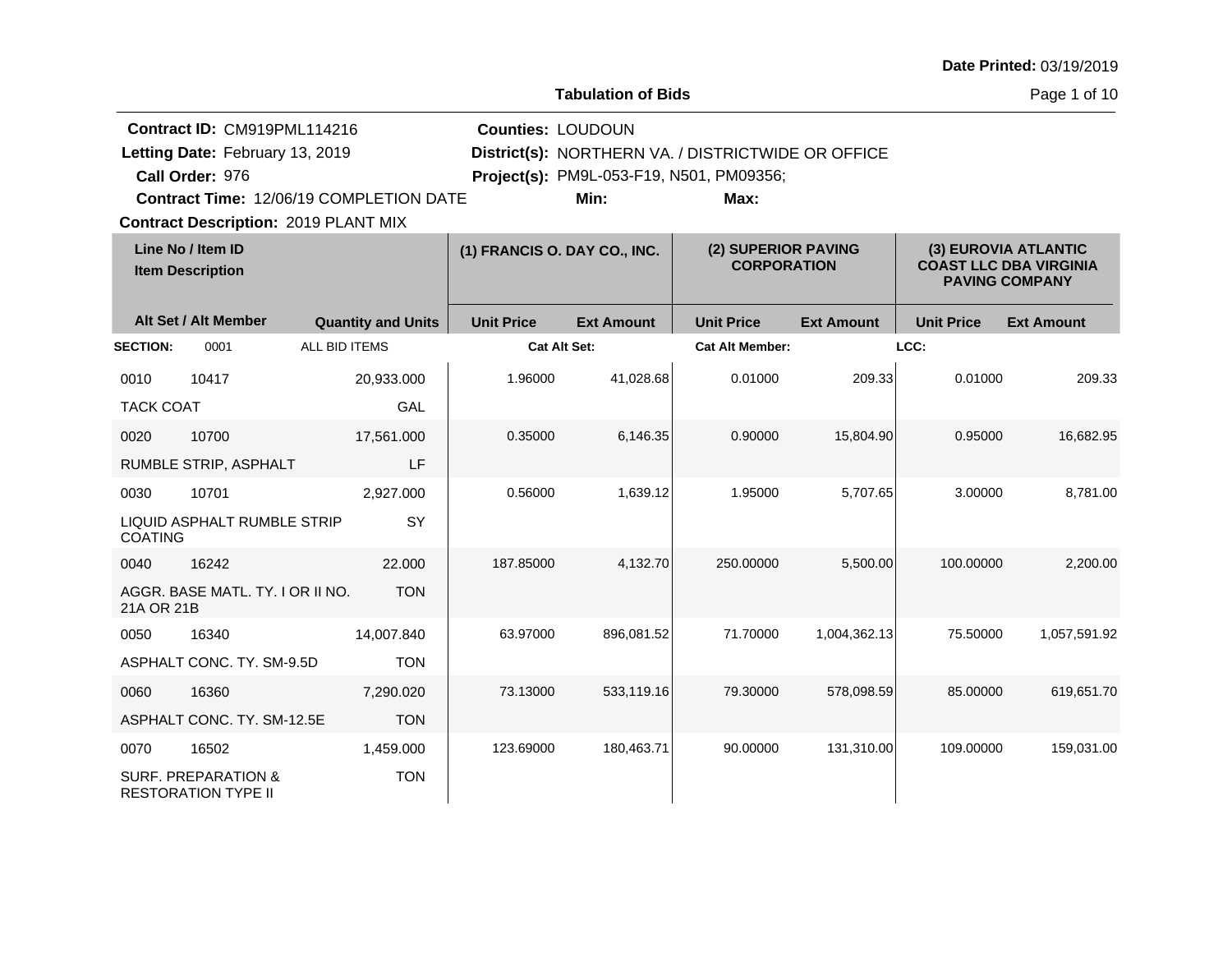Date Printed: 03/19/2019

## Tabulation of Bids

**Contract ID:** CM919PML114216
**Letting Date:** February 13, 2019
**Call Order:** 976
**Contract Time:** 12/06/19 COMPLETION DATE
**Contract Description:** 2019 PLANT MIX

**Counties:** LOUDOUN
**District(s):** NORTHERN VA. / DISTRICTWIDE OR OFFICE
**Project(s):** PM9L-053-F19, N501, PM09356;
**Min:**
**Max:**

| Line No / Item ID | | Item Description / Alt Set / Alt Member | Quantity and Units | (1) FRANCIS O. DAY CO., INC. Unit Price | (1) Ext Amount | (2) SUPERIOR PAVING CORPORATION Unit Price | (2) Ext Amount | (3) EUROVIA ATLANTIC COAST LLC DBA VIRGINIA PAVING COMPANY Unit Price | (3) Ext Amount |
|---|---|---|---|---|---|---|---|---|---|
| **SECTION:** | 0001 | ALL BID ITEMS | | Cat Alt Set: | | Cat Alt Member: | | LCC: | |
| 0010 | 10417 | TACK COAT | 20,933.000 GAL | 1.96000 | 41,028.68 | 0.01000 | 209.33 | 0.01000 | 209.33 |
| 0020 | 10700 | RUMBLE STRIP, ASPHALT | 17,561.000 LF | 0.35000 | 6,146.35 | 0.90000 | 15,804.90 | 0.95000 | 16,682.95 |
| 0030 | 10701 | LIQUID ASPHALT RUMBLE STRIP COATING | 2,927.000 SY | 0.56000 | 1,639.12 | 1.95000 | 5,707.65 | 3.00000 | 8,781.00 |
| 0040 | 16242 | AGGR. BASE MATL. TY. I OR II NO. 21A OR 21B | 22.000 TON | 187.85000 | 4,132.70 | 250.00000 | 5,500.00 | 100.00000 | 2,200.00 |
| 0050 | 16340 | ASPHALT CONC. TY. SM-9.5D | 14,007.840 TON | 63.97000 | 896,081.52 | 71.70000 | 1,004,362.13 | 75.50000 | 1,057,591.92 |
| 0060 | 16360 | ASPHALT CONC. TY. SM-12.5E | 7,290.020 TON | 73.13000 | 533,119.16 | 79.30000 | 578,098.59 | 85.00000 | 619,651.70 |
| 0070 | 16502 | SURF. PREPARATION & RESTORATION TYPE II | 1,459.000 TON | 123.69000 | 180,463.71 | 90.00000 | 131,310.00 | 109.00000 | 159,031.00 |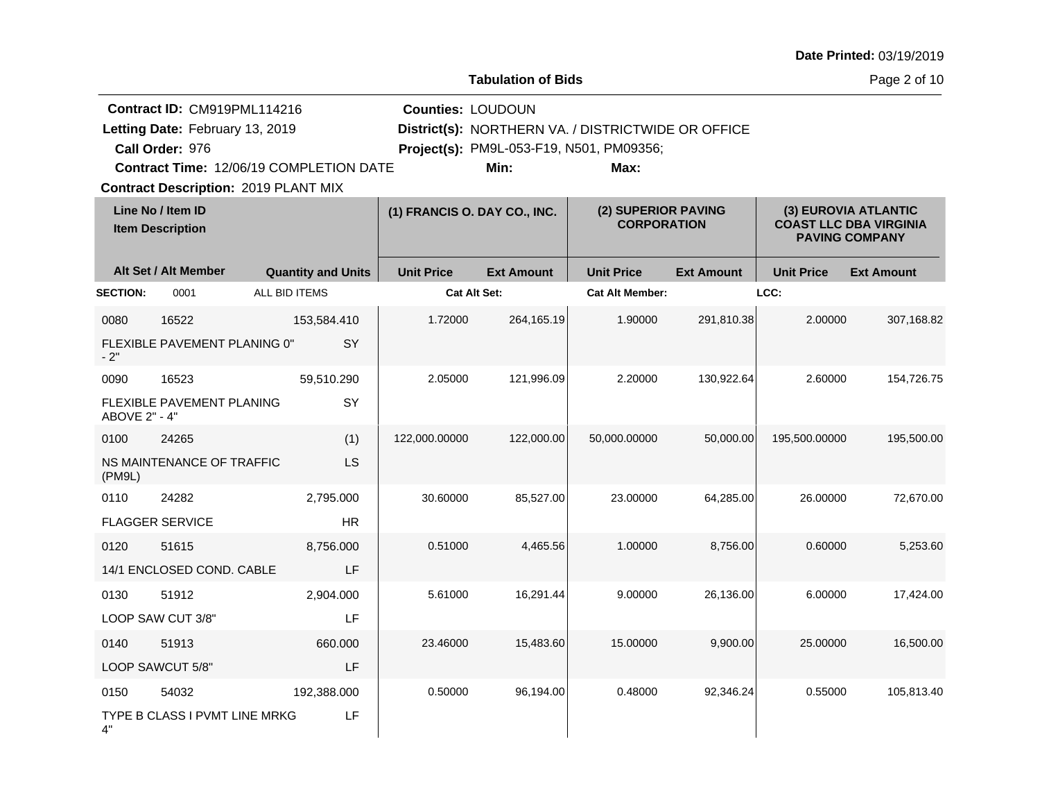Date Printed: 03/19/2019

**Tabulation of Bids**

**Contract ID:** CM919PML114216
**Letting Date:** February 13, 2019
**Call Order:** 976
**Contract Time:** 12/06/19 COMPLETION DATE
**Contract Description:** 2019 PLANT MIX

**Counties:** LOUDOUN
**District(s):** NORTHERN VA. / DISTRICTWIDE OR OFFICE
**Project(s):** PM9L-053-F19, N501, PM09356;
**Min:**
**Max:**

| Line No / Item ID | Item Description | Quantity and Units | (1) FRANCIS O. DAY CO., INC. Unit Price | (1) FRANCIS O. DAY CO., INC. Ext Amount | (2) SUPERIOR PAVING CORPORATION Unit Price | (2) SUPERIOR PAVING CORPORATION Ext Amount | (3) EUROVIA ATLANTIC COAST LLC DBA VIRGINIA PAVING COMPANY Unit Price | (3) EUROVIA ATLANTIC COAST LLC DBA VIRGINIA PAVING COMPANY Ext Amount |
|---|---|---|---|---|---|---|---|---|
| **SECTION:** 0001 | ALL BID ITEMS | | Cat Alt Set: | | Cat Alt Member: | | LCC: | |
| 0080 16522 | FLEXIBLE PAVEMENT PLANING 0" - 2" | 153,584.410 SY | 1.72000 | 264,165.19 | 1.90000 | 291,810.38 | 2.00000 | 307,168.82 |
| 0090 16523 | FLEXIBLE PAVEMENT PLANING ABOVE 2" - 4" | 59,510.290 SY | 2.05000 | 121,996.09 | 2.20000 | 130,922.64 | 2.60000 | 154,726.75 |
| 0100 24265 | NS MAINTENANCE OF TRAFFIC (PM9L) | (1) LS | 122,000.00000 | 122,000.00 | 50,000.00000 | 50,000.00 | 195,500.00000 | 195,500.00 |
| 0110 24282 | FLAGGER SERVICE | 2,795.000 HR | 30.60000 | 85,527.00 | 23.00000 | 64,285.00 | 26.00000 | 72,670.00 |
| 0120 51615 | 14/1 ENCLOSED COND. CABLE | 8,756.000 LF | 0.51000 | 4,465.56 | 1.00000 | 8,756.00 | 0.60000 | 5,253.60 |
| 0130 51912 | LOOP SAW CUT 3/8" | 2,904.000 LF | 5.61000 | 16,291.44 | 9.00000 | 26,136.00 | 6.00000 | 17,424.00 |
| 0140 51913 | LOOP SAWCUT 5/8" | 660.000 LF | 23.46000 | 15,483.60 | 15.00000 | 9,900.00 | 25.00000 | 16,500.00 |
| 0150 54032 | TYPE B CLASS I PVMT LINE MRKG 4" | 192,388.000 LF | 0.50000 | 96,194.00 | 0.48000 | 92,346.24 | 0.55000 | 105,813.40 |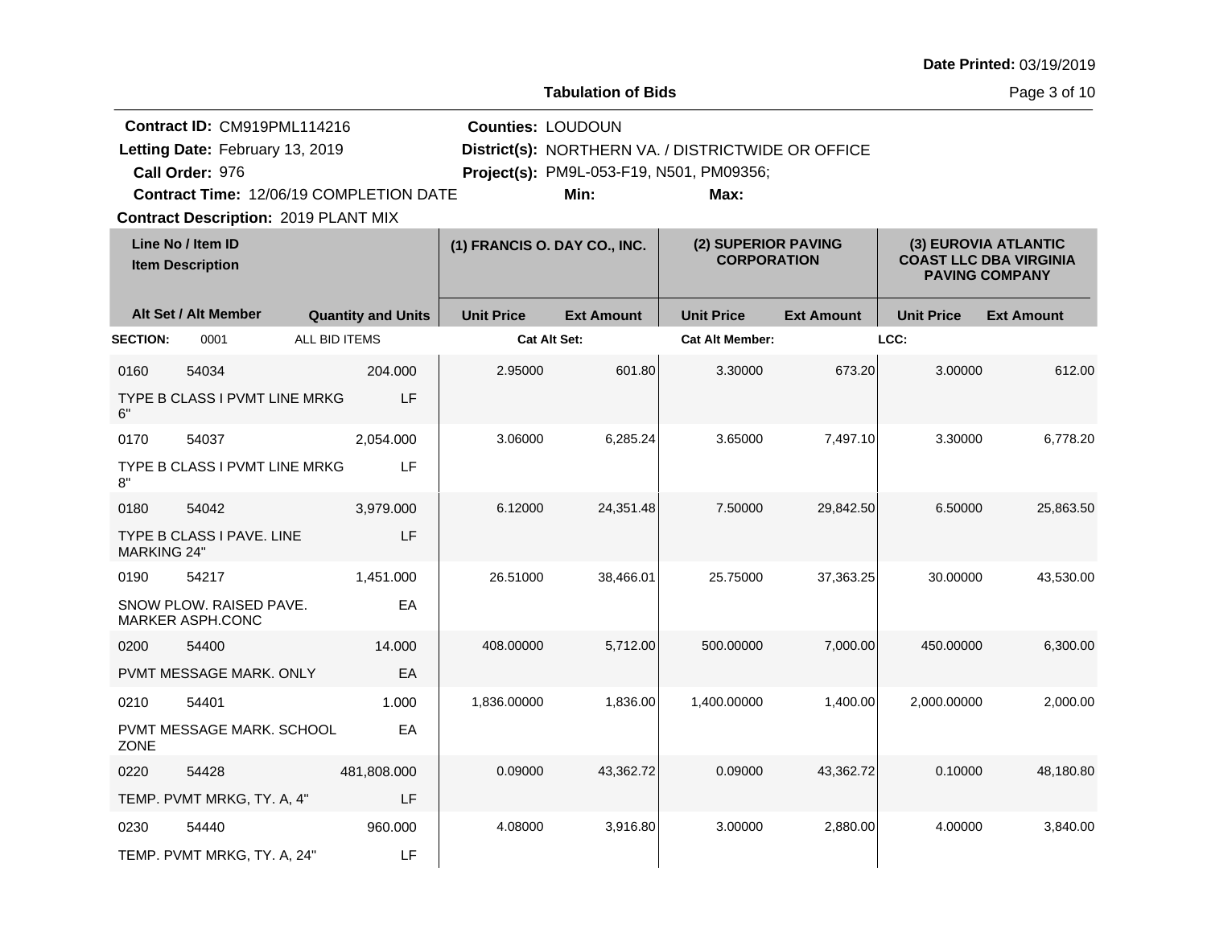**Date Printed:** 03/19/2019

**Tabulation of Bids**

**Contract ID:** CM919PML114216
**Letting Date:** February 13, 2019
**Call Order:** 976
**Contract Time:** 12/06/19 COMPLETION DATE
**Contract Description:** 2019 PLANT MIX

**Counties:** LOUDOUN
**District(s):** NORTHERN VA. / DISTRICTWIDE OR OFFICE
**Project(s):** PM9L-053-F19, N501, PM09356;
**Min:** **Max:**

| Line No / Item ID | Item Description | Quantity and Units | (1) FRANCIS O. DAY CO., INC. Unit Price | (1) FRANCIS O. DAY CO., INC. Ext Amount | (2) SUPERIOR PAVING CORPORATION Unit Price | (2) SUPERIOR PAVING CORPORATION Ext Amount | (3) EUROVIA ATLANTIC COAST LLC DBA VIRGINIA PAVING COMPANY Unit Price | (3) EUROVIA ATLANTIC COAST LLC DBA VIRGINIA PAVING COMPANY Ext Amount |
|---|---|---|---|---|---|---|---|---|
| **SECTION:** 0001 | ALL BID ITEMS | | Cat Alt Set: | | Cat Alt Member: | | LCC: | |
| 0160 54034 | TYPE B CLASS I PVMT LINE MRKG 6" | 204.000 LF | 2.95000 | 601.80 | 3.30000 | 673.20 | 3.00000 | 612.00 |
| 0170 54037 | TYPE B CLASS I PVMT LINE MRKG 8" | 2,054.000 LF | 3.06000 | 6,285.24 | 3.65000 | 7,497.10 | 3.30000 | 6,778.20 |
| 0180 54042 | TYPE B CLASS I PAVE. LINE MARKING 24" | 3,979.000 LF | 6.12000 | 24,351.48 | 7.50000 | 29,842.50 | 6.50000 | 25,863.50 |
| 0190 54217 | SNOW PLOW. RAISED PAVE. MARKER ASPH.CONC | 1,451.000 EA | 26.51000 | 38,466.01 | 25.75000 | 37,363.25 | 30.00000 | 43,530.00 |
| 0200 54400 | PVMT MESSAGE MARK. ONLY | 14.000 EA | 408.00000 | 5,712.00 | 500.00000 | 7,000.00 | 450.00000 | 6,300.00 |
| 0210 54401 | PVMT MESSAGE MARK. SCHOOL ZONE | 1.000 EA | 1,836.00000 | 1,836.00 | 1,400.00000 | 1,400.00 | 2,000.00000 | 2,000.00 |
| 0220 54428 | TEMP. PVMT MRKG, TY. A, 4" | 481,808.000 LF | 0.09000 | 43,362.72 | 0.09000 | 43,362.72 | 0.10000 | 48,180.80 |
| 0230 54440 | TEMP. PVMT MRKG, TY. A, 24" | 960.000 LF | 4.08000 | 3,916.80 | 3.00000 | 2,880.00 | 4.00000 | 3,840.00 |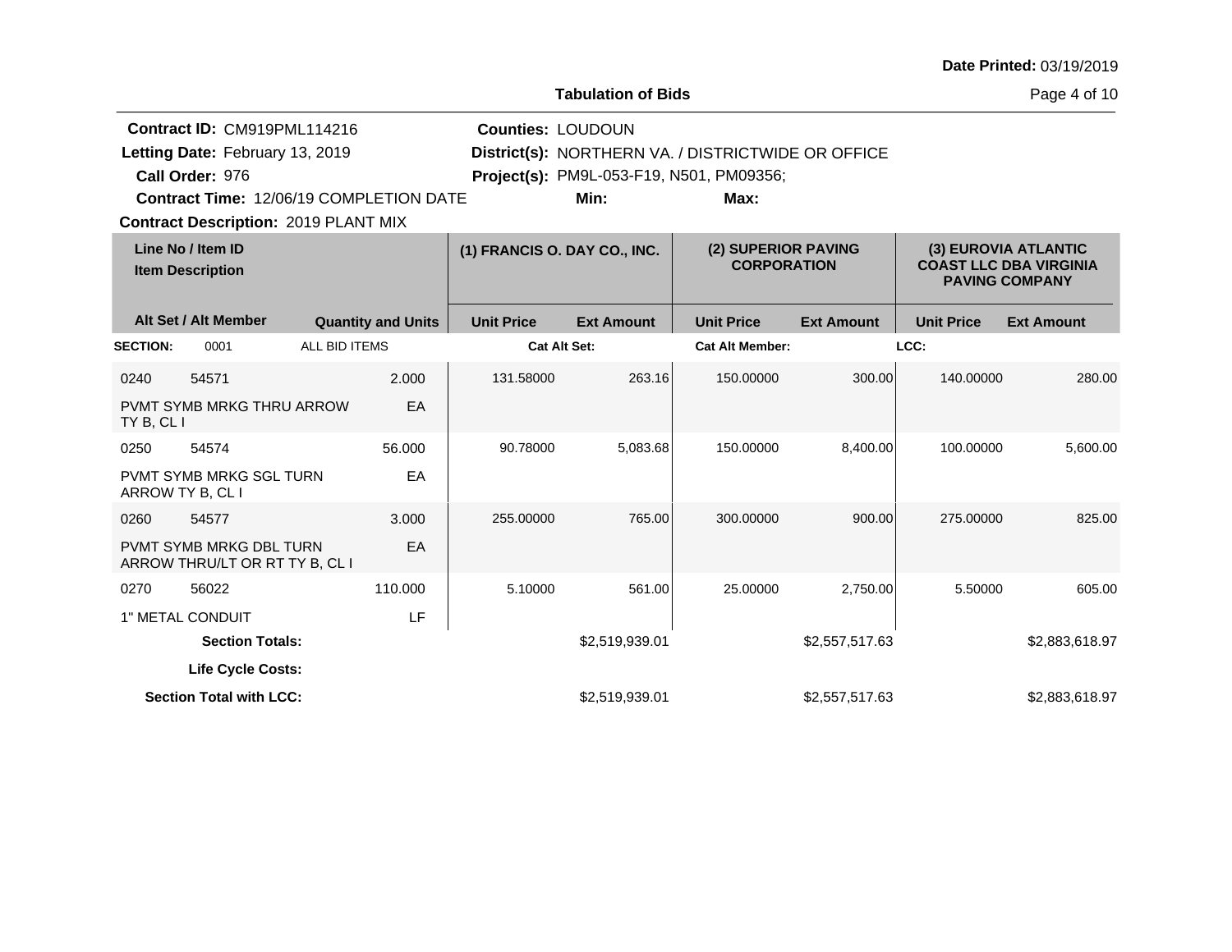**Date Printed:** 03/19/2019

**Tabulation of Bids**

**Contract ID:** CM919PML114216
**Letting Date:** February 13, 2019
**Call Order:** 976
**Contract Time:** 12/06/19 COMPLETION DATE
**Contract Description:** 2019 PLANT MIX

**Counties:** LOUDOUN
**District(s):** NORTHERN VA. / DISTRICTWIDE OR OFFICE
**Project(s):** PM9L-053-F19, N501, PM09356;
**Min:**
**Max:**

| Line No / Item ID | Item Description | Quantity and Units | (1) FRANCIS O. DAY CO., INC. Unit Price | (1) FRANCIS O. DAY CO., INC. Ext Amount | (2) SUPERIOR PAVING CORPORATION Unit Price | (2) SUPERIOR PAVING CORPORATION Ext Amount | (3) EUROVIA ATLANTIC COAST LLC DBA VIRGINIA PAVING COMPANY Unit Price | (3) EUROVIA ATLANTIC COAST LLC DBA VIRGINIA PAVING COMPANY Ext Amount |
|---|---|---|---|---|---|---|---|---|
| **SECTION:** 0001 | ALL BID ITEMS | | **Cat Alt Set:** | | **Cat Alt Member:** | | **LCC:** | |
| 0240 54571 | PVMT SYMB MRKG THRU ARROW TY B, CL I | 2.000 EA | 131.58000 | 263.16 | 150.00000 | 300.00 | 140.00000 | 280.00 |
| 0250 54574 | PVMT SYMB MRKG SGL TURN ARROW TY B, CL I | 56.000 EA | 90.78000 | 5,083.68 | 150.00000 | 8,400.00 | 100.00000 | 5,600.00 |
| 0260 54577 | PVMT SYMB MRKG DBL TURN ARROW THRU/LT OR RT TY B, CL I | 3.000 EA | 255.00000 | 765.00 | 300.00000 | 900.00 | 275.00000 | 825.00 |
| 0270 56022 | 1" METAL CONDUIT | 110.000 LF | 5.10000 | 561.00 | 25.00000 | 2,750.00 | 5.50000 | 605.00 |
| **Section Totals:** | | | | $2,519,939.01 | | $2,557,517.63 | | $2,883,618.97 |
| **Life Cycle Costs:** | | | | | | | | |
| **Section Total with LCC:** | | | | $2,519,939.01 | | $2,557,517.63 | | $2,883,618.97 |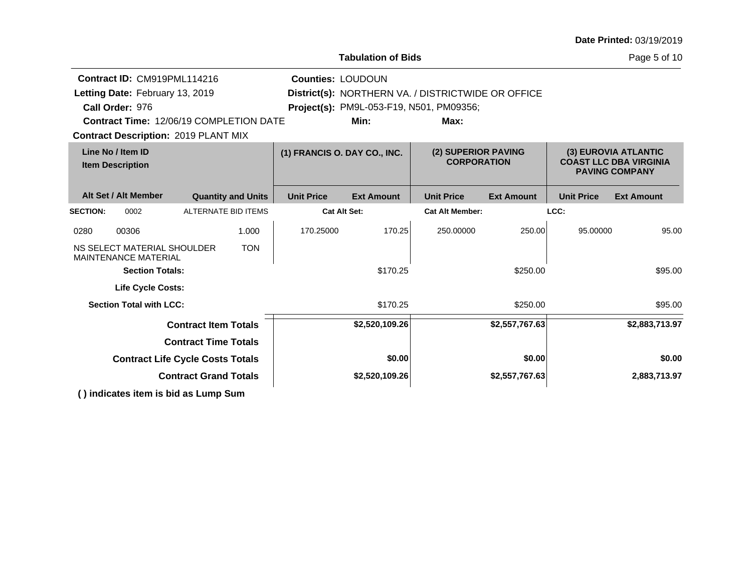Date Printed: 03/19/2019

**Tabulation of Bids**

**Contract ID:** CM919PML114216
**Letting Date:** February 13, 2019
**Call Order:** 976
**Contract Time:** 12/06/19 COMPLETION DATE
**Contract Description:** 2019 PLANT MIX

**Counties:** LOUDOUN
**District(s):** NORTHERN VA. / DISTRICTWIDE OR OFFICE
**Project(s):** PM9L-053-F19, N501, PM09356;
**Min:** **Max:**

| Line No / Item ID | Item Description | Quantity and Units | (1) FRANCIS O. DAY CO., INC. Unit Price | (1) Ext Amount | (2) SUPERIOR PAVING CORPORATION Unit Price | (2) Ext Amount | (3) EUROVIA ATLANTIC COAST LLC DBA VIRGINIA PAVING COMPANY Unit Price | (3) Ext Amount |
|---|---|---|---|---|---|---|---|---|
| **SECTION:** 0002 | ALTERNATE BID ITEMS | | Cat Alt Set: | | Cat Alt Member: | | LCC: | |
| 0280 00306 | NS SELECT MATERIAL SHOULDER MAINTENANCE MATERIAL | 1.000 TON | 170.25000 | 170.25 | 250.00000 | 250.00 | 95.00000 | 95.00 |
| **Section Totals:** | | | | $170.25 | | $250.00 | | $95.00 |
| **Life Cycle Costs:** | | | | | | | | |
| **Section Total with LCC:** | | | | $170.25 | | $250.00 | | $95.00 |
| **Contract Item Totals** | | | | **$2,520,109.26** | | **$2,557,767.63** | | **$2,883,713.97** |
| **Contract Time Totals** | | | | | | | | |
| **Contract Life Cycle Costs Totals** | | | | **$0.00** | | **$0.00** | | **$0.00** |
| **Contract Grand Totals** | | | | **$2,520,109.26** | | **$2,557,767.63** | | **2,883,713.97** |

**( ) indicates item is bid as Lump Sum**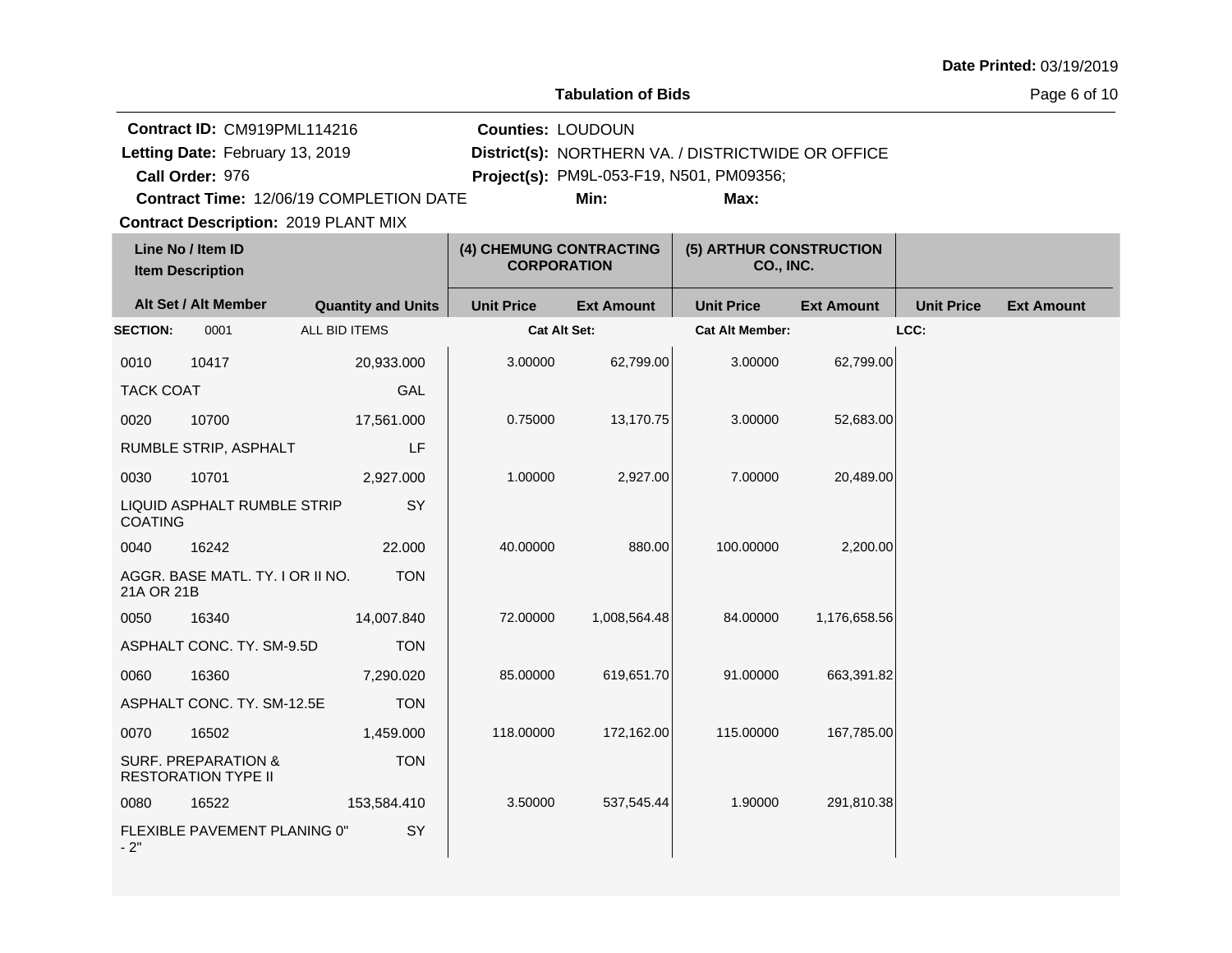**Date Printed:** 03/19/2019

**Tabulation of Bids**

**Contract ID:** CM919PML114216
**Letting Date:** February 13, 2019
**Call Order:** 976
**Contract Time:** 12/06/19 COMPLETION DATE
**Contract Description:** 2019 PLANT MIX

**Counties:** LOUDOUN
**District(s):** NORTHERN VA. / DISTRICTWIDE OR OFFICE
**Project(s):** PM9L-053-F19, N501, PM09356;
**Min:**
**Max:**

| Line No / Item ID | Item Description | Alt Set / Alt Member | Quantity and Units | (4) CHEMUNG CONTRACTING CORPORATION Unit Price | (4) CHEMUNG CONTRACTING CORPORATION Ext Amount | (5) ARTHUR CONSTRUCTION CO., INC. Unit Price | (5) ARTHUR CONSTRUCTION CO., INC. Ext Amount | Unit Price | Ext Amount |
|---|---|---|---|---|---|---|---|---|---|
| **SECTION:** 0001 | ALL BID ITEMS | | | Cat Alt Set: | | Cat Alt Member: | | LCC: | |
| 0010 10417 | TACK COAT | | 20,933.000 GAL | 3.00000 | 62,799.00 | 3.00000 | 62,799.00 | | |
| 0020 10700 | RUMBLE STRIP, ASPHALT | | 17,561.000 LF | 0.75000 | 13,170.75 | 3.00000 | 52,683.00 | | |
| 0030 10701 | LIQUID ASPHALT RUMBLE STRIP COATING | | 2,927.000 SY | 1.00000 | 2,927.00 | 7.00000 | 20,489.00 | | |
| 0040 16242 | AGGR. BASE MATL. TY. I OR II NO. 21A OR 21B | | 22.000 TON | 40.00000 | 880.00 | 100.00000 | 2,200.00 | | |
| 0050 16340 | ASPHALT CONC. TY. SM-9.5D | | 14,007.840 TON | 72.00000 | 1,008,564.48 | 84.00000 | 1,176,658.56 | | |
| 0060 16360 | ASPHALT CONC. TY. SM-12.5E | | 7,290.020 TON | 85.00000 | 619,651.70 | 91.00000 | 663,391.82 | | |
| 0070 16502 | SURF. PREPARATION & RESTORATION TYPE II | | 1,459.000 TON | 118.00000 | 172,162.00 | 115.00000 | 167,785.00 | | |
| 0080 16522 | FLEXIBLE PAVEMENT PLANING 0" - 2" | | 153,584.410 SY | 3.50000 | 537,545.44 | 1.90000 | 291,810.38 | | |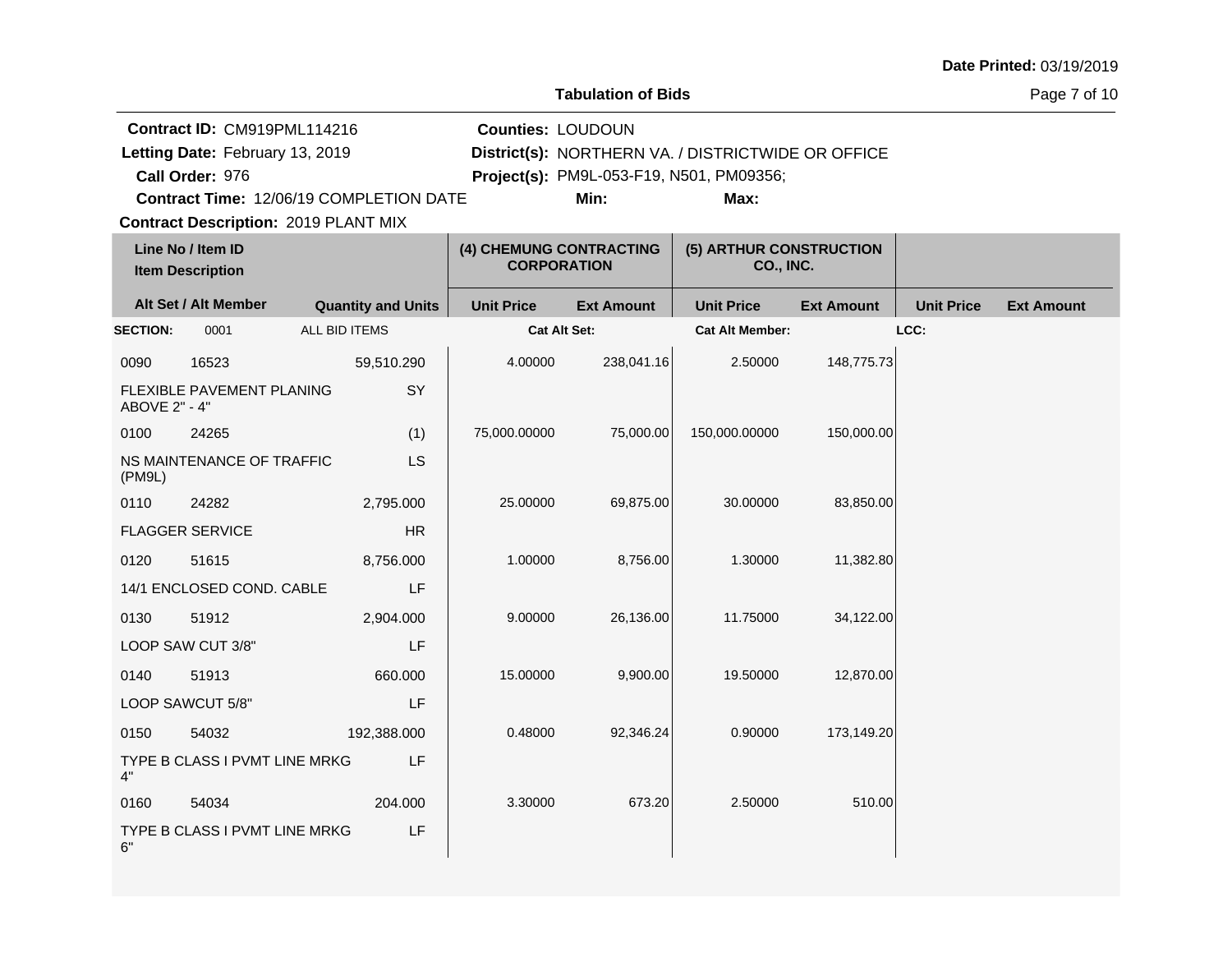**Date Printed:** 03/19/2019

**Tabulation of Bids**

**Contract ID:** CM919PML114216
**Letting Date:** February 13, 2019
**Call Order:** 976
**Contract Time:** 12/06/19 COMPLETION DATE
**Contract Description:** 2019 PLANT MIX

**Counties:** LOUDOUN
**District(s):** NORTHERN VA. / DISTRICTWIDE OR OFFICE
**Project(s):** PM9L-053-F19, N501, PM09356;
**Min:**
**Max:**

| Line No / Item ID / Item Description | | Alt Set / Alt Member / Quantity and Units | (4) CHEMUNG CONTRACTING CORPORATION Unit Price | (4) CHEMUNG CONTRACTING CORPORATION Ext Amount | (5) ARTHUR CONSTRUCTION CO., INC. Unit Price | (5) ARTHUR CONSTRUCTION CO., INC. Ext Amount | Unit Price | Ext Amount |
|---|---|---|---|---|---|---|---|---|
| **SECTION:** 0001 | ALL BID ITEMS | | Cat Alt Set: | | Cat Alt Member: | | LCC: | |
| 0090 | 16523 | 59,510.290 | 4.00000 | 238,041.16 | 2.50000 | 148,775.73 | | |
| FLEXIBLE PAVEMENT PLANING ABOVE 2" - 4" | | SY | | | | | | |
| 0100 | 24265 | (1) | 75,000.00000 | 75,000.00 | 150,000.00000 | 150,000.00 | | |
| NS MAINTENANCE OF TRAFFIC (PM9L) | | LS | | | | | | |
| 0110 | 24282 | 2,795.000 | 25.00000 | 69,875.00 | 30.00000 | 83,850.00 | | |
| FLAGGER SERVICE | | HR | | | | | | |
| 0120 | 51615 | 8,756.000 | 1.00000 | 8,756.00 | 1.30000 | 11,382.80 | | |
| 14/1 ENCLOSED COND. CABLE | | LF | | | | | | |
| 0130 | 51912 | 2,904.000 | 9.00000 | 26,136.00 | 11.75000 | 34,122.00 | | |
| LOOP SAW CUT 3/8" | | LF | | | | | | |
| 0140 | 51913 | 660.000 | 15.00000 | 9,900.00 | 19.50000 | 12,870.00 | | |
| LOOP SAWCUT 5/8" | | LF | | | | | | |
| 0150 | 54032 | 192,388.000 | 0.48000 | 92,346.24 | 0.90000 | 173,149.20 | | |
| TYPE B CLASS I PVMT LINE MRKG 4" | | LF | | | | | | |
| 0160 | 54034 | 204.000 | 3.30000 | 673.20 | 2.50000 | 510.00 | | |
| TYPE B CLASS I PVMT LINE MRKG 6" | | LF | | | | | | |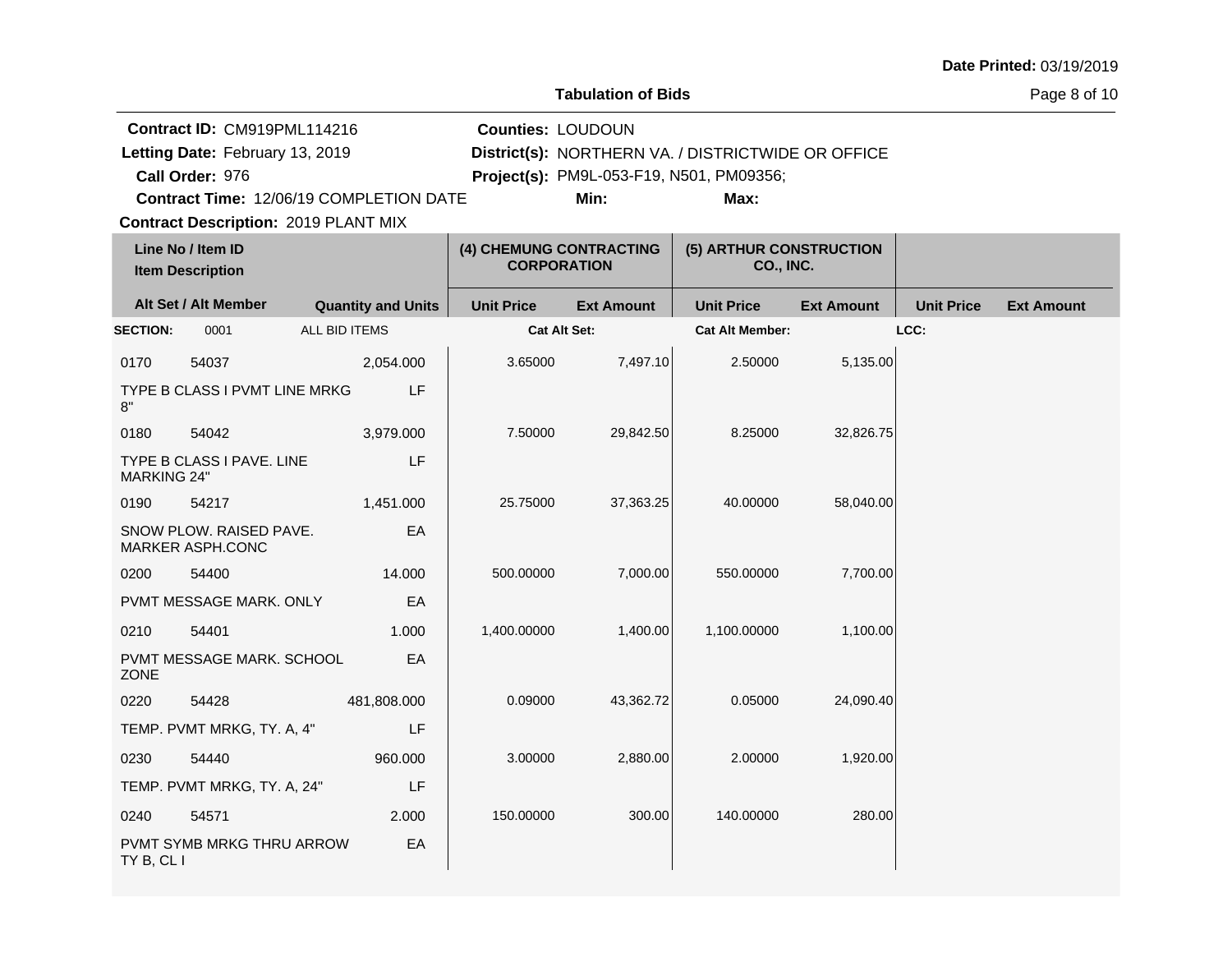**Date Printed:** 03/19/2019

**Tabulation of Bids**

**Contract ID:** CM919PML114216
**Letting Date:** February 13, 2019
**Call Order:** 976
**Contract Time:** 12/06/19 COMPLETION DATE
**Contract Description:** 2019 PLANT MIX

**Counties:** LOUDOUN
**District(s):** NORTHERN VA. / DISTRICTWIDE OR OFFICE
**Project(s):** PM9L-053-F19, N501, PM09356;
**Min:**
**Max:**

| Line No / Item ID | Item Description | Quantity and Units | (4) CHEMUNG CONTRACTING CORPORATION Unit Price | (4) CHEMUNG CONTRACTING CORPORATION Ext Amount | (5) ARTHUR CONSTRUCTION CO., INC. Unit Price | (5) ARTHUR CONSTRUCTION CO., INC. Ext Amount | Unit Price | Ext Amount |
|---|---|---|---|---|---|---|---|---|
| **SECTION:** 0001 | ALL BID ITEMS | | **Cat Alt Set:** | | **Cat Alt Member:** | | **LCC:** | |
| 0170 54037 | TYPE B CLASS I PVMT LINE MRKG 8" | 2,054.000 LF | 3.65000 | 7,497.10 | 2.50000 | 5,135.00 | | |
| 0180 54042 | TYPE B CLASS I PAVE. LINE MARKING 24" | 3,979.000 LF | 7.50000 | 29,842.50 | 8.25000 | 32,826.75 | | |
| 0190 54217 | SNOW PLOW. RAISED PAVE. MARKER ASPH.CONC | 1,451.000 EA | 25.75000 | 37,363.25 | 40.00000 | 58,040.00 | | |
| 0200 54400 | PVMT MESSAGE MARK. ONLY | 14.000 EA | 500.00000 | 7,000.00 | 550.00000 | 7,700.00 | | |
| 0210 54401 | PVMT MESSAGE MARK. SCHOOL ZONE | 1.000 EA | 1,400.00000 | 1,400.00 | 1,100.00000 | 1,100.00 | | |
| 0220 54428 | TEMP. PVMT MRKG, TY. A, 4" | 481,808.000 LF | 0.09000 | 43,362.72 | 0.05000 | 24,090.40 | | |
| 0230 54440 | TEMP. PVMT MRKG, TY. A, 24" | 960.000 LF | 3.00000 | 2,880.00 | 2.00000 | 1,920.00 | | |
| 0240 54571 | PVMT SYMB MRKG THRU ARROW TY B, CL I | 2.000 EA | 150.00000 | 300.00 | 140.00000 | 280.00 | | |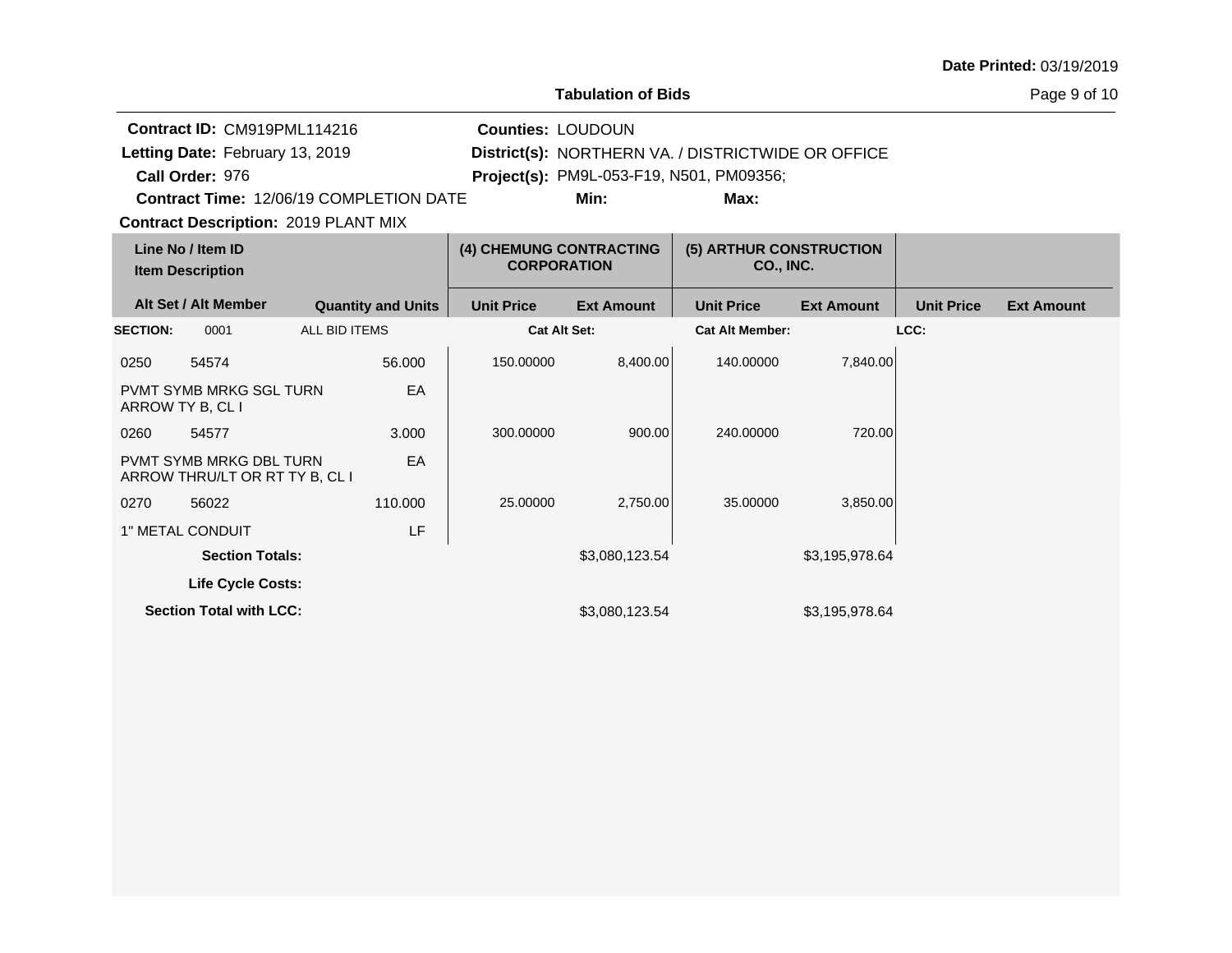**Date Printed:** 03/19/2019

**Tabulation of Bids**

**Contract ID:** CM919PML114216
**Letting Date:** February 13, 2019
**Call Order:** 976
**Contract Time:** 12/06/19 COMPLETION DATE
**Contract Description:** 2019 PLANT MIX

**Counties:** LOUDOUN
**District(s):** NORTHERN VA. / DISTRICTWIDE OR OFFICE
**Project(s):** PM9L-053-F19, N501, PM09356;
**Min:**
**Max:**

| Line No / Item ID<br>Item Description | | (4) CHEMUNG CONTRACTING CORPORATION | | (5) ARTHUR CONSTRUCTION CO., INC. | | | |
|---|---|---|---|---|---|---|---|
| **Alt Set / Alt Member** | **Quantity and Units** | **Unit Price** | **Ext Amount** | **Unit Price** | **Ext Amount** | **Unit Price** | **Ext Amount** |
| **SECTION:** 0001 ALL BID ITEMS | | **Cat Alt Set:** | | **Cat Alt Member:** | | **LCC:** | |
| 0250 54574<br>PVMT SYMB MRKG SGL TURN ARROW TY B, CL I | 56.000<br>EA | 150.00000 | 8,400.00 | 140.00000 | 7,840.00 | | |
| 0260 54577<br>PVMT SYMB MRKG DBL TURN ARROW THRU/LT OR RT TY B, CL I | 3.000<br>EA | 300.00000 | 900.00 | 240.00000 | 720.00 | | |
| 0270 56022<br>1" METAL CONDUIT | 110.000<br>LF | 25.00000 | 2,750.00 | 35.00000 | 3,850.00 | | |
| **Section Totals:** | | | $3,080,123.54 | | $3,195,978.64 | | |
| **Life Cycle Costs:** | | | | | | | |
| **Section Total with LCC:** | | | $3,080,123.54 | | $3,195,978.64 | | |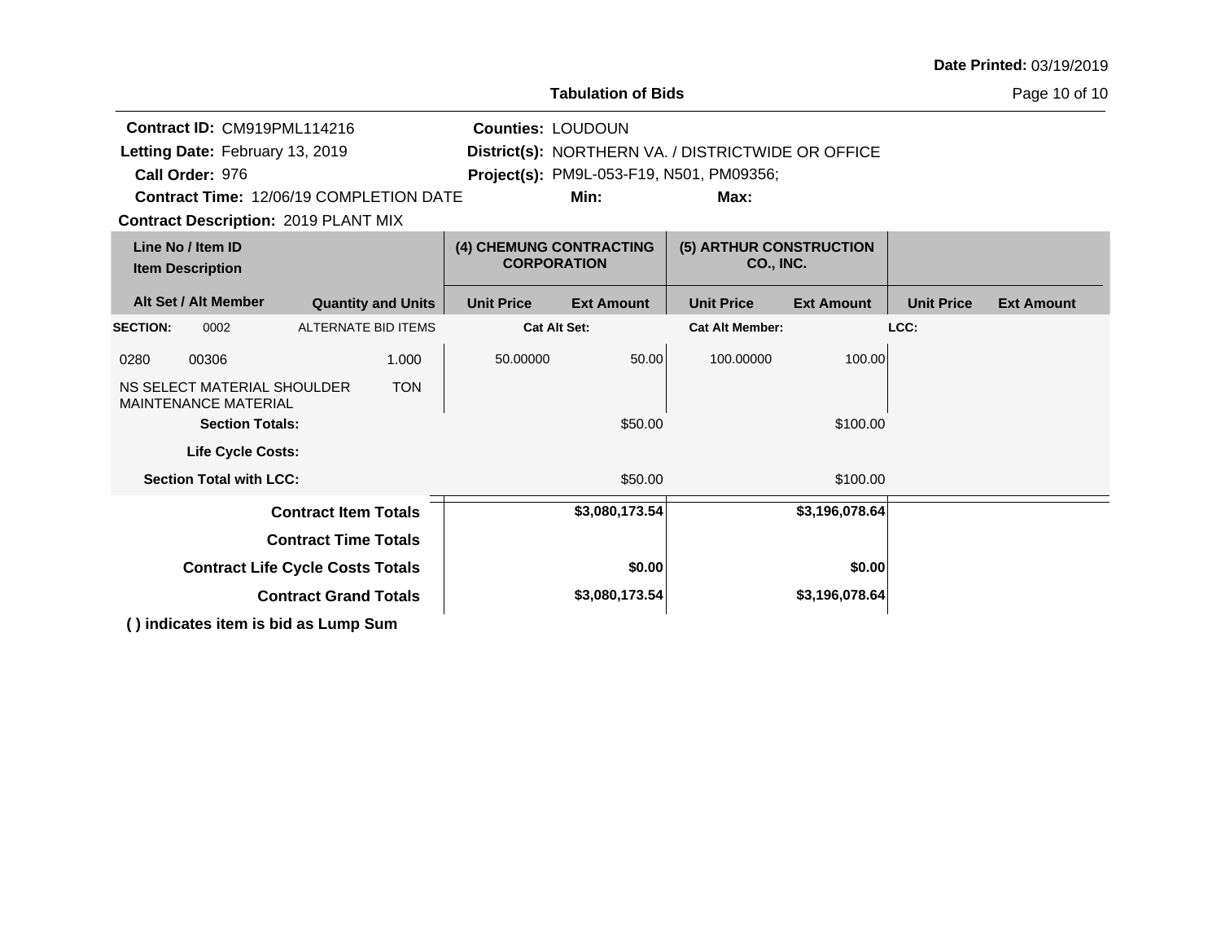**Date Printed:** 03/19/2019

**Tabulation of Bids**

**Contract ID:** CM919PML114216
**Letting Date:** February 13, 2019
**Call Order:** 976
**Contract Time:** 12/06/19 COMPLETION DATE
**Contract Description:** 2019 PLANT MIX

**Counties:** LOUDOUN
**District(s):** NORTHERN VA. / DISTRICTWIDE OR OFFICE
**Project(s):** PM9L-053-F19, N501, PM09356;
**Min:** **Max:**

| Line No / Item ID<br>Item Description<br>Alt Set / Alt Member | Quantity and Units | (4) CHEMUNG CONTRACTING CORPORATION Unit Price | Ext Amount | (5) ARTHUR CONSTRUCTION CO., INC. Unit Price | Ext Amount | Unit Price | Ext Amount |
|---|---|---|---|---|---|---|---|
| **SECTION:** 0002 | ALTERNATE BID ITEMS | **Cat Alt Set:** | | **Cat Alt Member:** | | **LCC:** | |
| 0280 00306<br>NS SELECT MATERIAL SHOULDER MAINTENANCE MATERIAL | 1.000<br>TON | 50.00000 | 50.00 | 100.00000 | 100.00 | | |
| **Section Totals:** | | | $50.00 | | $100.00 | | |
| **Life Cycle Costs:** | | | | | | | |
| **Section Total with LCC:** | | | $50.00 | | $100.00 | | |
| **Contract Item Totals** | | | **$3,080,173.54** | | **$3,196,078.64** | | |
| **Contract Time Totals** | | | | | | | |
| **Contract Life Cycle Costs Totals** | | | **$0.00** | | **$0.00** | | |
| **Contract Grand Totals** | | | **$3,080,173.54** | | **$3,196,078.64** | | |

**( ) indicates item is bid as Lump Sum**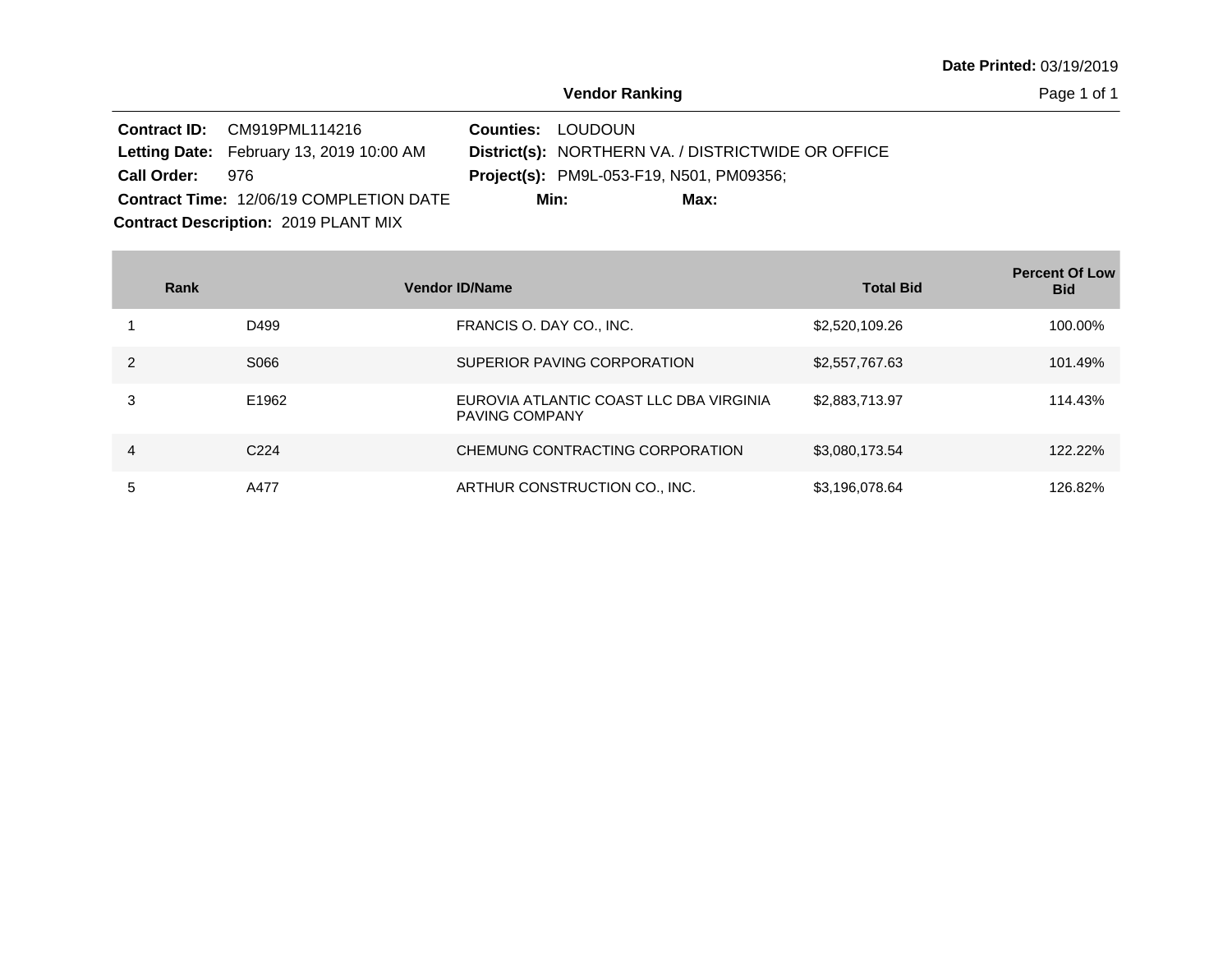**Date Printed:** 03/19/2019

## Vendor Ranking

**Contract ID:** CM919PML114216
**Letting Date:** February 13, 2019 10:00 AM
**Call Order:** 976
**Contract Time:** 12/06/19 COMPLETION DATE
**Contract Description:** 2019 PLANT MIX

**Counties:** LOUDOUN
**District(s):** NORTHERN VA. / DISTRICTWIDE OR OFFICE
**Project(s):** PM9L-053-F19, N501, PM09356;
**Min:**
**Max:**

| Rank | Vendor ID/Name | | Total Bid | Percent Of Low Bid |
|---|---|---|---|---|
| 1 | D499 | FRANCIS O. DAY CO., INC. | $2,520,109.26 | 100.00% |
| 2 | S066 | SUPERIOR PAVING CORPORATION | $2,557,767.63 | 101.49% |
| 3 | E1962 | EUROVIA ATLANTIC COAST LLC DBA VIRGINIA PAVING COMPANY | $2,883,713.97 | 114.43% |
| 4 | C224 | CHEMUNG CONTRACTING CORPORATION | $3,080,173.54 | 122.22% |
| 5 | A477 | ARTHUR CONSTRUCTION CO., INC. | $3,196,078.64 | 126.82% |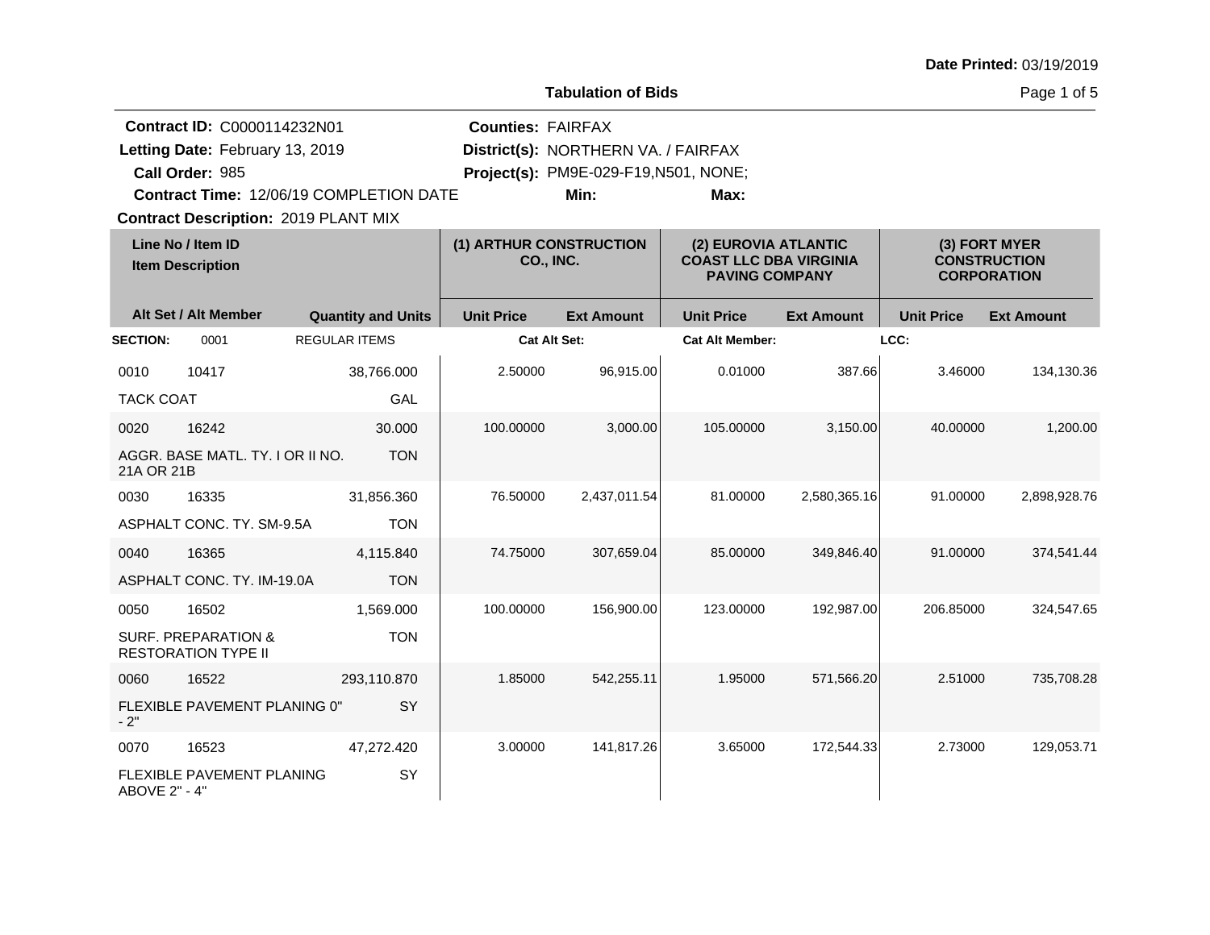**Date Printed:** 03/19/2019

**Tabulation of Bids**

**Contract ID:** C0000114232N01
**Letting Date:** February 13, 2019
**Call Order:** 985
**Contract Time:** 12/06/19 COMPLETION DATE
**Contract Description:** 2019 PLANT MIX

**Counties:** FAIRFAX
**District(s):** NORTHERN VA. / FAIRFAX
**Project(s):** PM9E-029-F19,N501, NONE;
**Min:** **Max:**

| Line No / Item ID<br>Item Description | | | (1) ARTHUR CONSTRUCTION CO., INC. | | (2) EUROVIA ATLANTIC COAST LLC DBA VIRGINIA PAVING COMPANY | | (3) FORT MYER CONSTRUCTION CORPORATION | |
|---|---|---|---|---|---|---|---|---|
| **Alt Set / Alt Member** | | **Quantity and Units** | **Unit Price** | **Ext Amount** | **Unit Price** | **Ext Amount** | **Unit Price** | **Ext Amount** |
| **SECTION:** 0001 | | REGULAR ITEMS | **Cat Alt Set:** | | **Cat Alt Member:** | | **LCC:** | |
| 0010 | 10417 | 38,766.000 | 2.50000 | 96,915.00 | 0.01000 | 387.66 | 3.46000 | 134,130.36 |
| TACK COAT | | GAL | | | | | | |
| 0020 | 16242 | 30.000 | 100.00000 | 3,000.00 | 105.00000 | 3,150.00 | 40.00000 | 1,200.00 |
| AGGR. BASE MATL. TY. I OR II NO. 21A OR 21B | | TON | | | | | | |
| 0030 | 16335 | 31,856.360 | 76.50000 | 2,437,011.54 | 81.00000 | 2,580,365.16 | 91.00000 | 2,898,928.76 |
| ASPHALT CONC. TY. SM-9.5A | | TON | | | | | | |
| 0040 | 16365 | 4,115.840 | 74.75000 | 307,659.04 | 85.00000 | 349,846.40 | 91.00000 | 374,541.44 |
| ASPHALT CONC. TY. IM-19.0A | | TON | | | | | | |
| 0050 | 16502 | 1,569.000 | 100.00000 | 156,900.00 | 123.00000 | 192,987.00 | 206.85000 | 324,547.65 |
| SURF. PREPARATION & RESTORATION TYPE II | | TON | | | | | | |
| 0060 | 16522 | 293,110.870 | 1.85000 | 542,255.11 | 1.95000 | 571,566.20 | 2.51000 | 735,708.28 |
| FLEXIBLE PAVEMENT PLANING 0" - 2" | | SY | | | | | | |
| 0070 | 16523 | 47,272.420 | 3.00000 | 141,817.26 | 3.65000 | 172,544.33 | 2.73000 | 129,053.71 |
| FLEXIBLE PAVEMENT PLANING ABOVE 2" - 4" | | SY | | | | | | |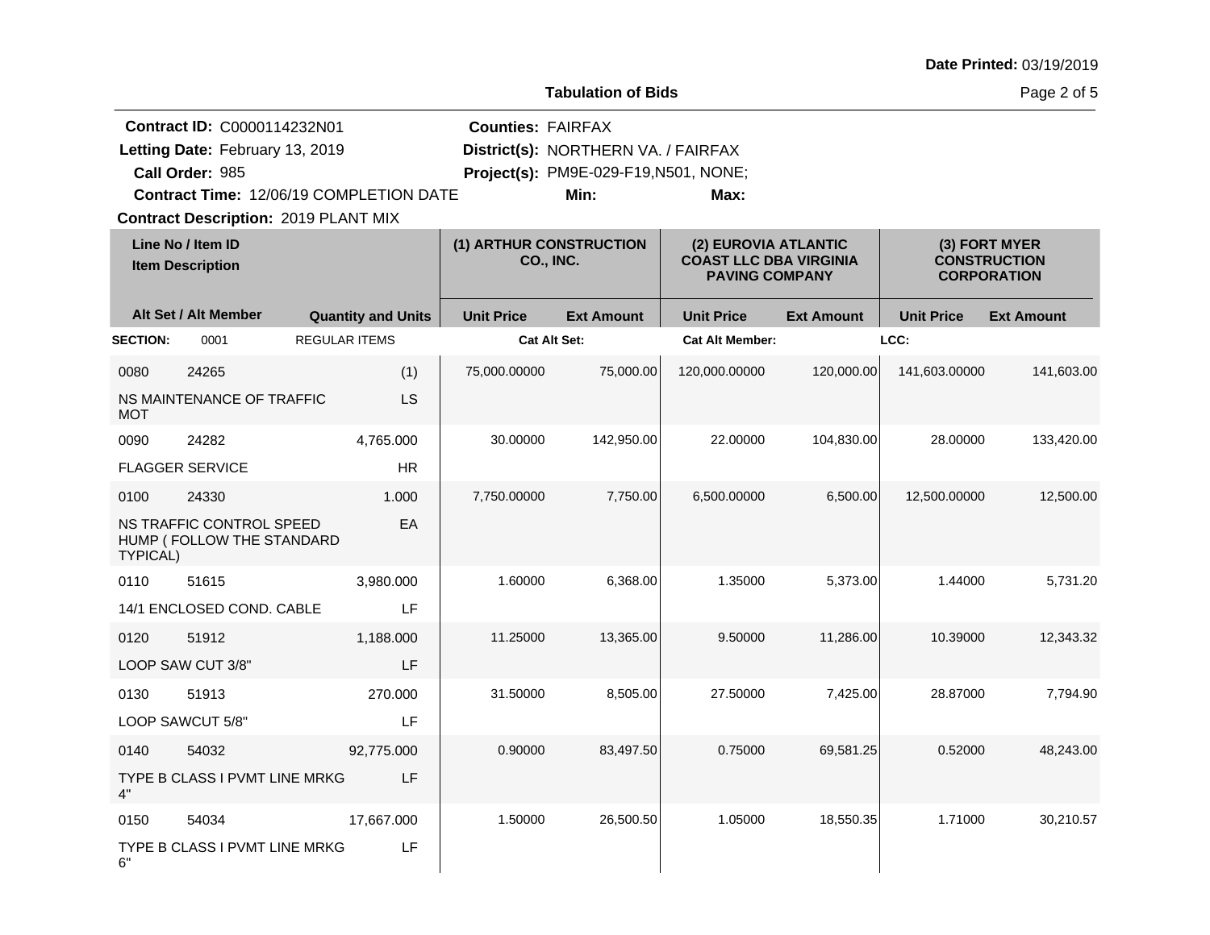**Date Printed:** 03/19/2019

## Tabulation of Bids

**Contract ID:** C0000114232N01
**Letting Date:** February 13, 2019
**Call Order:** 985
**Contract Time:** 12/06/19 COMPLETION DATE
**Contract Description:** 2019 PLANT MIX

**Counties:** FAIRFAX
**District(s):** NORTHERN VA. / FAIRFAX
**Project(s):** PM9E-029-F19,N501, NONE;
**Min:**
**Max:**

| Line No / Item ID | Item Description | Alt Set / Alt Member | Quantity and Units | (1) ARTHUR CONSTRUCTION CO., INC. Unit Price | (1) Ext Amount | (2) EUROVIA ATLANTIC COAST LLC DBA VIRGINIA PAVING COMPANY Unit Price | (2) Ext Amount | (3) FORT MYER CONSTRUCTION CORPORATION Unit Price | (3) Ext Amount |
|---|---|---|---|---|---|---|---|---|---|
| **SECTION:** 0001 | REGULAR ITEMS | | | **Cat Alt Set:** | | **Cat Alt Member:** | | **LCC:** | |
| 0080 24265 | NS MAINTENANCE OF TRAFFIC MOT | | (1) LS | 75,000.00000 | 75,000.00 | 120,000.00000 | 120,000.00 | 141,603.00000 | 141,603.00 |
| 0090 24282 | FLAGGER SERVICE | | 4,765.000 HR | 30.00000 | 142,950.00 | 22.00000 | 104,830.00 | 28.00000 | 133,420.00 |
| 0100 24330 | NS TRAFFIC CONTROL SPEED HUMP ( FOLLOW THE STANDARD TYPICAL) | | 1.000 EA | 7,750.00000 | 7,750.00 | 6,500.00000 | 6,500.00 | 12,500.00000 | 12,500.00 |
| 0110 51615 | 14/1 ENCLOSED COND. CABLE | | 3,980.000 LF | 1.60000 | 6,368.00 | 1.35000 | 5,373.00 | 1.44000 | 5,731.20 |
| 0120 51912 | LOOP SAW CUT 3/8" | | 1,188.000 LF | 11.25000 | 13,365.00 | 9.50000 | 11,286.00 | 10.39000 | 12,343.32 |
| 0130 51913 | LOOP SAWCUT 5/8" | | 270.000 LF | 31.50000 | 8,505.00 | 27.50000 | 7,425.00 | 28.87000 | 7,794.90 |
| 0140 54032 | TYPE B CLASS I PVMT LINE MRKG 4" | | 92,775.000 LF | 0.90000 | 83,497.50 | 0.75000 | 69,581.25 | 0.52000 | 48,243.00 |
| 0150 54034 | TYPE B CLASS I PVMT LINE MRKG 6" | | 17,667.000 LF | 1.50000 | 26,500.50 | 1.05000 | 18,550.35 | 1.71000 | 30,210.57 |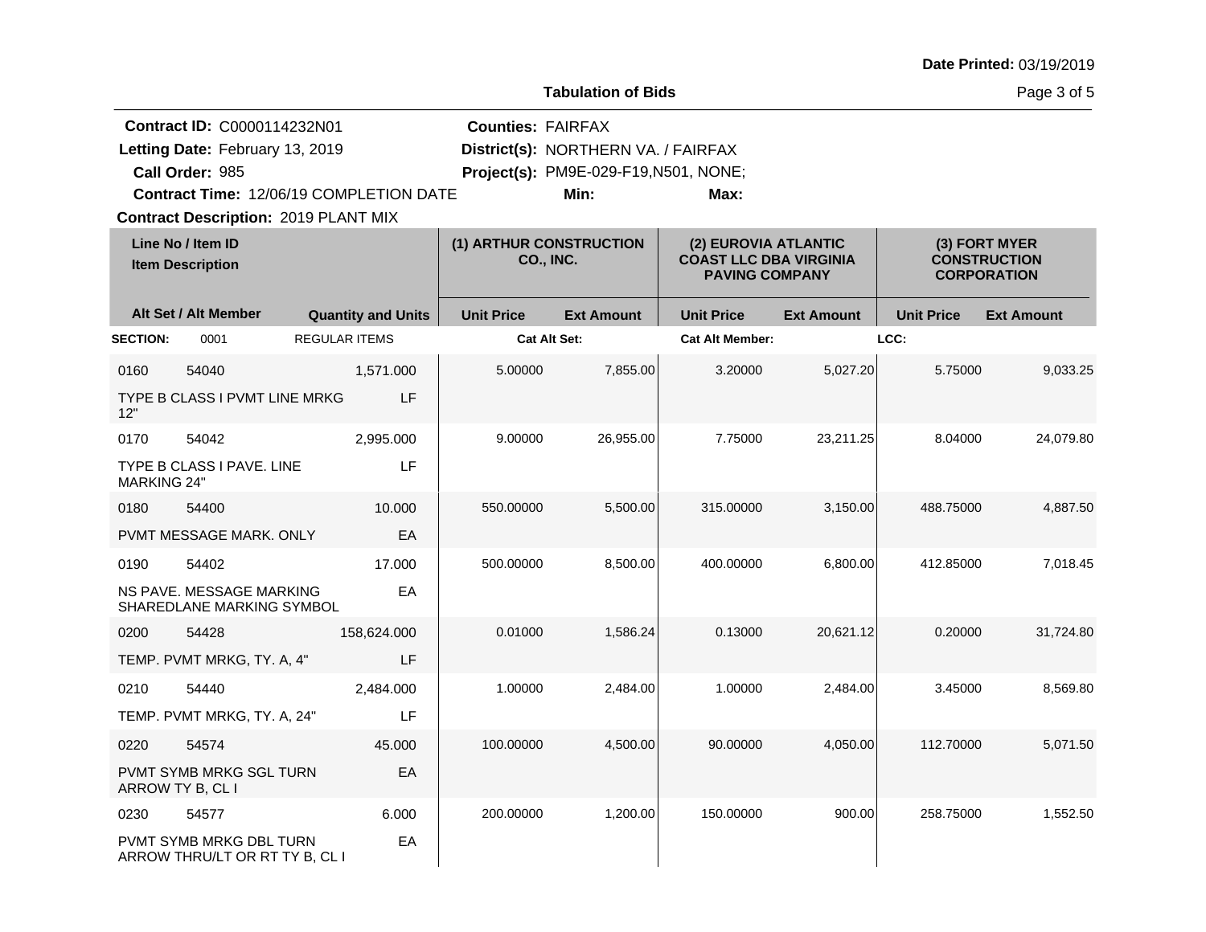**Date Printed:** 03/19/2019

**Tabulation of Bids**

**Contract ID:** C0000114232N01
**Letting Date:** February 13, 2019
**Call Order:** 985
**Contract Time:** 12/06/19 COMPLETION DATE
**Contract Description:** 2019 PLANT MIX

**Counties:** FAIRFAX
**District(s):** NORTHERN VA. / FAIRFAX
**Project(s):** PM9E-029-F19,N501, NONE;
**Min:** **Max:**

| Line No / Item ID | Item Description | Quantity and Units | (1) ARTHUR CONSTRUCTION CO., INC. Unit Price | (1) Ext Amount | (2) EUROVIA ATLANTIC COAST LLC DBA VIRGINIA PAVING COMPANY Unit Price | (2) Ext Amount | (3) FORT MYER CONSTRUCTION CORPORATION Unit Price | (3) Ext Amount |
|---|---|---|---|---|---|---|---|---|
| **SECTION:** 0001 | REGULAR ITEMS | | **Cat Alt Set:** | | **Cat Alt Member:** | | **LCC:** | |
| 0160 54040 | TYPE B CLASS I PVMT LINE MRKG 12" | 1,571.000 LF | 5.00000 | 7,855.00 | 3.20000 | 5,027.20 | 5.75000 | 9,033.25 |
| 0170 54042 | TYPE B CLASS I PAVE. LINE MARKING 24" | 2,995.000 LF | 9.00000 | 26,955.00 | 7.75000 | 23,211.25 | 8.04000 | 24,079.80 |
| 0180 54400 | PVMT MESSAGE MARK. ONLY | 10.000 EA | 550.00000 | 5,500.00 | 315.00000 | 3,150.00 | 488.75000 | 4,887.50 |
| 0190 54402 | NS PAVE. MESSAGE MARKING SHAREDLANE MARKING SYMBOL | 17.000 EA | 500.00000 | 8,500.00 | 400.00000 | 6,800.00 | 412.85000 | 7,018.45 |
| 0200 54428 | TEMP. PVMT MRKG, TY. A, 4" | 158,624.000 LF | 0.01000 | 1,586.24 | 0.13000 | 20,621.12 | 0.20000 | 31,724.80 |
| 0210 54440 | TEMP. PVMT MRKG, TY. A, 24" | 2,484.000 LF | 1.00000 | 2,484.00 | 1.00000 | 2,484.00 | 3.45000 | 8,569.80 |
| 0220 54574 | PVMT SYMB MRKG SGL TURN ARROW TY B, CL I | 45.000 EA | 100.00000 | 4,500.00 | 90.00000 | 4,050.00 | 112.70000 | 5,071.50 |
| 0230 54577 | PVMT SYMB MRKG DBL TURN ARROW THRU/LT OR RT TY B, CL I | 6.000 EA | 200.00000 | 1,200.00 | 150.00000 | 900.00 | 258.75000 | 1,552.50 |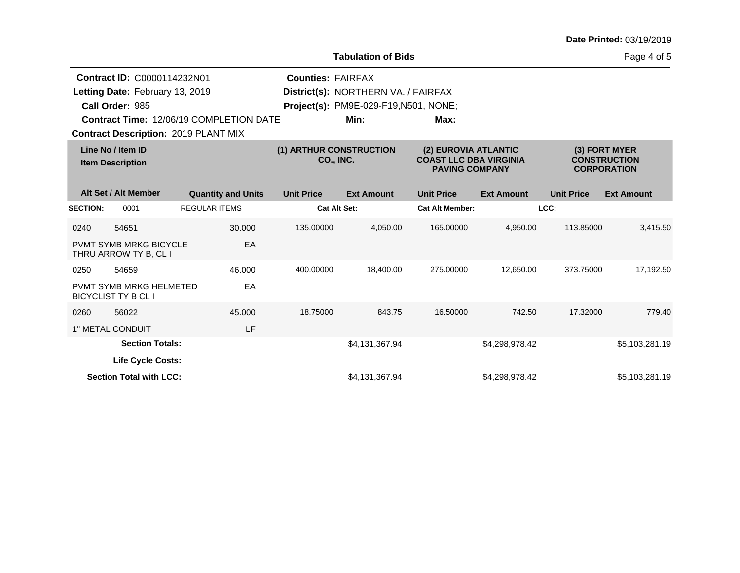**Date Printed:** 03/19/2019

**Tabulation of Bids**

**Contract ID:** C0000114232N01
**Letting Date:** February 13, 2019
**Call Order:** 985
**Contract Time:** 12/06/19 COMPLETION DATE
**Contract Description:** 2019 PLANT MIX

**Counties:** FAIRFAX
**District(s):** NORTHERN VA. / FAIRFAX
**Project(s):** PM9E-029-F19,N501, NONE;
**Min:** **Max:**

| Line No / Item ID | Item Description | Quantity and Units | (1) ARTHUR CONSTRUCTION CO., INC. Unit Price | Ext Amount | (2) EUROVIA ATLANTIC COAST LLC DBA VIRGINIA PAVING COMPANY Unit Price | Ext Amount | (3) FORT MYER CONSTRUCTION CORPORATION Unit Price | Ext Amount |
|---|---|---|---|---|---|---|---|---|
| **SECTION:** 0001 | REGULAR ITEMS | | **Cat Alt Set:** | | **Cat Alt Member:** | | **LCC:** | |
| 0240 54651 | PVMT SYMB MRKG BICYCLE THRU ARROW TY B, CL I | 30.000 EA | 135.00000 | 4,050.00 | 165.00000 | 4,950.00 | 113.85000 | 3,415.50 |
| 0250 54659 | PVMT SYMB MRKG HELMETED BICYCLIST TY B CL I | 46.000 EA | 400.00000 | 18,400.00 | 275.00000 | 12,650.00 | 373.75000 | 17,192.50 |
| 0260 56022 | 1" METAL CONDUIT | 45.000 LF | 18.75000 | 843.75 | 16.50000 | 742.50 | 17.32000 | 779.40 |
| **Section Totals:** | | | | $4,131,367.94 | | $4,298,978.42 | | $5,103,281.19 |
| **Life Cycle Costs:** | | | | | | | | |
| **Section Total with LCC:** | | | | $4,131,367.94 | | $4,298,978.42 | | $5,103,281.19 |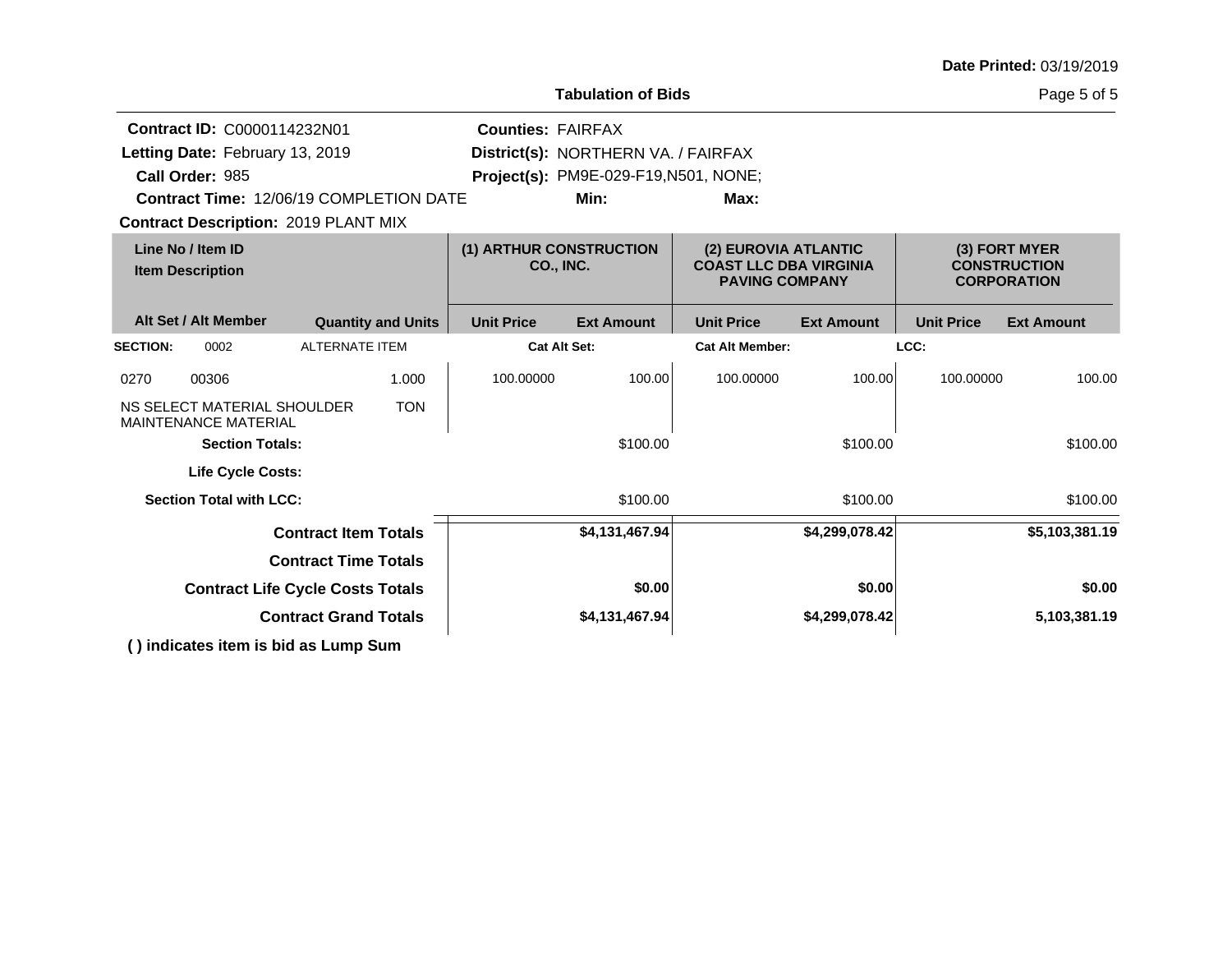**Date Printed:** 03/19/2019

## Tabulation of Bids

**Contract ID:** C0000114232N01
**Letting Date:** February 13, 2019
**Call Order:** 985
**Contract Time:** 12/06/19 COMPLETION DATE
**Contract Description:** 2019 PLANT MIX

**Counties:** FAIRFAX
**District(s):** NORTHERN VA. / FAIRFAX
**Project(s):** PM9E-029-F19,N501, NONE;
**Min:** **Max:**

| Line No / Item ID<br>Item Description | | Quantity and Units | (1) ARTHUR CONSTRUCTION CO., INC. | | (2) EUROVIA ATLANTIC COAST LLC DBA VIRGINIA PAVING COMPANY | | (3) FORT MYER CONSTRUCTION CORPORATION | |
|---|---|---|---|---|---|---|---|---|
| Alt Set / Alt Member | | | Unit Price | Ext Amount | Unit Price | Ext Amount | Unit Price | Ext Amount |
| **SECTION:** 0002 | | ALTERNATE ITEM | **Cat Alt Set:** | | **Cat Alt Member:** | | **LCC:** | |
| 0270 | 00306 | 1.000 | 100.00000 | 100.00 | 100.00000 | 100.00 | 100.00000 | 100.00 |
| NS SELECT MATERIAL SHOULDER MAINTENANCE MATERIAL | | TON | | | | | | |
| **Section Totals:** | | | | $100.00 | | $100.00 | | $100.00 |
| **Life Cycle Costs:** | | | | | | | | |
| **Section Total with LCC:** | | | | $100.00 | | $100.00 | | $100.00 |
| **Contract Item Totals** | | | | **$4,131,467.94** | | **$4,299,078.42** | | **$5,103,381.19** |
| **Contract Time Totals** | | | | | | | | |
| **Contract Life Cycle Costs Totals** | | | | **$0.00** | | **$0.00** | | **$0.00** |
| **Contract Grand Totals** | | | | **$4,131,467.94** | | **$4,299,078.42** | | **5,103,381.19** |

**( ) indicates item is bid as Lump Sum**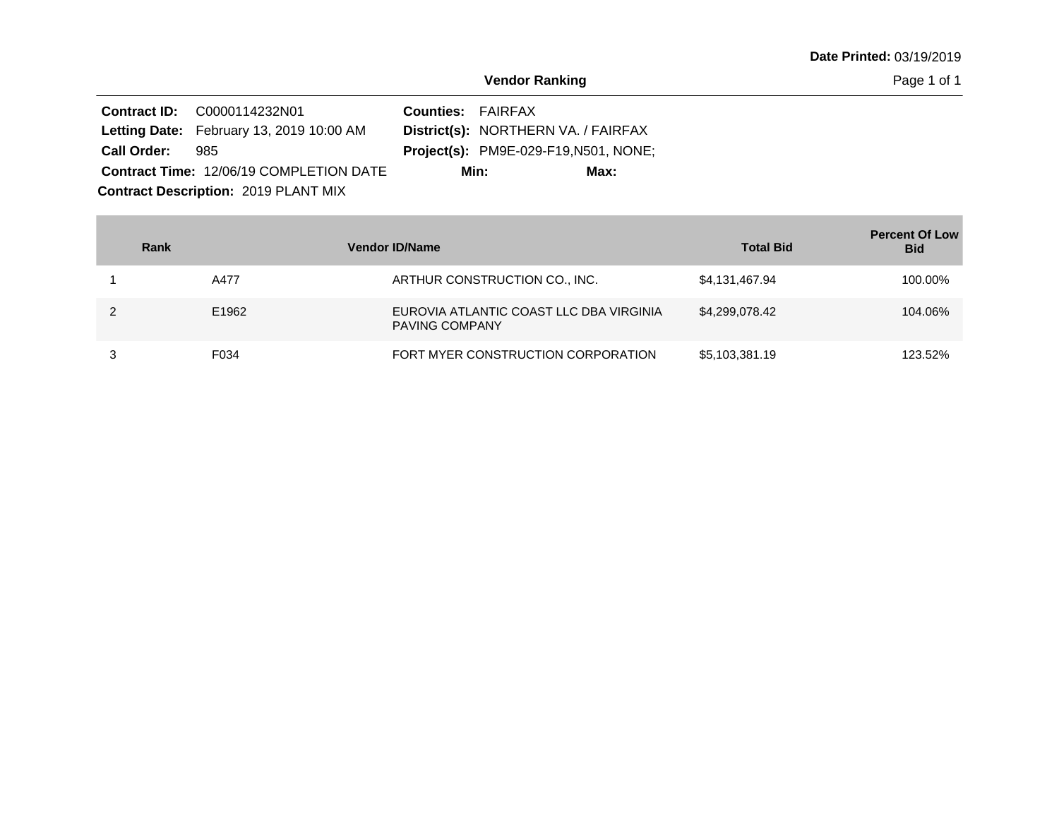Date Printed: 03/19/2019

## Vendor Ranking

**Contract ID:** C0000114232N01
**Letting Date:** February 13, 2019 10:00 AM
**Call Order:** 985
**Contract Time:** 12/06/19 COMPLETION DATE
**Contract Description:** 2019 PLANT MIX

**Counties:** FAIRFAX
**District(s):** NORTHERN VA. / FAIRFAX
**Project(s):** PM9E-029-F19,N501, NONE;
**Min:** **Max:**

| Rank | Vendor ID/Name | | Total Bid | Percent Of Low Bid |
|---|---|---|---|---|
| 1 | A477 | ARTHUR CONSTRUCTION CO., INC. | $4,131,467.94 | 100.00% |
| 2 | E1962 | EUROVIA ATLANTIC COAST LLC DBA VIRGINIA PAVING COMPANY | $4,299,078.42 | 104.06% |
| 3 | F034 | FORT MYER CONSTRUCTION CORPORATION | $5,103,381.19 | 123.52% |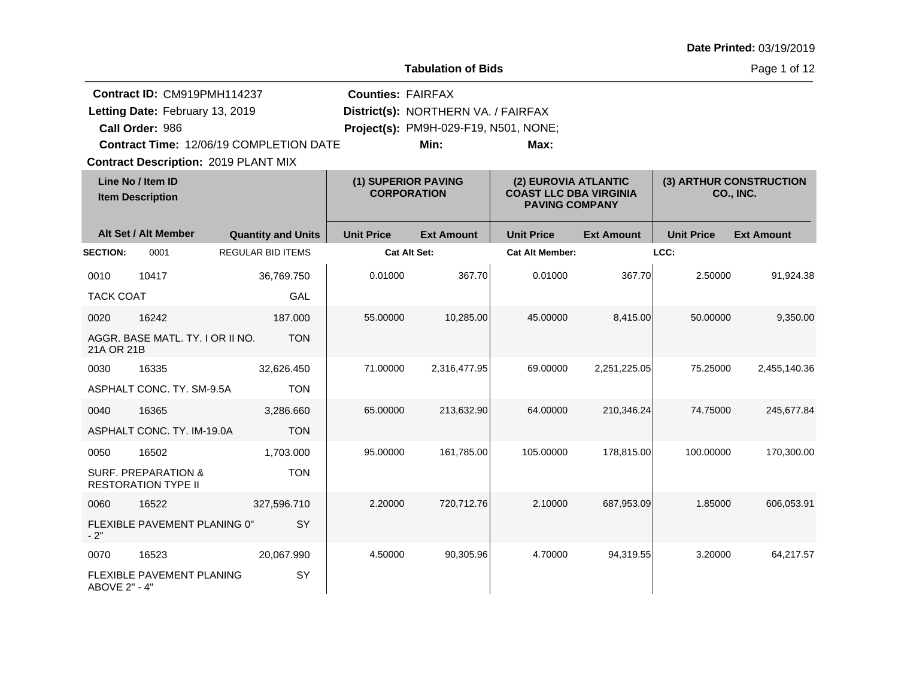**Date Printed:** 03/19/2019

**Tabulation of Bids**

**Contract ID:** CM919PMH114237
**Letting Date:** February 13, 2019
**Call Order:** 986
**Contract Time:** 12/06/19 COMPLETION DATE
**Contract Description:** 2019 PLANT MIX

**Counties:** FAIRFAX
**District(s):** NORTHERN VA. / FAIRFAX
**Project(s):** PM9H-029-F19, N501, NONE;
**Min:** **Max:**

| Line No / Item ID / Item Description | Alt Set / Alt Member | Quantity and Units | (1) SUPERIOR PAVING CORPORATION Unit Price | (1) Ext Amount | (2) EUROVIA ATLANTIC COAST LLC DBA VIRGINIA PAVING COMPANY Unit Price | (2) Ext Amount | (3) ARTHUR CONSTRUCTION CO., INC. Unit Price | (3) Ext Amount |
|---|---|---|---|---|---|---|---|---|
| **SECTION:** 0001 | REGULAR BID ITEMS | | **Cat Alt Set:** | | **Cat Alt Member:** | | **LCC:** | |
| 0010 10417 TACK COAT | | 36,769.750 GAL | 0.01000 | 367.70 | 0.01000 | 367.70 | 2.50000 | 91,924.38 |
| 0020 16242 AGGR. BASE MATL. TY. I OR II NO. 21A OR 21B | | 187.000 TON | 55.00000 | 10,285.00 | 45.00000 | 8,415.00 | 50.00000 | 9,350.00 |
| 0030 16335 ASPHALT CONC. TY. SM-9.5A | | 32,626.450 TON | 71.00000 | 2,316,477.95 | 69.00000 | 2,251,225.05 | 75.25000 | 2,455,140.36 |
| 0040 16365 ASPHALT CONC. TY. IM-19.0A | | 3,286.660 TON | 65.00000 | 213,632.90 | 64.00000 | 210,346.24 | 74.75000 | 245,677.84 |
| 0050 16502 SURF. PREPARATION & RESTORATION TYPE II | | 1,703.000 TON | 95.00000 | 161,785.00 | 105.00000 | 178,815.00 | 100.00000 | 170,300.00 |
| 0060 16522 FLEXIBLE PAVEMENT PLANING 0" - 2" | | 327,596.710 SY | 2.20000 | 720,712.76 | 2.10000 | 687,953.09 | 1.85000 | 606,053.91 |
| 0070 16523 FLEXIBLE PAVEMENT PLANING ABOVE 2" - 4" | | 20,067.990 SY | 4.50000 | 90,305.96 | 4.70000 | 94,319.55 | 3.20000 | 64,217.57 |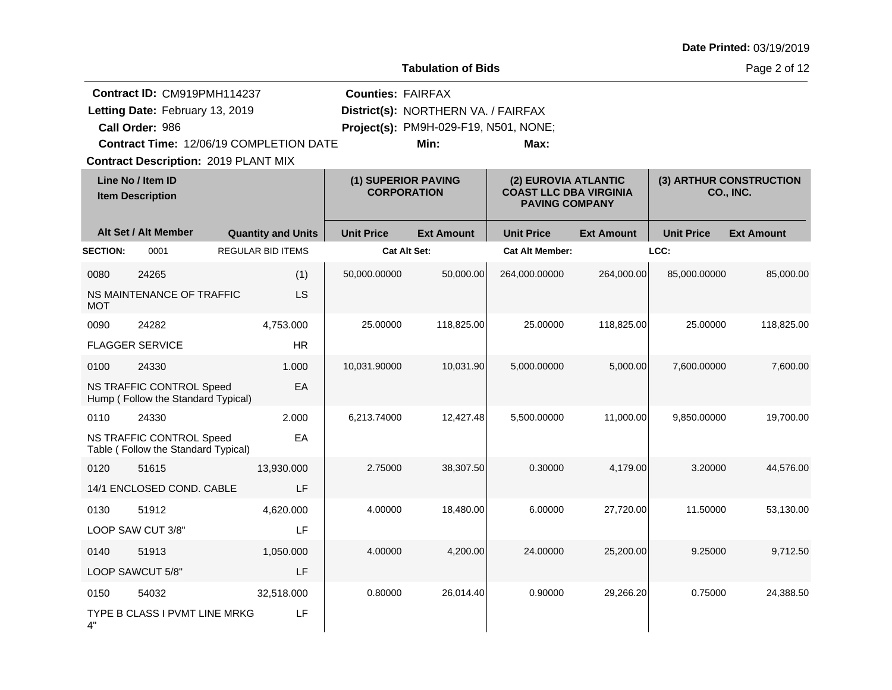**Date Printed:** 03/19/2019

## Tabulation of Bids

**Contract ID:** CM919PMH114237
**Letting Date:** February 13, 2019
**Call Order:** 986
**Contract Time:** 12/06/19 COMPLETION DATE
**Contract Description:** 2019 PLANT MIX

**Counties:** FAIRFAX
**District(s):** NORTHERN VA. / FAIRFAX
**Project(s):** PM9H-029-F19, N501, NONE;
**Min:** **Max:**

| Line No / Item ID / Item Description | Alt Set / Alt Member | Quantity and Units | (1) SUPERIOR PAVING CORPORATION Unit Price | (1) Ext Amount | (2) EUROVIA ATLANTIC COAST LLC DBA VIRGINIA PAVING COMPANY Unit Price | (2) Ext Amount | (3) ARTHUR CONSTRUCTION CO., INC. Unit Price | (3) Ext Amount |
|---|---|---|---|---|---|---|---|---|
| **SECTION:** 0001 | REGULAR BID ITEMS | | Cat Alt Set: | | Cat Alt Member: | | LCC: | |
| 0080 24265 NS MAINTENANCE OF TRAFFIC MOT | | (1) LS | 50,000.00000 | 50,000.00 | 264,000.00000 | 264,000.00 | 85,000.00000 | 85,000.00 |
| 0090 24282 FLAGGER SERVICE | | 4,753.000 HR | 25.00000 | 118,825.00 | 25.00000 | 118,825.00 | 25.00000 | 118,825.00 |
| 0100 24330 NS TRAFFIC CONTROL Speed Hump ( Follow the Standard Typical) | | 1.000 EA | 10,031.90000 | 10,031.90 | 5,000.00000 | 5,000.00 | 7,600.00000 | 7,600.00 |
| 0110 24330 NS TRAFFIC CONTROL Speed Table ( Follow the Standard Typical) | | 2.000 EA | 6,213.74000 | 12,427.48 | 5,500.00000 | 11,000.00 | 9,850.00000 | 19,700.00 |
| 0120 51615 14/1 ENCLOSED COND. CABLE | | 13,930.000 LF | 2.75000 | 38,307.50 | 0.30000 | 4,179.00 | 3.20000 | 44,576.00 |
| 0130 51912 LOOP SAW CUT 3/8" | | 4,620.000 LF | 4.00000 | 18,480.00 | 6.00000 | 27,720.00 | 11.50000 | 53,130.00 |
| 0140 51913 LOOP SAWCUT 5/8" | | 1,050.000 LF | 4.00000 | 4,200.00 | 24.00000 | 25,200.00 | 9.25000 | 9,712.50 |
| 0150 54032 TYPE B CLASS I PVMT LINE MRKG 4" | | 32,518.000 LF | 0.80000 | 26,014.40 | 0.90000 | 29,266.20 | 0.75000 | 24,388.50 |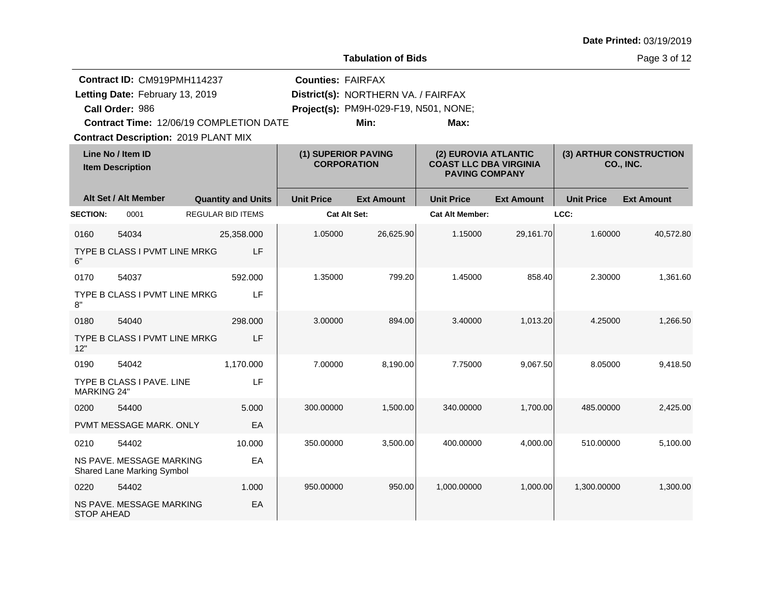Date Printed: 03/19/2019

**Tabulation of Bids**

**Contract ID:** CM919PMH114237
**Letting Date:** February 13, 2019
**Call Order:** 986
**Contract Time:** 12/06/19 COMPLETION DATE
**Contract Description:** 2019 PLANT MIX

**Counties:** FAIRFAX
**District(s):** NORTHERN VA. / FAIRFAX
**Project(s):** PM9H-029-F19, N501, NONE;
**Min:** **Max:**

| Line No / Item ID | Item Description | Alt Set / Alt Member | Quantity and Units | (1) SUPERIOR PAVING CORPORATION Unit Price | (1) Ext Amount | (2) EUROVIA ATLANTIC COAST LLC DBA VIRGINIA PAVING COMPANY Unit Price | (2) Ext Amount | (3) ARTHUR CONSTRUCTION CO., INC. Unit Price | (3) Ext Amount |
|---|---|---|---|---|---|---|---|---|---|
| **SECTION:** 0001 | REGULAR BID ITEMS | | | **Cat Alt Set:** | | **Cat Alt Member:** | | **LCC:** | |
| 0160 54034 | TYPE B CLASS I PVMT LINE MRKG 6" | | 25,358.000 LF | 1.05000 | 26,625.90 | 1.15000 | 29,161.70 | 1.60000 | 40,572.80 |
| 0170 54037 | TYPE B CLASS I PVMT LINE MRKG 8" | | 592.000 LF | 1.35000 | 799.20 | 1.45000 | 858.40 | 2.30000 | 1,361.60 |
| 0180 54040 | TYPE B CLASS I PVMT LINE MRKG 12" | | 298.000 LF | 3.00000 | 894.00 | 3.40000 | 1,013.20 | 4.25000 | 1,266.50 |
| 0190 54042 | TYPE B CLASS I PAVE. LINE MARKING 24" | | 1,170.000 LF | 7.00000 | 8,190.00 | 7.75000 | 9,067.50 | 8.05000 | 9,418.50 |
| 0200 54400 | PVMT MESSAGE MARK. ONLY | | 5.000 EA | 300.00000 | 1,500.00 | 340.00000 | 1,700.00 | 485.00000 | 2,425.00 |
| 0210 54402 | NS PAVE. MESSAGE MARKING Shared Lane Marking Symbol | | 10.000 EA | 350.00000 | 3,500.00 | 400.00000 | 4,000.00 | 510.00000 | 5,100.00 |
| 0220 54402 | NS PAVE. MESSAGE MARKING STOP AHEAD | | 1.000 EA | 950.00000 | 950.00 | 1,000.00000 | 1,000.00 | 1,300.00000 | 1,300.00 |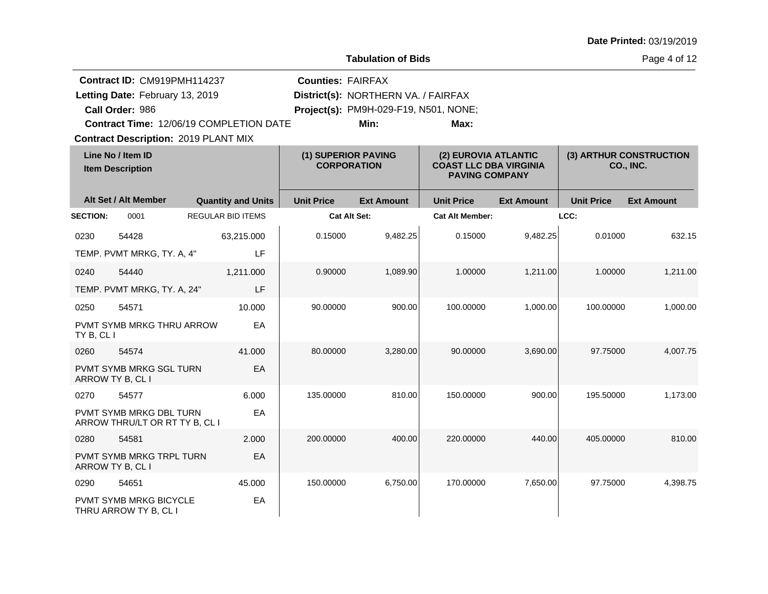**Date Printed:** 03/19/2019

**Tabulation of Bids**

**Contract ID:** CM919PMH114237
**Letting Date:** February 13, 2019
**Call Order:** 986
**Contract Time:** 12/06/19 COMPLETION DATE
**Contract Description:** 2019 PLANT MIX

**Counties:** FAIRFAX
**District(s):** NORTHERN VA. / FAIRFAX
**Project(s):** PM9H-029-F19, N501, NONE;
**Min:** **Max:**

| Line No / Item ID | Item Description | Quantity and Units | (1) SUPERIOR PAVING CORPORATION Unit Price | (1) Ext Amount | (2) EUROVIA ATLANTIC COAST LLC DBA VIRGINIA PAVING COMPANY Unit Price | (2) Ext Amount | (3) ARTHUR CONSTRUCTION CO., INC. Unit Price | (3) Ext Amount |
|---|---|---|---|---|---|---|---|---|
| **SECTION:** 0001 | REGULAR BID ITEMS | | Cat Alt Set: | | Cat Alt Member: | | LCC: | |
| 0230 54428 | TEMP. PVMT MRKG, TY. A, 4" | 63,215.000 LF | 0.15000 | 9,482.25 | 0.15000 | 9,482.25 | 0.01000 | 632.15 |
| 0240 54440 | TEMP. PVMT MRKG, TY. A, 24" | 1,211.000 LF | 0.90000 | 1,089.90 | 1.00000 | 1,211.00 | 1.00000 | 1,211.00 |
| 0250 54571 | PVMT SYMB MRKG THRU ARROW TY B, CL I | 10.000 EA | 90.00000 | 900.00 | 100.00000 | 1,000.00 | 100.00000 | 1,000.00 |
| 0260 54574 | PVMT SYMB MRKG SGL TURN ARROW TY B, CL I | 41.000 EA | 80.00000 | 3,280.00 | 90.00000 | 3,690.00 | 97.75000 | 4,007.75 |
| 0270 54577 | PVMT SYMB MRKG DBL TURN ARROW THRU/LT OR RT TY B, CL I | 6.000 EA | 135.00000 | 810.00 | 150.00000 | 900.00 | 195.50000 | 1,173.00 |
| 0280 54581 | PVMT SYMB MRKG TRPL TURN ARROW TY B, CL I | 2.000 EA | 200.00000 | 400.00 | 220.00000 | 440.00 | 405.00000 | 810.00 |
| 0290 54651 | PVMT SYMB MRKG BICYCLE THRU ARROW TY B, CL I | 45.000 EA | 150.00000 | 6,750.00 | 170.00000 | 7,650.00 | 97.75000 | 4,398.75 |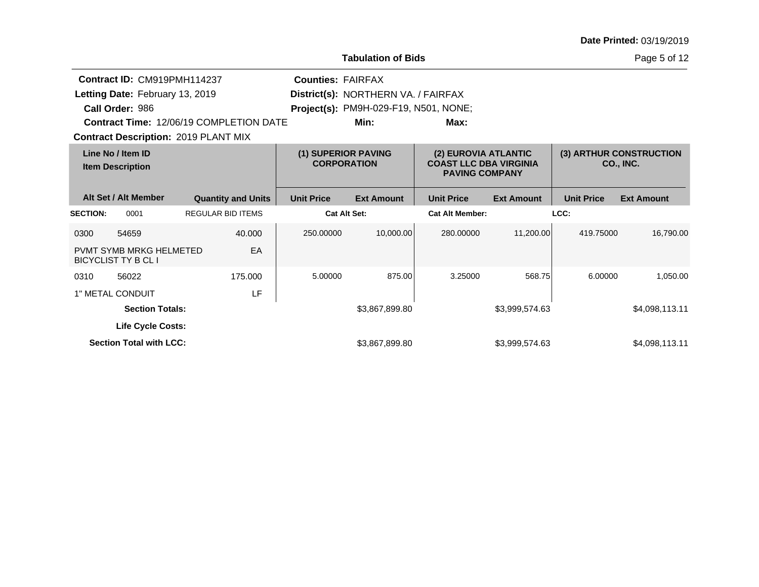**Date Printed:** 03/19/2019

**Tabulation of Bids**

**Contract ID:** CM919PMH114237
**Letting Date:** February 13, 2019
**Call Order:** 986
**Contract Time:** 12/06/19 COMPLETION DATE
**Contract Description:** 2019 PLANT MIX

**Counties:** FAIRFAX
**District(s):** NORTHERN VA. / FAIRFAX
**Project(s):** PM9H-029-F19, N501, NONE;
**Min:** **Max:**

| Line No / Item ID | | | (1) SUPERIOR PAVING CORPORATION | | (2) EUROVIA ATLANTIC COAST LLC DBA VIRGINIA PAVING COMPANY | | (3) ARTHUR CONSTRUCTION CO., INC. | |
|---|---|---|---|---|---|---|---|---|
| Item Description | | | | | | | | |
| Alt Set / Alt Member | | Quantity and Units | Unit Price | Ext Amount | Unit Price | Ext Amount | Unit Price | Ext Amount |
| **SECTION:** | 0001 | REGULAR BID ITEMS | **Cat Alt Set:** | | **Cat Alt Member:** | | **LCC:** | |
| 0300 | 54659 | 40.000 | 250.00000 | 10,000.00 | 280.00000 | 11,200.00 | 419.75000 | 16,790.00 |
| PVMT SYMB MRKG HELMETED BICYCLIST TY B CL I | | EA | | | | | | |
| 0310 | 56022 | 175.000 | 5.00000 | 875.00 | 3.25000 | 568.75 | 6.00000 | 1,050.00 |
| 1" METAL CONDUIT | | LF | | | | | | |
| **Section Totals:** | | | | $3,867,899.80 | | $3,999,574.63 | | $4,098,113.11 |
| **Life Cycle Costs:** | | | | | | | | |
| **Section Total with LCC:** | | | | $3,867,899.80 | | $3,999,574.63 | | $4,098,113.11 |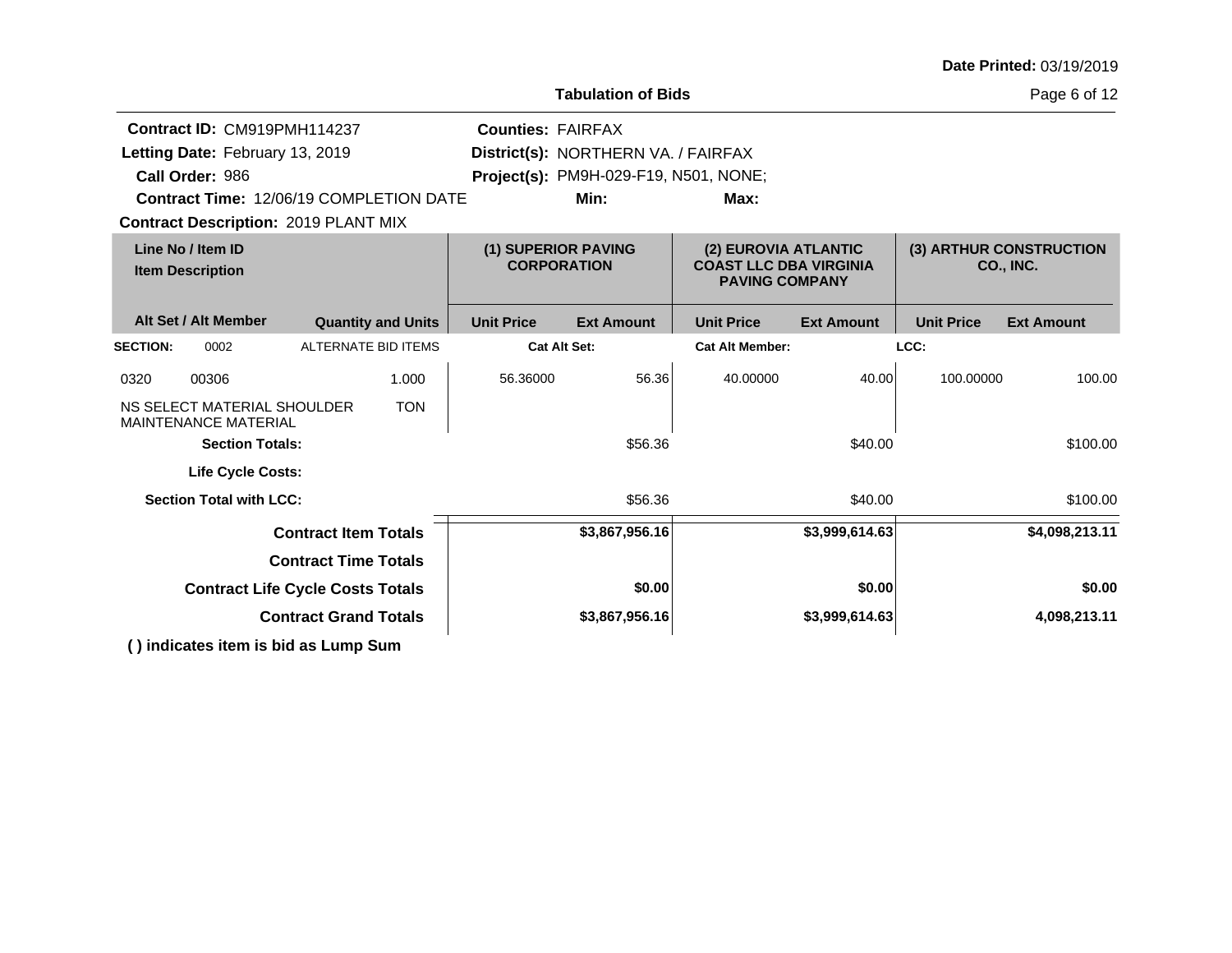**Date Printed:** 03/19/2019

## Tabulation of Bids

**Contract ID:** CM919PMH114237
**Letting Date:** February 13, 2019
**Call Order:** 986
**Contract Time:** 12/06/19 COMPLETION DATE
**Contract Description:** 2019 PLANT MIX

**Counties:** FAIRFAX
**District(s):** NORTHERN VA. / FAIRFAX
**Project(s):** PM9H-029-F19, N501, NONE;
**Min:** **Max:**

| Line No / Item ID | Item Description | Alt Set / Alt Member | Quantity and Units | (1) SUPERIOR PAVING CORPORATION Unit Price | (1) SUPERIOR PAVING CORPORATION Ext Amount | (2) EUROVIA ATLANTIC COAST LLC DBA VIRGINIA PAVING COMPANY Unit Price | (2) EUROVIA ATLANTIC COAST LLC DBA VIRGINIA PAVING COMPANY Ext Amount | (3) ARTHUR CONSTRUCTION CO., INC. Unit Price | (3) ARTHUR CONSTRUCTION CO., INC. Ext Amount |
|---|---|---|---|---|---|---|---|---|---|
| **SECTION:** 0002 | ALTERNATE BID ITEMS | | | **Cat Alt Set:** | | **Cat Alt Member:** | | **LCC:** | |
| 0320 00306 | NS SELECT MATERIAL SHOULDER MAINTENANCE MATERIAL | | 1.000 TON | 56.36000 | 56.36 | 40.00000 | 40.00 | 100.00000 | 100.00 |
| **Section Totals:** | | | | | $56.36 | | $40.00 | | $100.00 |
| **Life Cycle Costs:** | | | | | | | | | |
| **Section Total with LCC:** | | | | | $56.36 | | $40.00 | | $100.00 |
| **Contract Item Totals** | | | | | **$3,867,956.16** | | **$3,999,614.63** | | **$4,098,213.11** |
| **Contract Time Totals** | | | | | | | | | |
| **Contract Life Cycle Costs Totals** | | | | | **$0.00** | | **$0.00** | | **$0.00** |
| **Contract Grand Totals** | | | | | **$3,867,956.16** | | **$3,999,614.63** | | **4,098,213.11** |

**( ) indicates item is bid as Lump Sum**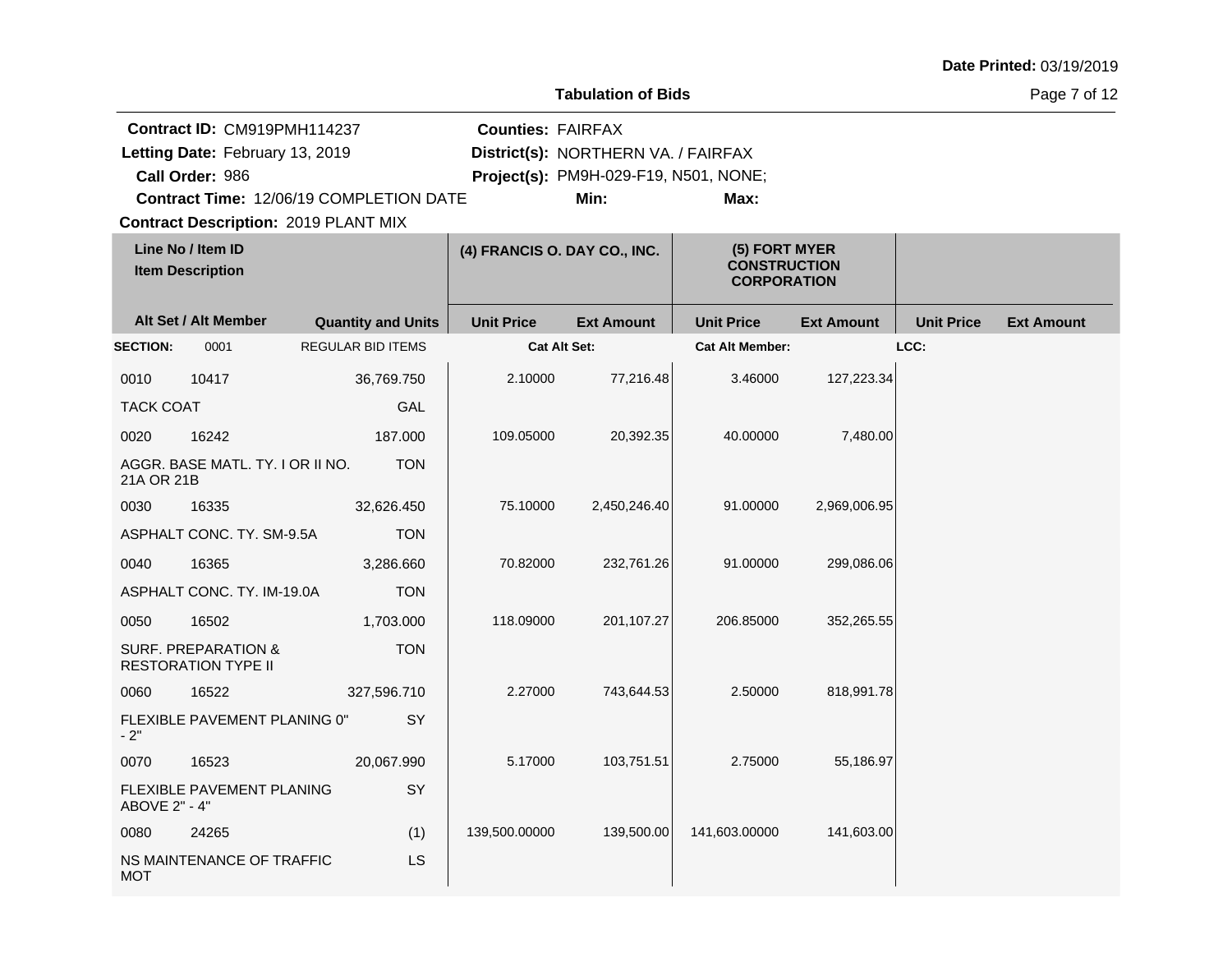**Date Printed:** 03/19/2019

## Tabulation of Bids

**Contract ID:** CM919PMH114237
**Letting Date:** February 13, 2019
**Call Order:** 986
**Contract Time:** 12/06/19 COMPLETION DATE
**Contract Description:** 2019 PLANT MIX

**Counties:** FAIRFAX
**District(s):** NORTHERN VA. / FAIRFAX
**Project(s):** PM9H-029-F19, N501, NONE;
**Min:**
**Max:**

| Line No / Item ID<br>Item Description | | Quantity and Units | (4) FRANCIS O. DAY CO., INC. | | (5) FORT MYER CONSTRUCTION CORPORATION | | | |
|---|---|---|---|---|---|---|---|---|
| Alt Set / Alt Member | | | Unit Price | Ext Amount | Unit Price | Ext Amount | Unit Price | Ext Amount |
| **SECTION:** 0001 | | REGULAR BID ITEMS | **Cat Alt Set:** | | **Cat Alt Member:** | | **LCC:** | |
| 0010 | 10417 | 36,769.750 | 2.10000 | 77,216.48 | 3.46000 | 127,223.34 | | |
| TACK COAT | | GAL | | | | | | |
| 0020 | 16242 | 187.000 | 109.05000 | 20,392.35 | 40.00000 | 7,480.00 | | |
| AGGR. BASE MATL. TY. I OR II NO. 21A OR 21B | | TON | | | | | | |
| 0030 | 16335 | 32,626.450 | 75.10000 | 2,450,246.40 | 91.00000 | 2,969,006.95 | | |
| ASPHALT CONC. TY. SM-9.5A | | TON | | | | | | |
| 0040 | 16365 | 3,286.660 | 70.82000 | 232,761.26 | 91.00000 | 299,086.06 | | |
| ASPHALT CONC. TY. IM-19.0A | | TON | | | | | | |
| 0050 | 16502 | 1,703.000 | 118.09000 | 201,107.27 | 206.85000 | 352,265.55 | | |
| SURF. PREPARATION & RESTORATION TYPE II | | TON | | | | | | |
| 0060 | 16522 | 327,596.710 | 2.27000 | 743,644.53 | 2.50000 | 818,991.78 | | |
| FLEXIBLE PAVEMENT PLANING 0" - 2" | | SY | | | | | | |
| 0070 | 16523 | 20,067.990 | 5.17000 | 103,751.51 | 2.75000 | 55,186.97 | | |
| FLEXIBLE PAVEMENT PLANING ABOVE 2" - 4" | | SY | | | | | | |
| 0080 | 24265 | (1) | 139,500.00000 | 139,500.00 | 141,603.00000 | 141,603.00 | | |
| NS MAINTENANCE OF TRAFFIC MOT | | LS | | | | | | |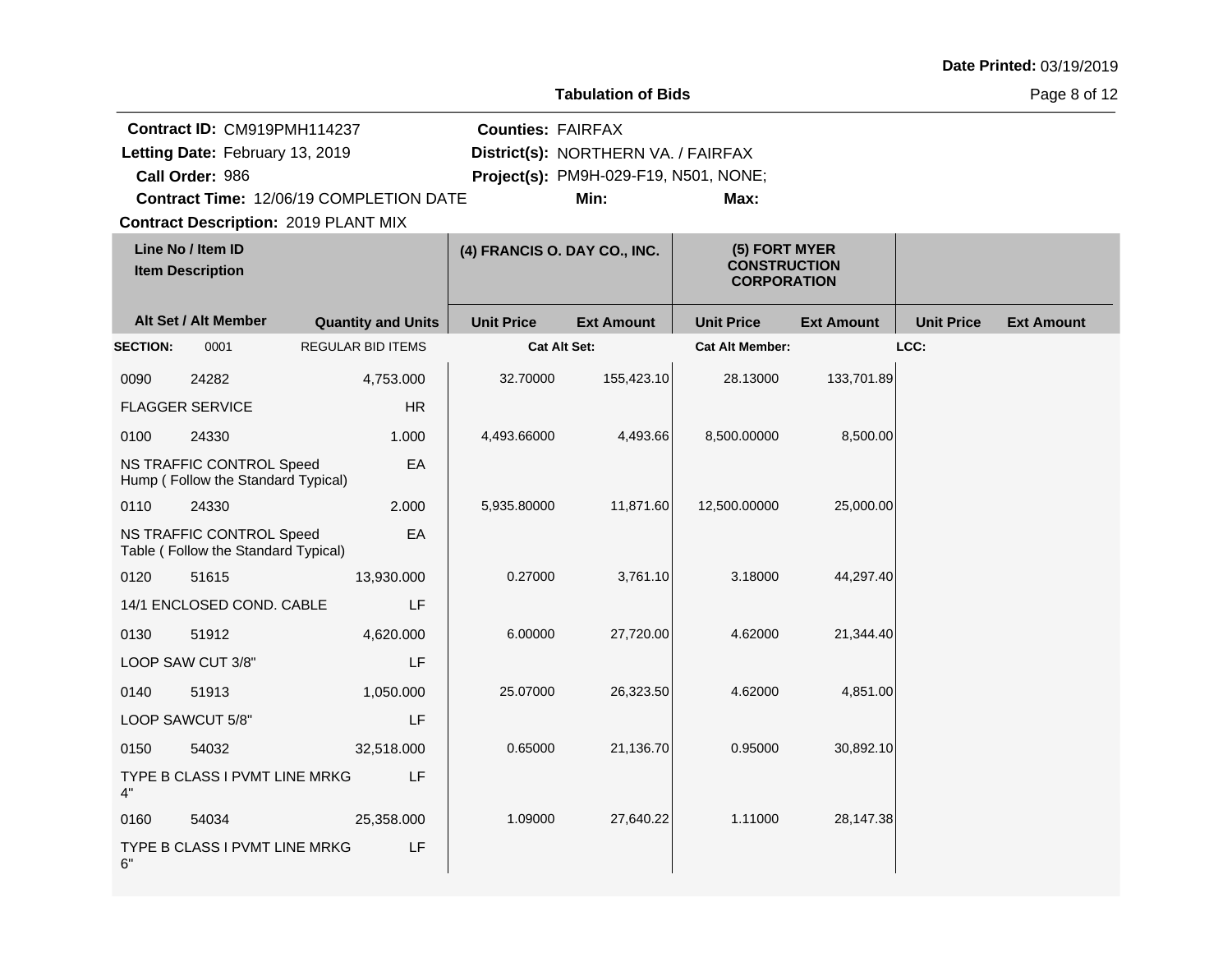**Date Printed:** 03/19/2019

**Tabulation of Bids**

**Contract ID:** CM919PMH114237
**Letting Date:** February 13, 2019
**Call Order:** 986
**Contract Time:** 12/06/19 COMPLETION DATE
**Contract Description:** 2019 PLANT MIX

**Counties:** FAIRFAX
**District(s):** NORTHERN VA. / FAIRFAX
**Project(s):** PM9H-029-F19, N501, NONE;
**Min:** **Max:**

| Line No / Item ID | | | | (4) FRANCIS O. DAY CO., INC. | | (5) FORT MYER CONSTRUCTION CORPORATION | | | |
|---|---|---|---|---|---|---|---|---|---|
| **Item Description** | | | | | | | | | |
| **Alt Set / Alt Member** | | **Quantity and Units** | | **Unit Price** | **Ext Amount** | **Unit Price** | **Ext Amount** | **Unit Price** | **Ext Amount** |
| **SECTION:** | 0001 | REGULAR BID ITEMS | | **Cat Alt Set:** | | **Cat Alt Member:** | | **LCC:** | |
| 0090 | 24282 | 4,753.000 | | 32.70000 | 155,423.10 | 28.13000 | 133,701.89 | | |
| FLAGGER SERVICE | | HR | | | | | | | |
| 0100 | 24330 | 1.000 | | 4,493.66000 | 4,493.66 | 8,500.00000 | 8,500.00 | | |
| NS TRAFFIC CONTROL Speed Hump ( Follow the Standard Typical) | | EA | | | | | | | |
| 0110 | 24330 | 2.000 | | 5,935.80000 | 11,871.60 | 12,500.00000 | 25,000.00 | | |
| NS TRAFFIC CONTROL Speed Table ( Follow the Standard Typical) | | EA | | | | | | | |
| 0120 | 51615 | 13,930.000 | | 0.27000 | 3,761.10 | 3.18000 | 44,297.40 | | |
| 14/1 ENCLOSED COND. CABLE | | LF | | | | | | | |
| 0130 | 51912 | 4,620.000 | | 6.00000 | 27,720.00 | 4.62000 | 21,344.40 | | |
| LOOP SAW CUT 3/8" | | LF | | | | | | | |
| 0140 | 51913 | 1,050.000 | | 25.07000 | 26,323.50 | 4.62000 | 4,851.00 | | |
| LOOP SAWCUT 5/8" | | LF | | | | | | | |
| 0150 | 54032 | 32,518.000 | | 0.65000 | 21,136.70 | 0.95000 | 30,892.10 | | |
| TYPE B CLASS I PVMT LINE MRKG 4" | | LF | | | | | | | |
| 0160 | 54034 | 25,358.000 | | 1.09000 | 27,640.22 | 1.11000 | 28,147.38 | | |
| TYPE B CLASS I PVMT LINE MRKG 6" | | LF | | | | | | | |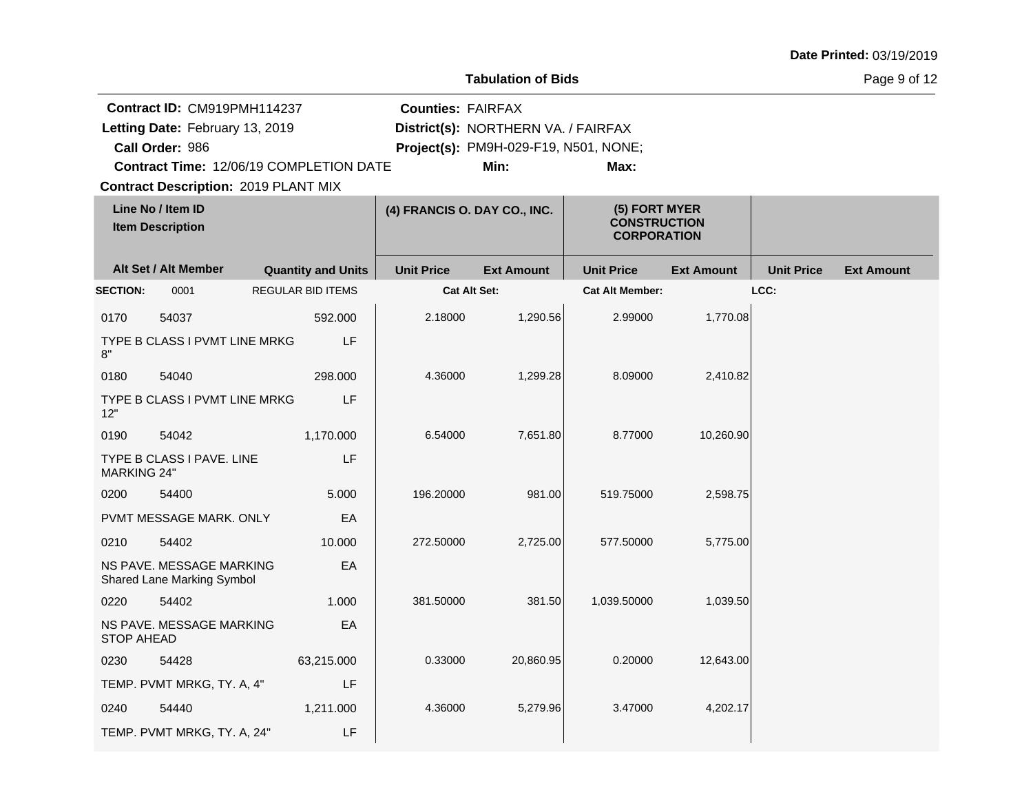**Date Printed:** 03/19/2019

**Tabulation of Bids**

**Contract ID:** CM919PMH114237
**Letting Date:** February 13, 2019
**Call Order:** 986
**Contract Time:** 12/06/19 COMPLETION DATE
**Contract Description:** 2019 PLANT MIX

**Counties:** FAIRFAX
**District(s):** NORTHERN VA. / FAIRFAX
**Project(s):** PM9H-029-F19, N501, NONE;
**Min:** **Max:**

| Line No / Item ID | | Item Description / Alt Set / Alt Member | Quantity and Units | (4) FRANCIS O. DAY CO., INC. Unit Price | Ext Amount | (5) FORT MYER CONSTRUCTION CORPORATION Unit Price | Ext Amount | Unit Price | Ext Amount |
|---|---|---|---|---|---|---|---|---|---|
| **SECTION:** | 0001 | REGULAR BID ITEMS | | **Cat Alt Set:** | | **Cat Alt Member:** | | **LCC:** | |
| 0170 | 54037 | TYPE B CLASS I PVMT LINE MRKG 8" | 592.000 LF | 2.18000 | 1,290.56 | 2.99000 | 1,770.08 | | |
| 0180 | 54040 | TYPE B CLASS I PVMT LINE MRKG 12" | 298.000 LF | 4.36000 | 1,299.28 | 8.09000 | 2,410.82 | | |
| 0190 | 54042 | TYPE B CLASS I PAVE. LINE MARKING 24" | 1,170.000 LF | 6.54000 | 7,651.80 | 8.77000 | 10,260.90 | | |
| 0200 | 54400 | PVMT MESSAGE MARK. ONLY | 5.000 EA | 196.20000 | 981.00 | 519.75000 | 2,598.75 | | |
| 0210 | 54402 | NS PAVE. MESSAGE MARKING Shared Lane Marking Symbol | 10.000 EA | 272.50000 | 2,725.00 | 577.50000 | 5,775.00 | | |
| 0220 | 54402 | NS PAVE. MESSAGE MARKING STOP AHEAD | 1.000 EA | 381.50000 | 381.50 | 1,039.50000 | 1,039.50 | | |
| 0230 | 54428 | TEMP. PVMT MRKG, TY. A, 4" | 63,215.000 LF | 0.33000 | 20,860.95 | 0.20000 | 12,643.00 | | |
| 0240 | 54440 | TEMP. PVMT MRKG, TY. A, 24" | 1,211.000 LF | 4.36000 | 5,279.96 | 3.47000 | 4,202.17 | | |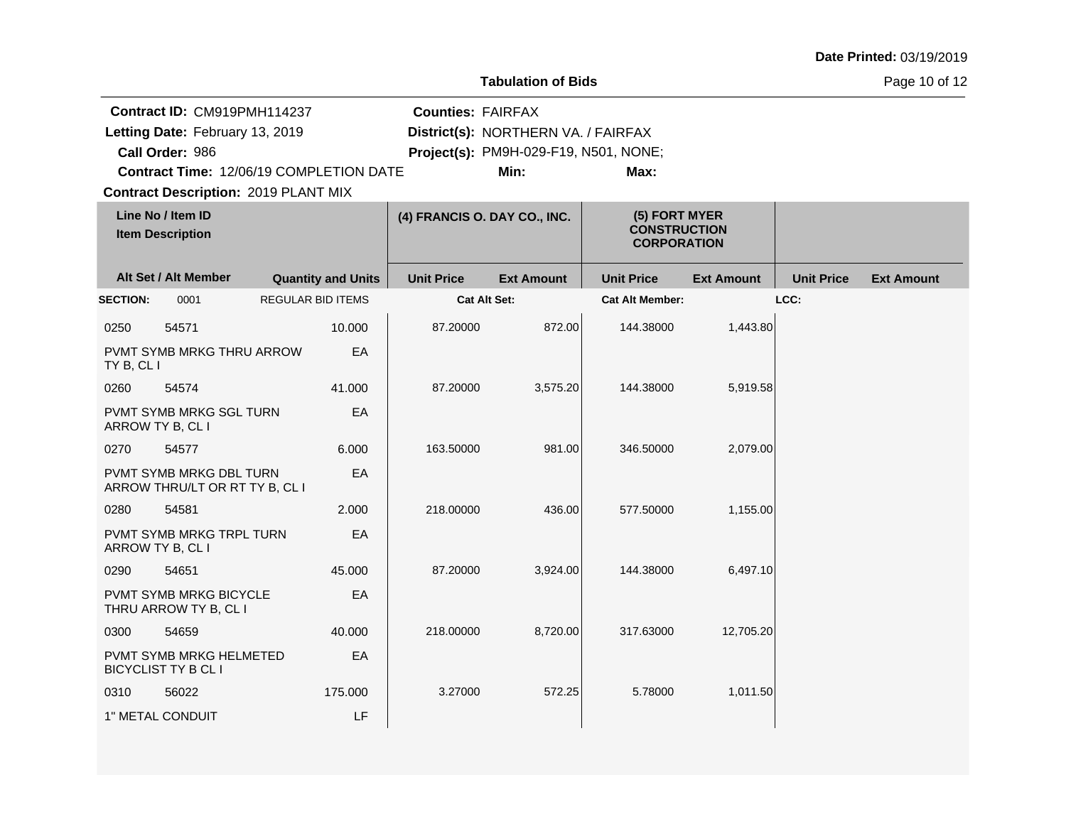Date Printed: 03/19/2019

## Tabulation of Bids

**Contract ID:** CM919PMH114237
**Letting Date:** February 13, 2019
**Call Order:** 986
**Contract Time:** 12/06/19 COMPLETION DATE
**Contract Description:** 2019 PLANT MIX

**Counties:** FAIRFAX
**District(s):** NORTHERN VA. / FAIRFAX
**Project(s):** PM9H-029-F19, N501, NONE;
**Min:**
**Max:**

| Line No / Item ID / Item Description | Alt Set / Alt Member | Quantity and Units | (4) FRANCIS O. DAY CO., INC. Unit Price | (4) FRANCIS O. DAY CO., INC. Ext Amount | (5) FORT MYER CONSTRUCTION CORPORATION Unit Price | (5) FORT MYER CONSTRUCTION CORPORATION Ext Amount | Unit Price | Ext Amount |
|---|---|---|---|---|---|---|---|---|
| **SECTION:** 0001 | REGULAR BID ITEMS | | Cat Alt Set: | | Cat Alt Member: | | LCC: | |
| 0250 54571 PVMT SYMB MRKG THRU ARROW TY B, CL I | | 10.000 EA | 87.20000 | 872.00 | 144.38000 | 1,443.80 | | |
| 0260 54574 PVMT SYMB MRKG SGL TURN ARROW TY B, CL I | | 41.000 EA | 87.20000 | 3,575.20 | 144.38000 | 5,919.58 | | |
| 0270 54577 PVMT SYMB MRKG DBL TURN ARROW THRU/LT OR RT TY B, CL I | | 6.000 EA | 163.50000 | 981.00 | 346.50000 | 2,079.00 | | |
| 0280 54581 PVMT SYMB MRKG TRPL TURN ARROW TY B, CL I | | 2.000 EA | 218.00000 | 436.00 | 577.50000 | 1,155.00 | | |
| 0290 54651 PVMT SYMB MRKG BICYCLE THRU ARROW TY B, CL I | | 45.000 EA | 87.20000 | 3,924.00 | 144.38000 | 6,497.10 | | |
| 0300 54659 PVMT SYMB MRKG HELMETED BICYCLIST TY B CL I | | 40.000 EA | 218.00000 | 8,720.00 | 317.63000 | 12,705.20 | | |
| 0310 56022 1" METAL CONDUIT | | 175.000 LF | 3.27000 | 572.25 | 5.78000 | 1,011.50 | | |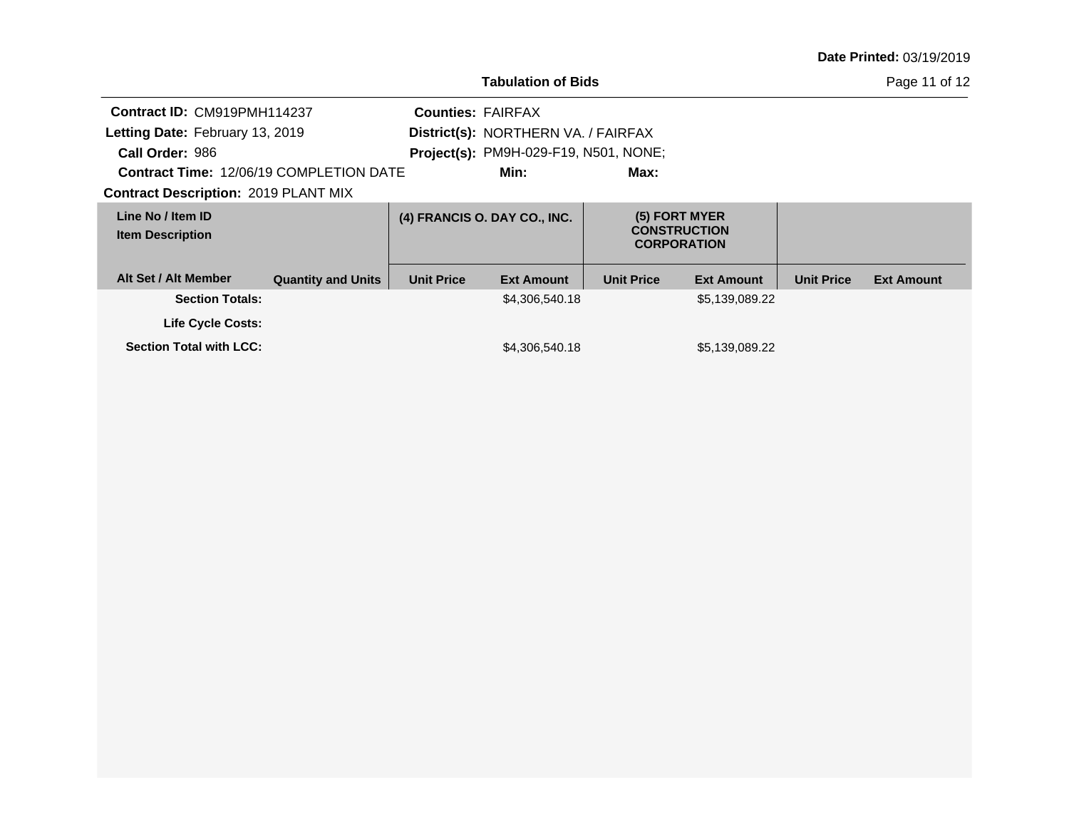**Tabulation of Bids**

**Date Printed:** 03/19/2019

**Contract ID:** CM919PMH114237
**Letting Date:** February 13, 2019
**Call Order:** 986
**Contract Time:** 12/06/19 COMPLETION DATE
**Contract Description:** 2019 PLANT MIX

**Counties:** FAIRFAX
**District(s):** NORTHERN VA. / FAIRFAX
**Project(s):** PM9H-029-F19, N501, NONE;
**Min:**
**Max:**

| Line No / Item ID<br>Item Description | | (4) FRANCIS O. DAY CO., INC. | | (5) FORT MYER CONSTRUCTION CORPORATION | | | |
|---|---|---|---|---|---|---|---|
| **Alt Set / Alt Member** | **Quantity and Units** | **Unit Price** | **Ext Amount** | **Unit Price** | **Ext Amount** | **Unit Price** | **Ext Amount** |
| **Section Totals:** | | | $4,306,540.18 | | $5,139,089.22 | | |
| **Life Cycle Costs:** | | | | | | | |
| **Section Total with LCC:** | | | $4,306,540.18 | | $5,139,089.22 | | |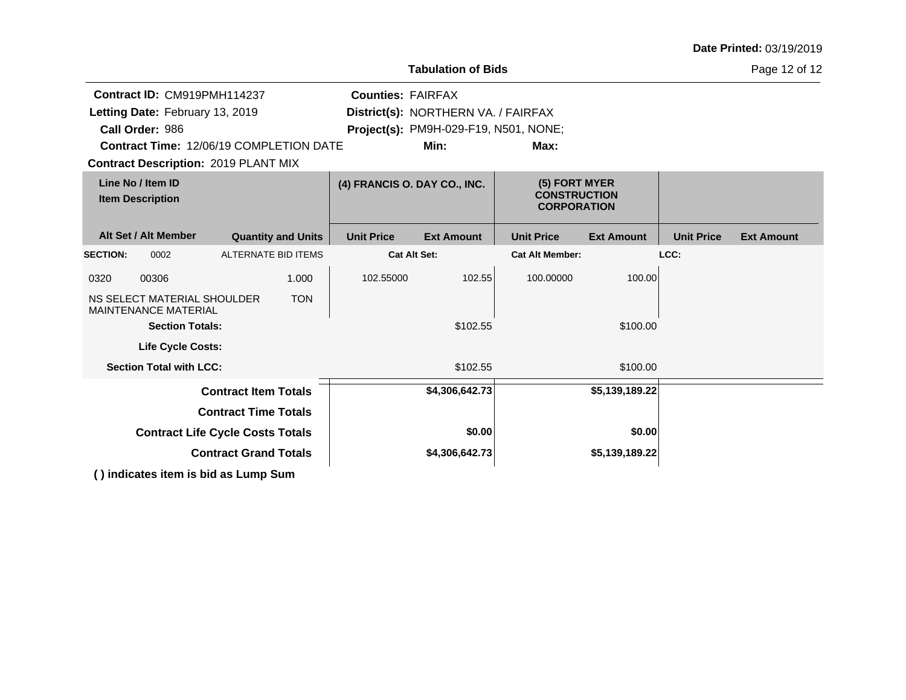Date Printed: 03/19/2019

**Tabulation of Bids**

**Contract ID:** CM919PMH114237
**Letting Date:** February 13, 2019
**Call Order:** 986
**Contract Time:** 12/06/19 COMPLETION DATE
**Contract Description:** 2019 PLANT MIX

**Counties:** FAIRFAX
**District(s):** NORTHERN VA. / FAIRFAX
**Project(s):** PM9H-029-F19, N501, NONE;
**Min:**
**Max:**

| Line No / Item ID<br>Item Description | | Quantity and Units | (4) FRANCIS O. DAY CO., INC. | | (5) FORT MYER CONSTRUCTION CORPORATION | | | |
|---|---|---|---|---|---|---|---|---|
| Alt Set / Alt Member | | | Unit Price | Ext Amount | Unit Price | Ext Amount | Unit Price | Ext Amount |
| **SECTION:** | 0002 | ALTERNATE BID ITEMS | **Cat Alt Set:** | | **Cat Alt Member:** | | **LCC:** | |
| 0320 | 00306 | 1.000 | 102.55000 | 102.55 | 100.00000 | 100.00 | | |
| NS SELECT MATERIAL SHOULDER MAINTENANCE MATERIAL | | TON | | | | | | |
| **Section Totals:** | | | | $102.55 | | $100.00 | | |
| **Life Cycle Costs:** | | | | | | | | |
| **Section Total with LCC:** | | | | $102.55 | | $100.00 | | |
| **Contract Item Totals** | | | | **$4,306,642.73** | | **$5,139,189.22** | | |
| **Contract Time Totals** | | | | | | | | |
| **Contract Life Cycle Costs Totals** | | | | **$0.00** | | **$0.00** | | |
| **Contract Grand Totals** | | | | **$4,306,642.73** | | **$5,139,189.22** | | |

**( ) indicates item is bid as Lump Sum**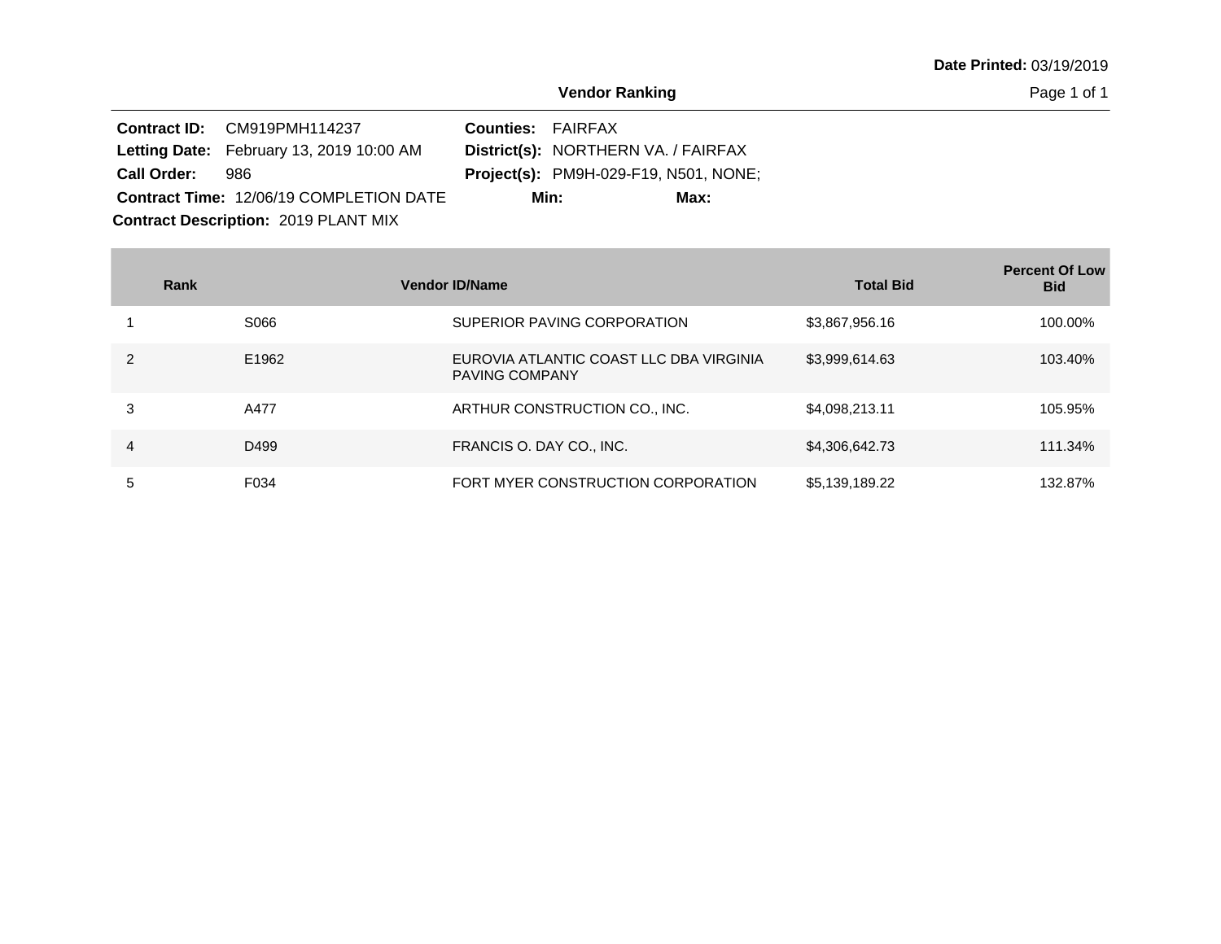Date Printed: 03/19/2019

## Vendor Ranking

**Contract ID:** CM919PMH114237
**Letting Date:** February 13, 2019 10:00 AM
**Call Order:** 986
**Contract Time:** 12/06/19 COMPLETION DATE
**Contract Description:** 2019 PLANT MIX

**Counties:** FAIRFAX
**District(s):** NORTHERN VA. / FAIRFAX
**Project(s):** PM9H-029-F19, N501, NONE;
**Min:** **Max:**

| Rank | Vendor ID/Name | | Total Bid | Percent Of Low Bid |
|---|---|---|---|---|
| 1 | S066 | SUPERIOR PAVING CORPORATION | $3,867,956.16 | 100.00% |
| 2 | E1962 | EUROVIA ATLANTIC COAST LLC DBA VIRGINIA PAVING COMPANY | $3,999,614.63 | 103.40% |
| 3 | A477 | ARTHUR CONSTRUCTION CO., INC. | $4,098,213.11 | 105.95% |
| 4 | D499 | FRANCIS O. DAY CO., INC. | $4,306,642.73 | 111.34% |
| 5 | F034 | FORT MYER CONSTRUCTION CORPORATION | $5,139,189.22 | 132.87% |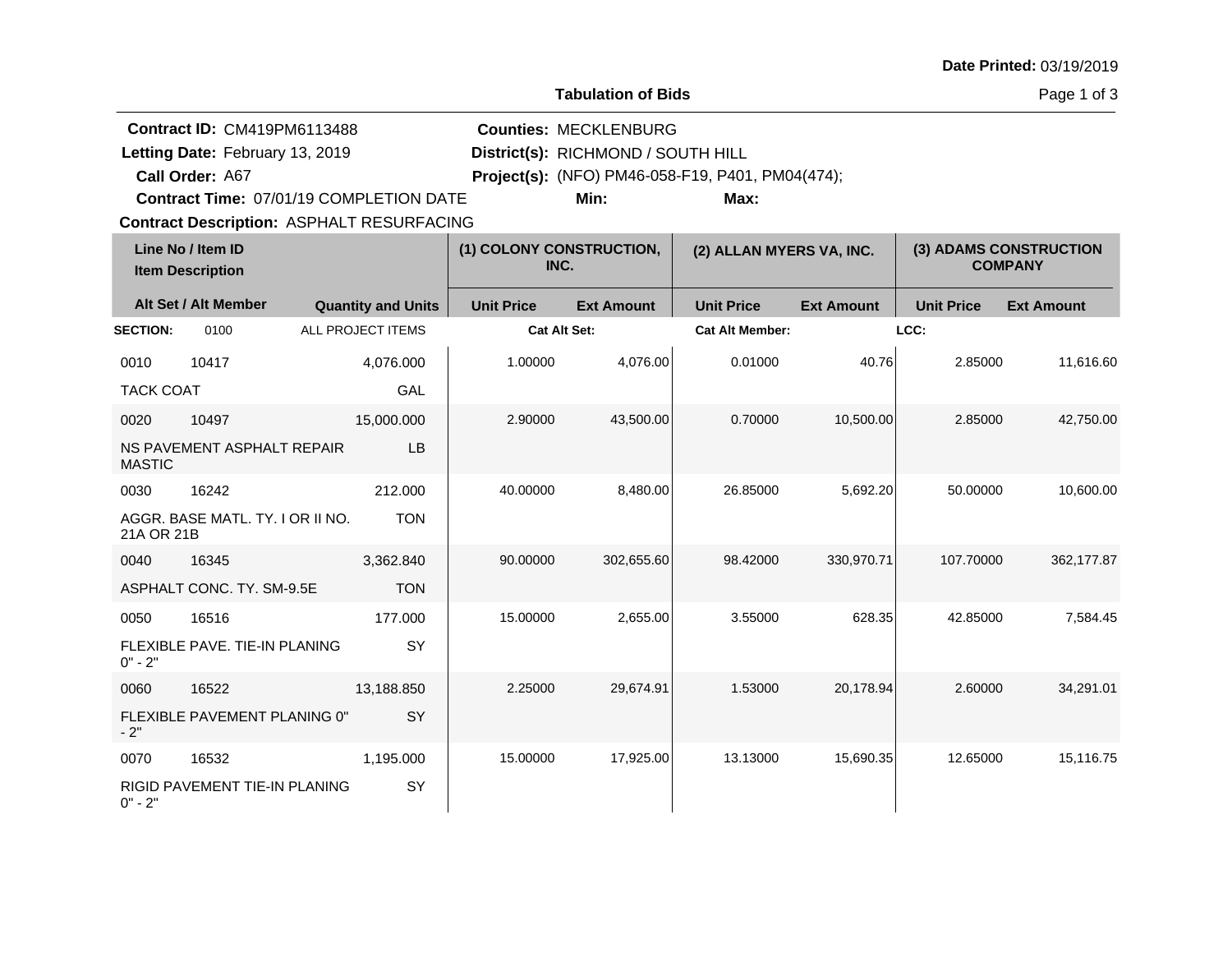Date Printed: 03/19/2019

**Tabulation of Bids**

**Contract ID:** CM419PM6113488
**Letting Date:** February 13, 2019
**Call Order:** A67
**Contract Time:** 07/01/19 COMPLETION DATE
**Contract Description:** ASPHALT RESURFACING

**Counties:** MECKLENBURG
**District(s):** RICHMOND / SOUTH HILL
**Project(s):** (NFO) PM46-058-F19, P401, PM04(474);
**Min:**
**Max:**

| Line No / Item ID / Item Description | | Quantity and Units | (1) COLONY CONSTRUCTION, INC. Unit Price | (1) Ext Amount | (2) ALLAN MYERS VA, INC. Unit Price | (2) Ext Amount | (3) ADAMS CONSTRUCTION COMPANY Unit Price | (3) Ext Amount |
|---|---|---|---|---|---|---|---|---|
| **SECTION:** 0100 | | ALL PROJECT ITEMS | **Cat Alt Set:** | | **Cat Alt Member:** | | **LCC:** | |
| 0010 | 10417 | 4,076.000 | 1.00000 | 4,076.00 | 0.01000 | 40.76 | 2.85000 | 11,616.60 |
| TACK COAT | | GAL | | | | | | |
| 0020 | 10497 | 15,000.000 | 2.90000 | 43,500.00 | 0.70000 | 10,500.00 | 2.85000 | 42,750.00 |
| NS PAVEMENT ASPHALT REPAIR MASTIC | | LB | | | | | | |
| 0030 | 16242 | 212.000 | 40.00000 | 8,480.00 | 26.85000 | 5,692.20 | 50.00000 | 10,600.00 |
| AGGR. BASE MATL. TY. I OR II NO. 21A OR 21B | | TON | | | | | | |
| 0040 | 16345 | 3,362.840 | 90.00000 | 302,655.60 | 98.42000 | 330,970.71 | 107.70000 | 362,177.87 |
| ASPHALT CONC. TY. SM-9.5E | | TON | | | | | | |
| 0050 | 16516 | 177.000 | 15.00000 | 2,655.00 | 3.55000 | 628.35 | 42.85000 | 7,584.45 |
| FLEXIBLE PAVE. TIE-IN PLANING 0" - 2" | | SY | | | | | | |
| 0060 | 16522 | 13,188.850 | 2.25000 | 29,674.91 | 1.53000 | 20,178.94 | 2.60000 | 34,291.01 |
| FLEXIBLE PAVEMENT PLANING 0" - 2" | | SY | | | | | | |
| 0070 | 16532 | 1,195.000 | 15.00000 | 17,925.00 | 13.13000 | 15,690.35 | 12.65000 | 15,116.75 |
| RIGID PAVEMENT TIE-IN PLANING 0" - 2" | | SY | | | | | | |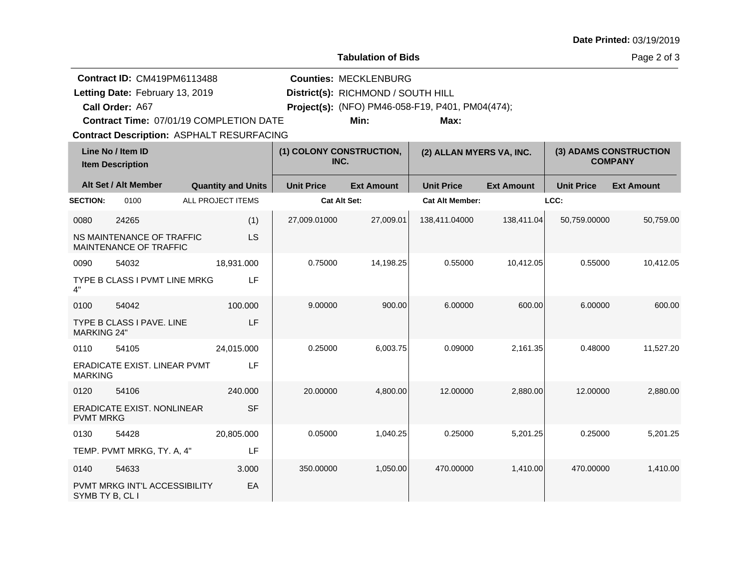**Date Printed:** 03/19/2019

**Tabulation of Bids**

**Contract ID:** CM419PM6113488
**Letting Date:** February 13, 2019
**Call Order:** A67
**Contract Time:** 07/01/19 COMPLETION DATE
**Contract Description:** ASPHALT RESURFACING

**Counties:** MECKLENBURG
**District(s):** RICHMOND / SOUTH HILL
**Project(s):** (NFO) PM46-058-F19, P401, PM04(474);
**Min:** **Max:**

| Line No / Item ID | Item Description | Quantity and Units | (1) COLONY CONSTRUCTION, INC. Unit Price | (1) COLONY CONSTRUCTION, INC. Ext Amount | (2) ALLAN MYERS VA, INC. Unit Price | (2) ALLAN MYERS VA, INC. Ext Amount | (3) ADAMS CONSTRUCTION COMPANY Unit Price | (3) ADAMS CONSTRUCTION COMPANY Ext Amount |
|---|---|---|---|---|---|---|---|---|
| **SECTION:** 0100 | ALL PROJECT ITEMS | | Cat Alt Set: | | Cat Alt Member: | | LCC: | |
| 0080 24265 | NS MAINTENANCE OF TRAFFIC MAINTENANCE OF TRAFFIC | (1) LS | 27,009.01000 | 27,009.01 | 138,411.04000 | 138,411.04 | 50,759.00000 | 50,759.00 |
| 0090 54032 | TYPE B CLASS I PVMT LINE MRKG 4" | 18,931.000 LF | 0.75000 | 14,198.25 | 0.55000 | 10,412.05 | 0.55000 | 10,412.05 |
| 0100 54042 | TYPE B CLASS I PAVE. LINE MARKING 24" | 100.000 LF | 9.00000 | 900.00 | 6.00000 | 600.00 | 6.00000 | 600.00 |
| 0110 54105 | ERADICATE EXIST. LINEAR PVMT MARKING | 24,015.000 LF | 0.25000 | 6,003.75 | 0.09000 | 2,161.35 | 0.48000 | 11,527.20 |
| 0120 54106 | ERADICATE EXIST. NONLINEAR PVMT MRKG | 240.000 SF | 20.00000 | 4,800.00 | 12.00000 | 2,880.00 | 12.00000 | 2,880.00 |
| 0130 54428 | TEMP. PVMT MRKG, TY. A, 4" | 20,805.000 LF | 0.05000 | 1,040.25 | 0.25000 | 5,201.25 | 0.25000 | 5,201.25 |
| 0140 54633 | PVMT MRKG INT'L ACCESSIBILITY SYMB TY B, CL I | 3.000 EA | 350.00000 | 1,050.00 | 470.00000 | 1,410.00 | 470.00000 | 1,410.00 |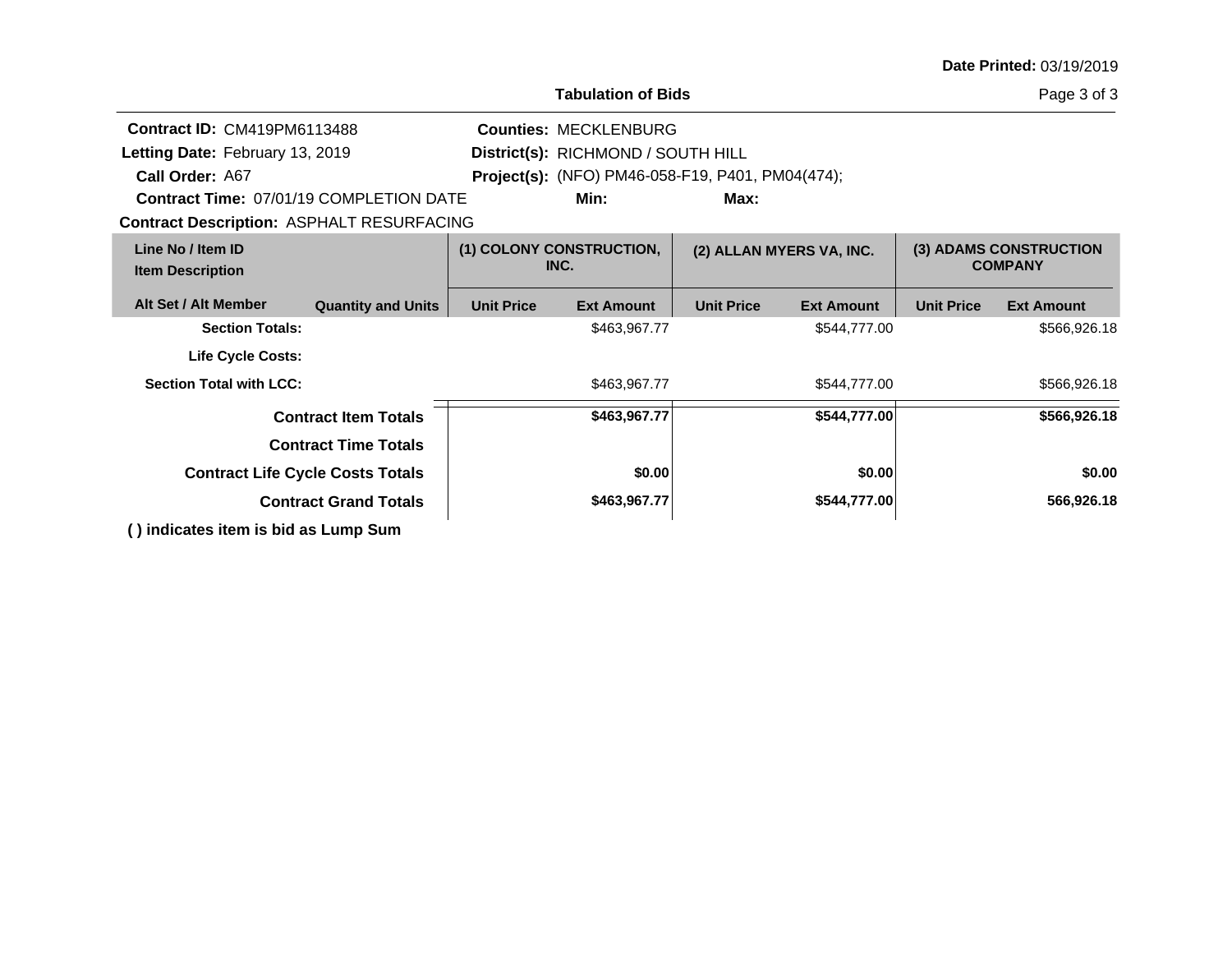Date Printed: 03/19/2019

**Tabulation of Bids**

**Contract ID:** CM419PM6113488
**Letting Date:** February 13, 2019
**Call Order:** A67
**Contract Time:** 07/01/19 COMPLETION DATE
**Contract Description:** ASPHALT RESURFACING

**Counties:** MECKLENBURG
**District(s):** RICHMOND / SOUTH HILL
**Project(s):** (NFO) PM46-058-F19, P401, PM04(474);
**Min:**
**Max:**

| Line No / Item ID<br>Item Description | | (1) COLONY CONSTRUCTION, INC. | | (2) ALLAN MYERS VA, INC. | | (3) ADAMS CONSTRUCTION COMPANY | |
|---|---|---|---|---|---|---|---|
| **Alt Set / Alt Member** | **Quantity and Units** | **Unit Price** | **Ext Amount** | **Unit Price** | **Ext Amount** | **Unit Price** | **Ext Amount** |
| **Section Totals:** | | | $463,967.77 | | $544,777.00 | | $566,926.18 |
| **Life Cycle Costs:** | | | | | | | |
| **Section Total with LCC:** | | | $463,967.77 | | $544,777.00 | | $566,926.18 |
| **Contract Item Totals** | | | **$463,967.77** | | **$544,777.00** | | **$566,926.18** |
| **Contract Time Totals** | | | | | | | |
| **Contract Life Cycle Costs Totals** | | | **$0.00** | | **$0.00** | | **$0.00** |
| **Contract Grand Totals** | | | **$463,967.77** | | **$544,777.00** | | **566,926.18** |

**( ) indicates item is bid as Lump Sum**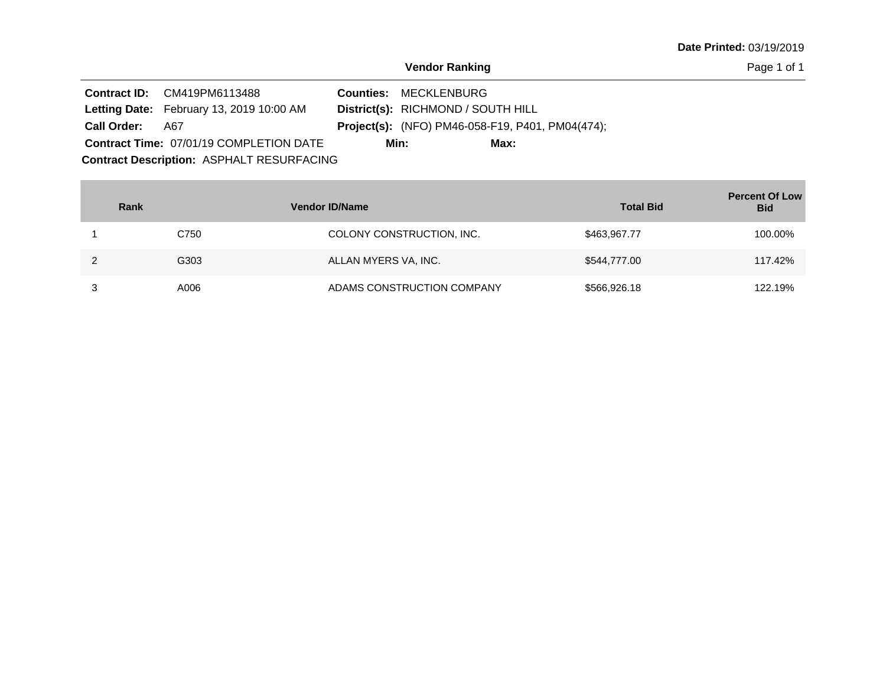**Date Printed:** 03/19/2019

## Vendor Ranking

**Contract ID:** CM419PM6113488
**Letting Date:** February 13, 2019 10:00 AM
**Call Order:** A67
**Contract Time:** 07/01/19 COMPLETION DATE
**Contract Description:** ASPHALT RESURFACING

**Counties:** MECKLENBURG
**District(s):** RICHMOND / SOUTH HILL
**Project(s):** (NFO) PM46-058-F19, P401, PM04(474);
**Min:** **Max:**

| Rank | Vendor ID/Name | | Total Bid | Percent Of Low Bid |
|---|---|---|---|---|
| 1 | C750 | COLONY CONSTRUCTION, INC. | $463,967.77 | 100.00% |
| 2 | G303 | ALLAN MYERS VA, INC. | $544,777.00 | 117.42% |
| 3 | A006 | ADAMS CONSTRUCTION COMPANY | $566,926.18 | 122.19% |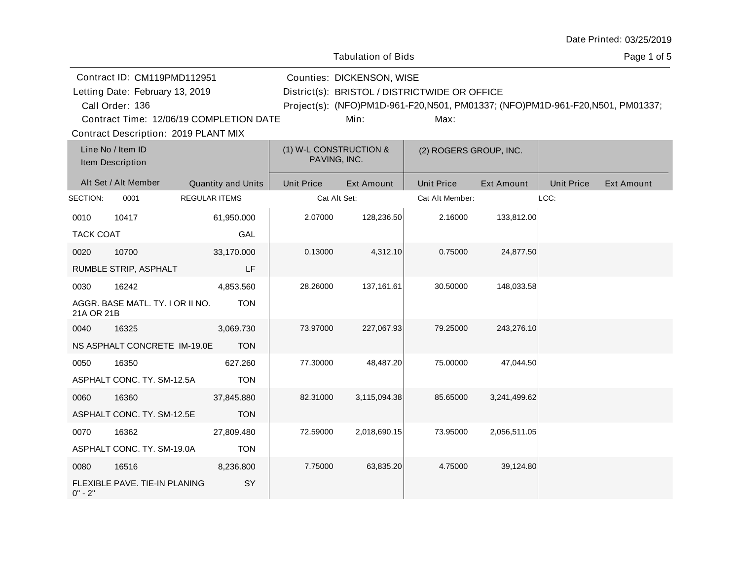Date Printed: 03/25/2019

Tabulation of Bids

Contract ID: CM119PMD112951
Letting Date: February 13, 2019
Call Order: 136
Contract Time: 12/06/19 COMPLETION DATE
Contract Description: 2019 PLANT MIX

Counties: DICKENSON, WISE
District(s): BRISTOL / DISTRICTWIDE OR OFFICE
Project(s): (NFO)PM1D-961-F20,N501, PM01337; (NFO)PM1D-961-F20,N501, PM01337;
Min: Max:

| Line No / Item ID | Item Description / Alt Set / Alt Member | Quantity and Units | (1) W-L CONSTRUCTION & PAVING, INC. Unit Price | (1) W-L CONSTRUCTION & PAVING, INC. Ext Amount | (2) ROGERS GROUP, INC. Unit Price | (2) ROGERS GROUP, INC. Ext Amount | Unit Price | Ext Amount |
|---|---|---|---|---|---|---|---|---|
| SECTION: 0001 | REGULAR ITEMS | | Cat Alt Set: | | Cat Alt Member: | | LCC: | |
| 0010 10417 | TACK COAT | 61,950.000 GAL | 2.07000 | 128,236.50 | 2.16000 | 133,812.00 | | |
| 0020 10700 | RUMBLE STRIP, ASPHALT | 33,170.000 LF | 0.13000 | 4,312.10 | 0.75000 | 24,877.50 | | |
| 0030 16242 | AGGR. BASE MATL. TY. I OR II NO. 21A OR 21B | 4,853.560 TON | 28.26000 | 137,161.61 | 30.50000 | 148,033.58 | | |
| 0040 16325 | NS ASPHALT CONCRETE IM-19.0E | 3,069.730 TON | 73.97000 | 227,067.93 | 79.25000 | 243,276.10 | | |
| 0050 16350 | ASPHALT CONC. TY. SM-12.5A | 627.260 TON | 77.30000 | 48,487.20 | 75.00000 | 47,044.50 | | |
| 0060 16360 | ASPHALT CONC. TY. SM-12.5E | 37,845.880 TON | 82.31000 | 3,115,094.38 | 85.65000 | 3,241,499.62 | | |
| 0070 16362 | ASPHALT CONC. TY. SM-19.0A | 27,809.480 TON | 72.59000 | 2,018,690.15 | 73.95000 | 2,056,511.05 | | |
| 0080 16516 | FLEXIBLE PAVE. TIE-IN PLANING 0" - 2" | 8,236.800 SY | 7.75000 | 63,835.20 | 4.75000 | 39,124.80 | | |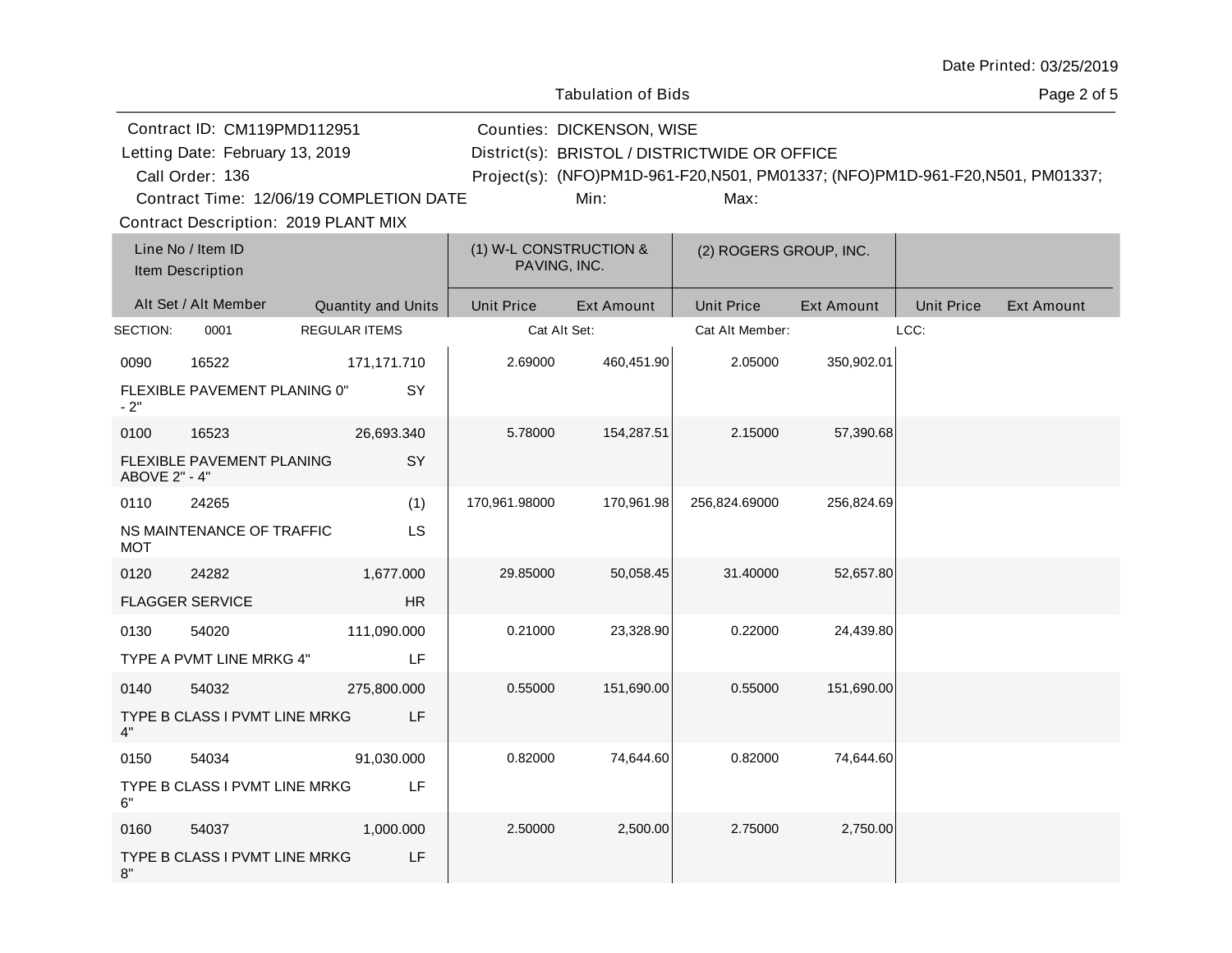Date Printed: 03/25/2019

Tabulation of Bids

Contract ID: CM119PMD112951

Letting Date: February 13, 2019

Call Order: 136

Contract Time: 12/06/19 COMPLETION DATE

Contract Description: 2019 PLANT MIX

Counties: DICKENSON, WISE

District(s): BRISTOL / DISTRICTWIDE OR OFFICE

Project(s): (NFO)PM1D-961-F20,N501, PM01337; (NFO)PM1D-961-F20,N501, PM01337;

Min: Max:

| Line No / Item ID<br>Item Description | | | | (1) W-L CONSTRUCTION & PAVING, INC. | | (2) ROGERS GROUP, INC. | | | |
|---|---|---|---|---|---|---|---|---|---|
| Alt Set / Alt Member | | Quantity and Units | | Unit Price | Ext Amount | Unit Price | Ext Amount | Unit Price | Ext Amount |
| SECTION: 0001 | | REGULAR ITEMS | | Cat Alt Set: | | Cat Alt Member: | | LCC: | |
| 0090 | 16522 | 171,171.710 | | 2.69000 | 460,451.90 | 2.05000 | 350,902.01 | | |
| FLEXIBLE PAVEMENT PLANING 0" - 2" | | | SY | | | | | | |
| 0100 | 16523 | 26,693.340 | | 5.78000 | 154,287.51 | 2.15000 | 57,390.68 | | |
| FLEXIBLE PAVEMENT PLANING ABOVE 2" - 4" | | | SY | | | | | | |
| 0110 | 24265 | (1) | | 170,961.98000 | 170,961.98 | 256,824.69000 | 256,824.69 | | |
| NS MAINTENANCE OF TRAFFIC MOT | | | LS | | | | | | |
| 0120 | 24282 | 1,677.000 | | 29.85000 | 50,058.45 | 31.40000 | 52,657.80 | | |
| FLAGGER SERVICE | | | HR | | | | | | |
| 0130 | 54020 | 111,090.000 | | 0.21000 | 23,328.90 | 0.22000 | 24,439.80 | | |
| TYPE A PVMT LINE MRKG 4" | | | LF | | | | | | |
| 0140 | 54032 | 275,800.000 | | 0.55000 | 151,690.00 | 0.55000 | 151,690.00 | | |
| TYPE B CLASS I PVMT LINE MRKG 4" | | | LF | | | | | | |
| 0150 | 54034 | 91,030.000 | | 0.82000 | 74,644.60 | 0.82000 | 74,644.60 | | |
| TYPE B CLASS I PVMT LINE MRKG 6" | | | LF | | | | | | |
| 0160 | 54037 | 1,000.000 | | 2.50000 | 2,500.00 | 2.75000 | 2,750.00 | | |
| TYPE B CLASS I PVMT LINE MRKG 8" | | | LF | | | | | | |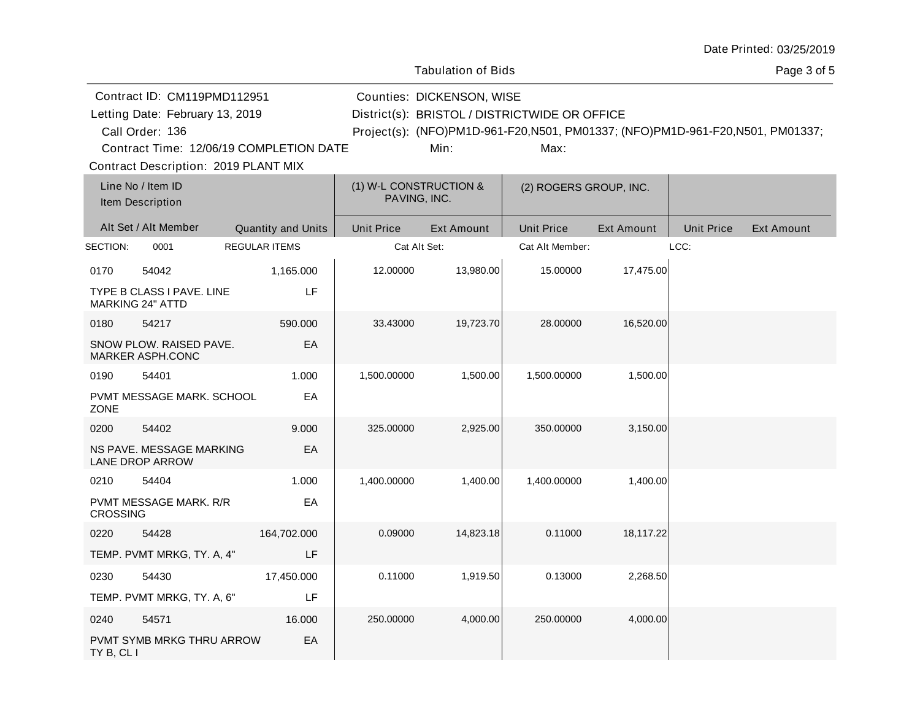Tabulation of Bids

Contract ID: CM119PMD112951
Letting Date: February 13, 2019
Call Order: 136
Contract Time: 12/06/19 COMPLETION DATE
Contract Description: 2019 PLANT MIX

Counties: DICKENSON, WISE
District(s): BRISTOL / DISTRICTWIDE OR OFFICE
Project(s): (NFO)PM1D-961-F20,N501, PM01337; (NFO)PM1D-961-F20,N501, PM01337;
Min: Max:

| Line No / Item ID<br>Item Description | | (1) W-L CONSTRUCTION & PAVING, INC. | | (2) ROGERS GROUP, INC. | | | |
|---|---|---|---|---|---|---|---|
| Alt Set / Alt Member | Quantity and Units | Unit Price | Ext Amount | Unit Price | Ext Amount | Unit Price | Ext Amount |
| SECTION: 0001 REGULAR ITEMS | | Cat Alt Set: | | Cat Alt Member: | | LCC: | |
| 0170 54042<br>TYPE B CLASS I PAVE. LINE MARKING 24" ATTD | 1,165.000<br>LF | 12.00000 | 13,980.00 | 15.00000 | 17,475.00 | | |
| 0180 54217<br>SNOW PLOW. RAISED PAVE. MARKER ASPH.CONC | 590.000<br>EA | 33.43000 | 19,723.70 | 28.00000 | 16,520.00 | | |
| 0190 54401<br>PVMT MESSAGE MARK. SCHOOL ZONE | 1.000<br>EA | 1,500.00000 | 1,500.00 | 1,500.00000 | 1,500.00 | | |
| 0200 54402<br>NS PAVE. MESSAGE MARKING LANE DROP ARROW | 9.000<br>EA | 325.00000 | 2,925.00 | 350.00000 | 3,150.00 | | |
| 0210 54404<br>PVMT MESSAGE MARK. R/R CROSSING | 1.000<br>EA | 1,400.00000 | 1,400.00 | 1,400.00000 | 1,400.00 | | |
| 0220 54428<br>TEMP. PVMT MRKG, TY. A, 4" | 164,702.000<br>LF | 0.09000 | 14,823.18 | 0.11000 | 18,117.22 | | |
| 0230 54430<br>TEMP. PVMT MRKG, TY. A, 6" | 17,450.000<br>LF | 0.11000 | 1,919.50 | 0.13000 | 2,268.50 | | |
| 0240 54571<br>PVMT SYMB MRKG THRU ARROW TY B, CL I | 16.000<br>EA | 250.00000 | 4,000.00 | 250.00000 | 4,000.00 | | |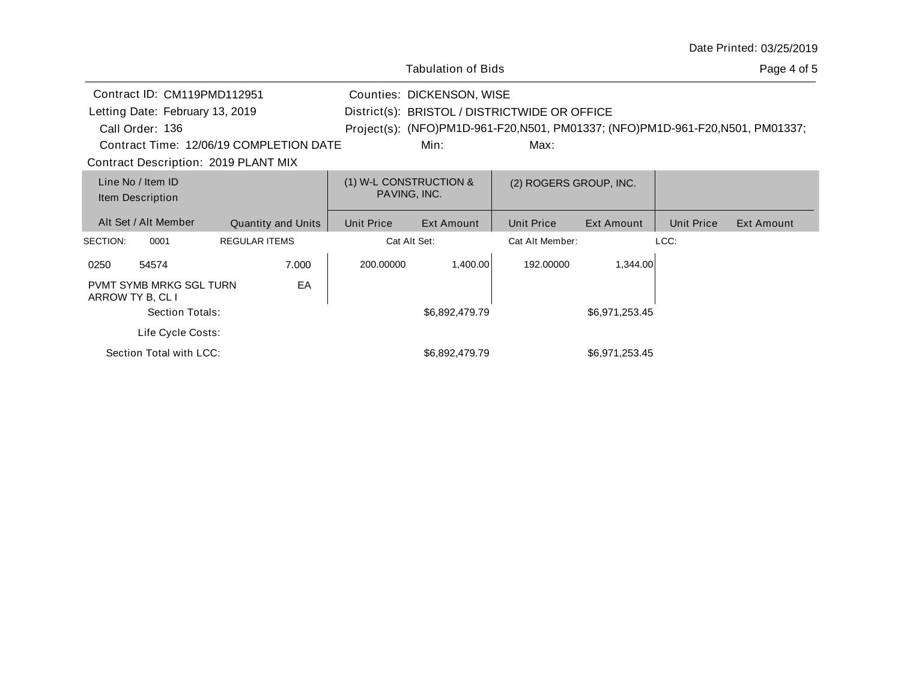Date Printed: 03/25/2019

Tabulation of Bids

Contract ID: CM119PMD112951
Letting Date: February 13, 2019
Call Order: 136
Contract Time: 12/06/19 COMPLETION DATE
Contract Description: 2019 PLANT MIX

Counties: DICKENSON, WISE
District(s): BRISTOL / DISTRICTWIDE OR OFFICE
Project(s): (NFO)PM1D-961-F20,N501, PM01337; (NFO)PM1D-961-F20,N501, PM01337;
Min: Max:

| Line No / Item ID<br>Item Description<br>Alt Set / Alt Member | Quantity and Units | (1) W-L CONSTRUCTION & PAVING, INC.<br>Unit Price | <br>Ext Amount | (2) ROGERS GROUP, INC.<br>Unit Price | <br>Ext Amount | <br>Unit Price | <br>Ext Amount |
|---|---|---|---|---|---|---|---|
| SECTION: 0001 REGULAR ITEMS | | Cat Alt Set: | | Cat Alt Member: | | LCC: | |
| 0250 54574<br>PVMT SYMB MRKG SGL TURN ARROW TY B, CL I | 7.000<br>EA | 200.00000 | 1,400.00 | 192.00000 | 1,344.00 | | |
| Section Totals: | | | $6,892,479.79 | | $6,971,253.45 | | |
| Life Cycle Costs: | | | | | | | |
| Section Total with LCC: | | | $6,892,479.79 | | $6,971,253.45 | | |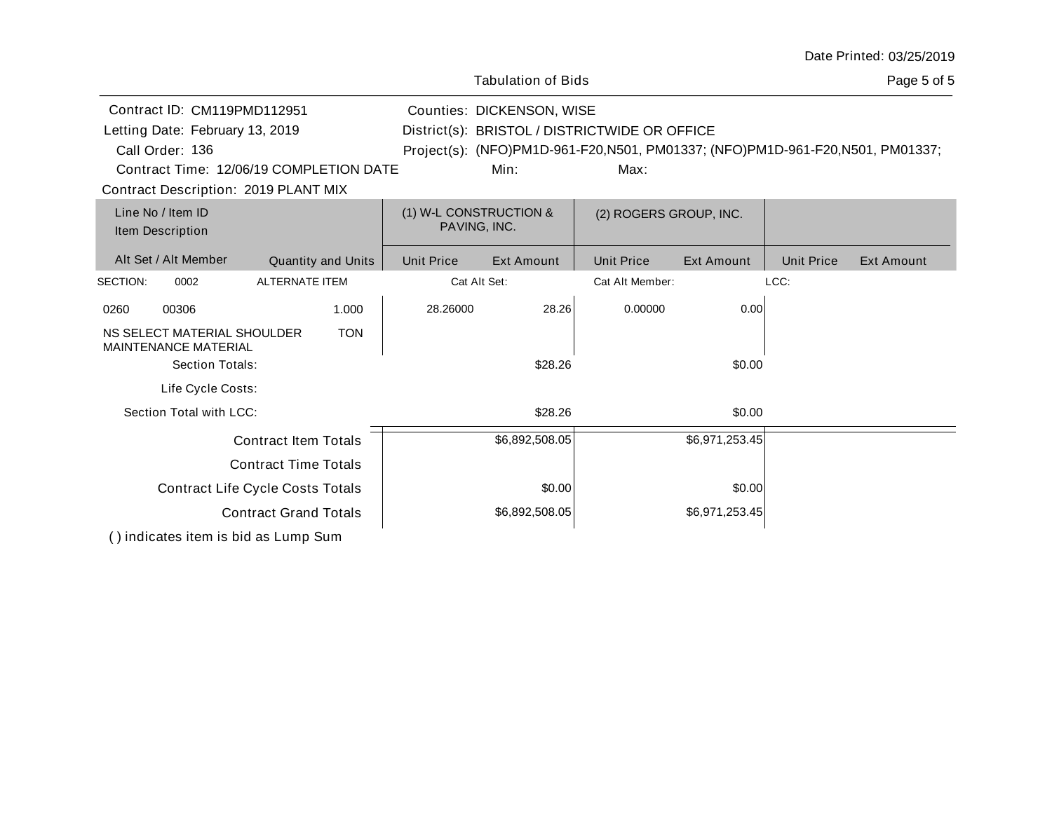Date Printed: 03/25/2019

Tabulation of Bids

Contract ID: CM119PMD112951
Letting Date: February 13, 2019
Call Order: 136
Contract Time: 12/06/19 COMPLETION DATE
Contract Description: 2019 PLANT MIX

Counties: DICKENSON, WISE
District(s): BRISTOL / DISTRICTWIDE OR OFFICE
Project(s): (NFO)PM1D-961-F20,N501, PM01337; (NFO)PM1D-961-F20,N501, PM01337;
Min: Max:

| Line No / Item ID<br>Item Description | | (1) W-L CONSTRUCTION & PAVING, INC. | | (2) ROGERS GROUP, INC. | | | |
|---|---|---|---|---|---|---|---|
| Alt Set / Alt Member | Quantity and Units | Unit Price | Ext Amount | Unit Price | Ext Amount | Unit Price | Ext Amount |
| SECTION: 0002 | ALTERNATE ITEM | Cat Alt Set: | | Cat Alt Member: | | LCC: | |
| 0260 00306<br>NS SELECT MATERIAL SHOULDER MAINTENANCE MATERIAL | 1.000<br>TON | 28.26000 | 28.26 | 0.00000 | 0.00 | | |
| Section Totals: | | | $28.26 | | $0.00 | | |
| Life Cycle Costs: | | | | | | | |
| Section Total with LCC: | | | $28.26 | | $0.00 | | |
| Contract Item Totals | | | $6,892,508.05 | | $6,971,253.45 | | |
| Contract Time Totals | | | | | | | |
| Contract Life Cycle Costs Totals | | | $0.00 | | $0.00 | | |
| Contract Grand Totals | | | $6,892,508.05 | | $6,971,253.45 | | |

( ) indicates item is bid as Lump Sum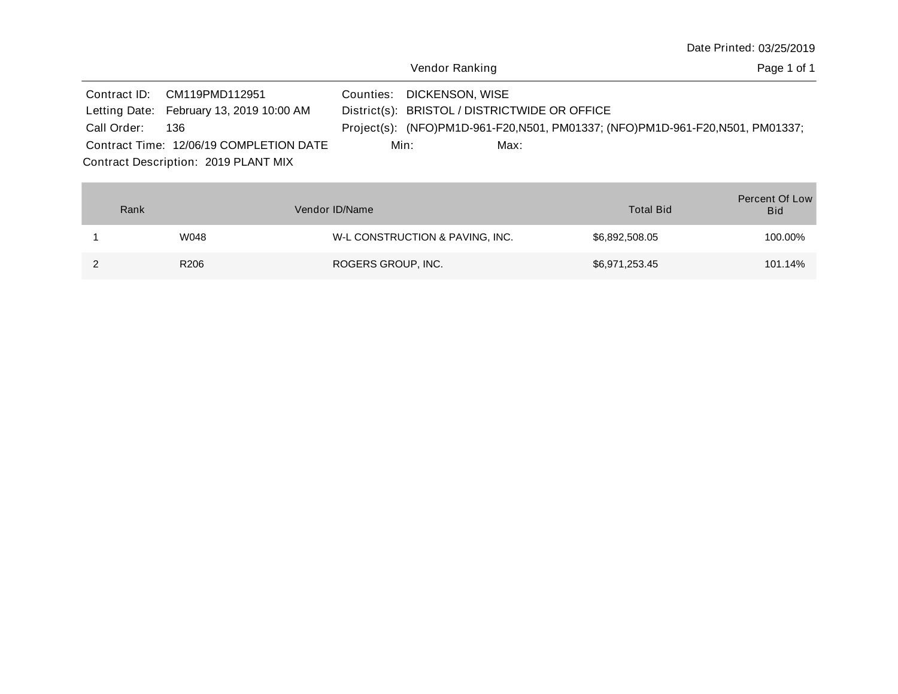Date Printed: 03/25/2019

# Vendor Ranking

Contract ID: CM119PMD112951
Letting Date: February 13, 2019 10:00 AM
Call Order: 136
Contract Time: 12/06/19 COMPLETION DATE
Contract Description: 2019 PLANT MIX

Counties: DICKENSON, WISE
District(s): BRISTOL / DISTRICTWIDE OR OFFICE
Project(s): (NFO)PM1D-961-F20,N501, PM01337; (NFO)PM1D-961-F20,N501, PM01337;
Min:
Max:

| Rank | Vendor ID/Name | | Total Bid | Percent Of Low Bid |
|---|---|---|---|---|
| 1 | W048 | W-L CONSTRUCTION & PAVING, INC. | $6,892,508.05 | 100.00% |
| 2 | R206 | ROGERS GROUP, INC. | $6,971,253.45 | 101.14% |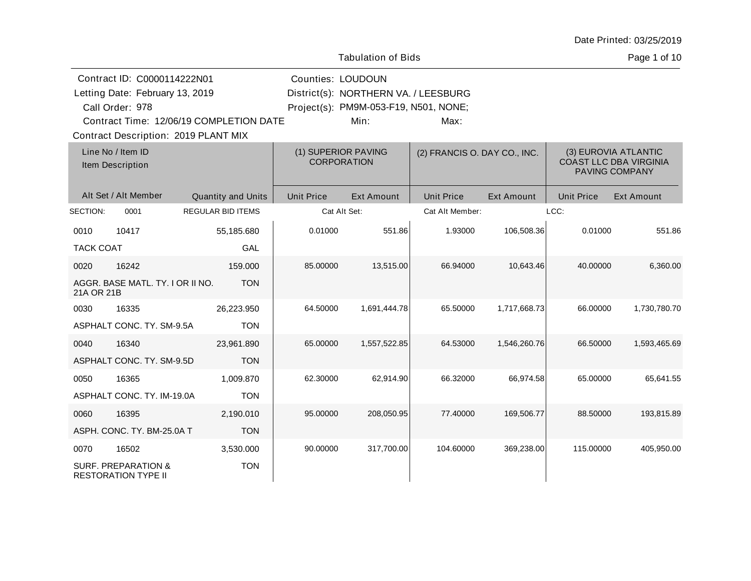Date Printed: 03/25/2019

Tabulation of Bids

Contract ID: C0000114222N01
Letting Date: February 13, 2019
Call Order: 978
Contract Time: 12/06/19 COMPLETION DATE

Counties: LOUDOUN
District(s): NORTHERN VA. / LEESBURG
Project(s): PM9M-053-F19, N501, NONE;
Min: Max:

Contract Description: 2019 PLANT MIX

| Line No / Item ID | Item Description | Quantity and Units | (1) SUPERIOR PAVING CORPORATION Unit Price | (1) Ext Amount | (2) FRANCIS O. DAY CO., INC. Unit Price | (2) Ext Amount | (3) EUROVIA ATLANTIC COAST LLC DBA VIRGINIA PAVING COMPANY Unit Price | (3) Ext Amount |
|---|---|---|---|---|---|---|---|---|
| SECTION: 0001 | REGULAR BID ITEMS | | Cat Alt Set: | | Cat Alt Member: | | LCC: | |
| 0010 10417 | TACK COAT | 55,185.680 GAL | 0.01000 | 551.86 | 1.93000 | 106,508.36 | 0.01000 | 551.86 |
| 0020 16242 | AGGR. BASE MATL. TY. I OR II NO. 21A OR 21B | 159.000 TON | 85.00000 | 13,515.00 | 66.94000 | 10,643.46 | 40.00000 | 6,360.00 |
| 0030 16335 | ASPHALT CONC. TY. SM-9.5A | 26,223.950 TON | 64.50000 | 1,691,444.78 | 65.50000 | 1,717,668.73 | 66.00000 | 1,730,780.70 |
| 0040 16340 | ASPHALT CONC. TY. SM-9.5D | 23,961.890 TON | 65.00000 | 1,557,522.85 | 64.53000 | 1,546,260.76 | 66.50000 | 1,593,465.69 |
| 0050 16365 | ASPHALT CONC. TY. IM-19.0A | 1,009.870 TON | 62.30000 | 62,914.90 | 66.32000 | 66,974.58 | 65.00000 | 65,641.55 |
| 0060 16395 | ASPH. CONC. TY. BM-25.0A T | 2,190.010 TON | 95.00000 | 208,050.95 | 77.40000 | 169,506.77 | 88.50000 | 193,815.89 |
| 0070 16502 | SURF. PREPARATION & RESTORATION TYPE II | 3,530.000 TON | 90.00000 | 317,700.00 | 104.60000 | 369,238.00 | 115.00000 | 405,950.00 |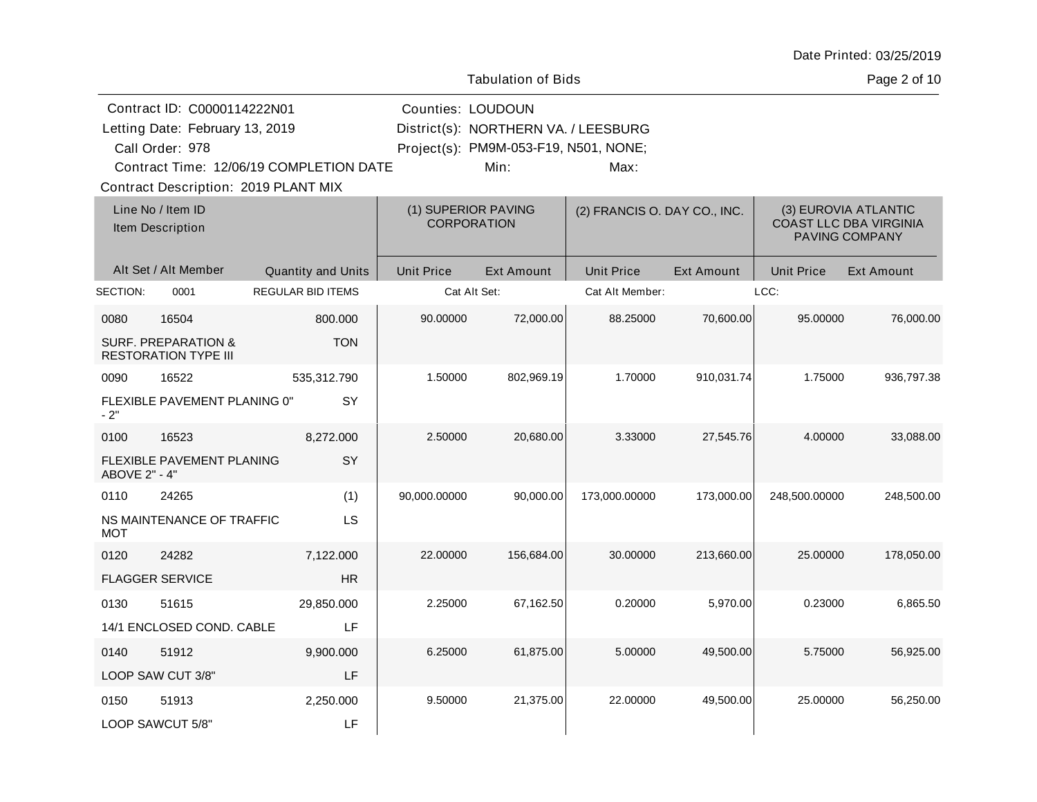Date Printed: 03/25/2019

Tabulation of Bids

Contract ID: C0000114222N01
Letting Date: February 13, 2019
Call Order: 978
Contract Time: 12/06/19 COMPLETION DATE
Contract Description: 2019 PLANT MIX

Counties: LOUDOUN
District(s): NORTHERN VA. / LEESBURG
Project(s): PM9M-053-F19, N501, NONE;
Min:
Max:

| Line No / Item ID | Item Description | Quantity and Units | (1) SUPERIOR PAVING CORPORATION Unit Price | (1) SUPERIOR PAVING CORPORATION Ext Amount | (2) FRANCIS O. DAY CO., INC. Unit Price | (2) FRANCIS O. DAY CO., INC. Ext Amount | (3) EUROVIA ATLANTIC COAST LLC DBA VIRGINIA PAVING COMPANY Unit Price | (3) EUROVIA ATLANTIC COAST LLC DBA VIRGINIA PAVING COMPANY Ext Amount |
|---|---|---|---|---|---|---|---|---|
| SECTION: 0001 | REGULAR BID ITEMS | | Cat Alt Set: | | Cat Alt Member: | | LCC: | |
| 0080 16504 | SURF. PREPARATION & RESTORATION TYPE III | 800.000 TON | 90.00000 | 72,000.00 | 88.25000 | 70,600.00 | 95.00000 | 76,000.00 |
| 0090 16522 | FLEXIBLE PAVEMENT PLANING 0" - 2" | 535,312.790 SY | 1.50000 | 802,969.19 | 1.70000 | 910,031.74 | 1.75000 | 936,797.38 |
| 0100 16523 | FLEXIBLE PAVEMENT PLANING ABOVE 2" - 4" | 8,272.000 SY | 2.50000 | 20,680.00 | 3.33000 | 27,545.76 | 4.00000 | 33,088.00 |
| 0110 24265 | NS MAINTENANCE OF TRAFFIC MOT | (1) LS | 90,000.00000 | 90,000.00 | 173,000.00000 | 173,000.00 | 248,500.00000 | 248,500.00 |
| 0120 24282 | FLAGGER SERVICE | 7,122.000 HR | 22.00000 | 156,684.00 | 30.00000 | 213,660.00 | 25.00000 | 178,050.00 |
| 0130 51615 | 14/1 ENCLOSED COND. CABLE | 29,850.000 LF | 2.25000 | 67,162.50 | 0.20000 | 5,970.00 | 0.23000 | 6,865.50 |
| 0140 51912 | LOOP SAW CUT 3/8" | 9,900.000 LF | 6.25000 | 61,875.00 | 5.00000 | 49,500.00 | 5.75000 | 56,925.00 |
| 0150 51913 | LOOP SAWCUT 5/8" | 2,250.000 LF | 9.50000 | 21,375.00 | 22.00000 | 49,500.00 | 25.00000 | 56,250.00 |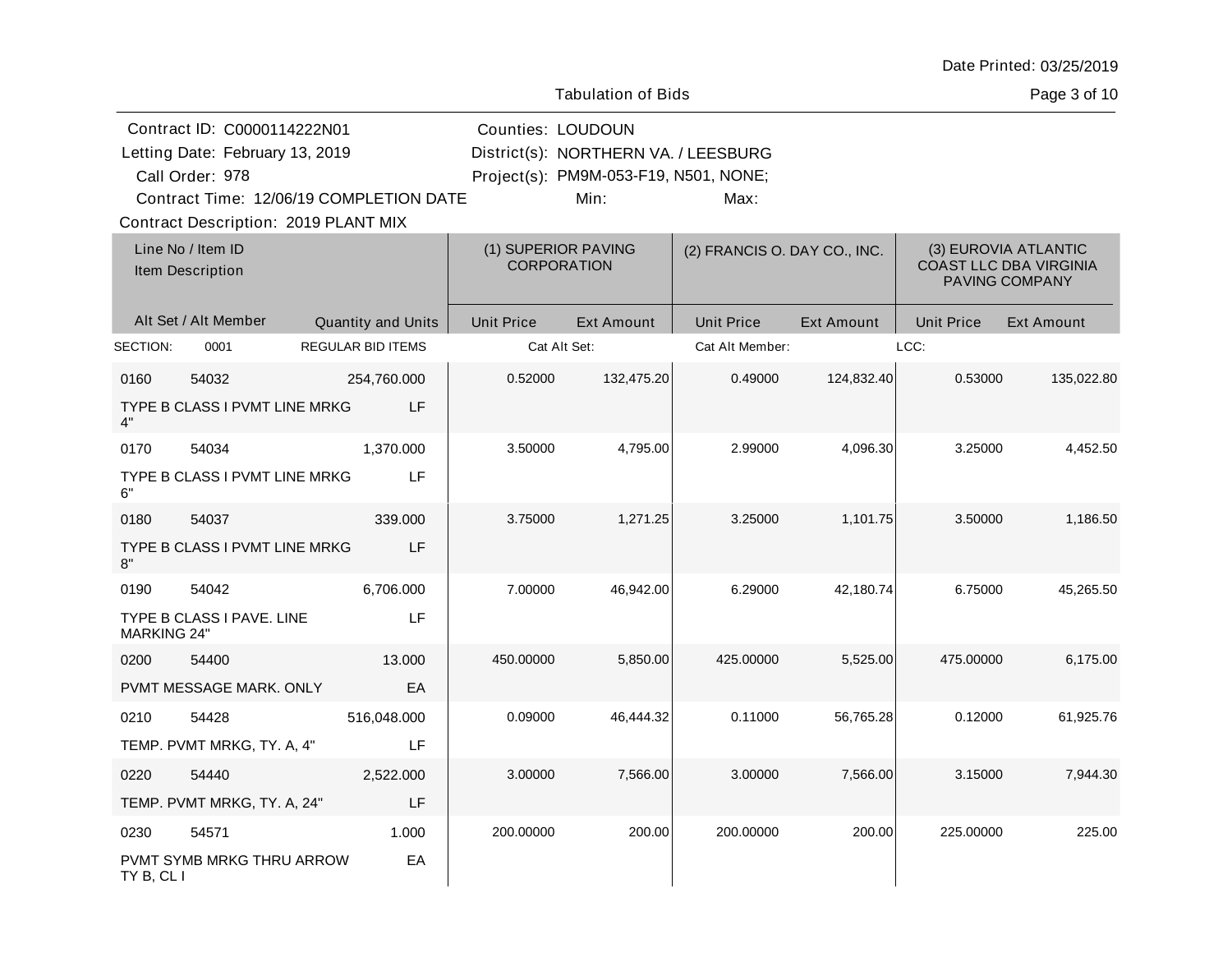Date Printed: 03/25/2019

Tabulation of Bids

Contract ID: C0000114222N01
Letting Date: February 13, 2019
Call Order: 978
Contract Time: 12/06/19 COMPLETION DATE
Contract Description: 2019 PLANT MIX

Counties: LOUDOUN
District(s): NORTHERN VA. / LEESBURG
Project(s): PM9M-053-F19, N501, NONE;
Min: Max:

| Line No / Item ID | Item Description | Quantity and Units | (1) SUPERIOR PAVING CORPORATION Unit Price | (1) SUPERIOR PAVING CORPORATION Ext Amount | (2) FRANCIS O. DAY CO., INC. Unit Price | (2) FRANCIS O. DAY CO., INC. Ext Amount | (3) EUROVIA ATLANTIC COAST LLC DBA VIRGINIA PAVING COMPANY Unit Price | (3) EUROVIA ATLANTIC COAST LLC DBA VIRGINIA PAVING COMPANY Ext Amount |
|---|---|---|---|---|---|---|---|---|
| SECTION: 0001 | REGULAR BID ITEMS | | Cat Alt Set: | | Cat Alt Member: | | LCC: | |
| 0160 54032 | TYPE B CLASS I PVMT LINE MRKG 4" | 254,760.000 LF | 0.52000 | 132,475.20 | 0.49000 | 124,832.40 | 0.53000 | 135,022.80 |
| 0170 54034 | TYPE B CLASS I PVMT LINE MRKG 6" | 1,370.000 LF | 3.50000 | 4,795.00 | 2.99000 | 4,096.30 | 3.25000 | 4,452.50 |
| 0180 54037 | TYPE B CLASS I PVMT LINE MRKG 8" | 339.000 LF | 3.75000 | 1,271.25 | 3.25000 | 1,101.75 | 3.50000 | 1,186.50 |
| 0190 54042 | TYPE B CLASS I PAVE. LINE MARKING 24" | 6,706.000 LF | 7.00000 | 46,942.00 | 6.29000 | 42,180.74 | 6.75000 | 45,265.50 |
| 0200 54400 | PVMT MESSAGE MARK. ONLY | 13.000 EA | 450.00000 | 5,850.00 | 425.00000 | 5,525.00 | 475.00000 | 6,175.00 |
| 0210 54428 | TEMP. PVMT MRKG, TY. A, 4" | 516,048.000 LF | 0.09000 | 46,444.32 | 0.11000 | 56,765.28 | 0.12000 | 61,925.76 |
| 0220 54440 | TEMP. PVMT MRKG, TY. A, 24" | 2,522.000 LF | 3.00000 | 7,566.00 | 3.00000 | 7,566.00 | 3.15000 | 7,944.30 |
| 0230 54571 | PVMT SYMB MRKG THRU ARROW TY B, CL I | 1.000 EA | 200.00000 | 200.00 | 200.00000 | 200.00 | 225.00000 | 225.00 |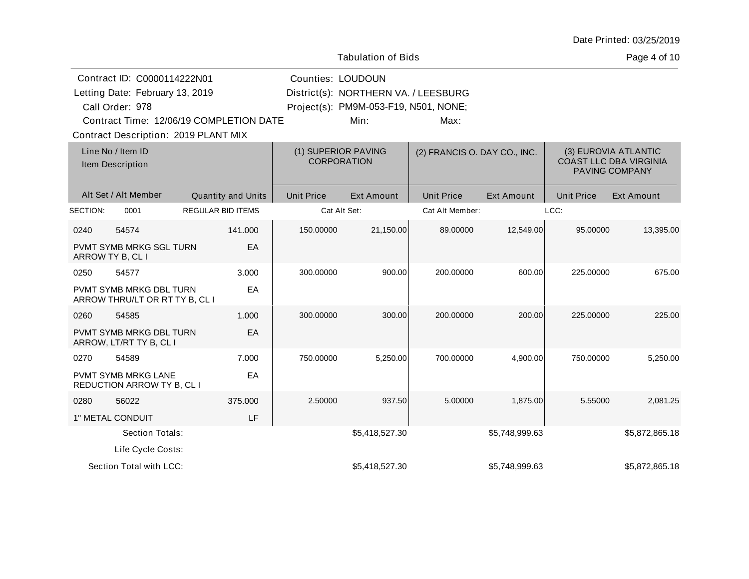Tabulation of Bids

Contract ID: C0000114222N01
Letting Date: February 13, 2019
Call Order: 978
Contract Time: 12/06/19 COMPLETION DATE
Contract Description: 2019 PLANT MIX

Counties: LOUDOUN
District(s): NORTHERN VA. / LEESBURG
Project(s): PM9M-053-F19, N501, NONE;
Min:
Max:

| Line No / Item ID | Item Description / Alt Set / Alt Member | Quantity and Units | (1) SUPERIOR PAVING CORPORATION Unit Price | (1) SUPERIOR PAVING CORPORATION Ext Amount | (2) FRANCIS O. DAY CO., INC. Unit Price | (2) FRANCIS O. DAY CO., INC. Ext Amount | (3) EUROVIA ATLANTIC COAST LLC DBA VIRGINIA PAVING COMPANY Unit Price | (3) EUROVIA ATLANTIC COAST LLC DBA VIRGINIA PAVING COMPANY Ext Amount |
|---|---|---|---|---|---|---|---|---|
| SECTION: 0001 | REGULAR BID ITEMS | | Cat Alt Set: | | Cat Alt Member: | | LCC: | |
| 0240 54574 | PVMT SYMB MRKG SGL TURN ARROW TY B, CL I | 141.000 EA | 150.00000 | 21,150.00 | 89.00000 | 12,549.00 | 95.00000 | 13,395.00 |
| 0250 54577 | PVMT SYMB MRKG DBL TURN ARROW THRU/LT OR RT TY B, CL I | 3.000 EA | 300.00000 | 900.00 | 200.00000 | 600.00 | 225.00000 | 675.00 |
| 0260 54585 | PVMT SYMB MRKG DBL TURN ARROW, LT/RT TY B, CL I | 1.000 EA | 300.00000 | 300.00 | 200.00000 | 200.00 | 225.00000 | 225.00 |
| 0270 54589 | PVMT SYMB MRKG LANE REDUCTION ARROW TY B, CL I | 7.000 EA | 750.00000 | 5,250.00 | 700.00000 | 4,900.00 | 750.00000 | 5,250.00 |
| 0280 56022 | 1" METAL CONDUIT | 375.000 LF | 2.50000 | 937.50 | 5.00000 | 1,875.00 | 5.55000 | 2,081.25 |
| | Section Totals: | | | $5,418,527.30 | | $5,748,999.63 | | $5,872,865.18 |
| | Life Cycle Costs: | | | | | | | |
| | Section Total with LCC: | | | $5,418,527.30 | | $5,748,999.63 | | $5,872,865.18 |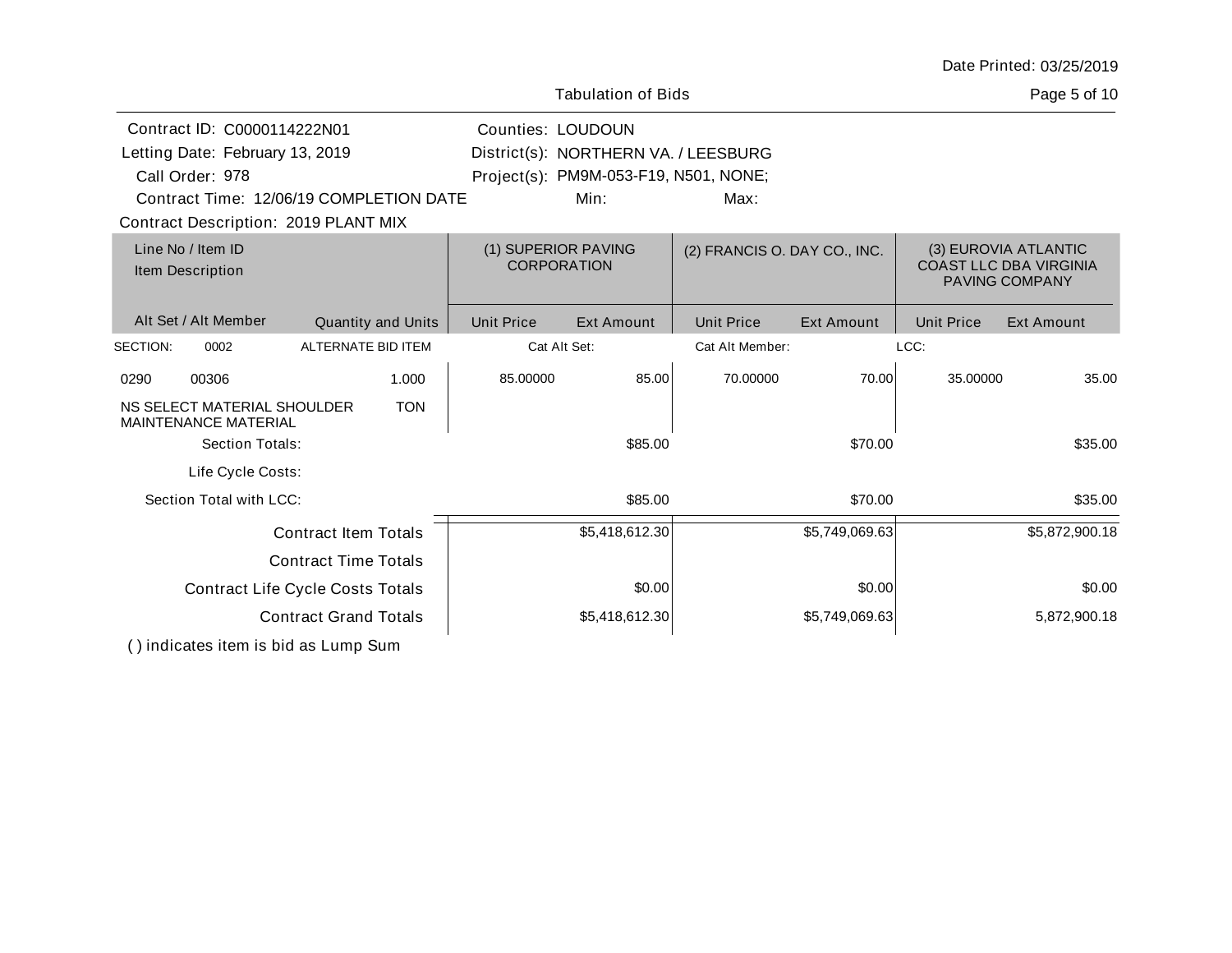Date Printed: 03/25/2019

Tabulation of Bids

Contract ID: C0000114222N01
Letting Date: February 13, 2019
Call Order: 978
Contract Time: 12/06/19 COMPLETION DATE
Contract Description: 2019 PLANT MIX

Counties: LOUDOUN
District(s): NORTHERN VA. / LEESBURG
Project(s): PM9M-053-F19, N501, NONE;
Min: Max:

| Line No / Item ID<br>Item Description | | (1) SUPERIOR PAVING CORPORATION | | (2) FRANCIS O. DAY CO., INC. | | (3) EUROVIA ATLANTIC COAST LLC DBA VIRGINIA PAVING COMPANY | |
|---|---|---|---|---|---|---|---|
| Alt Set / Alt Member | Quantity and Units | Unit Price | Ext Amount | Unit Price | Ext Amount | Unit Price | Ext Amount |
| SECTION: 0002 | ALTERNATE BID ITEM | Cat Alt Set: | | Cat Alt Member: | | LCC: | |
| 0290 00306<br>NS SELECT MATERIAL SHOULDER MAINTENANCE MATERIAL | 1.000<br>TON | 85.00000 | 85.00 | 70.00000 | 70.00 | 35.00000 | 35.00 |
| Section Totals: | | | $85.00 | | $70.00 | | $35.00 |
| Life Cycle Costs: | | | | | | | |
| Section Total with LCC: | | | $85.00 | | $70.00 | | $35.00 |
| Contract Item Totals | | | $5,418,612.30 | | $5,749,069.63 | | $5,872,900.18 |
| Contract Time Totals | | | | | | | |
| Contract Life Cycle Costs Totals | | | $0.00 | | $0.00 | | $0.00 |
| Contract Grand Totals | | | $5,418,612.30 | | $5,749,069.63 | | 5,872,900.18 |

( ) indicates item is bid as Lump Sum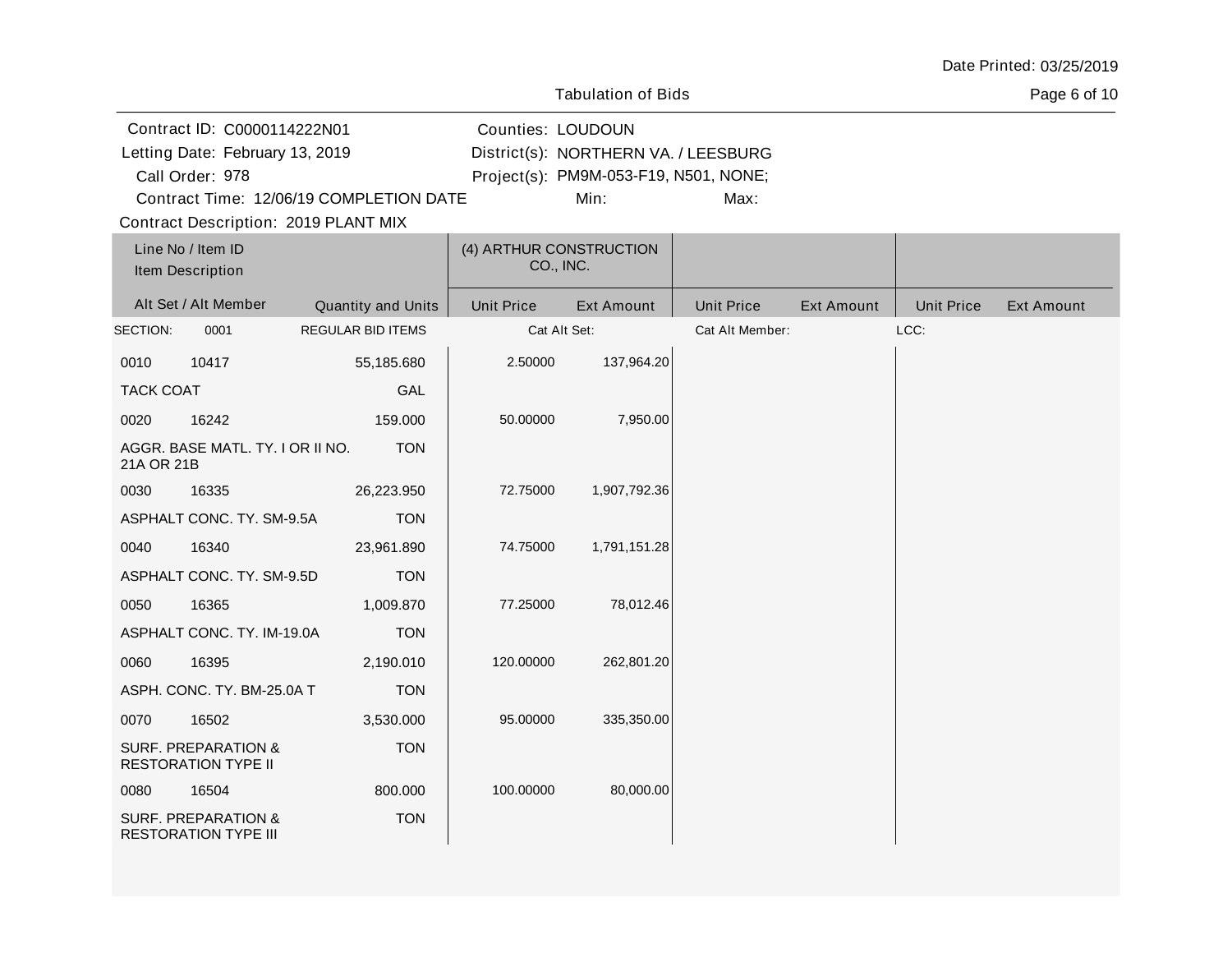Date Printed: 03/25/2019

Tabulation of Bids

Contract ID: C0000114222N01
Letting Date: February 13, 2019
Call Order: 978
Contract Time: 12/06/19 COMPLETION DATE
Contract Description: 2019 PLANT MIX

Counties: LOUDOUN
District(s): NORTHERN VA. / LEESBURG
Project(s): PM9M-053-F19, N501, NONE;
Min:
Max:

| Line No / Item ID<br>Item Description | | | (4) ARTHUR CONSTRUCTION CO., INC. | | | | | |
|---|---|---|---|---|---|---|---|---|
| Alt Set / Alt Member | | Quantity and Units | Unit Price | Ext Amount | Unit Price | Ext Amount | Unit Price | Ext Amount |
| SECTION: | 0001 | REGULAR BID ITEMS | Cat Alt Set: | | Cat Alt Member: | | LCC: | |
| 0010 | 10417 | 55,185.680 | 2.50000 | 137,964.20 | | | | |
| TACK COAT | | GAL | | | | | | |
| 0020 | 16242 | 159.000 | 50.00000 | 7,950.00 | | | | |
| AGGR. BASE MATL. TY. I OR II NO. 21A OR 21B | | TON | | | | | | |
| 0030 | 16335 | 26,223.950 | 72.75000 | 1,907,792.36 | | | | |
| ASPHALT CONC. TY. SM-9.5A | | TON | | | | | | |
| 0040 | 16340 | 23,961.890 | 74.75000 | 1,791,151.28 | | | | |
| ASPHALT CONC. TY. SM-9.5D | | TON | | | | | | |
| 0050 | 16365 | 1,009.870 | 77.25000 | 78,012.46 | | | | |
| ASPHALT CONC. TY. IM-19.0A | | TON | | | | | | |
| 0060 | 16395 | 2,190.010 | 120.00000 | 262,801.20 | | | | |
| ASPH. CONC. TY. BM-25.0A T | | TON | | | | | | |
| 0070 | 16502 | 3,530.000 | 95.00000 | 335,350.00 | | | | |
| SURF. PREPARATION & RESTORATION TYPE II | | TON | | | | | | |
| 0080 | 16504 | 800.000 | 100.00000 | 80,000.00 | | | | |
| SURF. PREPARATION & RESTORATION TYPE III | | TON | | | | | | |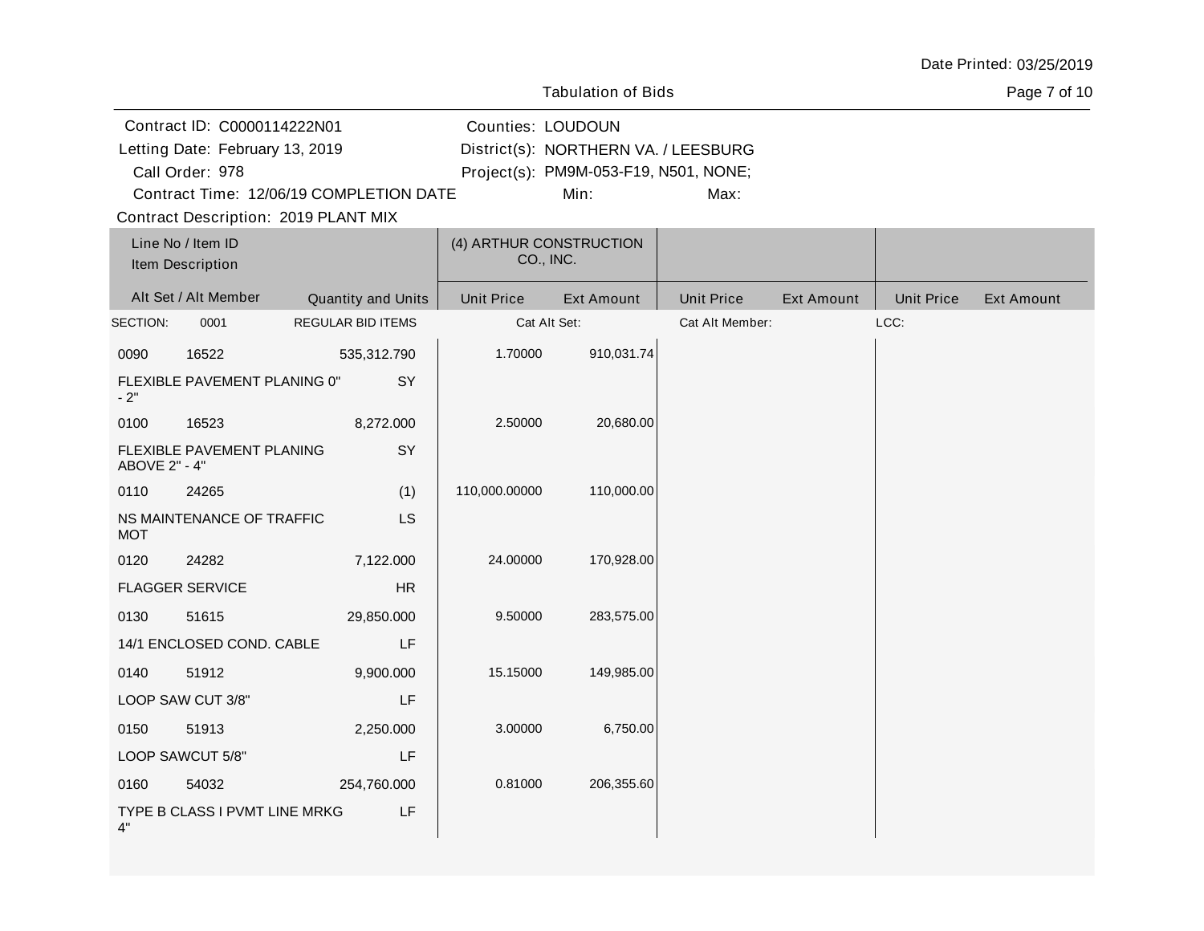Date Printed: 03/25/2019

Tabulation of Bids

Contract ID: C0000114222N01
Letting Date: February 13, 2019
Call Order: 978
Contract Time: 12/06/19 COMPLETION DATE
Contract Description: 2019 PLANT MIX

Counties: LOUDOUN
District(s): NORTHERN VA. / LEESBURG
Project(s): PM9M-053-F19, N501, NONE;
Min:
Max:

| Line No / Item ID | Item Description | Quantity and Units | (4) ARTHUR CONSTRUCTION CO., INC. Unit Price | Ext Amount | Unit Price | Ext Amount | Unit Price | Ext Amount |
|---|---|---|---|---|---|---|---|---|
| SECTION: 0001 | REGULAR BID ITEMS | | Cat Alt Set: | | Cat Alt Member: | | LCC: | |
| 0090 16522 | FLEXIBLE PAVEMENT PLANING 0" - 2" | 535,312.790 SY | 1.70000 | 910,031.74 | | | | |
| 0100 16523 | FLEXIBLE PAVEMENT PLANING ABOVE 2" - 4" | 8,272.000 SY | 2.50000 | 20,680.00 | | | | |
| 0110 24265 | NS MAINTENANCE OF TRAFFIC MOT | (1) LS | 110,000.00000 | 110,000.00 | | | | |
| 0120 24282 | FLAGGER SERVICE | 7,122.000 HR | 24.00000 | 170,928.00 | | | | |
| 0130 51615 | 14/1 ENCLOSED COND. CABLE | 29,850.000 LF | 9.50000 | 283,575.00 | | | | |
| 0140 51912 | LOOP SAW CUT 3/8" | 9,900.000 LF | 15.15000 | 149,985.00 | | | | |
| 0150 51913 | LOOP SAWCUT 5/8" | 2,250.000 LF | 3.00000 | 6,750.00 | | | | |
| 0160 54032 | TYPE B CLASS I PVMT LINE MRKG 4" | 254,760.000 LF | 0.81000 | 206,355.60 | | | | |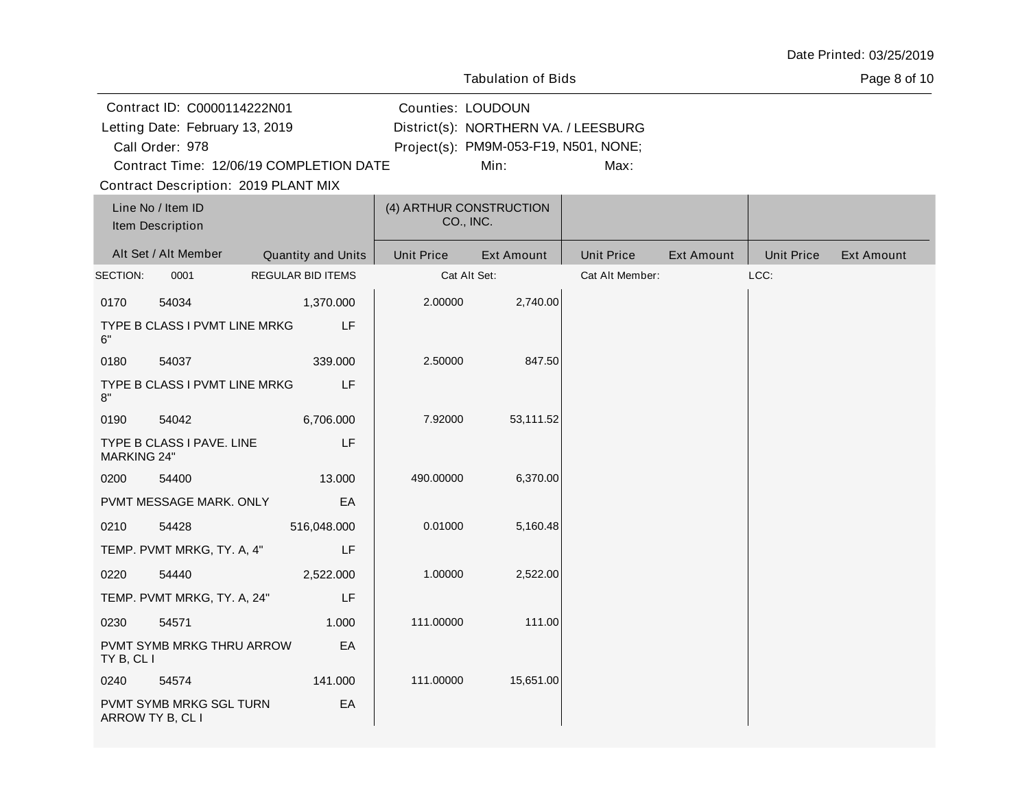Date Printed: 03/25/2019

Tabulation of Bids

Contract ID: C0000114222N01
Letting Date: February 13, 2019
Call Order: 978
Contract Time: 12/06/19 COMPLETION DATE
Contract Description: 2019 PLANT MIX

Counties: LOUDOUN
District(s): NORTHERN VA. / LEESBURG
Project(s): PM9M-053-F19, N501, NONE;
Min: Max:

| Line No / Item ID<br>Item Description<br>Alt Set / Alt Member | Quantity and Units | (4) ARTHUR CONSTRUCTION CO., INC.<br>Unit Price | Ext Amount | Unit Price | Ext Amount | Unit Price | Ext Amount |
|---|---|---|---|---|---|---|---|
| SECTION: 0001 REGULAR BID ITEMS | | Cat Alt Set: | | Cat Alt Member: | | LCC: | |
| 0170 54034<br>TYPE B CLASS I PVMT LINE MRKG 6" | 1,370.000<br>LF | 2.00000 | 2,740.00 | | | | |
| 0180 54037<br>TYPE B CLASS I PVMT LINE MRKG 8" | 339.000<br>LF | 2.50000 | 847.50 | | | | |
| 0190 54042<br>TYPE B CLASS I PAVE. LINE MARKING 24" | 6,706.000<br>LF | 7.92000 | 53,111.52 | | | | |
| 0200 54400<br>PVMT MESSAGE MARK. ONLY | 13.000<br>EA | 490.00000 | 6,370.00 | | | | |
| 0210 54428<br>TEMP. PVMT MRKG, TY. A, 4" | 516,048.000<br>LF | 0.01000 | 5,160.48 | | | | |
| 0220 54440<br>TEMP. PVMT MRKG, TY. A, 24" | 2,522.000<br>LF | 1.00000 | 2,522.00 | | | | |
| 0230 54571<br>PVMT SYMB MRKG THRU ARROW TY B, CL I | 1.000<br>EA | 111.00000 | 111.00 | | | | |
| 0240 54574<br>PVMT SYMB MRKG SGL TURN ARROW TY B, CL I | 141.000<br>EA | 111.00000 | 15,651.00 | | | | |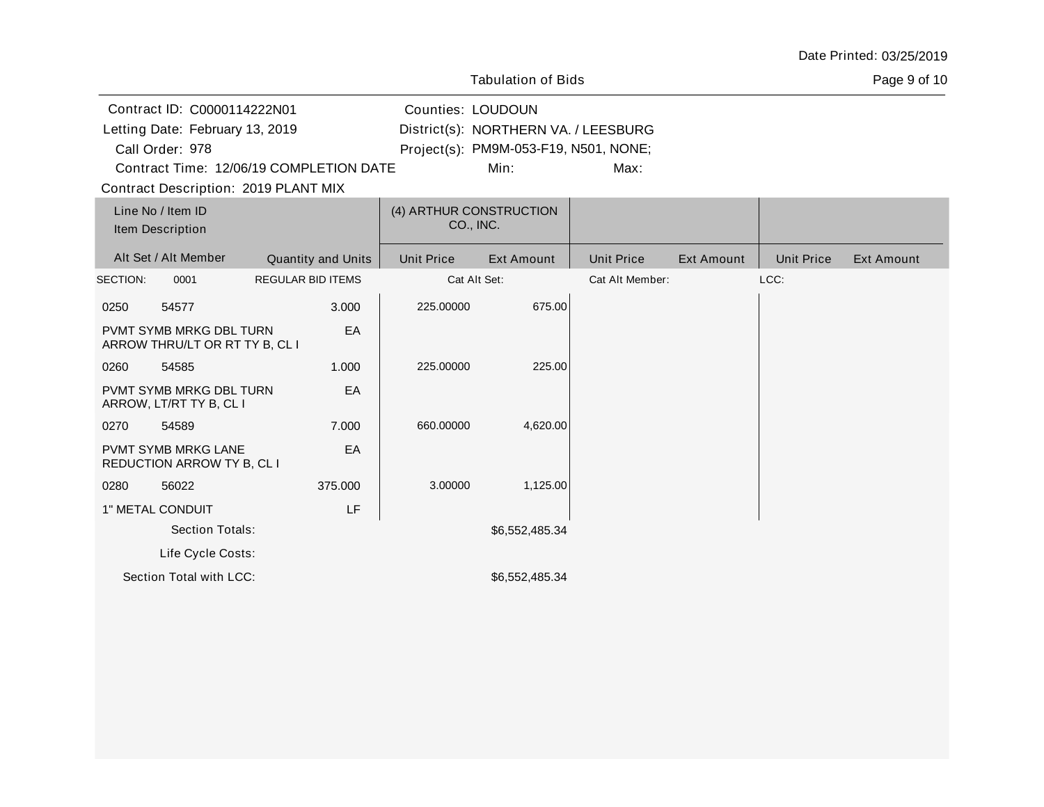Date Printed: 03/25/2019

Tabulation of Bids

| | |
|---|---|
| Contract ID: C0000114222N01 | Counties: LOUDOUN |
| Letting Date: February 13, 2019 | District(s): NORTHERN VA. / LEESBURG |
| Call Order: 978 | Project(s): PM9M-053-F19, N501, NONE; |
| Contract Time: 12/06/19 COMPLETION DATE | Min: Max: |

Contract Description: 2019 PLANT MIX

| Line No / Item ID<br>Item Description | | (4) ARTHUR CONSTRUCTION CO., INC. | | | | | |
|---|---|---|---|---|---|---|---|
| Alt Set / Alt Member | Quantity and Units | Unit Price | Ext Amount | Unit Price | Ext Amount | Unit Price | Ext Amount |
| SECTION: 0001 | REGULAR BID ITEMS | Cat Alt Set: | | Cat Alt Member: | | LCC: | |
| 0250 54577 | 3.000 | 225.00000 | 675.00 | | | | |
| PVMT SYMB MRKG DBL TURN ARROW THRU/LT OR RT TY B, CL I | EA | | | | | | |
| 0260 54585 | 1.000 | 225.00000 | 225.00 | | | | |
| PVMT SYMB MRKG DBL TURN ARROW, LT/RT TY B, CL I | EA | | | | | | |
| 0270 54589 | 7.000 | 660.00000 | 4,620.00 | | | | |
| PVMT SYMB MRKG LANE REDUCTION ARROW TY B, CL I | EA | | | | | | |
| 0280 56022 | 375.000 | 3.00000 | 1,125.00 | | | | |
| 1" METAL CONDUIT | LF | | | | | | |
| Section Totals: | | | $6,552,485.34 | | | | |
| Life Cycle Costs: | | | | | | | |
| Section Total with LCC: | | | $6,552,485.34 | | | | |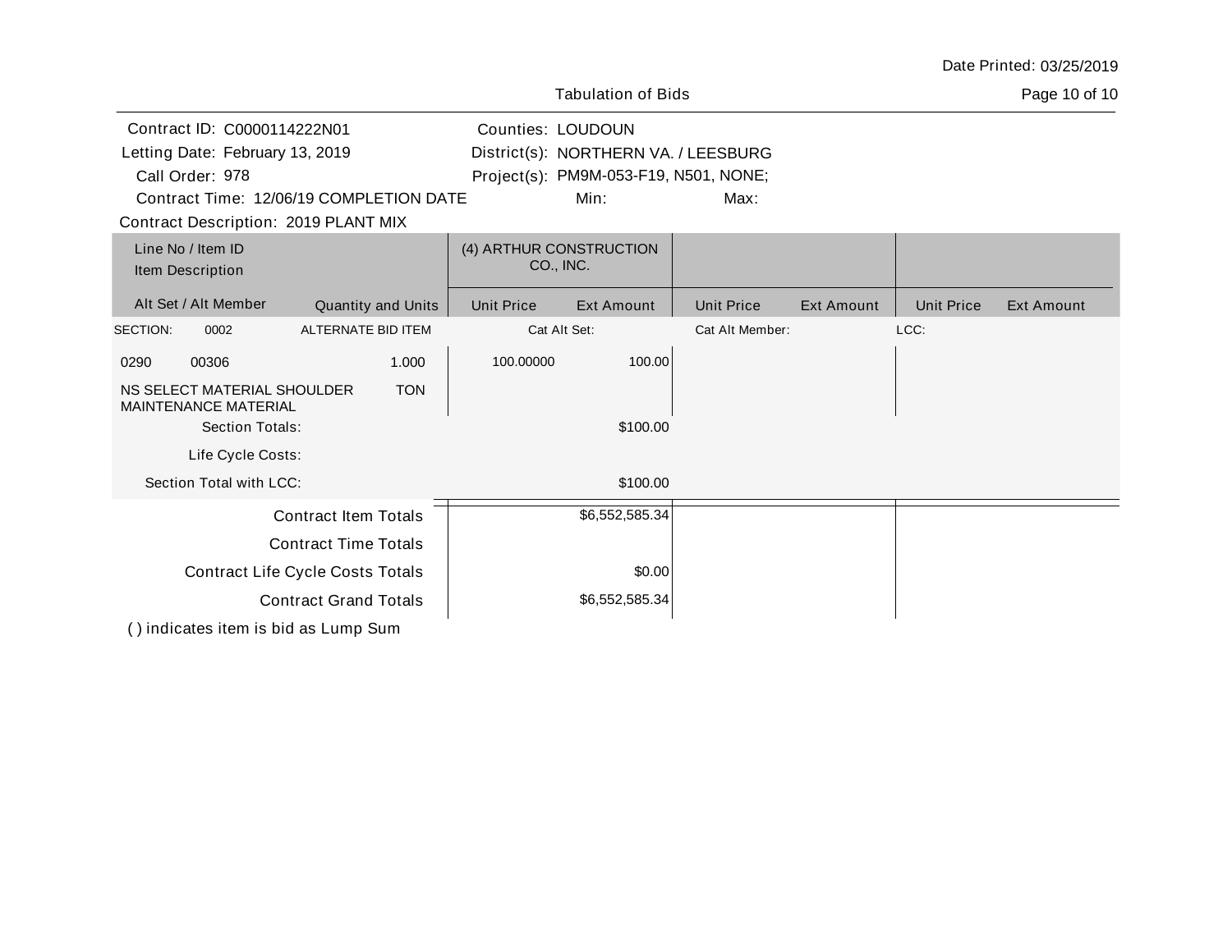Date Printed: 03/25/2019

Tabulation of Bids

Contract ID: C0000114222N01
Letting Date: February 13, 2019
Call Order: 978
Contract Time: 12/06/19 COMPLETION DATE
Contract Description: 2019 PLANT MIX

Counties: LOUDOUN
District(s): NORTHERN VA. / LEESBURG
Project(s): PM9M-053-F19, N501, NONE;
Min: Max:

| Line No / Item ID<br>Item Description | | (4) ARTHUR CONSTRUCTION CO., INC. | | | | | |
|---|---|---|---|---|---|---|---|
| Alt Set / Alt Member | Quantity and Units | Unit Price | Ext Amount | Unit Price | Ext Amount | Unit Price | Ext Amount |
| SECTION: 0002 | ALTERNATE BID ITEM | Cat Alt Set: | | Cat Alt Member: | | LCC: | |
| 0290 00306<br>NS SELECT MATERIAL SHOULDER MAINTENANCE MATERIAL | 1.000<br>TON | 100.00000 | 100.00 | | | | |
| Section Totals: | | | $100.00 | | | | |
| Life Cycle Costs: | | | | | | | |
| Section Total with LCC: | | | $100.00 | | | | |
| Contract Item Totals | | | $6,552,585.34 | | | | |
| Contract Time Totals | | | | | | | |
| Contract Life Cycle Costs Totals | | | $0.00 | | | | |
| Contract Grand Totals | | | $6,552,585.34 | | | | |

( ) indicates item is bid as Lump Sum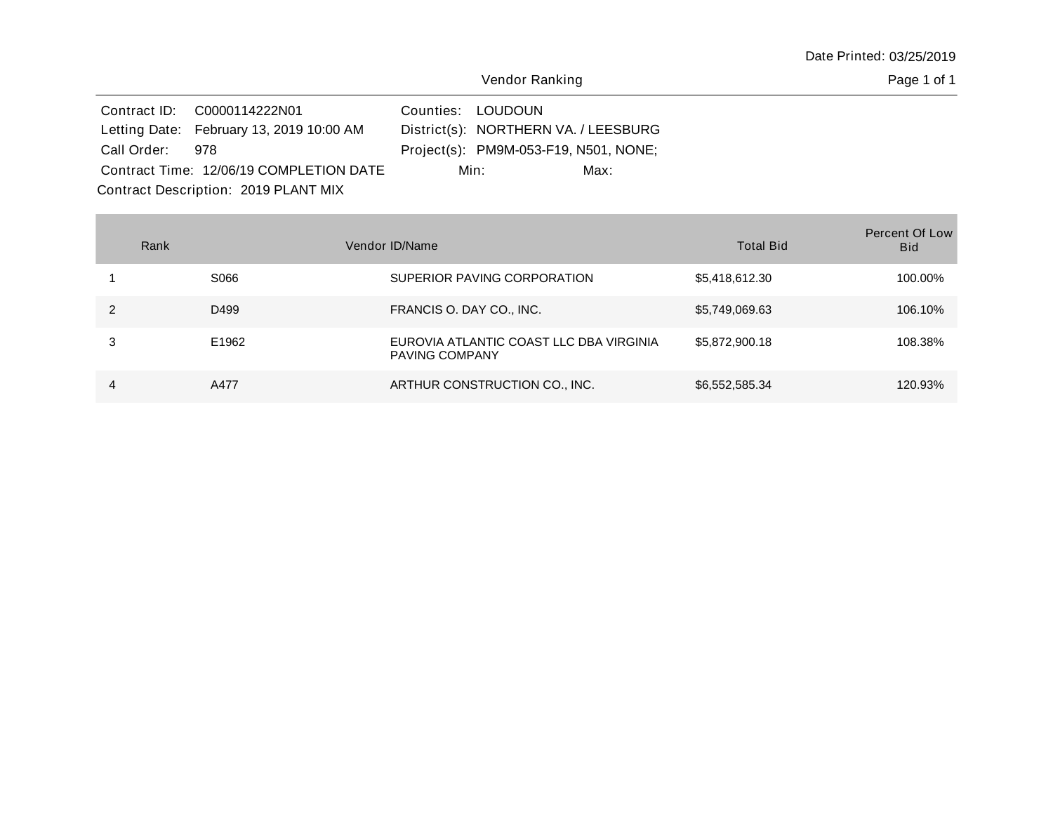Date Printed: 03/25/2019

# Vendor Ranking

Contract ID: C0000114222N01
Letting Date: February 13, 2019 10:00 AM
Call Order: 978
Contract Time: 12/06/19 COMPLETION DATE
Contract Description: 2019 PLANT MIX

Counties: LOUDOUN
District(s): NORTHERN VA. / LEESBURG
Project(s): PM9M-053-F19, N501, NONE;
Min:
Max:

| Rank | Vendor ID | Name | Total Bid | Percent Of Low Bid |
|---|---|---|---|---|
| 1 | S066 | SUPERIOR PAVING CORPORATION | $5,418,612.30 | 100.00% |
| 2 | D499 | FRANCIS O. DAY CO., INC. | $5,749,069.63 | 106.10% |
| 3 | E1962 | EUROVIA ATLANTIC COAST LLC DBA VIRGINIA PAVING COMPANY | $5,872,900.18 | 108.38% |
| 4 | A477 | ARTHUR CONSTRUCTION CO., INC. | $6,552,585.34 | 120.93% |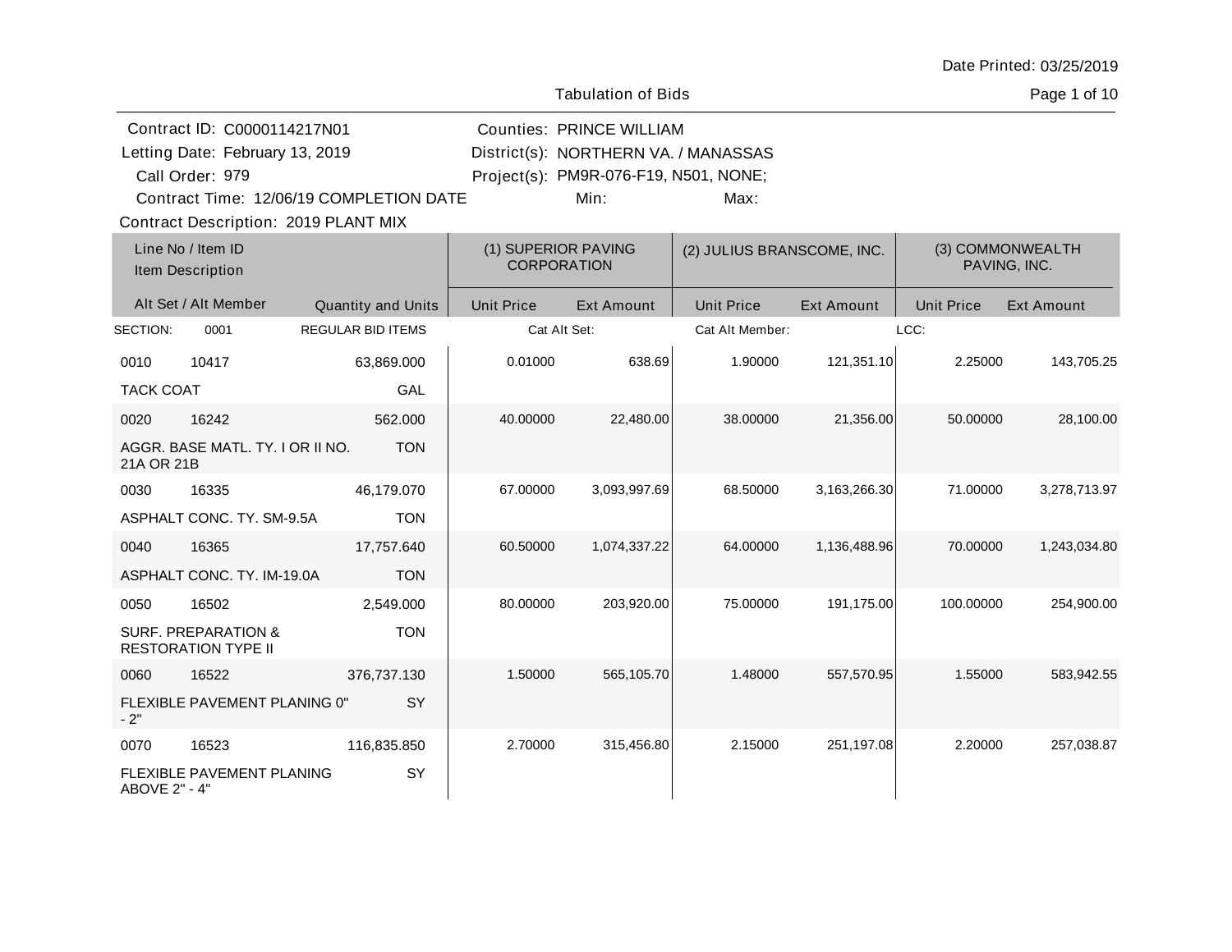Date Printed: 03/25/2019

Tabulation of Bids

Contract ID: C0000114217N01
Letting Date: February 13, 2019
Call Order: 979
Contract Time: 12/06/19 COMPLETION DATE
Contract Description: 2019 PLANT MIX

Counties: PRINCE WILLIAM
District(s): NORTHERN VA. / MANASSAS
Project(s): PM9R-076-F19, N501, NONE;
Min:
Max:

| Line No / Item ID<br>Item Description | | (1) SUPERIOR PAVING CORPORATION | | (2) JULIUS BRANSCOME, INC. | | (3) COMMONWEALTH PAVING, INC. | |
|---|---|---|---|---|---|---|---|
| Alt Set / Alt Member | Quantity and Units | Unit Price | Ext Amount | Unit Price | Ext Amount | Unit Price | Ext Amount |
| SECTION: 0001 | REGULAR BID ITEMS | Cat Alt Set: | | Cat Alt Member: | | LCC: | |
| 0010 10417<br>TACK COAT | 63,869.000<br>GAL | 0.01000 | 638.69 | 1.90000 | 121,351.10 | 2.25000 | 143,705.25 |
| 0020 16242<br>AGGR. BASE MATL. TY. I OR II NO. 21A OR 21B | 562.000<br>TON | 40.00000 | 22,480.00 | 38.00000 | 21,356.00 | 50.00000 | 28,100.00 |
| 0030 16335<br>ASPHALT CONC. TY. SM-9.5A | 46,179.070<br>TON | 67.00000 | 3,093,997.69 | 68.50000 | 3,163,266.30 | 71.00000 | 3,278,713.97 |
| 0040 16365<br>ASPHALT CONC. TY. IM-19.0A | 17,757.640<br>TON | 60.50000 | 1,074,337.22 | 64.00000 | 1,136,488.96 | 70.00000 | 1,243,034.80 |
| 0050 16502<br>SURF. PREPARATION & RESTORATION TYPE II | 2,549.000<br>TON | 80.00000 | 203,920.00 | 75.00000 | 191,175.00 | 100.00000 | 254,900.00 |
| 0060 16522<br>FLEXIBLE PAVEMENT PLANING 0" - 2" | 376,737.130<br>SY | 1.50000 | 565,105.70 | 1.48000 | 557,570.95 | 1.55000 | 583,942.55 |
| 0070 16523<br>FLEXIBLE PAVEMENT PLANING ABOVE 2" - 4" | 116,835.850<br>SY | 2.70000 | 315,456.80 | 2.15000 | 251,197.08 | 2.20000 | 257,038.87 |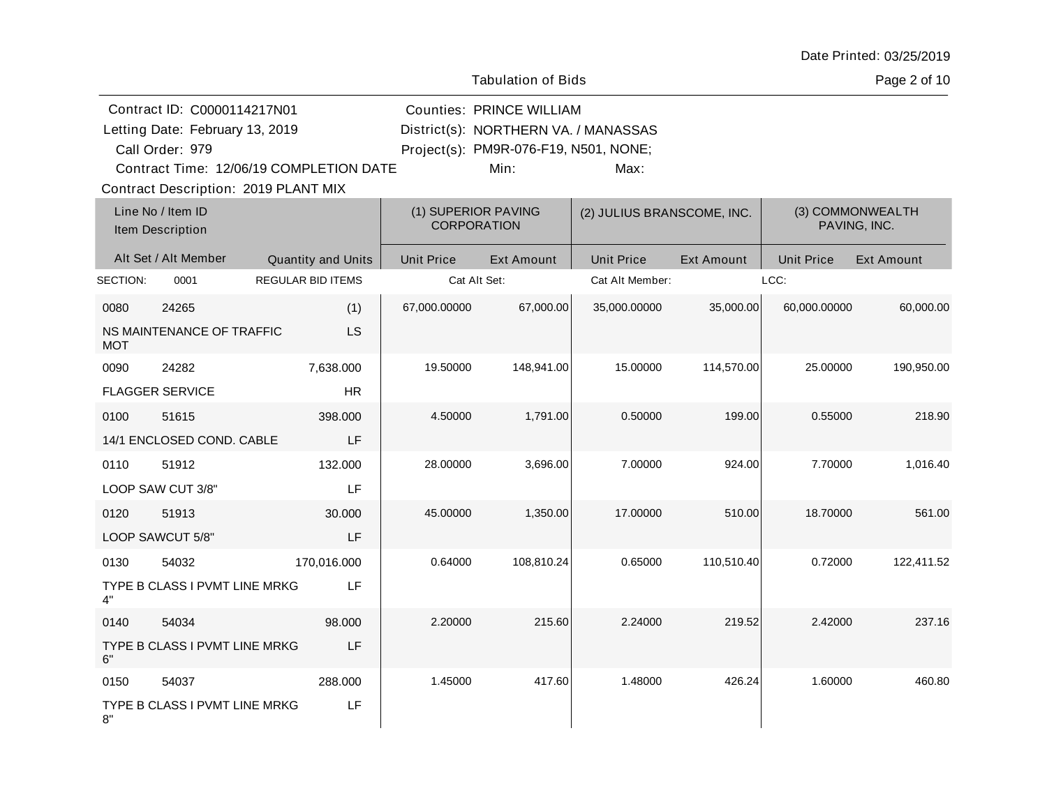Date Printed: 03/25/2019

Tabulation of Bids

Contract ID: C0000114217N01
Letting Date: February 13, 2019
Call Order: 979
Contract Time: 12/06/19 COMPLETION DATE
Contract Description: 2019 PLANT MIX

Counties: PRINCE WILLIAM
District(s): NORTHERN VA. / MANASSAS
Project(s): PM9R-076-F19, N501, NONE;
Min: Max:

| Line No / Item ID | Item Description | Alt Set / Alt Member | Quantity and Units | (1) SUPERIOR PAVING CORPORATION | | (2) JULIUS BRANSCOME, INC. | | (3) COMMONWEALTH PAVING, INC. | |
|---|---|---|---|---|---|---|---|---|---|
| | | | | Unit Price | Ext Amount | Unit Price | Ext Amount | Unit Price | Ext Amount |
| SECTION: 0001 | REGULAR BID ITEMS | | | Cat Alt Set: | | Cat Alt Member: | | LCC: | |
| 0080 24265 | NS MAINTENANCE OF TRAFFIC MOT | | (1) LS | 67,000.00000 | 67,000.00 | 35,000.00000 | 35,000.00 | 60,000.00000 | 60,000.00 |
| 0090 24282 | FLAGGER SERVICE | | 7,638.000 HR | 19.50000 | 148,941.00 | 15.00000 | 114,570.00 | 25.00000 | 190,950.00 |
| 0100 51615 | 14/1 ENCLOSED COND. CABLE | | 398.000 LF | 4.50000 | 1,791.00 | 0.50000 | 199.00 | 0.55000 | 218.90 |
| 0110 51912 | LOOP SAW CUT 3/8" | | 132.000 LF | 28.00000 | 3,696.00 | 7.00000 | 924.00 | 7.70000 | 1,016.40 |
| 0120 51913 | LOOP SAWCUT 5/8" | | 30.000 LF | 45.00000 | 1,350.00 | 17.00000 | 510.00 | 18.70000 | 561.00 |
| 0130 54032 | TYPE B CLASS I PVMT LINE MRKG 4" | | 170,016.000 LF | 0.64000 | 108,810.24 | 0.65000 | 110,510.40 | 0.72000 | 122,411.52 |
| 0140 54034 | TYPE B CLASS I PVMT LINE MRKG 6" | | 98.000 LF | 2.20000 | 215.60 | 2.24000 | 219.52 | 2.42000 | 237.16 |
| 0150 54037 | TYPE B CLASS I PVMT LINE MRKG 8" | | 288.000 LF | 1.45000 | 417.60 | 1.48000 | 426.24 | 1.60000 | 460.80 |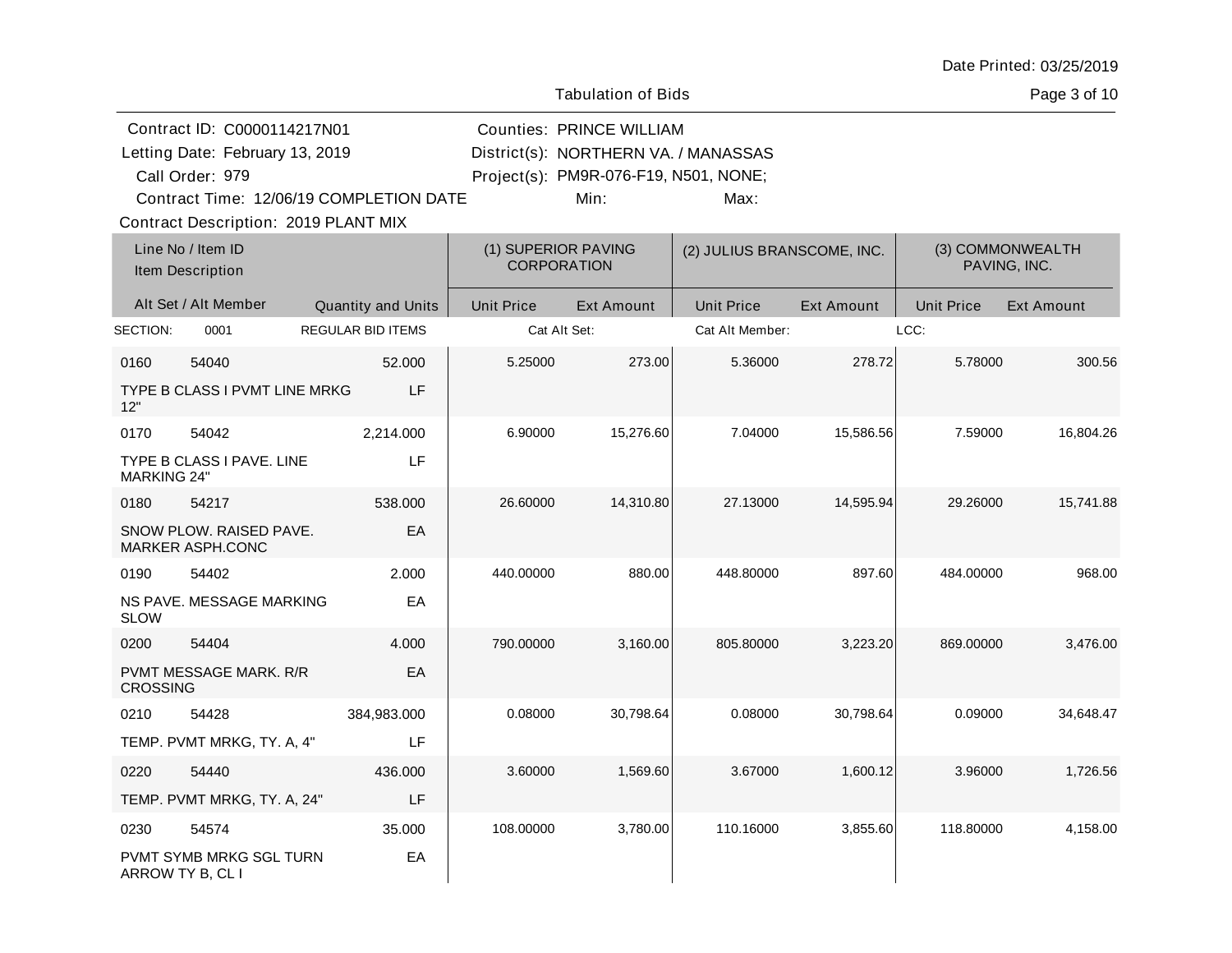Date Printed: 03/25/2019

Tabulation of Bids

Contract ID: C0000114217N01
Letting Date: February 13, 2019
Call Order: 979
Contract Time: 12/06/19 COMPLETION DATE
Contract Description: 2019 PLANT MIX

Counties: PRINCE WILLIAM
District(s): NORTHERN VA. / MANASSAS
Project(s): PM9R-076-F19, N501, NONE;
Min:
Max:

| Line No / Item ID | Item Description / Alt Set / Alt Member | Quantity and Units | (1) SUPERIOR PAVING CORPORATION Unit Price | (1) SUPERIOR PAVING CORPORATION Ext Amount | (2) JULIUS BRANSCOME, INC. Unit Price | (2) JULIUS BRANSCOME, INC. Ext Amount | (3) COMMONWEALTH PAVING, INC. Unit Price | (3) COMMONWEALTH PAVING, INC. Ext Amount |
|---|---|---|---|---|---|---|---|---|
| SECTION: 0001 | REGULAR BID ITEMS | | Cat Alt Set: | | Cat Alt Member: | | LCC: | |
| 0160 54040 | TYPE B CLASS I PVMT LINE MRKG 12" | 52.000 LF | 5.25000 | 273.00 | 5.36000 | 278.72 | 5.78000 | 300.56 |
| 0170 54042 | TYPE B CLASS I PAVE. LINE MARKING 24" | 2,214.000 LF | 6.90000 | 15,276.60 | 7.04000 | 15,586.56 | 7.59000 | 16,804.26 |
| 0180 54217 | SNOW PLOW. RAISED PAVE. MARKER ASPH.CONC | 538.000 EA | 26.60000 | 14,310.80 | 27.13000 | 14,595.94 | 29.26000 | 15,741.88 |
| 0190 54402 | NS PAVE. MESSAGE MARKING SLOW | 2.000 EA | 440.00000 | 880.00 | 448.80000 | 897.60 | 484.00000 | 968.00 |
| 0200 54404 | PVMT MESSAGE MARK. R/R CROSSING | 4.000 EA | 790.00000 | 3,160.00 | 805.80000 | 3,223.20 | 869.00000 | 3,476.00 |
| 0210 54428 | TEMP. PVMT MRKG, TY. A, 4" | 384,983.000 LF | 0.08000 | 30,798.64 | 0.08000 | 30,798.64 | 0.09000 | 34,648.47 |
| 0220 54440 | TEMP. PVMT MRKG, TY. A, 24" | 436.000 LF | 3.60000 | 1,569.60 | 3.67000 | 1,600.12 | 3.96000 | 1,726.56 |
| 0230 54574 | PVMT SYMB MRKG SGL TURN ARROW TY B, CL I | 35.000 EA | 108.00000 | 3,780.00 | 110.16000 | 3,855.60 | 118.80000 | 4,158.00 |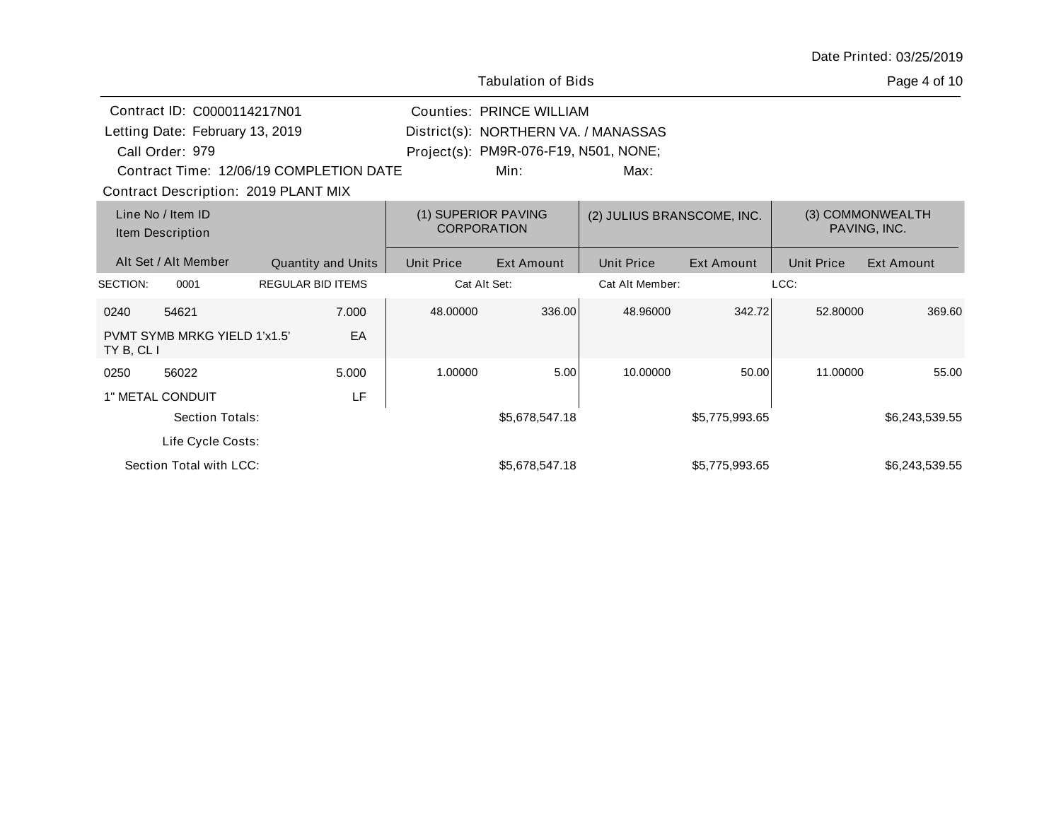Date Printed: 03/25/2019

Tabulation of Bids

| | |
|---|---|
| Contract ID: C0000114217N01 | Counties: PRINCE WILLIAM |
| Letting Date: February 13, 2019 | District(s): NORTHERN VA. / MANASSAS |
| Call Order: 979 | Project(s): PM9R-076-F19, N501, NONE; |
| Contract Time: 12/06/19 COMPLETION DATE | Min: Max: |
| Contract Description: 2019 PLANT MIX | |

| Line No / Item ID<br>Item Description<br>Alt Set / Alt Member | | Quantity and Units | (1) SUPERIOR PAVING CORPORATION | | (2) JULIUS BRANSCOME, INC. | | (3) COMMONWEALTH PAVING, INC. | |
|---|---|---|---|---|---|---|---|---|
| | | | Unit Price | Ext Amount | Unit Price | Ext Amount | Unit Price | Ext Amount |
| SECTION: 0001 | | REGULAR BID ITEMS | Cat Alt Set: | | Cat Alt Member: | | LCC: | |
| 0240 | 54621 | 7.000 | 48.00000 | 336.00 | 48.96000 | 342.72 | 52.80000 | 369.60 |
| PVMT SYMB MRKG YIELD 1'x1.5' TY B, CL I | | EA | | | | | | |
| 0250 | 56022 | 5.000 | 1.00000 | 5.00 | 10.00000 | 50.00 | 11.00000 | 55.00 |
| 1" METAL CONDUIT | | LF | | | | | | |
| Section Totals: | | | | $5,678,547.18 | | $5,775,993.65 | | $6,243,539.55 |
| Life Cycle Costs: | | | | | | | | |
| Section Total with LCC: | | | | $5,678,547.18 | | $5,775,993.65 | | $6,243,539.55 |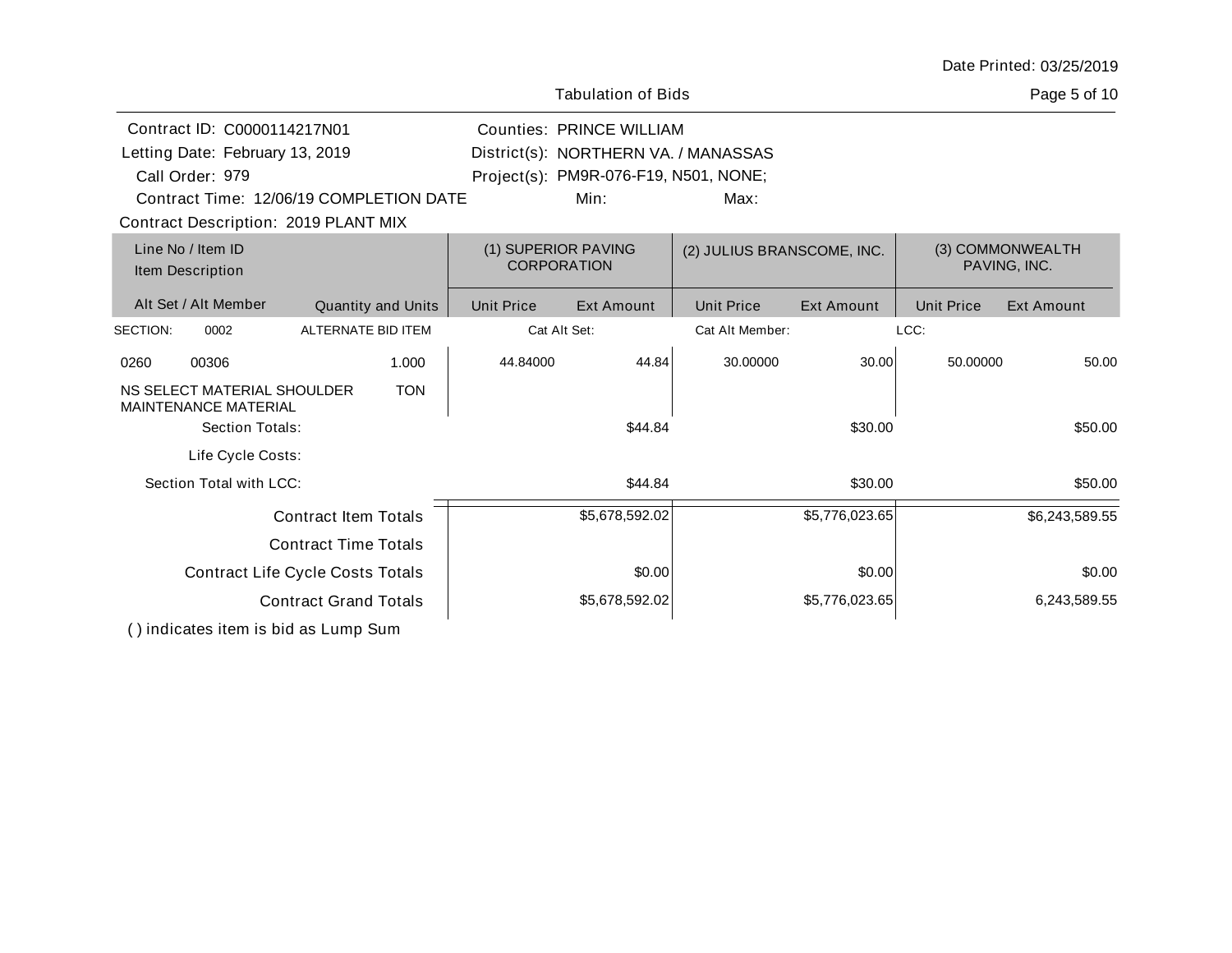Date Printed: 03/25/2019

Tabulation of Bids

| | |
|---|---|
| Contract ID: C0000114217N01 | Counties: PRINCE WILLIAM |
| Letting Date: February 13, 2019 | District(s): NORTHERN VA. / MANASSAS |
| Call Order: 979 | Project(s): PM9R-076-F19, N501, NONE; |
| Contract Time: 12/06/19 COMPLETION DATE | Min: Max: |

Contract Description: 2019 PLANT MIX

| Line No / Item ID<br>Item Description | | (1) SUPERIOR PAVING CORPORATION | | (2) JULIUS BRANSCOME, INC. | | (3) COMMONWEALTH PAVING, INC. | |
|---|---|---|---|---|---|---|---|
| Alt Set / Alt Member | Quantity and Units | Unit Price | Ext Amount | Unit Price | Ext Amount | Unit Price | Ext Amount |
| SECTION: 0002 | ALTERNATE BID ITEM | Cat Alt Set: | | Cat Alt Member: | | LCC: | |
| 0260 00306<br>NS SELECT MATERIAL SHOULDER MAINTENANCE MATERIAL | 1.000<br>TON | 44.84000 | 44.84 | 30.00000 | 30.00 | 50.00000 | 50.00 |
| Section Totals: | | | $44.84 | | $30.00 | | $50.00 |
| Life Cycle Costs: | | | | | | | |
| Section Total with LCC: | | | $44.84 | | $30.00 | | $50.00 |
| Contract Item Totals | | | $5,678,592.02 | | $5,776,023.65 | | $6,243,589.55 |
| Contract Time Totals | | | | | | | |
| Contract Life Cycle Costs Totals | | | $0.00 | | $0.00 | | $0.00 |
| Contract Grand Totals | | | $5,678,592.02 | | $5,776,023.65 | | 6,243,589.55 |

( ) indicates item is bid as Lump Sum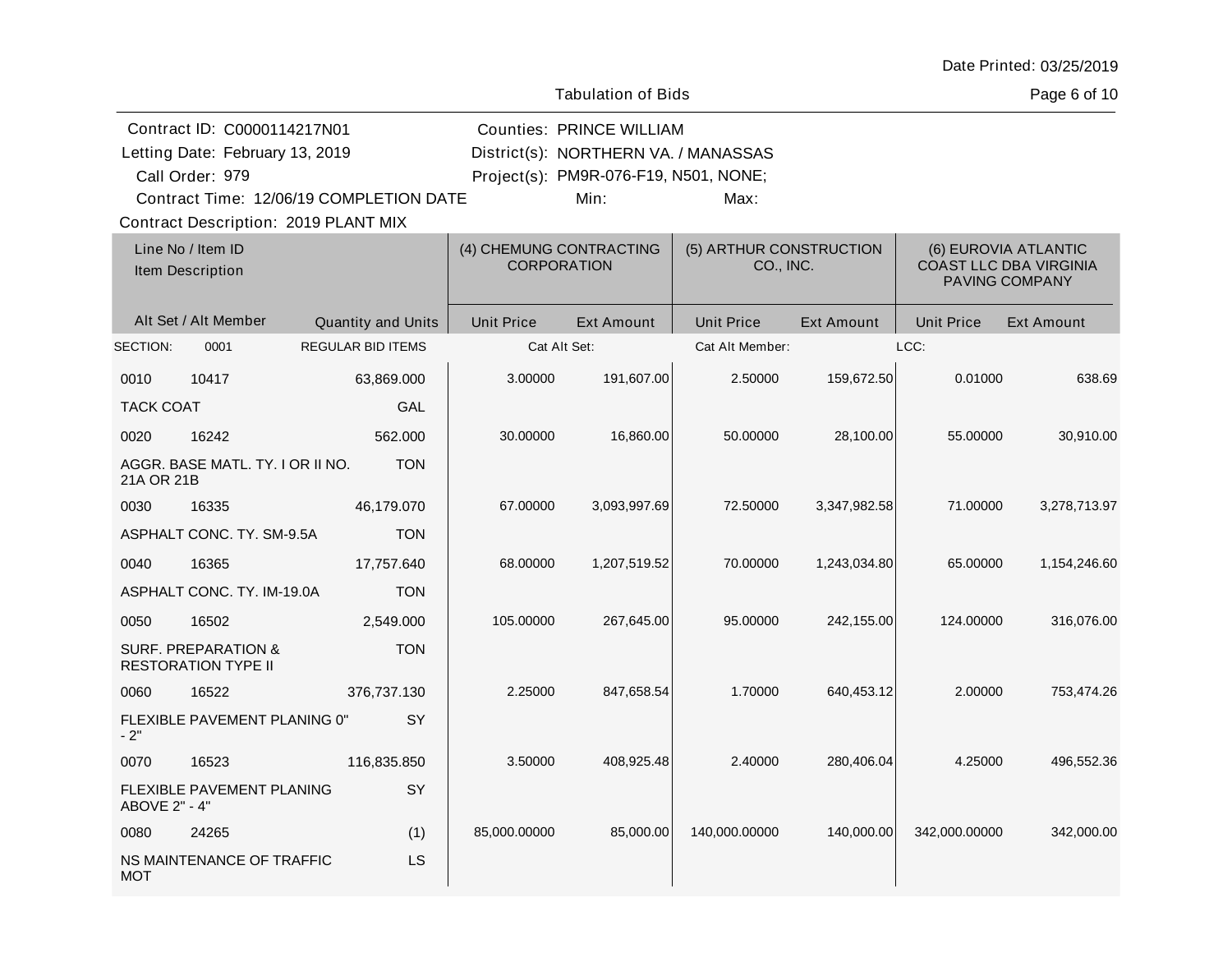Date Printed: 03/25/2019

Tabulation of Bids

Contract ID: C0000114217N01
Letting Date: February 13, 2019
Call Order: 979
Contract Time: 12/06/19 COMPLETION DATE
Contract Description: 2019 PLANT MIX

Counties: PRINCE WILLIAM
District(s): NORTHERN VA. / MANASSAS
Project(s): PM9R-076-F19, N501, NONE;
Min: Max:

| Line No / Item ID<br>Item Description | | | (4) CHEMUNG CONTRACTING CORPORATION | | (5) ARTHUR CONSTRUCTION CO., INC. | | (6) EUROVIA ATLANTIC COAST LLC DBA VIRGINIA PAVING COMPANY | |
|---|---|---|---|---|---|---|---|---|
| Alt Set / Alt Member | | Quantity and Units | Unit Price | Ext Amount | Unit Price | Ext Amount | Unit Price | Ext Amount |
| SECTION: | 0001 | REGULAR BID ITEMS | Cat Alt Set: | | Cat Alt Member: | | LCC: | |
| 0010 | 10417 | 63,869.000 | 3.00000 | 191,607.00 | 2.50000 | 159,672.50 | 0.01000 | 638.69 |
| TACK COAT | | GAL | | | | | | |
| 0020 | 16242 | 562.000 | 30.00000 | 16,860.00 | 50.00000 | 28,100.00 | 55.00000 | 30,910.00 |
| AGGR. BASE MATL. TY. I OR II NO. 21A OR 21B | | TON | | | | | | |
| 0030 | 16335 | 46,179.070 | 67.00000 | 3,093,997.69 | 72.50000 | 3,347,982.58 | 71.00000 | 3,278,713.97 |
| ASPHALT CONC. TY. SM-9.5A | | TON | | | | | | |
| 0040 | 16365 | 17,757.640 | 68.00000 | 1,207,519.52 | 70.00000 | 1,243,034.80 | 65.00000 | 1,154,246.60 |
| ASPHALT CONC. TY. IM-19.0A | | TON | | | | | | |
| 0050 | 16502 | 2,549.000 | 105.00000 | 267,645.00 | 95.00000 | 242,155.00 | 124.00000 | 316,076.00 |
| SURF. PREPARATION & RESTORATION TYPE II | | TON | | | | | | |
| 0060 | 16522 | 376,737.130 | 2.25000 | 847,658.54 | 1.70000 | 640,453.12 | 2.00000 | 753,474.26 |
| FLEXIBLE PAVEMENT PLANING 0" - 2" | | SY | | | | | | |
| 0070 | 16523 | 116,835.850 | 3.50000 | 408,925.48 | 2.40000 | 280,406.04 | 4.25000 | 496,552.36 |
| FLEXIBLE PAVEMENT PLANING ABOVE 2" - 4" | | SY | | | | | | |
| 0080 | 24265 | (1) | 85,000.00000 | 85,000.00 | 140,000.00000 | 140,000.00 | 342,000.00000 | 342,000.00 |
| NS MAINTENANCE OF TRAFFIC MOT | | LS | | | | | | |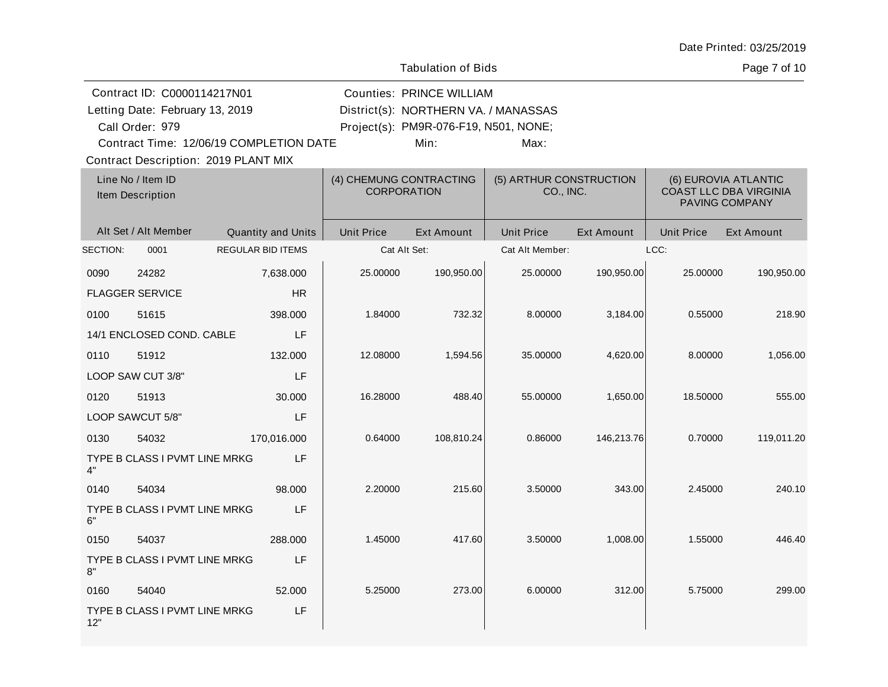Date Printed: 03/25/2019

Tabulation of Bids

Contract ID: C0000114217N01
Letting Date: February 13, 2019
Call Order: 979
Contract Time: 12/06/19 COMPLETION DATE
Contract Description: 2019 PLANT MIX

Counties: PRINCE WILLIAM
District(s): NORTHERN VA. / MANASSAS
Project(s): PM9R-076-F19, N501, NONE;
Min: Max:

| Line No / Item ID | Item Description | Quantity and Units | (4) CHEMUNG CONTRACTING CORPORATION Unit Price | Ext Amount | (5) ARTHUR CONSTRUCTION CO., INC. Unit Price | Ext Amount | (6) EUROVIA ATLANTIC COAST LLC DBA VIRGINIA PAVING COMPANY Unit Price | Ext Amount |
|---|---|---|---|---|---|---|---|---|
| SECTION: 0001 | REGULAR BID ITEMS | | Cat Alt Set: | | Cat Alt Member: | | LCC: | |
| 0090 24282 | FLAGGER SERVICE | 7,638.000 HR | 25.00000 | 190,950.00 | 25.00000 | 190,950.00 | 25.00000 | 190,950.00 |
| 0100 51615 | 14/1 ENCLOSED COND. CABLE | 398.000 LF | 1.84000 | 732.32 | 8.00000 | 3,184.00 | 0.55000 | 218.90 |
| 0110 51912 | LOOP SAW CUT 3/8" | 132.000 LF | 12.08000 | 1,594.56 | 35.00000 | 4,620.00 | 8.00000 | 1,056.00 |
| 0120 51913 | LOOP SAWCUT 5/8" | 30.000 LF | 16.28000 | 488.40 | 55.00000 | 1,650.00 | 18.50000 | 555.00 |
| 0130 54032 | TYPE B CLASS I PVMT LINE MRKG 4" | 170,016.000 LF | 0.64000 | 108,810.24 | 0.86000 | 146,213.76 | 0.70000 | 119,011.20 |
| 0140 54034 | TYPE B CLASS I PVMT LINE MRKG 6" | 98.000 LF | 2.20000 | 215.60 | 3.50000 | 343.00 | 2.45000 | 240.10 |
| 0150 54037 | TYPE B CLASS I PVMT LINE MRKG 8" | 288.000 LF | 1.45000 | 417.60 | 3.50000 | 1,008.00 | 1.55000 | 446.40 |
| 0160 54040 | TYPE B CLASS I PVMT LINE MRKG 12" | 52.000 LF | 5.25000 | 273.00 | 6.00000 | 312.00 | 5.75000 | 299.00 |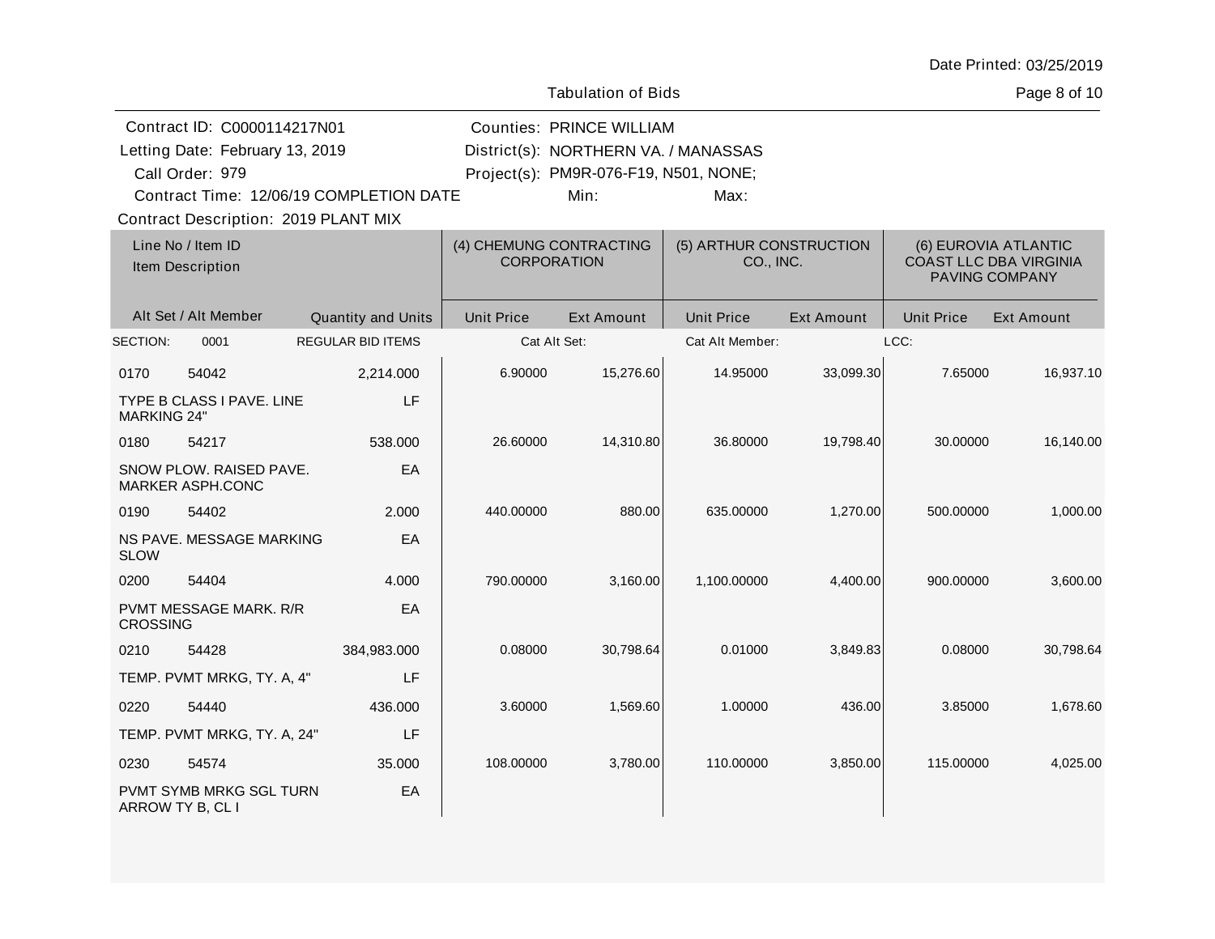Tabulation of Bids

Date Printed: 03/25/2019

Contract ID: C0000114217N01
Letting Date: February 13, 2019
Call Order: 979
Contract Time: 12/06/19 COMPLETION DATE
Contract Description: 2019 PLANT MIX

Counties: PRINCE WILLIAM
District(s): NORTHERN VA. / MANASSAS
Project(s): PM9R-076-F19, N501, NONE;
Min:
Max:

| Line No / Item ID | | Item Description / Quantity and Units | | (4) CHEMUNG CONTRACTING CORPORATION | | (5) ARTHUR CONSTRUCTION CO., INC. | | (6) EUROVIA ATLANTIC COAST LLC DBA VIRGINIA PAVING COMPANY | |
|---|---|---|---|---|---|---|---|---|---|
| Alt Set / Alt Member | | | Quantity and Units | Unit Price | Ext Amount | Unit Price | Ext Amount | Unit Price | Ext Amount |
| SECTION: | 0001 | REGULAR BID ITEMS | | Cat Alt Set: | | Cat Alt Member: | | LCC: | |
| 0170 | 54042 | TYPE B CLASS I PAVE. LINE MARKING 24" | 2,214.000 LF | 6.90000 | 15,276.60 | 14.95000 | 33,099.30 | 7.65000 | 16,937.10 |
| 0180 | 54217 | SNOW PLOW. RAISED PAVE. MARKER ASPH.CONC | 538.000 EA | 26.60000 | 14,310.80 | 36.80000 | 19,798.40 | 30.00000 | 16,140.00 |
| 0190 | 54402 | NS PAVE. MESSAGE MARKING SLOW | 2.000 EA | 440.00000 | 880.00 | 635.00000 | 1,270.00 | 500.00000 | 1,000.00 |
| 0200 | 54404 | PVMT MESSAGE MARK. R/R CROSSING | 4.000 EA | 790.00000 | 3,160.00 | 1,100.00000 | 4,400.00 | 900.00000 | 3,600.00 |
| 0210 | 54428 | TEMP. PVMT MRKG, TY. A, 4" | 384,983.000 LF | 0.08000 | 30,798.64 | 0.01000 | 3,849.83 | 0.08000 | 30,798.64 |
| 0220 | 54440 | TEMP. PVMT MRKG, TY. A, 24" | 436.000 LF | 3.60000 | 1,569.60 | 1.00000 | 436.00 | 3.85000 | 1,678.60 |
| 0230 | 54574 | PVMT SYMB MRKG SGL TURN ARROW TY B, CL I | 35.000 EA | 108.00000 | 3,780.00 | 110.00000 | 3,850.00 | 115.00000 | 4,025.00 |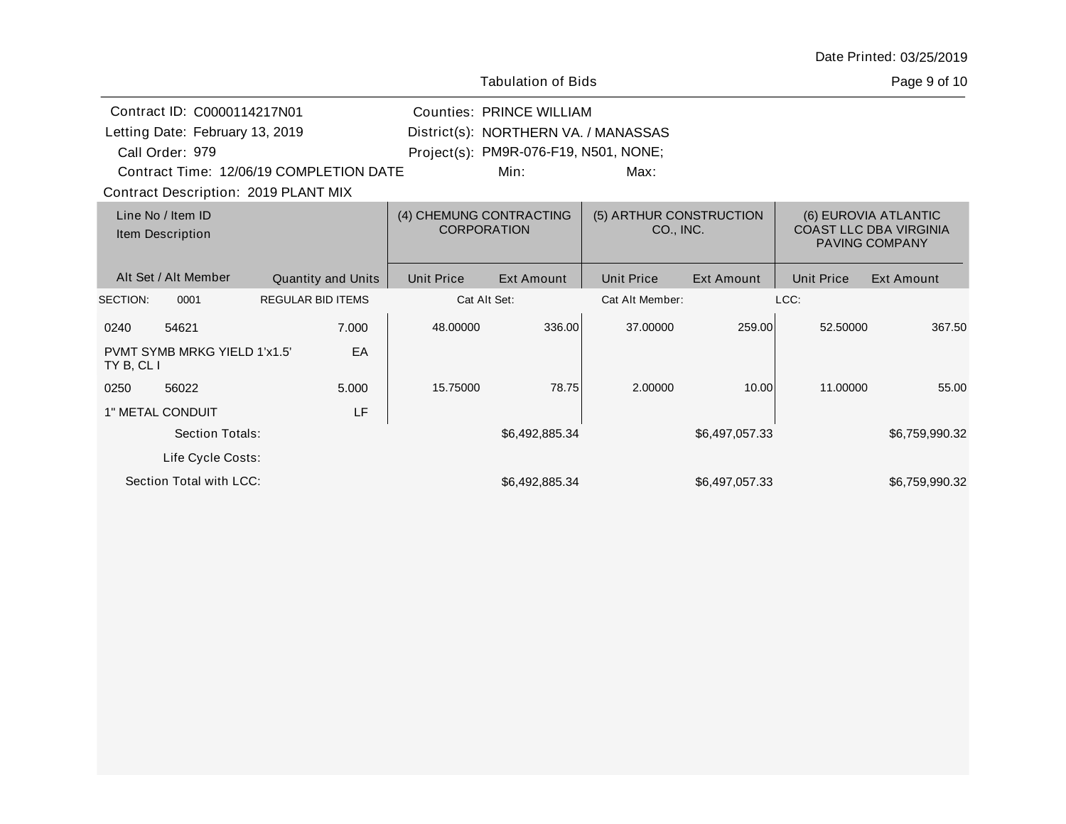Tabulation of Bids

Contract ID: C0000114217N01
Letting Date: February 13, 2019
Call Order: 979
Contract Time: 12/06/19 COMPLETION DATE

Counties: PRINCE WILLIAM
District(s): NORTHERN VA. / MANASSAS
Project(s): PM9R-076-F19, N501, NONE;
Min: Max:

Contract Description: 2019 PLANT MIX

| Line No / Item ID | Item Description | Quantity and Units | (4) CHEMUNG CONTRACTING CORPORATION | | (5) ARTHUR CONSTRUCTION CO., INC. | | (6) EUROVIA ATLANTIC COAST LLC DBA VIRGINIA PAVING COMPANY | |
|---|---|---|---|---|---|---|---|---|
| Alt Set / Alt Member | | | Unit Price | Ext Amount | Unit Price | Ext Amount | Unit Price | Ext Amount |
| SECTION: 0001 | REGULAR BID ITEMS | | Cat Alt Set: | | Cat Alt Member: | | LCC: | |
| 0240 54621 | PVMT SYMB MRKG YIELD 1'x1.5' TY B, CL I | 7.000 EA | 48.00000 | 336.00 | 37.00000 | 259.00 | 52.50000 | 367.50 |
| 0250 56022 | 1" METAL CONDUIT | 5.000 LF | 15.75000 | 78.75 | 2.00000 | 10.00 | 11.00000 | 55.00 |
| | Section Totals: | | | $6,492,885.34 | | $6,497,057.33 | | $6,759,990.32 |
| | Life Cycle Costs: | | | | | | | |
| | Section Total with LCC: | | | $6,492,885.34 | | $6,497,057.33 | | $6,759,990.32 |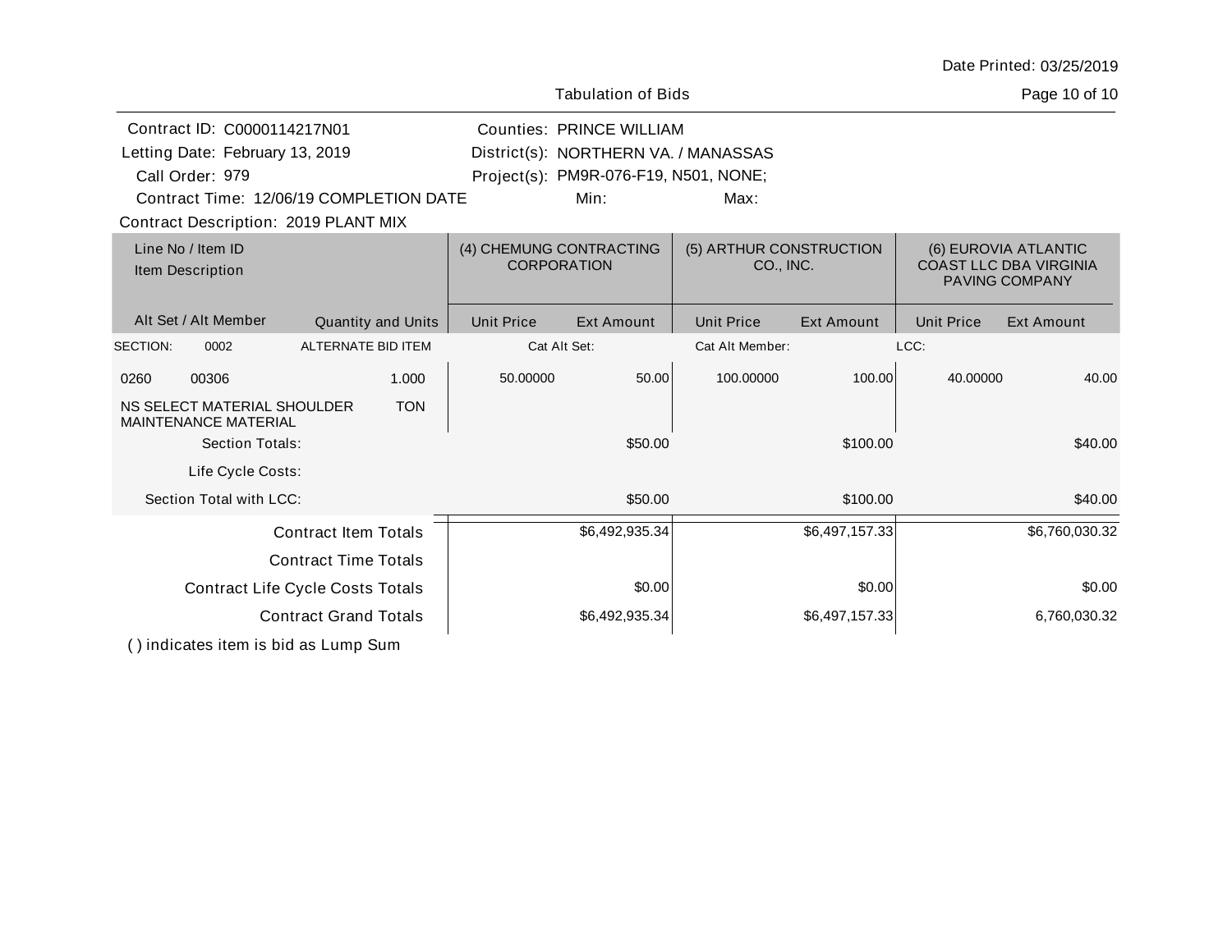Date Printed: 03/25/2019

Tabulation of Bids

Contract ID: C0000114217N01
Letting Date: February 13, 2019
Call Order: 979
Contract Time: 12/06/19 COMPLETION DATE
Contract Description: 2019 PLANT MIX

Counties: PRINCE WILLIAM
District(s): NORTHERN VA. / MANASSAS
Project(s): PM9R-076-F19, N501, NONE;
Min: Max:

| Line No / Item ID<br>Item Description | | Quantity and Units | (4) CHEMUNG CONTRACTING CORPORATION | | (5) ARTHUR CONSTRUCTION CO., INC. | | (6) EUROVIA ATLANTIC COAST LLC DBA VIRGINIA PAVING COMPANY | |
|---|---|---|---|---|---|---|---|---|
| Alt Set / Alt Member | | | Unit Price | Ext Amount | Unit Price | Ext Amount | Unit Price | Ext Amount |
| SECTION: | 0002 | ALTERNATE BID ITEM | Cat Alt Set: | | Cat Alt Member: | | LCC: | |
| 0260 | 00306 | 1.000 | 50.00000 | 50.00 | 100.00000 | 100.00 | 40.00000 | 40.00 |
| NS SELECT MATERIAL SHOULDER MAINTENANCE MATERIAL | | TON | | | | | | |
| Section Totals: | | | | $50.00 | | $100.00 | | $40.00 |
| Life Cycle Costs: | | | | | | | | |
| Section Total with LCC: | | | | $50.00 | | $100.00 | | $40.00 |
| Contract Item Totals | | | | $6,492,935.34 | | $6,497,157.33 | | $6,760,030.32 |
| Contract Time Totals | | | | | | | | |
| Contract Life Cycle Costs Totals | | | | $0.00 | | $0.00 | | $0.00 |
| Contract Grand Totals | | | | $6,492,935.34 | | $6,497,157.33 | | 6,760,030.32 |

( ) indicates item is bid as Lump Sum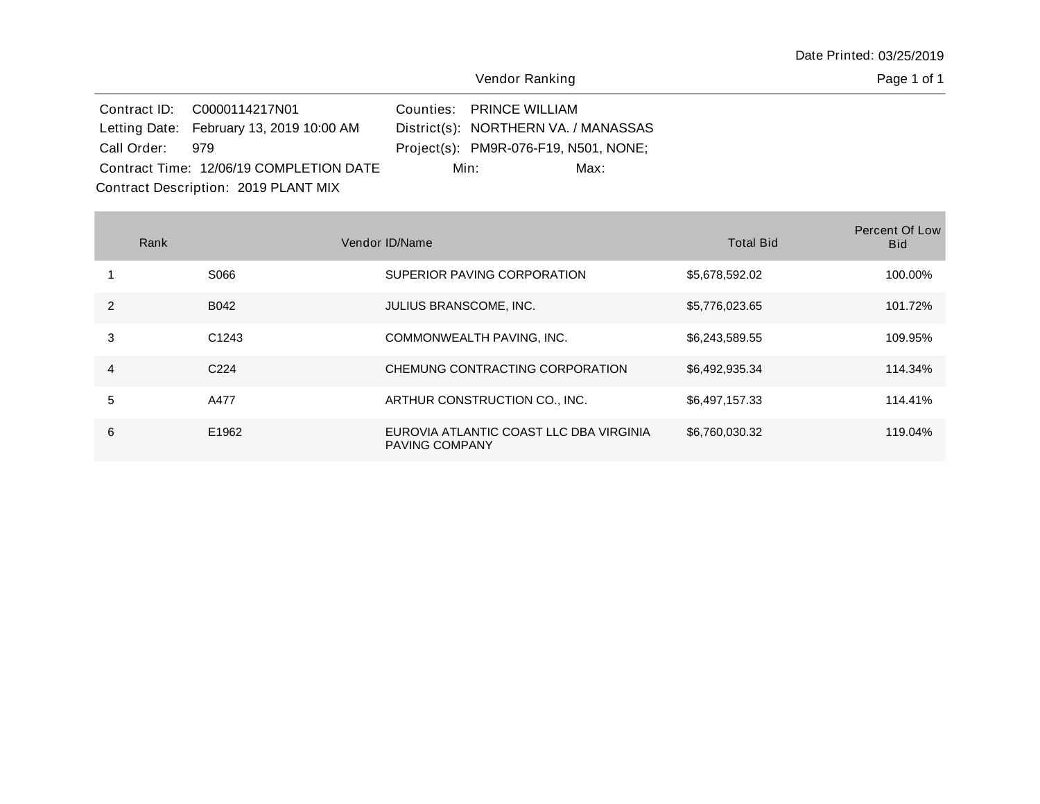Date Printed: 03/25/2019

## Vendor Ranking

Contract ID: C0000114217N01
Letting Date: February 13, 2019 10:00 AM
Call Order: 979
Contract Time: 12/06/19 COMPLETION DATE
Contract Description: 2019 PLANT MIX

Counties: PRINCE WILLIAM
District(s): NORTHERN VA. / MANASSAS
Project(s): PM9R-076-F19, N501, NONE;
Min: Max:

| Rank | Vendor ID/Name | | Total Bid | Percent Of Low Bid |
|---|---|---|---|---|
| 1 | S066 | SUPERIOR PAVING CORPORATION | $5,678,592.02 | 100.00% |
| 2 | B042 | JULIUS BRANSCOME, INC. | $5,776,023.65 | 101.72% |
| 3 | C1243 | COMMONWEALTH PAVING, INC. | $6,243,589.55 | 109.95% |
| 4 | C224 | CHEMUNG CONTRACTING CORPORATION | $6,492,935.34 | 114.34% |
| 5 | A477 | ARTHUR CONSTRUCTION CO., INC. | $6,497,157.33 | 114.41% |
| 6 | E1962 | EUROVIA ATLANTIC COAST LLC DBA VIRGINIA PAVING COMPANY | $6,760,030.32 | 119.04% |